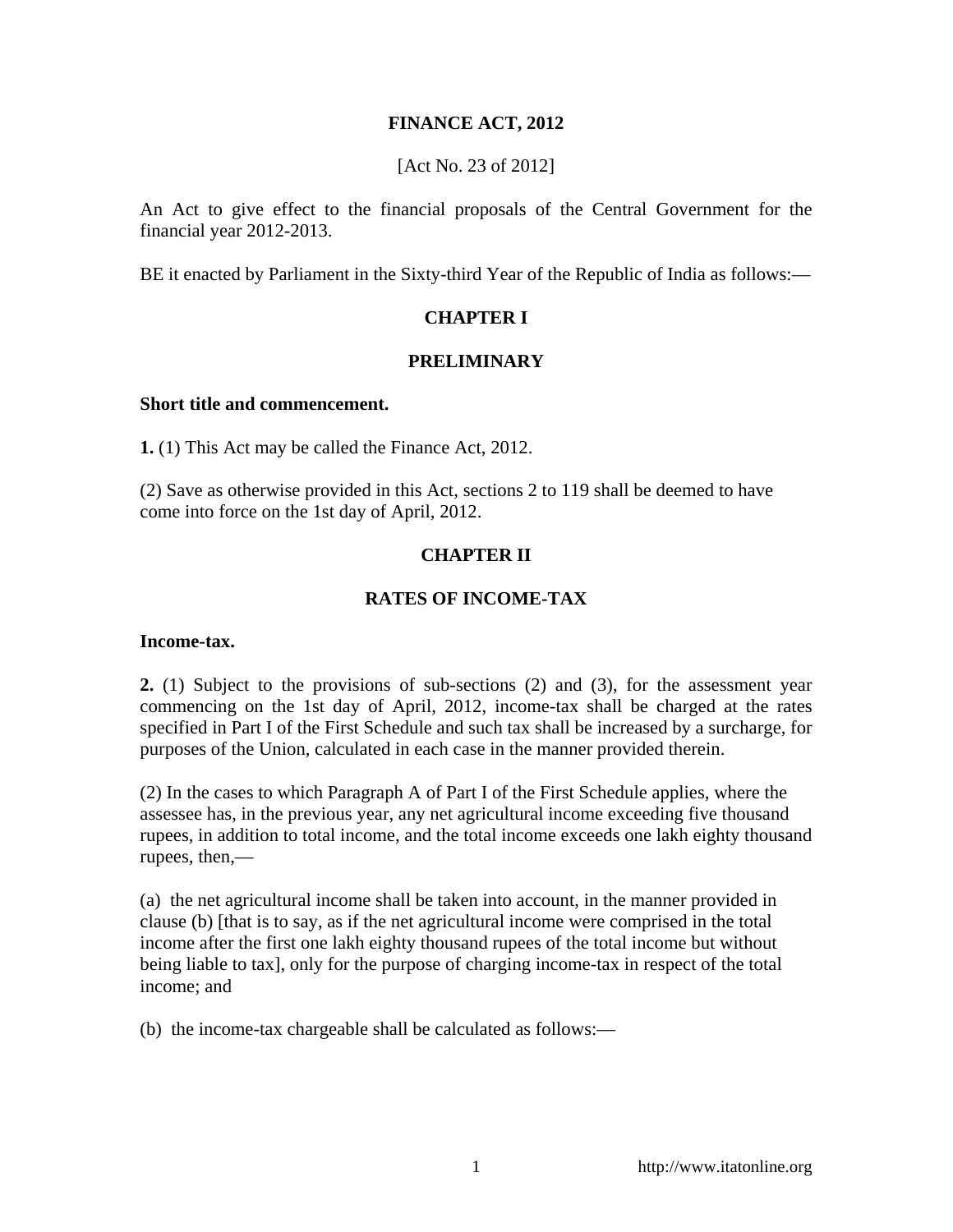# FINANCE ACT, 2012

[Act No. 23 of 2012]

An Act to give effect to the financial proposals of the Central Government for the financial year 2012-2013.

BE it enacted by Parliament in the Sixty-third Year of the Republic of India as follows:—

## CHAPTER I

## PRELIMINARY

**Short title and commencement.**

**1.** (1) This Act may be called the Finance Act, 2012.

(2) Save as otherwise provided in this Act, sections 2 to 119 shall be deemed to have come into force on the 1st day of April, 2012.

## CHAPTER II

## RATES OF INCOME-TAX

**Income-tax.**

**2.** (1) Subject to the provisions of sub-sections (2) and (3), for the assessment year commencing on the 1st day of April, 2012, income-tax shall be charged at the rates specified in Part I of the First Schedule and such tax shall be increased by a surcharge, for purposes of the Union, calculated in each case in the manner provided therein.

(2) In the cases to which Paragraph A of Part I of the First Schedule applies, where the assessee has, in the previous year, any net agricultural income exceeding five thousand rupees, in addition to total income, and the total income exceeds one lakh eighty thousand rupees, then,—

(a) the net agricultural income shall be taken into account, in the manner provided in clause (b) [that is to say, as if the net agricultural income were comprised in the total income after the first one lakh eighty thousand rupees of the total income but without being liable to tax], only for the purpose of charging income-tax in respect of the total income; and

(b) the income-tax chargeable shall be calculated as follows:—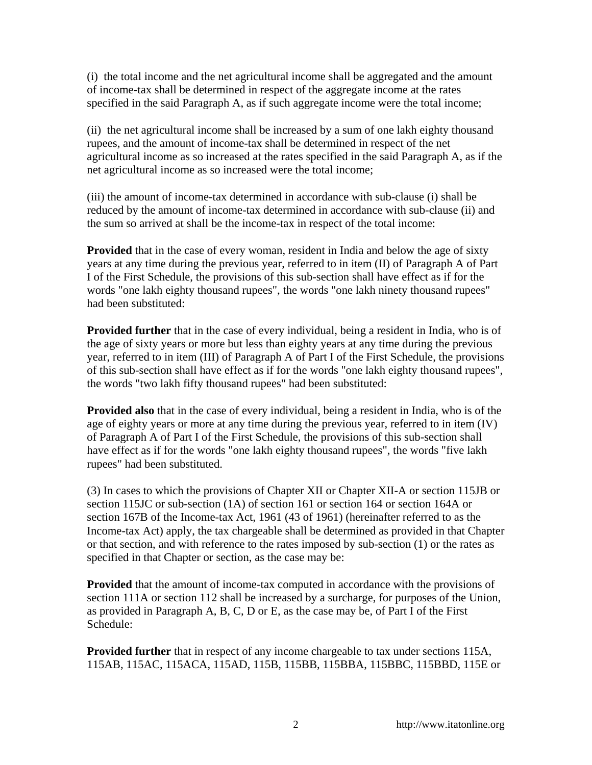(i) the total income and the net agricultural income shall be aggregated and the amount of income-tax shall be determined in respect of the aggregate income at the rates specified in the said Paragraph A, as if such aggregate income were the total income;

(ii) the net agricultural income shall be increased by a sum of one lakh eighty thousand rupees, and the amount of income-tax shall be determined in respect of the net agricultural income as so increased at the rates specified in the said Paragraph A, as if the net agricultural income as so increased were the total income;

(iii) the amount of income-tax determined in accordance with sub-clause (i) shall be reduced by the amount of income-tax determined in accordance with sub-clause (ii) and the sum so arrived at shall be the income-tax in respect of the total income:

**Provided** that in the case of every woman, resident in India and below the age of sixty years at any time during the previous year, referred to in item (II) of Paragraph A of Part I of the First Schedule, the provisions of this sub-section shall have effect as if for the words "one lakh eighty thousand rupees", the words "one lakh ninety thousand rupees" had been substituted:

**Provided further** that in the case of every individual, being a resident in India, who is of the age of sixty years or more but less than eighty years at any time during the previous year, referred to in item (III) of Paragraph A of Part I of the First Schedule, the provisions of this sub-section shall have effect as if for the words "one lakh eighty thousand rupees", the words "two lakh fifty thousand rupees" had been substituted:

**Provided also** that in the case of every individual, being a resident in India, who is of the age of eighty years or more at any time during the previous year, referred to in item (IV) of Paragraph A of Part I of the First Schedule, the provisions of this sub-section shall have effect as if for the words "one lakh eighty thousand rupees", the words "five lakh rupees" had been substituted.

(3) In cases to which the provisions of Chapter XII or Chapter XII-A or section 115JB or section 115JC or sub-section (1A) of section 161 or section 164 or section 164A or section 167B of the Income-tax Act, 1961 (43 of 1961) (hereinafter referred to as the Income-tax Act) apply, the tax chargeable shall be determined as provided in that Chapter or that section, and with reference to the rates imposed by sub-section (1) or the rates as specified in that Chapter or section, as the case may be:

**Provided** that the amount of income-tax computed in accordance with the provisions of section 111A or section 112 shall be increased by a surcharge, for purposes of the Union, as provided in Paragraph A, B, C, D or E, as the case may be, of Part I of the First Schedule:

**Provided further** that in respect of any income chargeable to tax under sections 115A, 115AB, 115AC, 115ACA, 115AD, 115B, 115BB, 115BBA, 115BBC, 115BBD, 115E or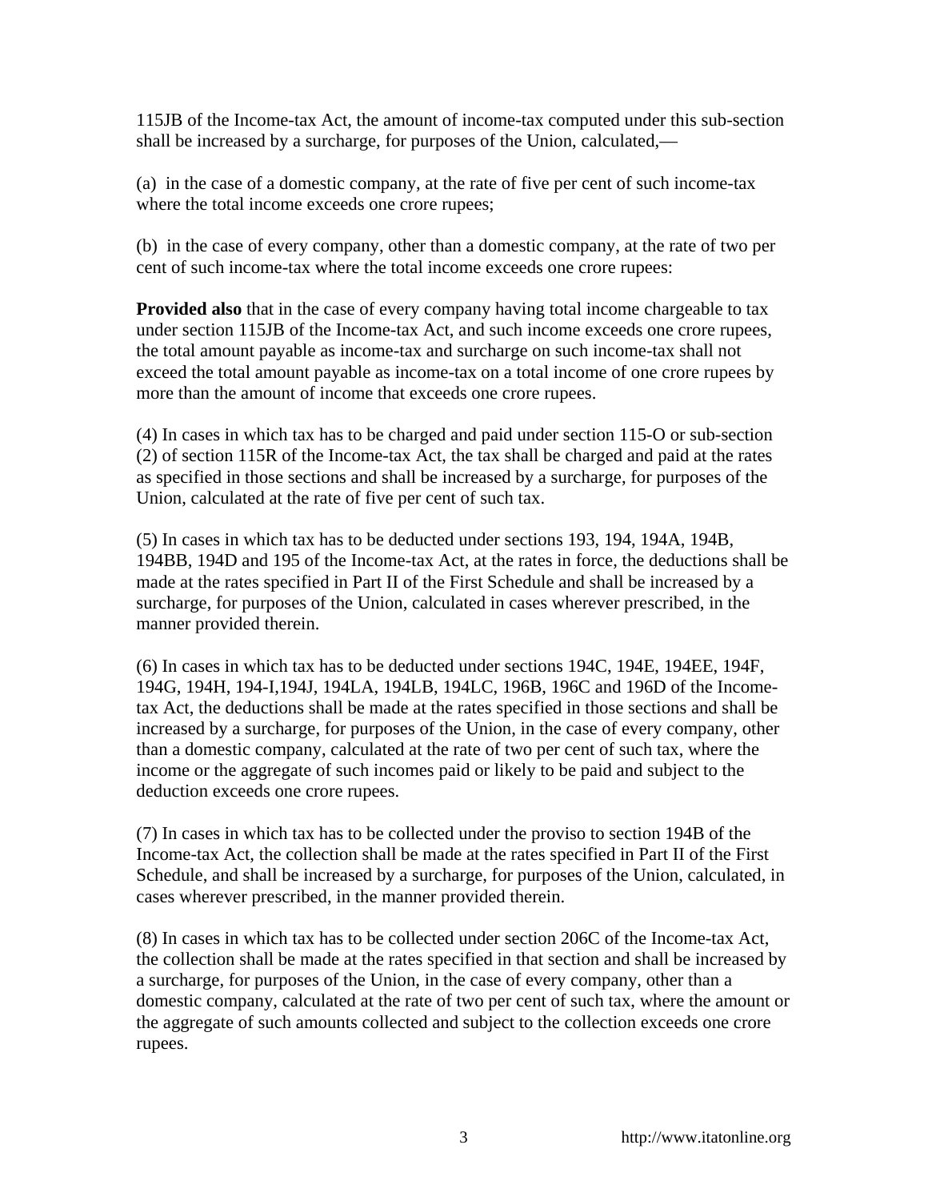115JB of the Income-tax Act, the amount of income-tax computed under this sub-section shall be increased by a surcharge, for purposes of the Union, calculated,—

(a) in the case of a domestic company, at the rate of five per cent of such income-tax where the total income exceeds one crore rupees;

(b) in the case of every company, other than a domestic company, at the rate of two per cent of such income-tax where the total income exceeds one crore rupees:

**Provided also** that in the case of every company having total income chargeable to tax under section 115JB of the Income-tax Act, and such income exceeds one crore rupees, the total amount payable as income-tax and surcharge on such income-tax shall not exceed the total amount payable as income-tax on a total income of one crore rupees by more than the amount of income that exceeds one crore rupees.

(4) In cases in which tax has to be charged and paid under section 115-O or sub-section (2) of section 115R of the Income-tax Act, the tax shall be charged and paid at the rates as specified in those sections and shall be increased by a surcharge, for purposes of the Union, calculated at the rate of five per cent of such tax.

(5) In cases in which tax has to be deducted under sections 193, 194, 194A, 194B, 194BB, 194D and 195 of the Income-tax Act, at the rates in force, the deductions shall be made at the rates specified in Part II of the First Schedule and shall be increased by a surcharge, for purposes of the Union, calculated in cases wherever prescribed, in the manner provided therein.

(6) In cases in which tax has to be deducted under sections 194C, 194E, 194EE, 194F, 194G, 194H, 194-I,194J, 194LA, 194LB, 194LC, 196B, 196C and 196D of the Income-tax Act, the deductions shall be made at the rates specified in those sections and shall be increased by a surcharge, for purposes of the Union, in the case of every company, other than a domestic company, calculated at the rate of two per cent of such tax, where the income or the aggregate of such incomes paid or likely to be paid and subject to the deduction exceeds one crore rupees.

(7) In cases in which tax has to be collected under the proviso to section 194B of the Income-tax Act, the collection shall be made at the rates specified in Part II of the First Schedule, and shall be increased by a surcharge, for purposes of the Union, calculated, in cases wherever prescribed, in the manner provided therein.

(8) In cases in which tax has to be collected under section 206C of the Income-tax Act, the collection shall be made at the rates specified in that section and shall be increased by a surcharge, for purposes of the Union, in the case of every company, other than a domestic company, calculated at the rate of two per cent of such tax, where the amount or the aggregate of such amounts collected and subject to the collection exceeds one crore rupees.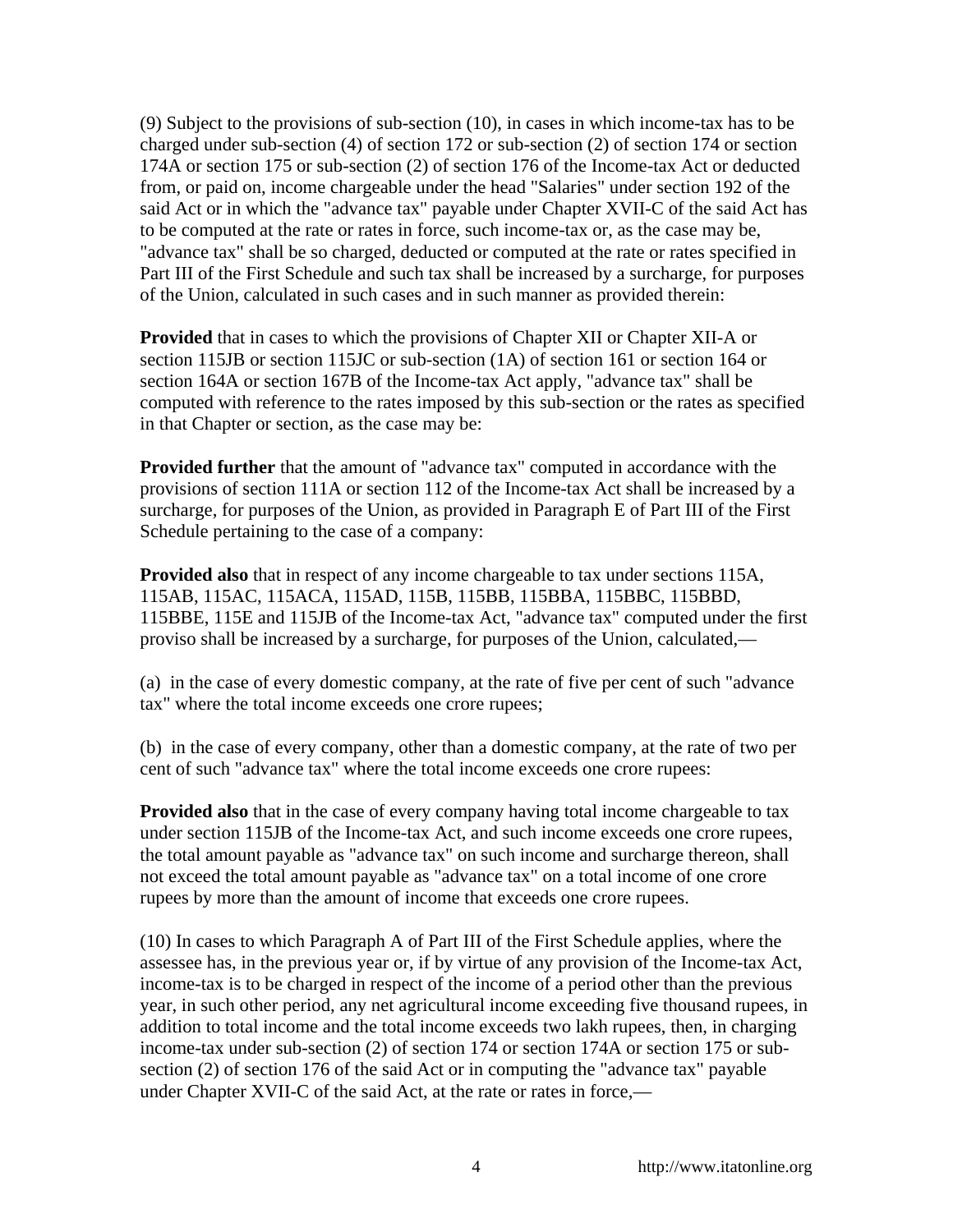(9) Subject to the provisions of sub-section (10), in cases in which income-tax has to be charged under sub-section (4) of section 172 or sub-section (2) of section 174 or section 174A or section 175 or sub-section (2) of section 176 of the Income-tax Act or deducted from, or paid on, income chargeable under the head "Salaries" under section 192 of the said Act or in which the "advance tax" payable under Chapter XVII-C of the said Act has to be computed at the rate or rates in force, such income-tax or, as the case may be, "advance tax" shall be so charged, deducted or computed at the rate or rates specified in Part III of the First Schedule and such tax shall be increased by a surcharge, for purposes of the Union, calculated in such cases and in such manner as provided therein:

**Provided** that in cases to which the provisions of Chapter XII or Chapter XII-A or section 115JB or section 115JC or sub-section (1A) of section 161 or section 164 or section 164A or section 167B of the Income-tax Act apply, "advance tax" shall be computed with reference to the rates imposed by this sub-section or the rates as specified in that Chapter or section, as the case may be:

**Provided further** that the amount of "advance tax" computed in accordance with the provisions of section 111A or section 112 of the Income-tax Act shall be increased by a surcharge, for purposes of the Union, as provided in Paragraph E of Part III of the First Schedule pertaining to the case of a company:

**Provided also** that in respect of any income chargeable to tax under sections 115A, 115AB, 115AC, 115ACA, 115AD, 115B, 115BB, 115BBA, 115BBC, 115BBD, 115BBE, 115E and 115JB of the Income-tax Act, "advance tax" computed under the first proviso shall be increased by a surcharge, for purposes of the Union, calculated,—

(a) in the case of every domestic company, at the rate of five per cent of such "advance tax" where the total income exceeds one crore rupees;

(b) in the case of every company, other than a domestic company, at the rate of two per cent of such "advance tax" where the total income exceeds one crore rupees:

**Provided also** that in the case of every company having total income chargeable to tax under section 115JB of the Income-tax Act, and such income exceeds one crore rupees, the total amount payable as "advance tax" on such income and surcharge thereon, shall not exceed the total amount payable as "advance tax" on a total income of one crore rupees by more than the amount of income that exceeds one crore rupees.

(10) In cases to which Paragraph A of Part III of the First Schedule applies, where the assessee has, in the previous year or, if by virtue of any provision of the Income-tax Act, income-tax is to be charged in respect of the income of a period other than the previous year, in such other period, any net agricultural income exceeding five thousand rupees, in addition to total income and the total income exceeds two lakh rupees, then, in charging income-tax under sub-section (2) of section 174 or section 174A or section 175 or sub-section (2) of section 176 of the said Act or in computing the "advance tax" payable under Chapter XVII-C of the said Act, at the rate or rates in force,—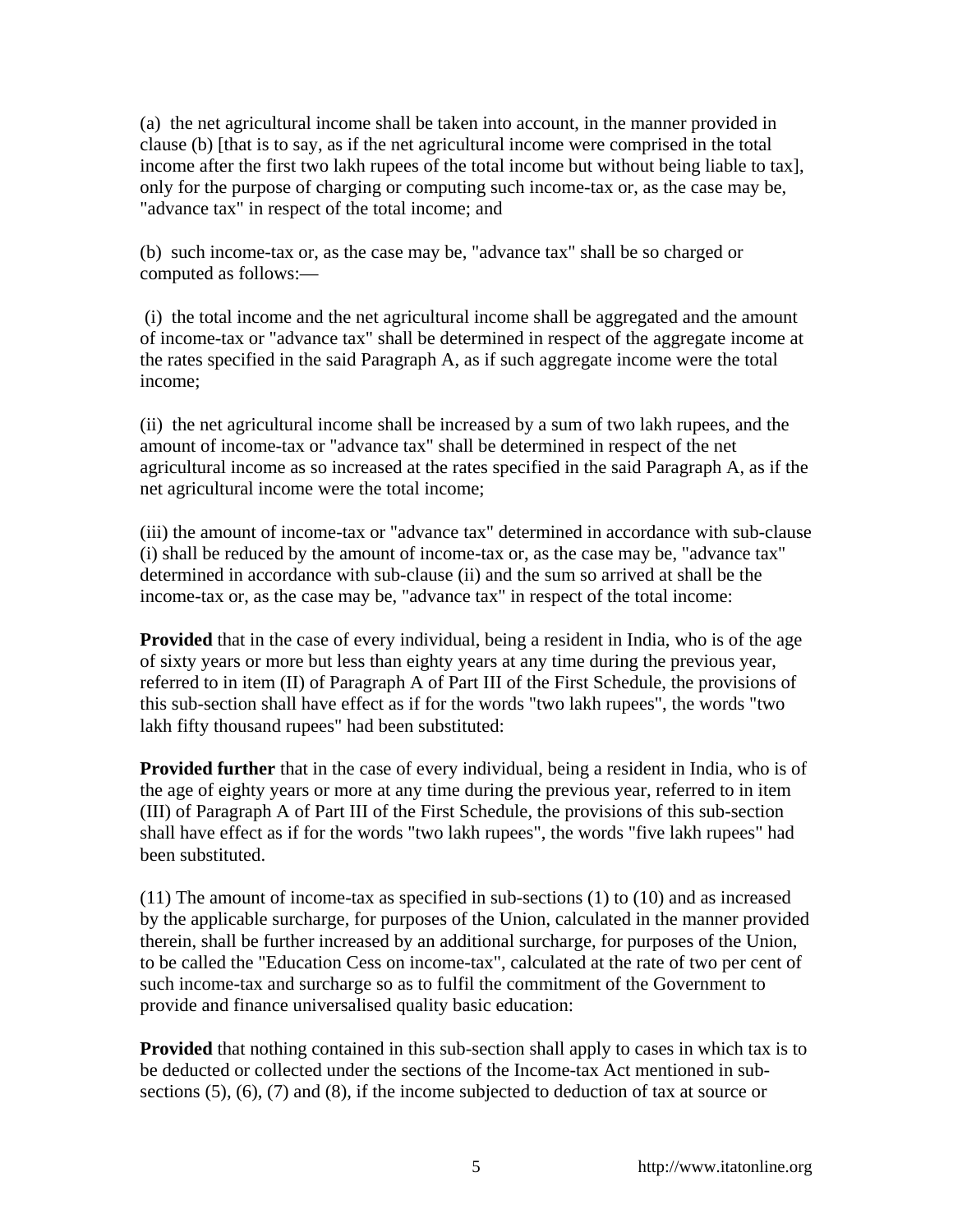(a) the net agricultural income shall be taken into account, in the manner provided in clause (b) [that is to say, as if the net agricultural income were comprised in the total income after the first two lakh rupees of the total income but without being liable to tax], only for the purpose of charging or computing such income-tax or, as the case may be, "advance tax" in respect of the total income; and

(b) such income-tax or, as the case may be, "advance tax" shall be so charged or computed as follows:—

(i) the total income and the net agricultural income shall be aggregated and the amount of income-tax or "advance tax" shall be determined in respect of the aggregate income at the rates specified in the said Paragraph A, as if such aggregate income were the total income;

(ii) the net agricultural income shall be increased by a sum of two lakh rupees, and the amount of income-tax or "advance tax" shall be determined in respect of the net agricultural income as so increased at the rates specified in the said Paragraph A, as if the net agricultural income were the total income;

(iii) the amount of income-tax or "advance tax" determined in accordance with sub-clause (i) shall be reduced by the amount of income-tax or, as the case may be, "advance tax" determined in accordance with sub-clause (ii) and the sum so arrived at shall be the income-tax or, as the case may be, "advance tax" in respect of the total income:

**Provided** that in the case of every individual, being a resident in India, who is of the age of sixty years or more but less than eighty years at any time during the previous year, referred to in item (II) of Paragraph A of Part III of the First Schedule, the provisions of this sub-section shall have effect as if for the words "two lakh rupees", the words "two lakh fifty thousand rupees" had been substituted:

**Provided further** that in the case of every individual, being a resident in India, who is of the age of eighty years or more at any time during the previous year, referred to in item (III) of Paragraph A of Part III of the First Schedule, the provisions of this sub-section shall have effect as if for the words "two lakh rupees", the words "five lakh rupees" had been substituted.

(11) The amount of income-tax as specified in sub-sections (1) to (10) and as increased by the applicable surcharge, for purposes of the Union, calculated in the manner provided therein, shall be further increased by an additional surcharge, for purposes of the Union, to be called the "Education Cess on income-tax", calculated at the rate of two per cent of such income-tax and surcharge so as to fulfil the commitment of the Government to provide and finance universalised quality basic education:

**Provided** that nothing contained in this sub-section shall apply to cases in which tax is to be deducted or collected under the sections of the Income-tax Act mentioned in sub-sections (5), (6), (7) and (8), if the income subjected to deduction of tax at source or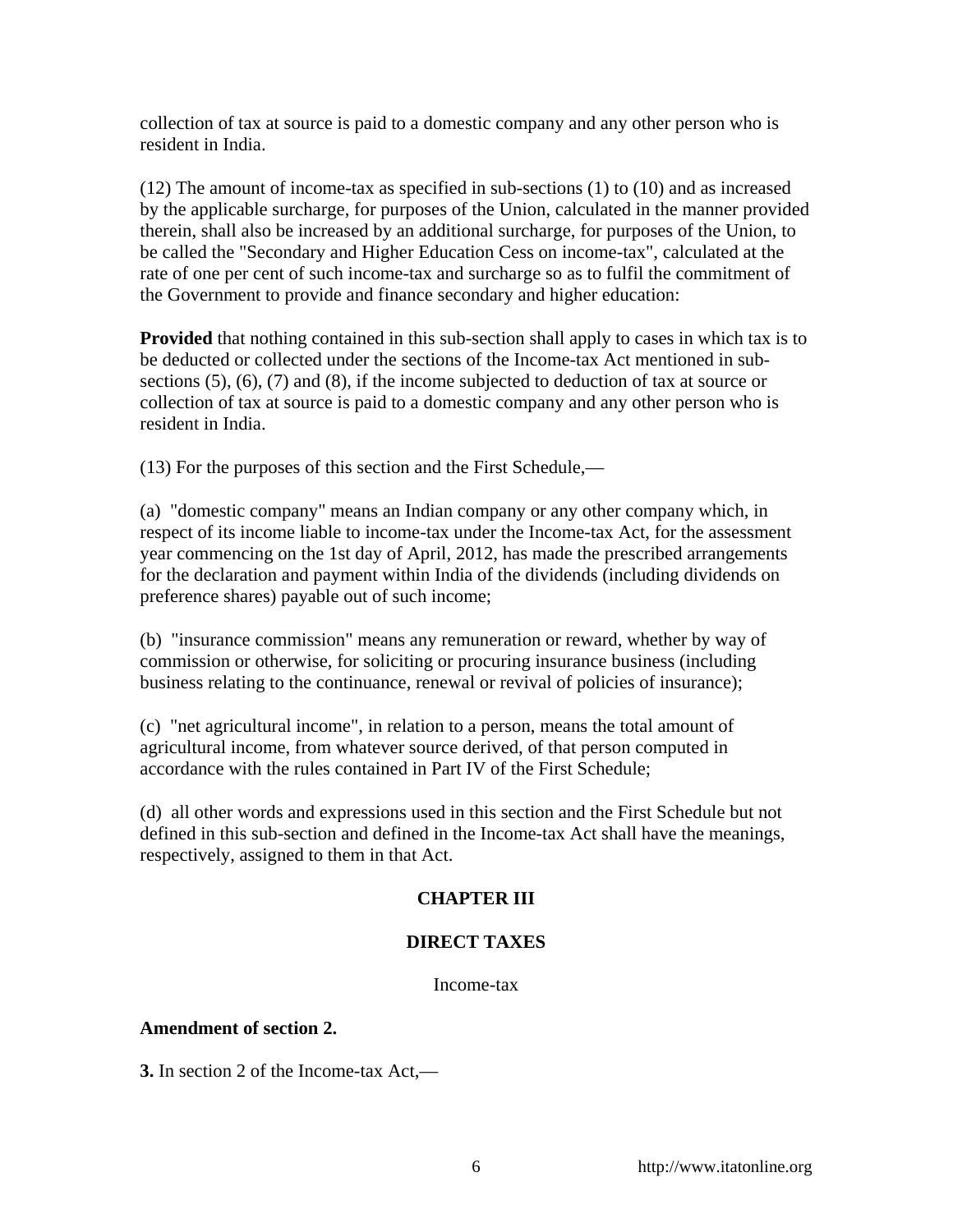collection of tax at source is paid to a domestic company and any other person who is resident in India.

(12) The amount of income-tax as specified in sub-sections (1) to (10) and as increased by the applicable surcharge, for purposes of the Union, calculated in the manner provided therein, shall also be increased by an additional surcharge, for purposes of the Union, to be called the "Secondary and Higher Education Cess on income-tax", calculated at the rate of one per cent of such income-tax and surcharge so as to fulfil the commitment of the Government to provide and finance secondary and higher education:

**Provided** that nothing contained in this sub-section shall apply to cases in which tax is to be deducted or collected under the sections of the Income-tax Act mentioned in sub-sections (5), (6), (7) and (8), if the income subjected to deduction of tax at source or collection of tax at source is paid to a domestic company and any other person who is resident in India.

(13) For the purposes of this section and the First Schedule,—

(a) "domestic company" means an Indian company or any other company which, in respect of its income liable to income-tax under the Income-tax Act, for the assessment year commencing on the 1st day of April, 2012, has made the prescribed arrangements for the declaration and payment within India of the dividends (including dividends on preference shares) payable out of such income;

(b) "insurance commission" means any remuneration or reward, whether by way of commission or otherwise, for soliciting or procuring insurance business (including business relating to the continuance, renewal or revival of policies of insurance);

(c) "net agricultural income", in relation to a person, means the total amount of agricultural income, from whatever source derived, of that person computed in accordance with the rules contained in Part IV of the First Schedule;

(d) all other words and expressions used in this section and the First Schedule but not defined in this sub-section and defined in the Income-tax Act shall have the meanings, respectively, assigned to them in that Act.

## CHAPTER III

## DIRECT TAXES

Income-tax

**Amendment of section 2.**

**3.** In section 2 of the Income-tax Act,—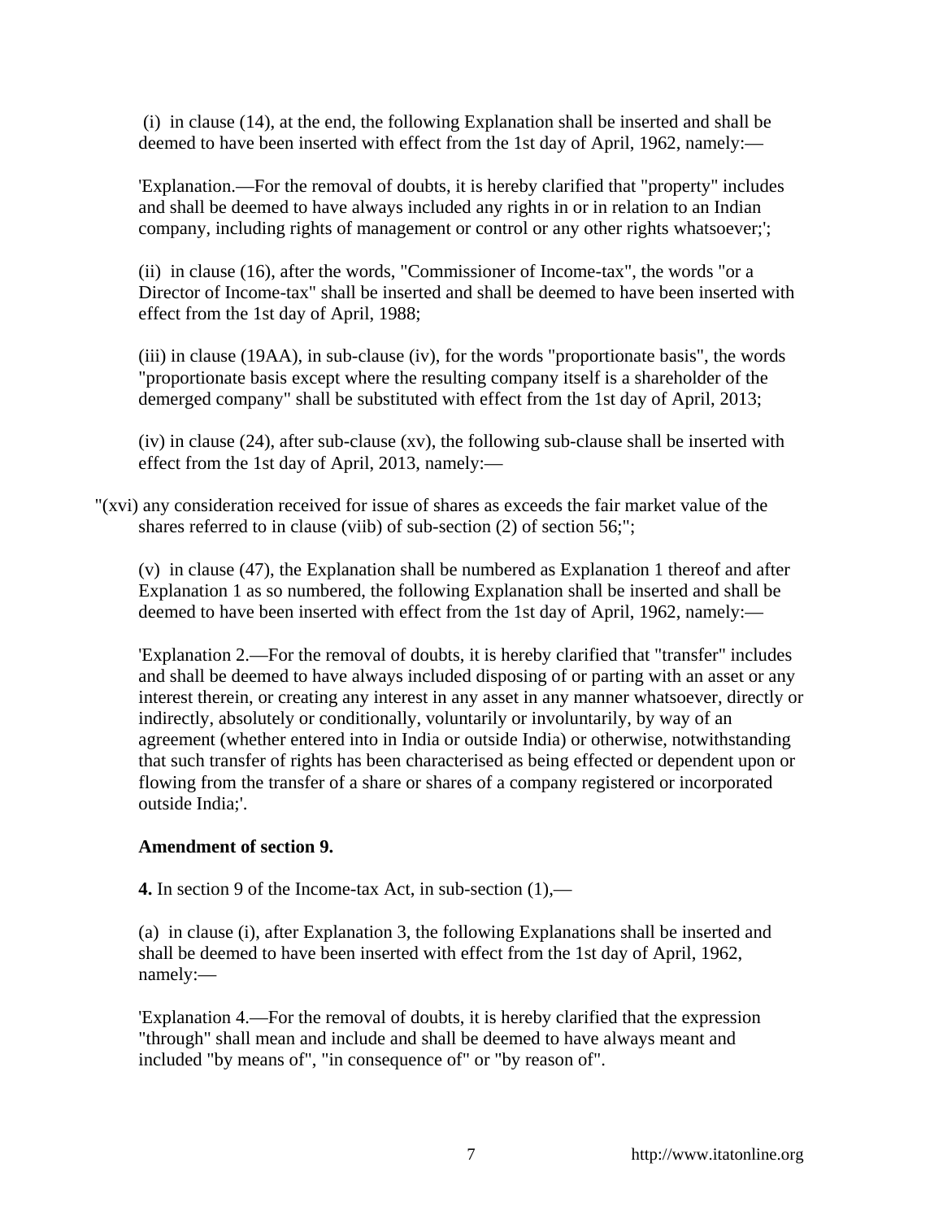(i) in clause (14), at the end, the following Explanation shall be inserted and shall be deemed to have been inserted with effect from the 1st day of April, 1962, namely:—

'Explanation.—For the removal of doubts, it is hereby clarified that "property" includes and shall be deemed to have always included any rights in or in relation to an Indian company, including rights of management or control or any other rights whatsoever;';

(ii) in clause (16), after the words, "Commissioner of Income-tax", the words "or a Director of Income-tax" shall be inserted and shall be deemed to have been inserted with effect from the 1st day of April, 1988;

(iii) in clause (19AA), in sub-clause (iv), for the words "proportionate basis", the words "proportionate basis except where the resulting company itself is a shareholder of the demerged company" shall be substituted with effect from the 1st day of April, 2013;

(iv) in clause (24), after sub-clause (xv), the following sub-clause shall be inserted with effect from the 1st day of April, 2013, namely:—

"(xvi) any consideration received for issue of shares as exceeds the fair market value of the shares referred to in clause (viib) of sub-section (2) of section 56;";

(v) in clause (47), the Explanation shall be numbered as Explanation 1 thereof and after Explanation 1 as so numbered, the following Explanation shall be inserted and shall be deemed to have been inserted with effect from the 1st day of April, 1962, namely:—

'Explanation 2.—For the removal of doubts, it is hereby clarified that "transfer" includes and shall be deemed to have always included disposing of or parting with an asset or any interest therein, or creating any interest in any asset in any manner whatsoever, directly or indirectly, absolutely or conditionally, voluntarily or involuntarily, by way of an agreement (whether entered into in India or outside India) or otherwise, notwithstanding that such transfer of rights has been characterised as being effected or dependent upon or flowing from the transfer of a share or shares of a company registered or incorporated outside India;'.

**Amendment of section 9.**

**4.** In section 9 of the Income-tax Act, in sub-section (1),—

(a) in clause (i), after Explanation 3, the following Explanations shall be inserted and shall be deemed to have been inserted with effect from the 1st day of April, 1962, namely:—

'Explanation 4.—For the removal of doubts, it is hereby clarified that the expression "through" shall mean and include and shall be deemed to have always meant and included "by means of", "in consequence of" or "by reason of".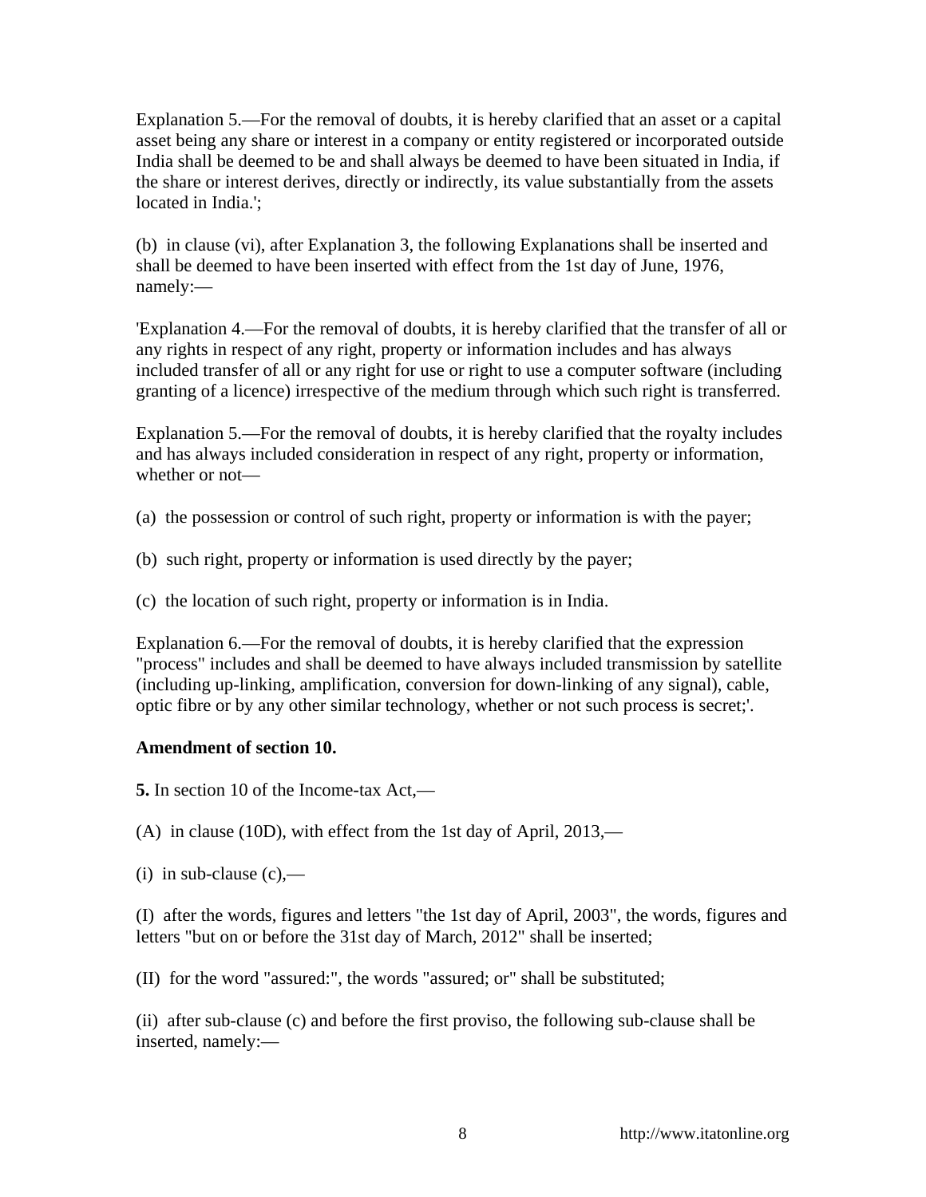Explanation 5.—For the removal of doubts, it is hereby clarified that an asset or a capital asset being any share or interest in a company or entity registered or incorporated outside India shall be deemed to be and shall always be deemed to have been situated in India, if the share or interest derives, directly or indirectly, its value substantially from the assets located in India.';

(b) in clause (vi), after Explanation 3, the following Explanations shall be inserted and shall be deemed to have been inserted with effect from the 1st day of June, 1976, namely:—

'Explanation 4.—For the removal of doubts, it is hereby clarified that the transfer of all or any rights in respect of any right, property or information includes and has always included transfer of all or any right for use or right to use a computer software (including granting of a licence) irrespective of the medium through which such right is transferred.

Explanation 5.—For the removal of doubts, it is hereby clarified that the royalty includes and has always included consideration in respect of any right, property or information, whether or not—

(a) the possession or control of such right, property or information is with the payer;

(b) such right, property or information is used directly by the payer;

(c) the location of such right, property or information is in India.

Explanation 6.—For the removal of doubts, it is hereby clarified that the expression "process" includes and shall be deemed to have always included transmission by satellite (including up-linking, amplification, conversion for down-linking of any signal), cable, optic fibre or by any other similar technology, whether or not such process is secret;'.

**Amendment of section 10.**

**5.** In section 10 of the Income-tax Act,—

(A) in clause (10D), with effect from the 1st day of April, 2013,—

(i) in sub-clause (c),—

(I) after the words, figures and letters "the 1st day of April, 2003", the words, figures and letters "but on or before the 31st day of March, 2012" shall be inserted;

(II) for the word "assured:", the words "assured; or" shall be substituted;

(ii) after sub-clause (c) and before the first proviso, the following sub-clause shall be inserted, namely:—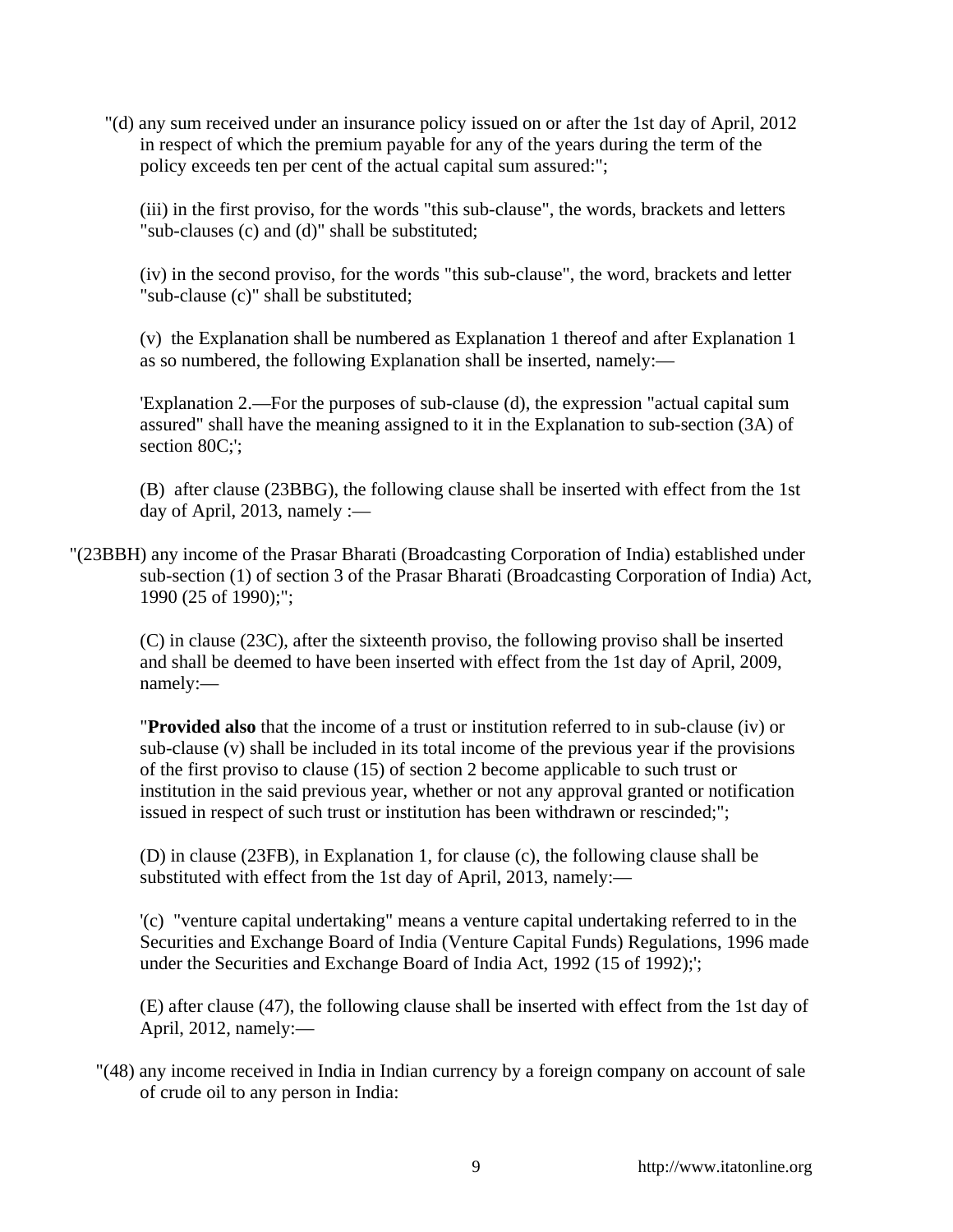"(d) any sum received under an insurance policy issued on or after the 1st day of April, 2012 in respect of which the premium payable for any of the years during the term of the policy exceeds ten per cent of the actual capital sum assured:";

(iii) in the first proviso, for the words "this sub-clause", the words, brackets and letters "sub-clauses (c) and (d)" shall be substituted;

(iv) in the second proviso, for the words "this sub-clause", the word, brackets and letter "sub-clause (c)" shall be substituted;

(v) the Explanation shall be numbered as Explanation 1 thereof and after Explanation 1 as so numbered, the following Explanation shall be inserted, namely:—

'Explanation 2.—For the purposes of sub-clause (d), the expression "actual capital sum assured" shall have the meaning assigned to it in the Explanation to sub-section (3A) of section 80C;';

(B) after clause (23BBG), the following clause shall be inserted with effect from the 1st day of April, 2013, namely :—

"(23BBH) any income of the Prasar Bharati (Broadcasting Corporation of India) established under sub-section (1) of section 3 of the Prasar Bharati (Broadcasting Corporation of India) Act, 1990 (25 of 1990);";

(C) in clause (23C), after the sixteenth proviso, the following proviso shall be inserted and shall be deemed to have been inserted with effect from the 1st day of April, 2009, namely:—

"**Provided also** that the income of a trust or institution referred to in sub-clause (iv) or sub-clause (v) shall be included in its total income of the previous year if the provisions of the first proviso to clause (15) of section 2 become applicable to such trust or institution in the said previous year, whether or not any approval granted or notification issued in respect of such trust or institution has been withdrawn or rescinded;";

(D) in clause (23FB), in Explanation 1, for clause (c), the following clause shall be substituted with effect from the 1st day of April, 2013, namely:—

'(c) "venture capital undertaking" means a venture capital undertaking referred to in the Securities and Exchange Board of India (Venture Capital Funds) Regulations, 1996 made under the Securities and Exchange Board of India Act, 1992 (15 of 1992);';

(E) after clause (47), the following clause shall be inserted with effect from the 1st day of April, 2012, namely:—

"(48) any income received in India in Indian currency by a foreign company on account of sale of crude oil to any person in India: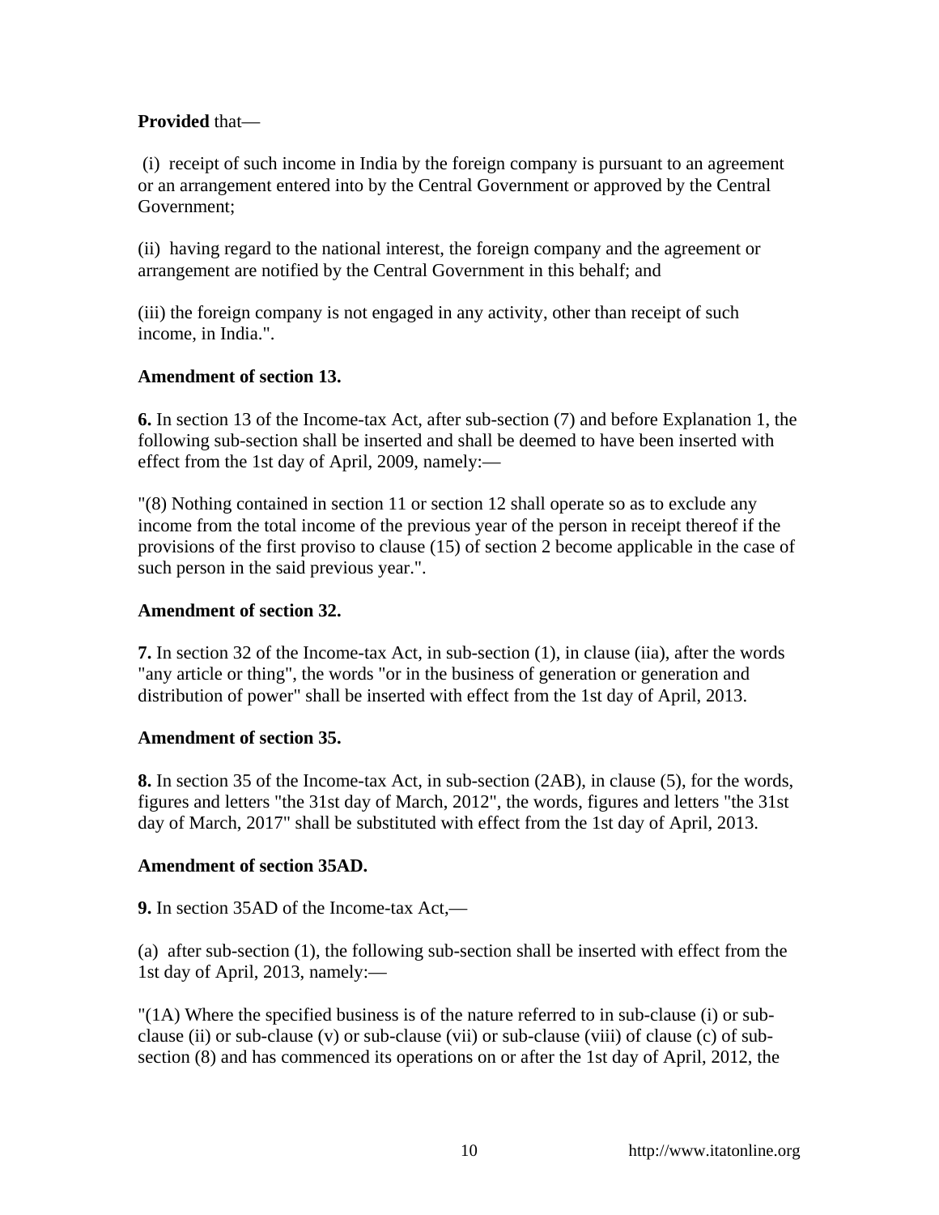**Provided** that—

(i) receipt of such income in India by the foreign company is pursuant to an agreement or an arrangement entered into by the Central Government or approved by the Central Government;

(ii) having regard to the national interest, the foreign company and the agreement or arrangement are notified by the Central Government in this behalf; and

(iii) the foreign company is not engaged in any activity, other than receipt of such income, in India.".

**Amendment of section 13.**

**6.** In section 13 of the Income-tax Act, after sub-section (7) and before Explanation 1, the following sub-section shall be inserted and shall be deemed to have been inserted with effect from the 1st day of April, 2009, namely:—

"(8) Nothing contained in section 11 or section 12 shall operate so as to exclude any income from the total income of the previous year of the person in receipt thereof if the provisions of the first proviso to clause (15) of section 2 become applicable in the case of such person in the said previous year.".

**Amendment of section 32.**

**7.** In section 32 of the Income-tax Act, in sub-section (1), in clause (iia), after the words "any article or thing", the words "or in the business of generation or generation and distribution of power" shall be inserted with effect from the 1st day of April, 2013.

**Amendment of section 35.**

**8.** In section 35 of the Income-tax Act, in sub-section (2AB), in clause (5), for the words, figures and letters "the 31st day of March, 2012", the words, figures and letters "the 31st day of March, 2017" shall be substituted with effect from the 1st day of April, 2013.

**Amendment of section 35AD.**

**9.** In section 35AD of the Income-tax Act,—

(a) after sub-section (1), the following sub-section shall be inserted with effect from the 1st day of April, 2013, namely:—

"(1A) Where the specified business is of the nature referred to in sub-clause (i) or sub-clause (ii) or sub-clause (v) or sub-clause (vii) or sub-clause (viii) of clause (c) of sub-section (8) and has commenced its operations on or after the 1st day of April, 2012, the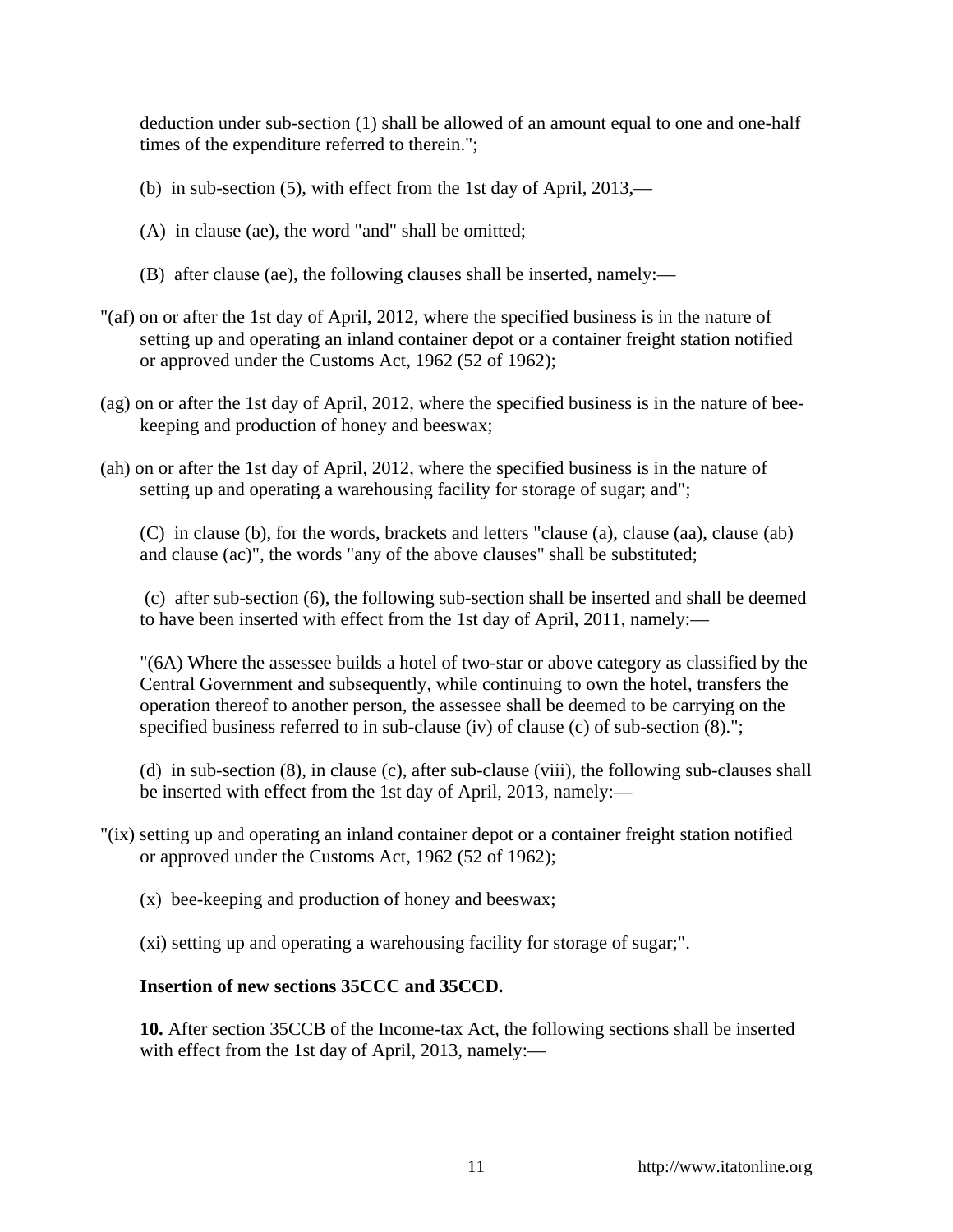deduction under sub-section (1) shall be allowed of an amount equal to one and one-half times of the expenditure referred to therein.";

(b) in sub-section (5), with effect from the 1st day of April, 2013,—

(A) in clause (ae), the word "and" shall be omitted;

(B) after clause (ae), the following clauses shall be inserted, namely:—

"(af) on or after the 1st day of April, 2012, where the specified business is in the nature of setting up and operating an inland container depot or a container freight station notified or approved under the Customs Act, 1962 (52 of 1962);

(ag) on or after the 1st day of April, 2012, where the specified business is in the nature of bee-keeping and production of honey and beeswax;

(ah) on or after the 1st day of April, 2012, where the specified business is in the nature of setting up and operating a warehousing facility for storage of sugar; and";

(C) in clause (b), for the words, brackets and letters "clause (a), clause (aa), clause (ab) and clause (ac)", the words "any of the above clauses" shall be substituted;

(c) after sub-section (6), the following sub-section shall be inserted and shall be deemed to have been inserted with effect from the 1st day of April, 2011, namely:—

"(6A) Where the assessee builds a hotel of two-star or above category as classified by the Central Government and subsequently, while continuing to own the hotel, transfers the operation thereof to another person, the assessee shall be deemed to be carrying on the specified business referred to in sub-clause (iv) of clause (c) of sub-section (8).";

(d) in sub-section (8), in clause (c), after sub-clause (viii), the following sub-clauses shall be inserted with effect from the 1st day of April, 2013, namely:—

"(ix) setting up and operating an inland container depot or a container freight station notified or approved under the Customs Act, 1962 (52 of 1962);

(x) bee-keeping and production of honey and beeswax;

(xi) setting up and operating a warehousing facility for storage of sugar;".

**Insertion of new sections 35CCC and 35CCD.**

**10.** After section 35CCB of the Income-tax Act, the following sections shall be inserted with effect from the 1st day of April, 2013, namely:—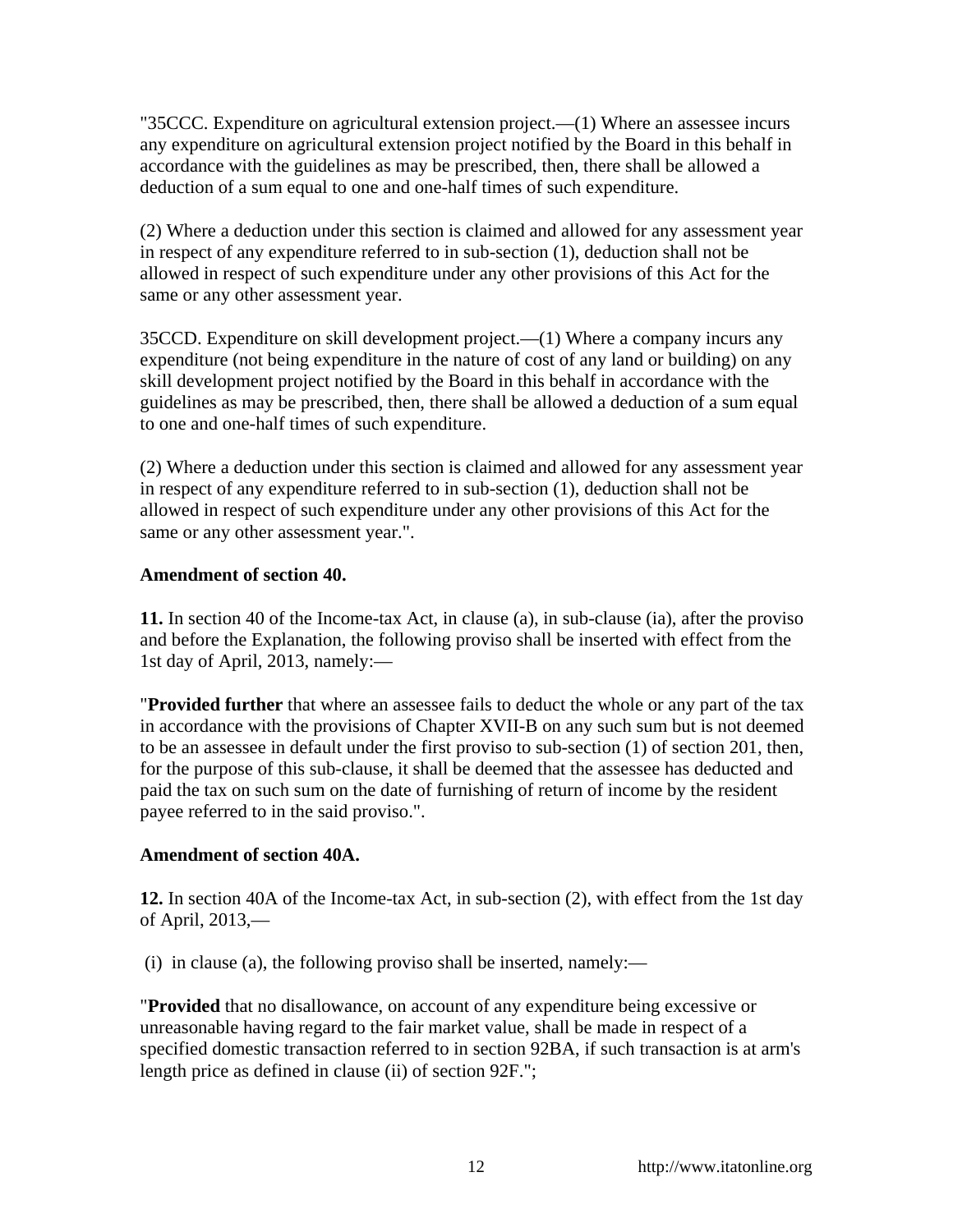"35CCC. Expenditure on agricultural extension project.—(1) Where an assessee incurs any expenditure on agricultural extension project notified by the Board in this behalf in accordance with the guidelines as may be prescribed, then, there shall be allowed a deduction of a sum equal to one and one-half times of such expenditure.

(2) Where a deduction under this section is claimed and allowed for any assessment year in respect of any expenditure referred to in sub-section (1), deduction shall not be allowed in respect of such expenditure under any other provisions of this Act for the same or any other assessment year.

35CCD. Expenditure on skill development project.—(1) Where a company incurs any expenditure (not being expenditure in the nature of cost of any land or building) on any skill development project notified by the Board in this behalf in accordance with the guidelines as may be prescribed, then, there shall be allowed a deduction of a sum equal to one and one-half times of such expenditure.

(2) Where a deduction under this section is claimed and allowed for any assessment year in respect of any expenditure referred to in sub-section (1), deduction shall not be allowed in respect of such expenditure under any other provisions of this Act for the same or any other assessment year.".

**Amendment of section 40.**

**11.** In section 40 of the Income-tax Act, in clause (a), in sub-clause (ia), after the proviso and before the Explanation, the following proviso shall be inserted with effect from the 1st day of April, 2013, namely:—

"**Provided further** that where an assessee fails to deduct the whole or any part of the tax in accordance with the provisions of Chapter XVII-B on any such sum but is not deemed to be an assessee in default under the first proviso to sub-section (1) of section 201, then, for the purpose of this sub-clause, it shall be deemed that the assessee has deducted and paid the tax on such sum on the date of furnishing of return of income by the resident payee referred to in the said proviso.".

**Amendment of section 40A.**

**12.** In section 40A of the Income-tax Act, in sub-section (2), with effect from the 1st day of April, 2013,—

(i) in clause (a), the following proviso shall be inserted, namely:—

"**Provided** that no disallowance, on account of any expenditure being excessive or unreasonable having regard to the fair market value, shall be made in respect of a specified domestic transaction referred to in section 92BA, if such transaction is at arm's length price as defined in clause (ii) of section 92F.";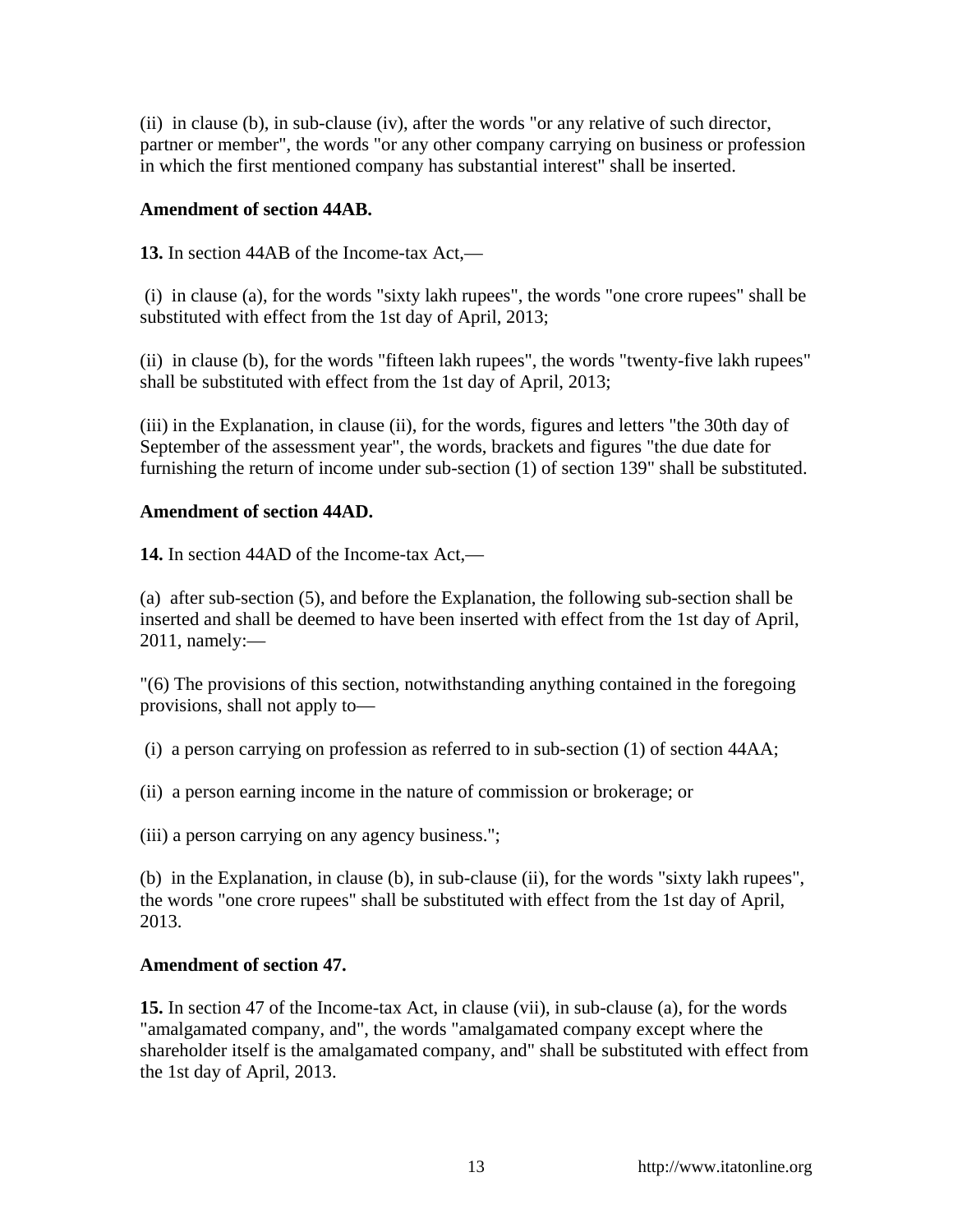(ii) in clause (b), in sub-clause (iv), after the words "or any relative of such director, partner or member", the words "or any other company carrying on business or profession in which the first mentioned company has substantial interest" shall be inserted.

**Amendment of section 44AB.**

**13.** In section 44AB of the Income-tax Act,—

(i) in clause (a), for the words "sixty lakh rupees", the words "one crore rupees" shall be substituted with effect from the 1st day of April, 2013;

(ii) in clause (b), for the words "fifteen lakh rupees", the words "twenty-five lakh rupees" shall be substituted with effect from the 1st day of April, 2013;

(iii) in the Explanation, in clause (ii), for the words, figures and letters "the 30th day of September of the assessment year", the words, brackets and figures "the due date for furnishing the return of income under sub-section (1) of section 139" shall be substituted.

**Amendment of section 44AD.**

**14.** In section 44AD of the Income-tax Act,—

(a) after sub-section (5), and before the Explanation, the following sub-section shall be inserted and shall be deemed to have been inserted with effect from the 1st day of April, 2011, namely:—

"(6) The provisions of this section, notwithstanding anything contained in the foregoing provisions, shall not apply to—

(i) a person carrying on profession as referred to in sub-section (1) of section 44AA;

(ii) a person earning income in the nature of commission or brokerage; or

(iii) a person carrying on any agency business.";

(b) in the Explanation, in clause (b), in sub-clause (ii), for the words "sixty lakh rupees", the words "one crore rupees" shall be substituted with effect from the 1st day of April, 2013.

**Amendment of section 47.**

**15.** In section 47 of the Income-tax Act, in clause (vii), in sub-clause (a), for the words "amalgamated company, and", the words "amalgamated company except where the shareholder itself is the amalgamated company, and" shall be substituted with effect from the 1st day of April, 2013.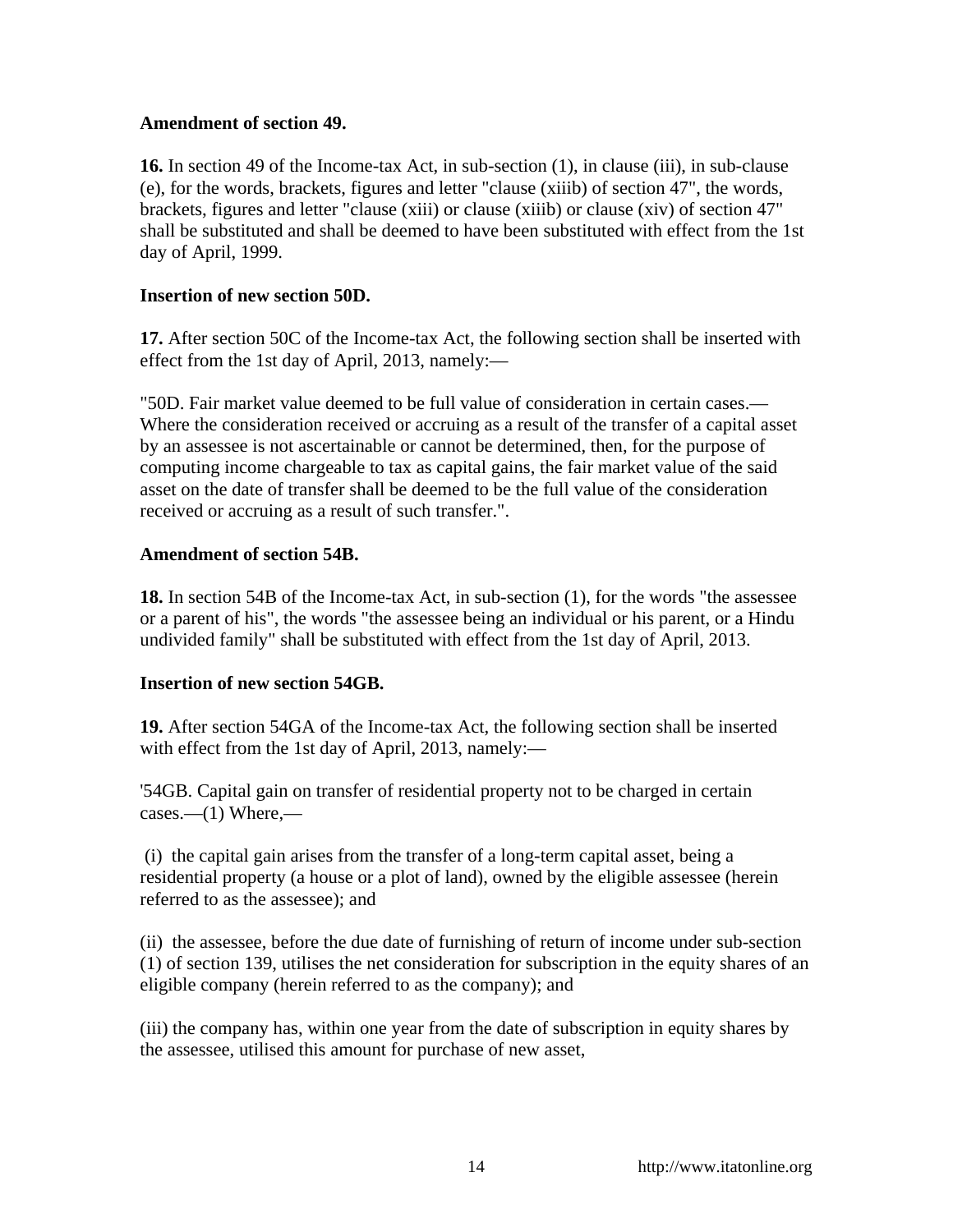**Amendment of section 49.**

**16.** In section 49 of the Income-tax Act, in sub-section (1), in clause (iii), in sub-clause (e), for the words, brackets, figures and letter "clause (xiiib) of section 47", the words, brackets, figures and letter "clause (xiii) or clause (xiiib) or clause (xiv) of section 47" shall be substituted and shall be deemed to have been substituted with effect from the 1st day of April, 1999.

**Insertion of new section 50D.**

**17.** After section 50C of the Income-tax Act, the following section shall be inserted with effect from the 1st day of April, 2013, namely:—

"50D. Fair market value deemed to be full value of consideration in certain cases.— Where the consideration received or accruing as a result of the transfer of a capital asset by an assessee is not ascertainable or cannot be determined, then, for the purpose of computing income chargeable to tax as capital gains, the fair market value of the said asset on the date of transfer shall be deemed to be the full value of the consideration received or accruing as a result of such transfer.".

**Amendment of section 54B.**

**18.** In section 54B of the Income-tax Act, in sub-section (1), for the words "the assessee or a parent of his", the words "the assessee being an individual or his parent, or a Hindu undivided family" shall be substituted with effect from the 1st day of April, 2013.

**Insertion of new section 54GB.**

**19.** After section 54GA of the Income-tax Act, the following section shall be inserted with effect from the 1st day of April, 2013, namely:—

'54GB. Capital gain on transfer of residential property not to be charged in certain cases.—(1) Where,—

(i) the capital gain arises from the transfer of a long-term capital asset, being a residential property (a house or a plot of land), owned by the eligible assessee (herein referred to as the assessee); and

(ii) the assessee, before the due date of furnishing of return of income under sub-section (1) of section 139, utilises the net consideration for subscription in the equity shares of an eligible company (herein referred to as the company); and

(iii) the company has, within one year from the date of subscription in equity shares by the assessee, utilised this amount for purchase of new asset,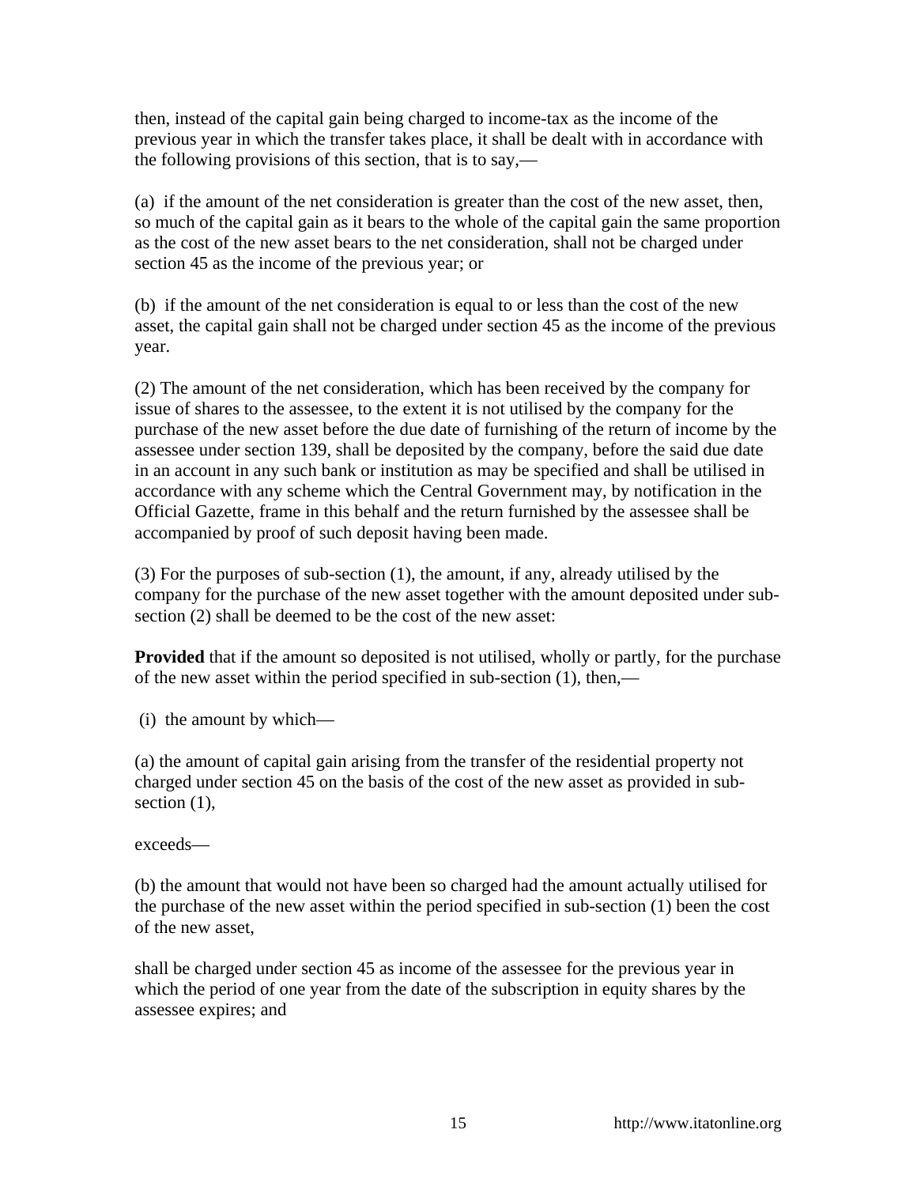then, instead of the capital gain being charged to income-tax as the income of the previous year in which the transfer takes place, it shall be dealt with in accordance with the following provisions of this section, that is to say,—

(a) if the amount of the net consideration is greater than the cost of the new asset, then, so much of the capital gain as it bears to the whole of the capital gain the same proportion as the cost of the new asset bears to the net consideration, shall not be charged under section 45 as the income of the previous year; or

(b) if the amount of the net consideration is equal to or less than the cost of the new asset, the capital gain shall not be charged under section 45 as the income of the previous year.

(2) The amount of the net consideration, which has been received by the company for issue of shares to the assessee, to the extent it is not utilised by the company for the purchase of the new asset before the due date of furnishing of the return of income by the assessee under section 139, shall be deposited by the company, before the said due date in an account in any such bank or institution as may be specified and shall be utilised in accordance with any scheme which the Central Government may, by notification in the Official Gazette, frame in this behalf and the return furnished by the assessee shall be accompanied by proof of such deposit having been made.

(3) For the purposes of sub-section (1), the amount, if any, already utilised by the company for the purchase of the new asset together with the amount deposited under sub-section (2) shall be deemed to be the cost of the new asset:

**Provided** that if the amount so deposited is not utilised, wholly or partly, for the purchase of the new asset within the period specified in sub-section (1), then,—

(i) the amount by which—

(a) the amount of capital gain arising from the transfer of the residential property not charged under section 45 on the basis of the cost of the new asset as provided in sub-section (1),

exceeds—

(b) the amount that would not have been so charged had the amount actually utilised for the purchase of the new asset within the period specified in sub-section (1) been the cost of the new asset,

shall be charged under section 45 as income of the assessee for the previous year in which the period of one year from the date of the subscription in equity shares by the assessee expires; and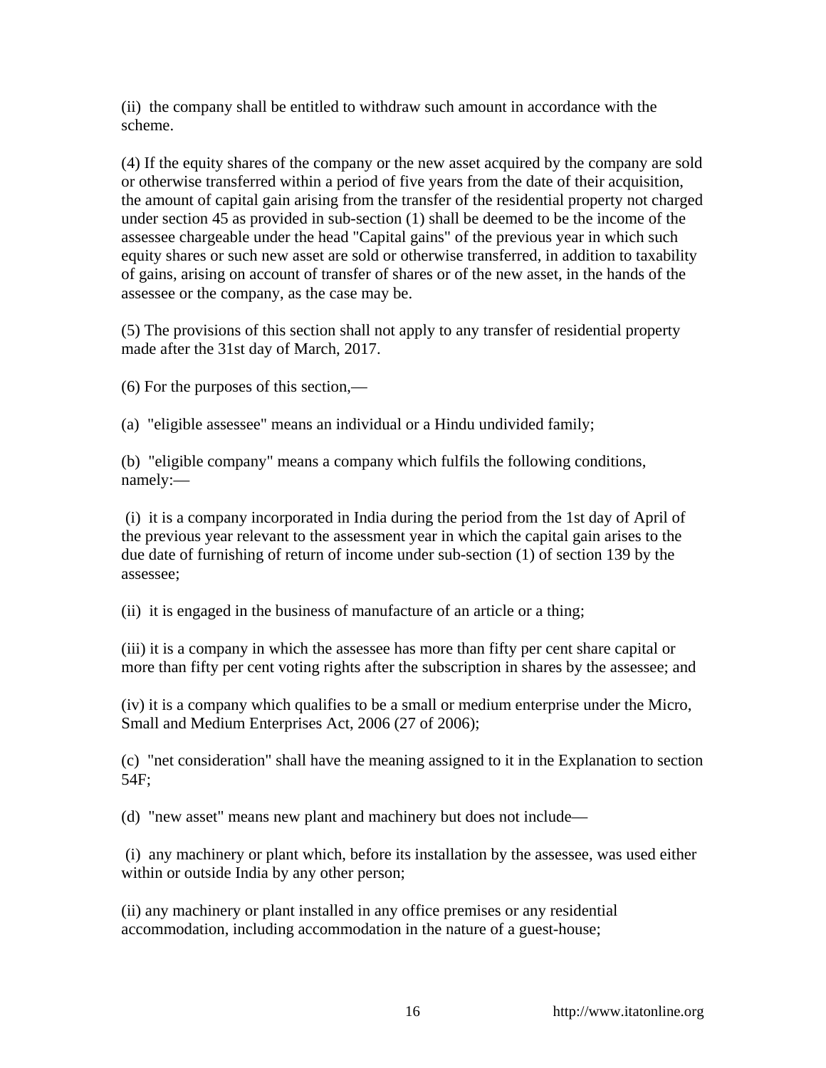(ii) the company shall be entitled to withdraw such amount in accordance with the scheme.

(4) If the equity shares of the company or the new asset acquired by the company are sold or otherwise transferred within a period of five years from the date of their acquisition, the amount of capital gain arising from the transfer of the residential property not charged under section 45 as provided in sub-section (1) shall be deemed to be the income of the assessee chargeable under the head "Capital gains" of the previous year in which such equity shares or such new asset are sold or otherwise transferred, in addition to taxability of gains, arising on account of transfer of shares or of the new asset, in the hands of the assessee or the company, as the case may be.

(5) The provisions of this section shall not apply to any transfer of residential property made after the 31st day of March, 2017.

(6) For the purposes of this section,—

(a) "eligible assessee" means an individual or a Hindu undivided family;

(b) "eligible company" means a company which fulfils the following conditions, namely:—

(i) it is a company incorporated in India during the period from the 1st day of April of the previous year relevant to the assessment year in which the capital gain arises to the due date of furnishing of return of income under sub-section (1) of section 139 by the assessee;

(ii) it is engaged in the business of manufacture of an article or a thing;

(iii) it is a company in which the assessee has more than fifty per cent share capital or more than fifty per cent voting rights after the subscription in shares by the assessee; and

(iv) it is a company which qualifies to be a small or medium enterprise under the Micro, Small and Medium Enterprises Act, 2006 (27 of 2006);

(c) "net consideration" shall have the meaning assigned to it in the Explanation to section 54F;

(d) "new asset" means new plant and machinery but does not include—

(i) any machinery or plant which, before its installation by the assessee, was used either within or outside India by any other person;

(ii) any machinery or plant installed in any office premises or any residential accommodation, including accommodation in the nature of a guest-house;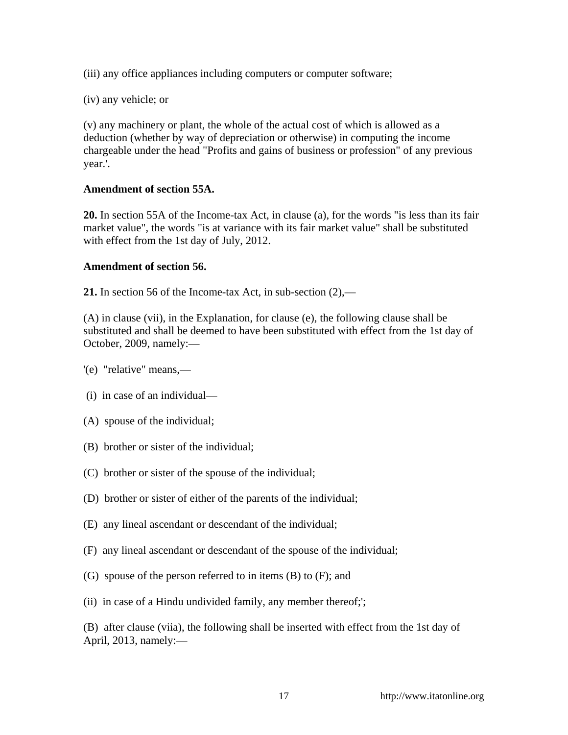(iii) any office appliances including computers or computer software;

(iv) any vehicle; or

(v) any machinery or plant, the whole of the actual cost of which is allowed as a deduction (whether by way of depreciation or otherwise) in computing the income chargeable under the head "Profits and gains of business or profession" of any previous year.'.

**Amendment of section 55A.**

**20.** In section 55A of the Income-tax Act, in clause (a), for the words "is less than its fair market value", the words "is at variance with its fair market value" shall be substituted with effect from the 1st day of July, 2012.

**Amendment of section 56.**

**21.** In section 56 of the Income-tax Act, in sub-section (2),—

(A) in clause (vii), in the Explanation, for clause (e), the following clause shall be substituted and shall be deemed to have been substituted with effect from the 1st day of October, 2009, namely:—

'(e) "relative" means,—

(i) in case of an individual—

(A) spouse of the individual;

(B) brother or sister of the individual;

(C) brother or sister of the spouse of the individual;

(D) brother or sister of either of the parents of the individual;

(E) any lineal ascendant or descendant of the individual;

(F) any lineal ascendant or descendant of the spouse of the individual;

(G) spouse of the person referred to in items (B) to (F); and

(ii) in case of a Hindu undivided family, any member thereof;';

(B) after clause (viia), the following shall be inserted with effect from the 1st day of April, 2013, namely:—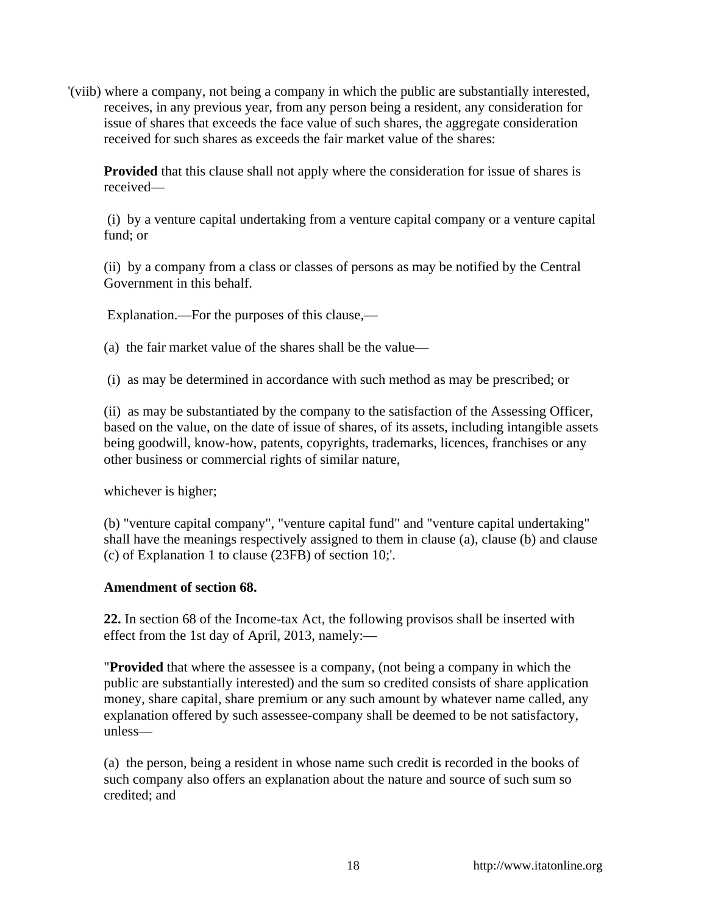'(viib) where a company, not being a company in which the public are substantially interested, receives, in any previous year, from any person being a resident, any consideration for issue of shares that exceeds the face value of such shares, the aggregate consideration received for such shares as exceeds the fair market value of the shares:

**Provided** that this clause shall not apply where the consideration for issue of shares is received—

(i) by a venture capital undertaking from a venture capital company or a venture capital fund; or

(ii) by a company from a class or classes of persons as may be notified by the Central Government in this behalf.

Explanation.—For the purposes of this clause,—

(a) the fair market value of the shares shall be the value—

(i) as may be determined in accordance with such method as may be prescribed; or

(ii) as may be substantiated by the company to the satisfaction of the Assessing Officer, based on the value, on the date of issue of shares, of its assets, including intangible assets being goodwill, know-how, patents, copyrights, trademarks, licences, franchises or any other business or commercial rights of similar nature,

whichever is higher;

(b) "venture capital company", "venture capital fund" and "venture capital undertaking" shall have the meanings respectively assigned to them in clause (a), clause (b) and clause (c) of Explanation 1 to clause (23FB) of section 10;'.

**Amendment of section 68.**

**22.** In section 68 of the Income-tax Act, the following provisos shall be inserted with effect from the 1st day of April, 2013, namely:—

"**Provided** that where the assessee is a company, (not being a company in which the public are substantially interested) and the sum so credited consists of share application money, share capital, share premium or any such amount by whatever name called, any explanation offered by such assessee-company shall be deemed to be not satisfactory, unless—

(a) the person, being a resident in whose name such credit is recorded in the books of such company also offers an explanation about the nature and source of such sum so credited; and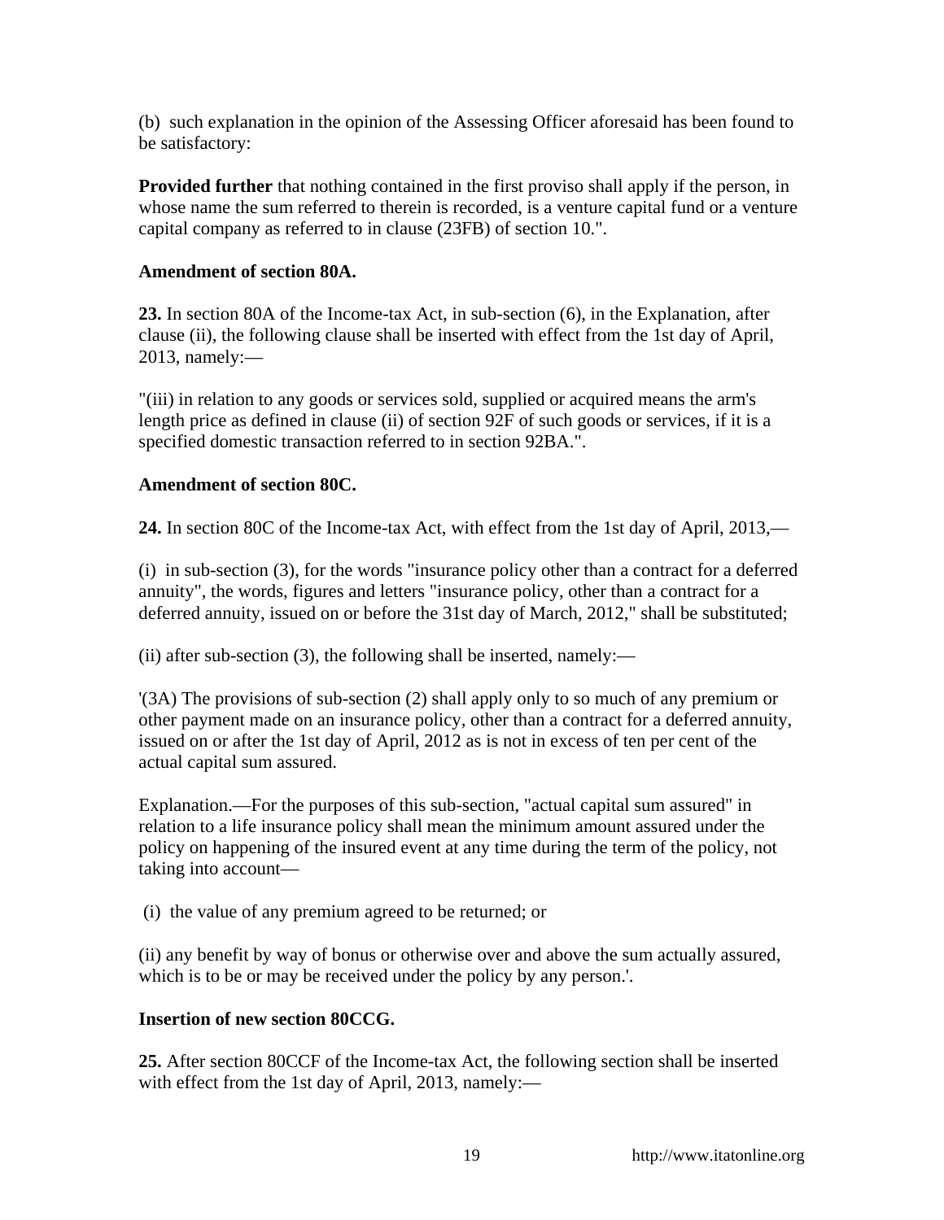(b) such explanation in the opinion of the Assessing Officer aforesaid has been found to be satisfactory:

**Provided further** that nothing contained in the first proviso shall apply if the person, in whose name the sum referred to therein is recorded, is a venture capital fund or a venture capital company as referred to in clause (23FB) of section 10.".

**Amendment of section 80A.**

**23.** In section 80A of the Income-tax Act, in sub-section (6), in the Explanation, after clause (ii), the following clause shall be inserted with effect from the 1st day of April, 2013, namely:—

"(iii) in relation to any goods or services sold, supplied or acquired means the arm's length price as defined in clause (ii) of section 92F of such goods or services, if it is a specified domestic transaction referred to in section 92BA.".

**Amendment of section 80C.**

**24.** In section 80C of the Income-tax Act, with effect from the 1st day of April, 2013,—

(i) in sub-section (3), for the words "insurance policy other than a contract for a deferred annuity", the words, figures and letters "insurance policy, other than a contract for a deferred annuity, issued on or before the 31st day of March, 2012," shall be substituted;

(ii) after sub-section (3), the following shall be inserted, namely:—

'(3A) The provisions of sub-section (2) shall apply only to so much of any premium or other payment made on an insurance policy, other than a contract for a deferred annuity, issued on or after the 1st day of April, 2012 as is not in excess of ten per cent of the actual capital sum assured.

Explanation.—For the purposes of this sub-section, "actual capital sum assured" in relation to a life insurance policy shall mean the minimum amount assured under the policy on happening of the insured event at any time during the term of the policy, not taking into account—

(i) the value of any premium agreed to be returned; or

(ii) any benefit by way of bonus or otherwise over and above the sum actually assured, which is to be or may be received under the policy by any person.'.

**Insertion of new section 80CCG.**

**25.** After section 80CCF of the Income-tax Act, the following section shall be inserted with effect from the 1st day of April, 2013, namely:—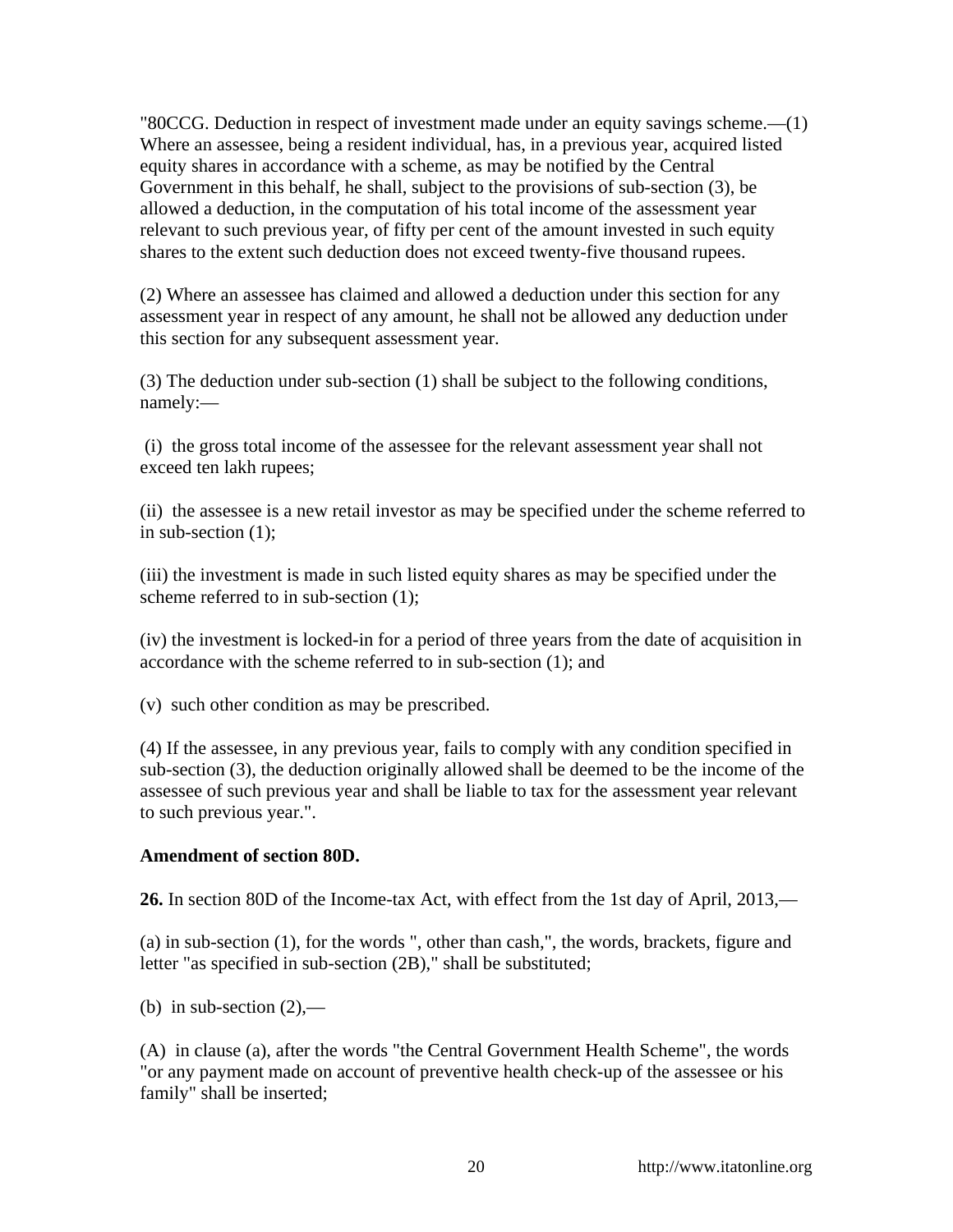"80CCG. Deduction in respect of investment made under an equity savings scheme.—(1) Where an assessee, being a resident individual, has, in a previous year, acquired listed equity shares in accordance with a scheme, as may be notified by the Central Government in this behalf, he shall, subject to the provisions of sub-section (3), be allowed a deduction, in the computation of his total income of the assessment year relevant to such previous year, of fifty per cent of the amount invested in such equity shares to the extent such deduction does not exceed twenty-five thousand rupees.

(2) Where an assessee has claimed and allowed a deduction under this section for any assessment year in respect of any amount, he shall not be allowed any deduction under this section for any subsequent assessment year.

(3) The deduction under sub-section (1) shall be subject to the following conditions, namely:—

(i) the gross total income of the assessee for the relevant assessment year shall not exceed ten lakh rupees;

(ii) the assessee is a new retail investor as may be specified under the scheme referred to in sub-section (1);

(iii) the investment is made in such listed equity shares as may be specified under the scheme referred to in sub-section (1);

(iv) the investment is locked-in for a period of three years from the date of acquisition in accordance with the scheme referred to in sub-section (1); and

(v) such other condition as may be prescribed.

(4) If the assessee, in any previous year, fails to comply with any condition specified in sub-section (3), the deduction originally allowed shall be deemed to be the income of the assessee of such previous year and shall be liable to tax for the assessment year relevant to such previous year.".

**Amendment of section 80D.**

**26.** In section 80D of the Income-tax Act, with effect from the 1st day of April, 2013,—

(a) in sub-section (1), for the words ", other than cash,", the words, brackets, figure and letter "as specified in sub-section (2B)," shall be substituted;

(b) in sub-section (2),—

(A) in clause (a), after the words "the Central Government Health Scheme", the words "or any payment made on account of preventive health check-up of the assessee or his family" shall be inserted;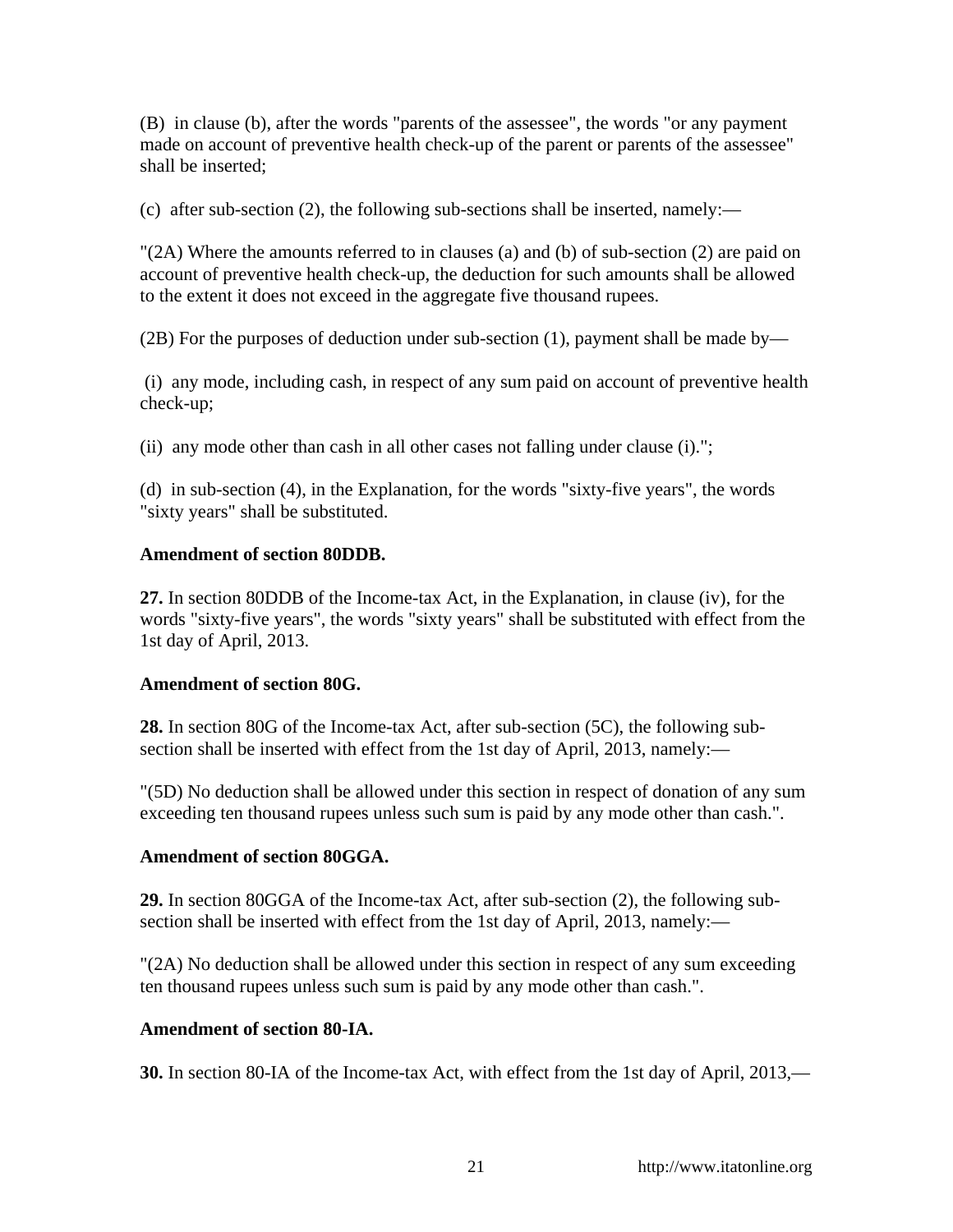(B) in clause (b), after the words "parents of the assessee", the words "or any payment made on account of preventive health check-up of the parent or parents of the assessee" shall be inserted;

(c) after sub-section (2), the following sub-sections shall be inserted, namely:—

"(2A) Where the amounts referred to in clauses (a) and (b) of sub-section (2) are paid on account of preventive health check-up, the deduction for such amounts shall be allowed to the extent it does not exceed in the aggregate five thousand rupees.

(2B) For the purposes of deduction under sub-section (1), payment shall be made by—

(i) any mode, including cash, in respect of any sum paid on account of preventive health check-up;

(ii) any mode other than cash in all other cases not falling under clause (i).";

(d) in sub-section (4), in the Explanation, for the words "sixty-five years", the words "sixty years" shall be substituted.

**Amendment of section 80DDB.**

**27.** In section 80DDB of the Income-tax Act, in the Explanation, in clause (iv), for the words "sixty-five years", the words "sixty years" shall be substituted with effect from the 1st day of April, 2013.

**Amendment of section 80G.**

**28.** In section 80G of the Income-tax Act, after sub-section (5C), the following sub-section shall be inserted with effect from the 1st day of April, 2013, namely:—

"(5D) No deduction shall be allowed under this section in respect of donation of any sum exceeding ten thousand rupees unless such sum is paid by any mode other than cash.".

**Amendment of section 80GGA.**

**29.** In section 80GGA of the Income-tax Act, after sub-section (2), the following sub-section shall be inserted with effect from the 1st day of April, 2013, namely:—

"(2A) No deduction shall be allowed under this section in respect of any sum exceeding ten thousand rupees unless such sum is paid by any mode other than cash.".

**Amendment of section 80-IA.**

**30.** In section 80-IA of the Income-tax Act, with effect from the 1st day of April, 2013,—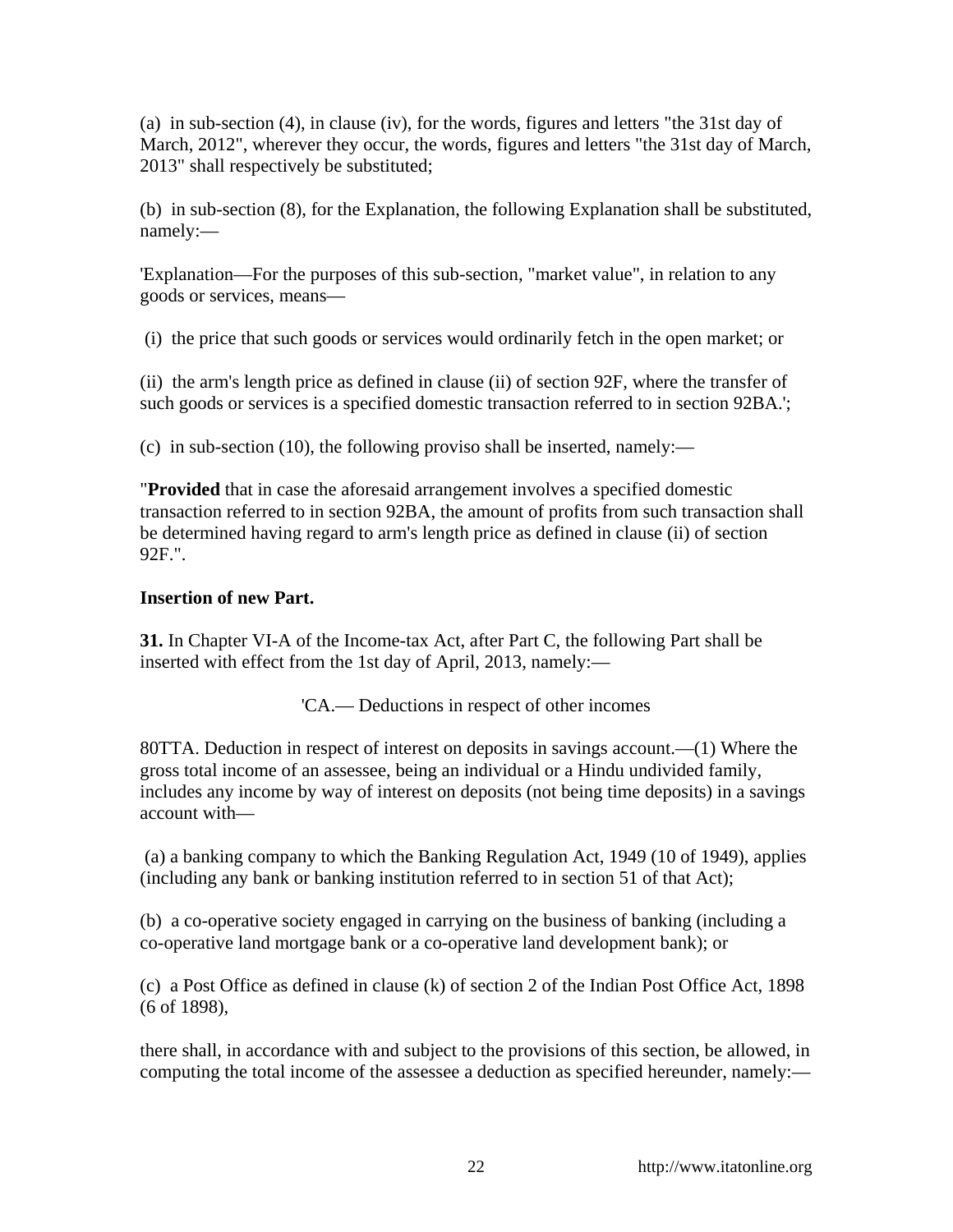(a) in sub-section (4), in clause (iv), for the words, figures and letters "the 31st day of March, 2012", wherever they occur, the words, figures and letters "the 31st day of March, 2013" shall respectively be substituted;

(b) in sub-section (8), for the Explanation, the following Explanation shall be substituted, namely:—

'Explanation—For the purposes of this sub-section, "market value", in relation to any goods or services, means—

(i) the price that such goods or services would ordinarily fetch in the open market; or

(ii) the arm's length price as defined in clause (ii) of section 92F, where the transfer of such goods or services is a specified domestic transaction referred to in section 92BA.';

(c) in sub-section (10), the following proviso shall be inserted, namely:—

"**Provided** that in case the aforesaid arrangement involves a specified domestic transaction referred to in section 92BA, the amount of profits from such transaction shall be determined having regard to arm's length price as defined in clause (ii) of section 92F.".

**Insertion of new Part.**

**31.** In Chapter VI-A of the Income-tax Act, after Part C, the following Part shall be inserted with effect from the 1st day of April, 2013, namely:—

'CA.— Deductions in respect of other incomes

80TTA. Deduction in respect of interest on deposits in savings account.—(1) Where the gross total income of an assessee, being an individual or a Hindu undivided family, includes any income by way of interest on deposits (not being time deposits) in a savings account with—

(a) a banking company to which the Banking Regulation Act, 1949 (10 of 1949), applies (including any bank or banking institution referred to in section 51 of that Act);

(b) a co-operative society engaged in carrying on the business of banking (including a co-operative land mortgage bank or a co-operative land development bank); or

(c) a Post Office as defined in clause (k) of section 2 of the Indian Post Office Act, 1898 (6 of 1898),

there shall, in accordance with and subject to the provisions of this section, be allowed, in computing the total income of the assessee a deduction as specified hereunder, namely:—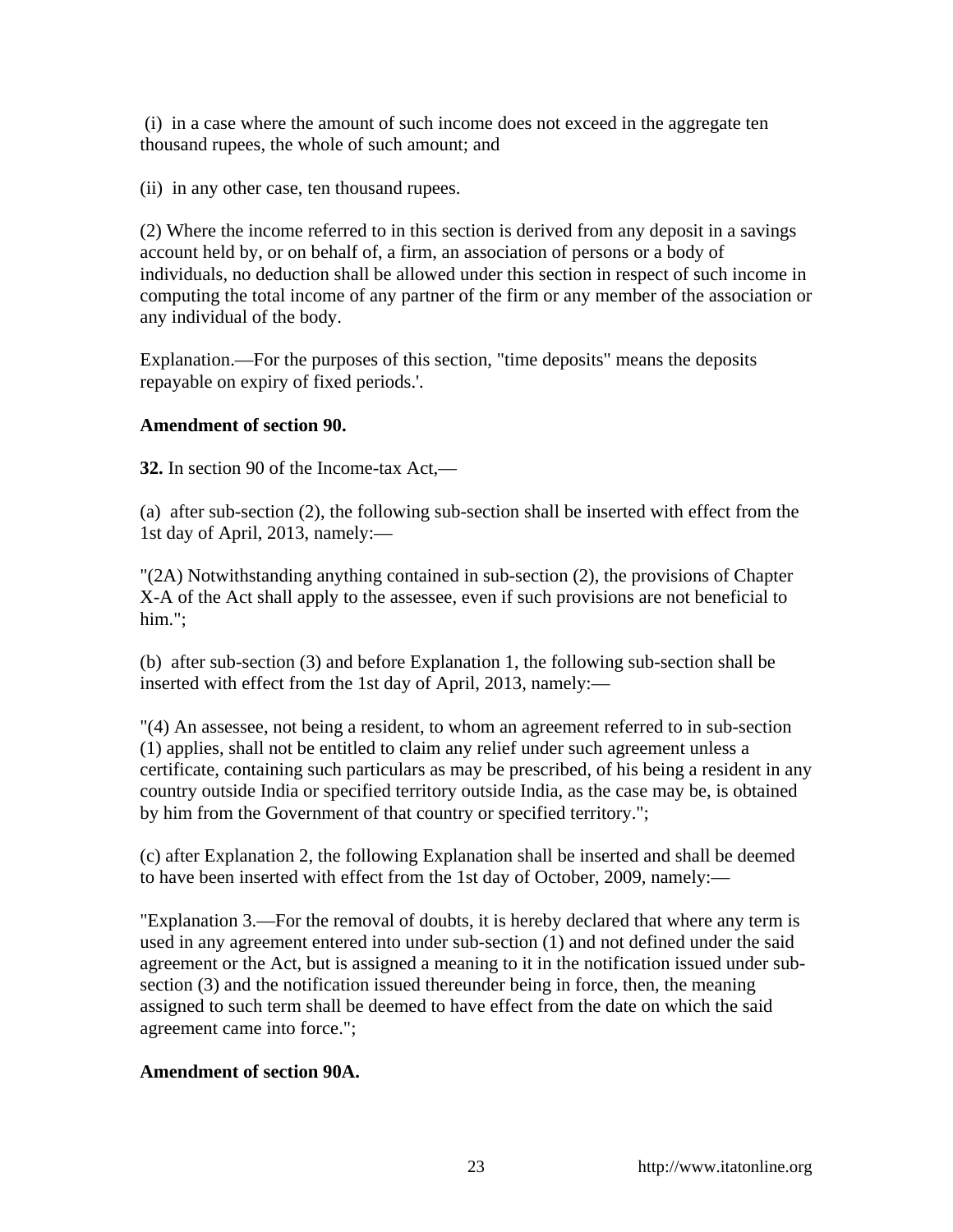(i) in a case where the amount of such income does not exceed in the aggregate ten thousand rupees, the whole of such amount; and

(ii) in any other case, ten thousand rupees.

(2) Where the income referred to in this section is derived from any deposit in a savings account held by, or on behalf of, a firm, an association of persons or a body of individuals, no deduction shall be allowed under this section in respect of such income in computing the total income of any partner of the firm or any member of the association or any individual of the body.

Explanation.—For the purposes of this section, "time deposits" means the deposits repayable on expiry of fixed periods.'.

**Amendment of section 90.**

**32.** In section 90 of the Income-tax Act,—

(a) after sub-section (2), the following sub-section shall be inserted with effect from the 1st day of April, 2013, namely:—

"(2A) Notwithstanding anything contained in sub-section (2), the provisions of Chapter X-A of the Act shall apply to the assessee, even if such provisions are not beneficial to him.";

(b) after sub-section (3) and before Explanation 1, the following sub-section shall be inserted with effect from the 1st day of April, 2013, namely:—

"(4) An assessee, not being a resident, to whom an agreement referred to in sub-section (1) applies, shall not be entitled to claim any relief under such agreement unless a certificate, containing such particulars as may be prescribed, of his being a resident in any country outside India or specified territory outside India, as the case may be, is obtained by him from the Government of that country or specified territory.";

(c) after Explanation 2, the following Explanation shall be inserted and shall be deemed to have been inserted with effect from the 1st day of October, 2009, namely:—

"Explanation 3.—For the removal of doubts, it is hereby declared that where any term is used in any agreement entered into under sub-section (1) and not defined under the said agreement or the Act, but is assigned a meaning to it in the notification issued under sub-section (3) and the notification issued thereunder being in force, then, the meaning assigned to such term shall be deemed to have effect from the date on which the said agreement came into force.";

**Amendment of section 90A.**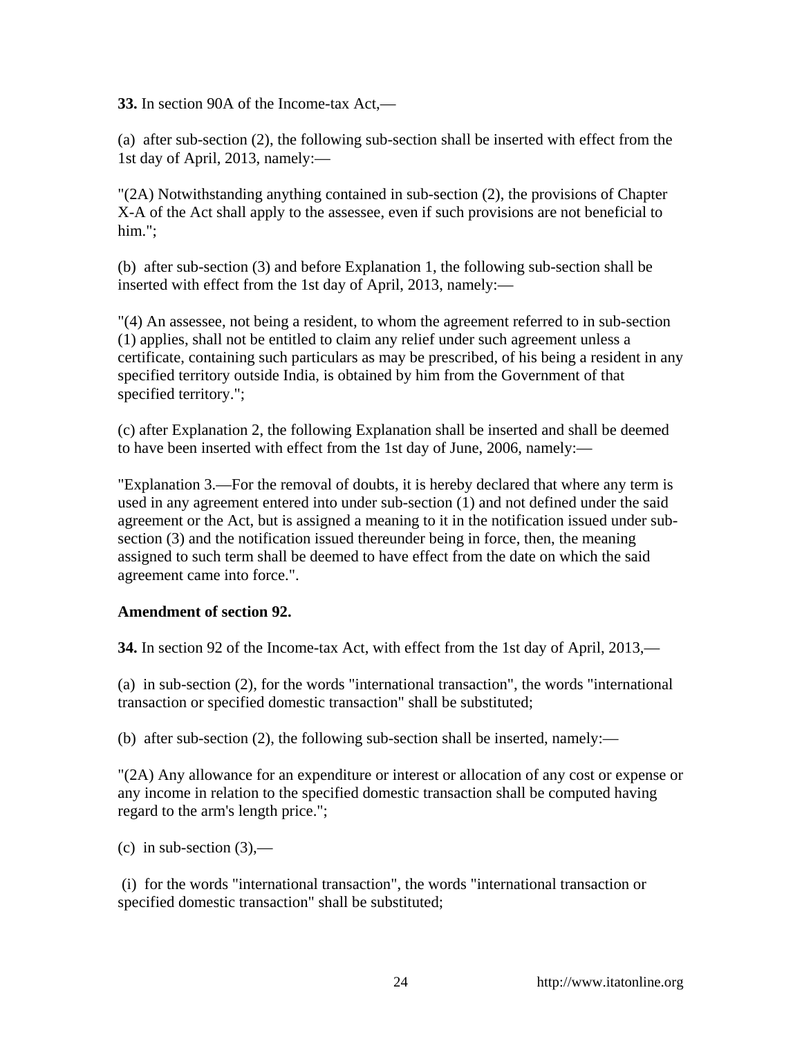**33.** In section 90A of the Income-tax Act,—

(a) after sub-section (2), the following sub-section shall be inserted with effect from the 1st day of April, 2013, namely:—

"(2A) Notwithstanding anything contained in sub-section (2), the provisions of Chapter X-A of the Act shall apply to the assessee, even if such provisions are not beneficial to him.";

(b) after sub-section (3) and before Explanation 1, the following sub-section shall be inserted with effect from the 1st day of April, 2013, namely:—

"(4) An assessee, not being a resident, to whom the agreement referred to in sub-section (1) applies, shall not be entitled to claim any relief under such agreement unless a certificate, containing such particulars as may be prescribed, of his being a resident in any specified territory outside India, is obtained by him from the Government of that specified territory.";

(c) after Explanation 2, the following Explanation shall be inserted and shall be deemed to have been inserted with effect from the 1st day of June, 2006, namely:—

"Explanation 3.—For the removal of doubts, it is hereby declared that where any term is used in any agreement entered into under sub-section (1) and not defined under the said agreement or the Act, but is assigned a meaning to it in the notification issued under sub-section (3) and the notification issued thereunder being in force, then, the meaning assigned to such term shall be deemed to have effect from the date on which the said agreement came into force.".

**Amendment of section 92.**

**34.** In section 92 of the Income-tax Act, with effect from the 1st day of April, 2013,—

(a) in sub-section (2), for the words "international transaction", the words "international transaction or specified domestic transaction" shall be substituted;

(b) after sub-section (2), the following sub-section shall be inserted, namely:—

"(2A) Any allowance for an expenditure or interest or allocation of any cost or expense or any income in relation to the specified domestic transaction shall be computed having regard to the arm's length price.";

(c) in sub-section (3),—

(i) for the words "international transaction", the words "international transaction or specified domestic transaction" shall be substituted;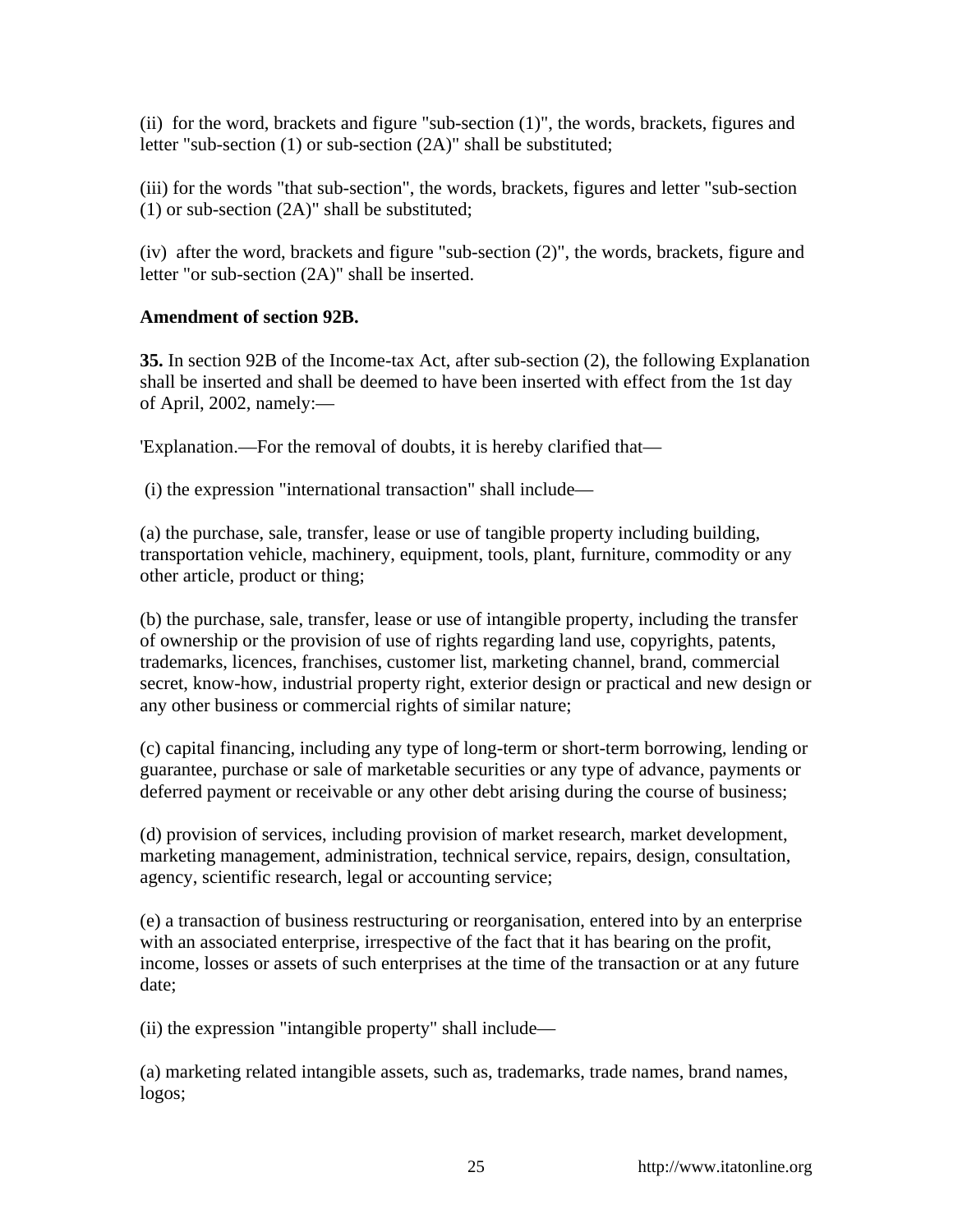(ii) for the word, brackets and figure "sub-section (1)", the words, brackets, figures and letter "sub-section (1) or sub-section (2A)" shall be substituted;

(iii) for the words "that sub-section", the words, brackets, figures and letter "sub-section (1) or sub-section (2A)" shall be substituted;

(iv) after the word, brackets and figure "sub-section (2)", the words, brackets, figure and letter "or sub-section (2A)" shall be inserted.

**Amendment of section 92B.**

**35.** In section 92B of the Income-tax Act, after sub-section (2), the following Explanation shall be inserted and shall be deemed to have been inserted with effect from the 1st day of April, 2002, namely:—

'Explanation.—For the removal of doubts, it is hereby clarified that—

(i) the expression "international transaction" shall include—

(a) the purchase, sale, transfer, lease or use of tangible property including building, transportation vehicle, machinery, equipment, tools, plant, furniture, commodity or any other article, product or thing;

(b) the purchase, sale, transfer, lease or use of intangible property, including the transfer of ownership or the provision of use of rights regarding land use, copyrights, patents, trademarks, licences, franchises, customer list, marketing channel, brand, commercial secret, know-how, industrial property right, exterior design or practical and new design or any other business or commercial rights of similar nature;

(c) capital financing, including any type of long-term or short-term borrowing, lending or guarantee, purchase or sale of marketable securities or any type of advance, payments or deferred payment or receivable or any other debt arising during the course of business;

(d) provision of services, including provision of market research, market development, marketing management, administration, technical service, repairs, design, consultation, agency, scientific research, legal or accounting service;

(e) a transaction of business restructuring or reorganisation, entered into by an enterprise with an associated enterprise, irrespective of the fact that it has bearing on the profit, income, losses or assets of such enterprises at the time of the transaction or at any future date;

(ii) the expression "intangible property" shall include—

(a) marketing related intangible assets, such as, trademarks, trade names, brand names, logos;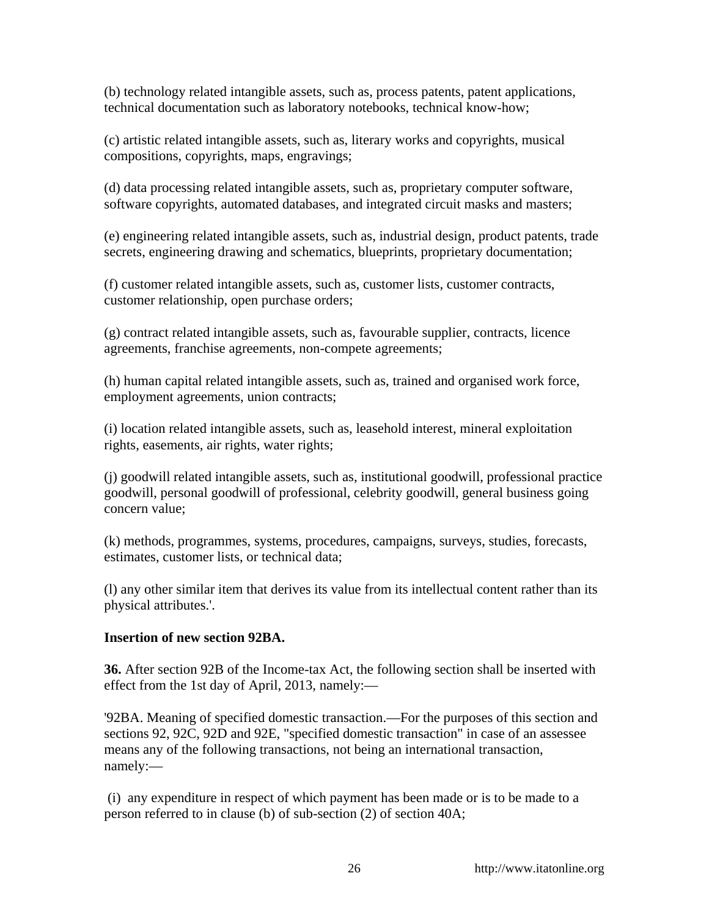(b) technology related intangible assets, such as, process patents, patent applications, technical documentation such as laboratory notebooks, technical know-how;

(c) artistic related intangible assets, such as, literary works and copyrights, musical compositions, copyrights, maps, engravings;

(d) data processing related intangible assets, such as, proprietary computer software, software copyrights, automated databases, and integrated circuit masks and masters;

(e) engineering related intangible assets, such as, industrial design, product patents, trade secrets, engineering drawing and schematics, blueprints, proprietary documentation;

(f) customer related intangible assets, such as, customer lists, customer contracts, customer relationship, open purchase orders;

(g) contract related intangible assets, such as, favourable supplier, contracts, licence agreements, franchise agreements, non-compete agreements;

(h) human capital related intangible assets, such as, trained and organised work force, employment agreements, union contracts;

(i) location related intangible assets, such as, leasehold interest, mineral exploitation rights, easements, air rights, water rights;

(j) goodwill related intangible assets, such as, institutional goodwill, professional practice goodwill, personal goodwill of professional, celebrity goodwill, general business going concern value;

(k) methods, programmes, systems, procedures, campaigns, surveys, studies, forecasts, estimates, customer lists, or technical data;

(l) any other similar item that derives its value from its intellectual content rather than its physical attributes.'.

**Insertion of new section 92BA.**

**36.** After section 92B of the Income-tax Act, the following section shall be inserted with effect from the 1st day of April, 2013, namely:—

'92BA. Meaning of specified domestic transaction.—For the purposes of this section and sections 92, 92C, 92D and 92E, "specified domestic transaction" in case of an assessee means any of the following transactions, not being an international transaction, namely:—

(i) any expenditure in respect of which payment has been made or is to be made to a person referred to in clause (b) of sub-section (2) of section 40A;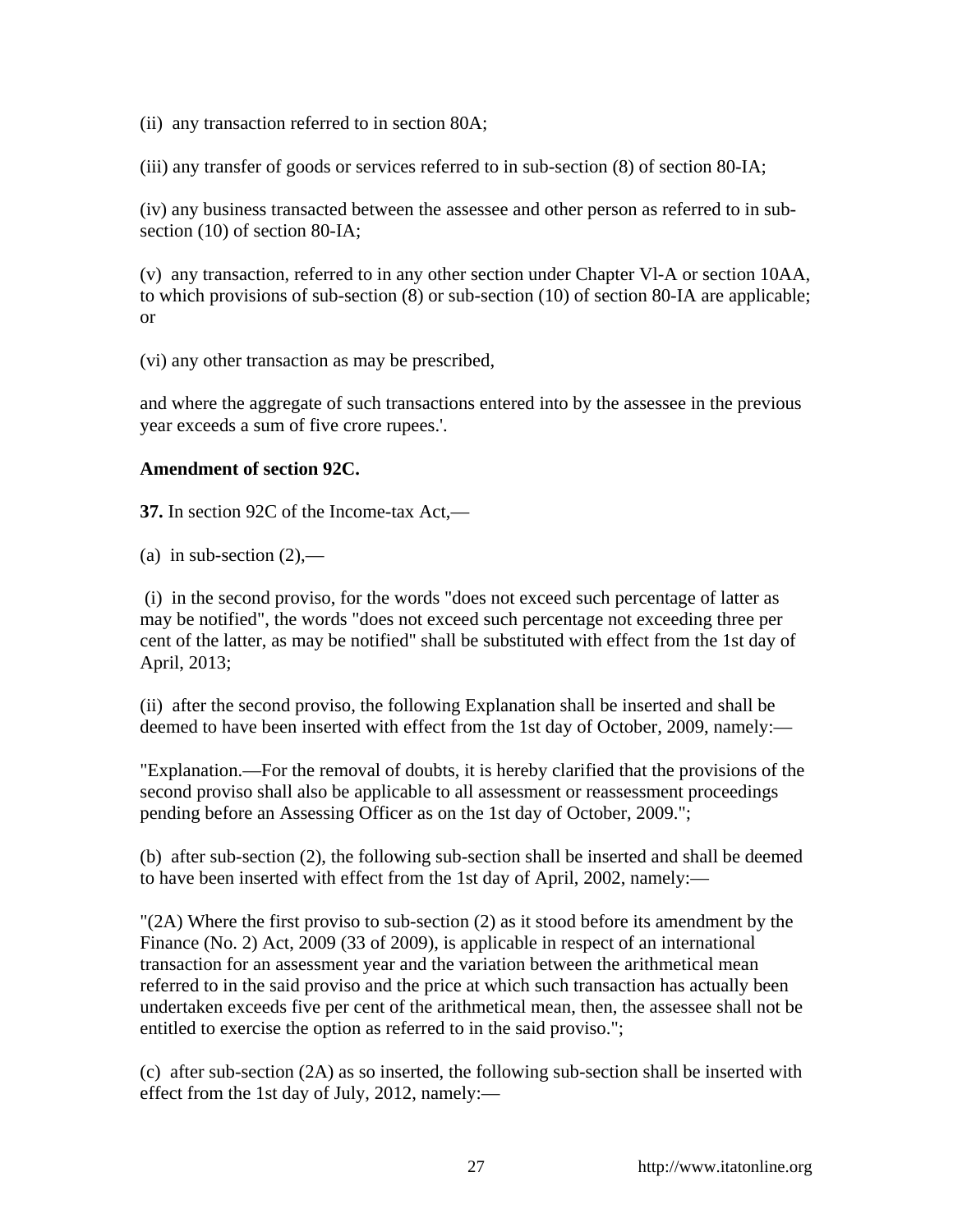(ii) any transaction referred to in section 80A;

(iii) any transfer of goods or services referred to in sub-section (8) of section 80-IA;

(iv) any business transacted between the assessee and other person as referred to in sub-section (10) of section 80-IA;

(v) any transaction, referred to in any other section under Chapter Vl-A or section 10AA, to which provisions of sub-section (8) or sub-section (10) of section 80-IA are applicable; or

(vi) any other transaction as may be prescribed,

and where the aggregate of such transactions entered into by the assessee in the previous year exceeds a sum of five crore rupees.'.

**Amendment of section 92C.**

**37.** In section 92C of the Income-tax Act,—

(a) in sub-section (2),—

(i) in the second proviso, for the words "does not exceed such percentage of latter as may be notified", the words "does not exceed such percentage not exceeding three per cent of the latter, as may be notified" shall be substituted with effect from the 1st day of April, 2013;

(ii) after the second proviso, the following Explanation shall be inserted and shall be deemed to have been inserted with effect from the 1st day of October, 2009, namely:—

"Explanation.—For the removal of doubts, it is hereby clarified that the provisions of the second proviso shall also be applicable to all assessment or reassessment proceedings pending before an Assessing Officer as on the 1st day of October, 2009.";

(b) after sub-section (2), the following sub-section shall be inserted and shall be deemed to have been inserted with effect from the 1st day of April, 2002, namely:—

"(2A) Where the first proviso to sub-section (2) as it stood before its amendment by the Finance (No. 2) Act, 2009 (33 of 2009), is applicable in respect of an international transaction for an assessment year and the variation between the arithmetical mean referred to in the said proviso and the price at which such transaction has actually been undertaken exceeds five per cent of the arithmetical mean, then, the assessee shall not be entitled to exercise the option as referred to in the said proviso.";

(c) after sub-section (2A) as so inserted, the following sub-section shall be inserted with effect from the 1st day of July, 2012, namely:—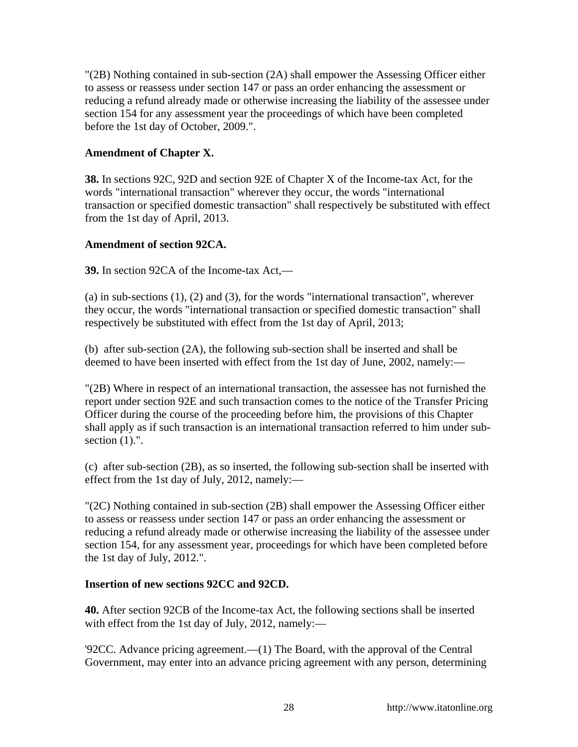"(2B) Nothing contained in sub-section (2A) shall empower the Assessing Officer either to assess or reassess under section 147 or pass an order enhancing the assessment or reducing a refund already made or otherwise increasing the liability of the assessee under section 154 for any assessment year the proceedings of which have been completed before the 1st day of October, 2009.".

**Amendment of Chapter X.**

**38.** In sections 92C, 92D and section 92E of Chapter X of the Income-tax Act, for the words "international transaction" wherever they occur, the words "international transaction or specified domestic transaction" shall respectively be substituted with effect from the 1st day of April, 2013.

**Amendment of section 92CA.**

**39.** In section 92CA of the Income-tax Act,—

(a) in sub-sections (1), (2) and (3), for the words "international transaction", wherever they occur, the words "international transaction or specified domestic transaction" shall respectively be substituted with effect from the 1st day of April, 2013;

(b) after sub-section (2A), the following sub-section shall be inserted and shall be deemed to have been inserted with effect from the 1st day of June, 2002, namely:—

"(2B) Where in respect of an international transaction, the assessee has not furnished the report under section 92E and such transaction comes to the notice of the Transfer Pricing Officer during the course of the proceeding before him, the provisions of this Chapter shall apply as if such transaction is an international transaction referred to him under sub-section (1).".

(c) after sub-section (2B), as so inserted, the following sub-section shall be inserted with effect from the 1st day of July, 2012, namely:—

"(2C) Nothing contained in sub-section (2B) shall empower the Assessing Officer either to assess or reassess under section 147 or pass an order enhancing the assessment or reducing a refund already made or otherwise increasing the liability of the assessee under section 154, for any assessment year, proceedings for which have been completed before the 1st day of July, 2012.".

**Insertion of new sections 92CC and 92CD.**

**40.** After section 92CB of the Income-tax Act, the following sections shall be inserted with effect from the 1st day of July, 2012, namely:—

'92CC. Advance pricing agreement.—(1) The Board, with the approval of the Central Government, may enter into an advance pricing agreement with any person, determining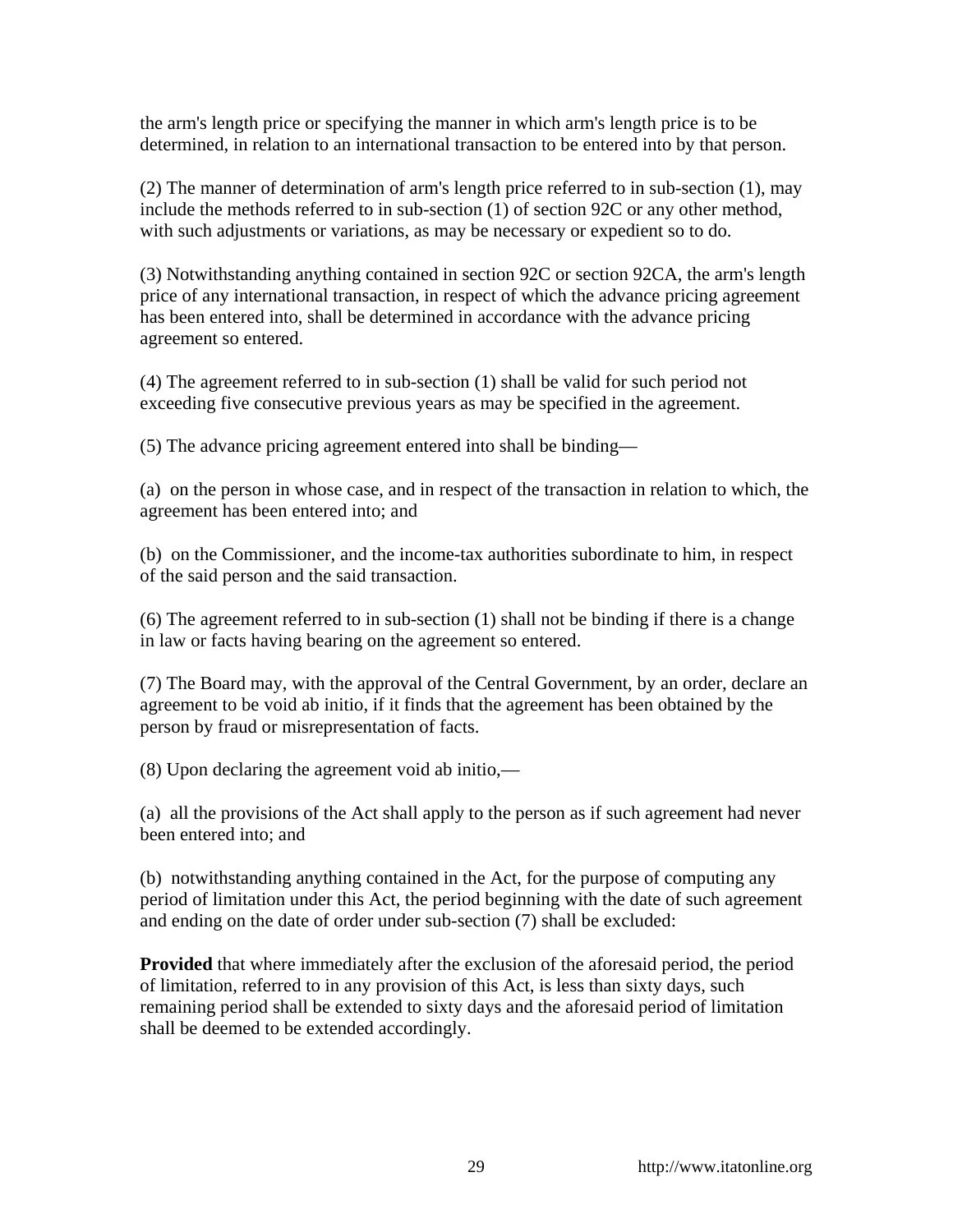the arm's length price or specifying the manner in which arm's length price is to be determined, in relation to an international transaction to be entered into by that person.

(2) The manner of determination of arm's length price referred to in sub-section (1), may include the methods referred to in sub-section (1) of section 92C or any other method, with such adjustments or variations, as may be necessary or expedient so to do.

(3) Notwithstanding anything contained in section 92C or section 92CA, the arm's length price of any international transaction, in respect of which the advance pricing agreement has been entered into, shall be determined in accordance with the advance pricing agreement so entered.

(4) The agreement referred to in sub-section (1) shall be valid for such period not exceeding five consecutive previous years as may be specified in the agreement.

(5) The advance pricing agreement entered into shall be binding—

(a) on the person in whose case, and in respect of the transaction in relation to which, the agreement has been entered into; and

(b) on the Commissioner, and the income-tax authorities subordinate to him, in respect of the said person and the said transaction.

(6) The agreement referred to in sub-section (1) shall not be binding if there is a change in law or facts having bearing on the agreement so entered.

(7) The Board may, with the approval of the Central Government, by an order, declare an agreement to be void ab initio, if it finds that the agreement has been obtained by the person by fraud or misrepresentation of facts.

(8) Upon declaring the agreement void ab initio,—

(a) all the provisions of the Act shall apply to the person as if such agreement had never been entered into; and

(b) notwithstanding anything contained in the Act, for the purpose of computing any period of limitation under this Act, the period beginning with the date of such agreement and ending on the date of order under sub-section (7) shall be excluded:

**Provided** that where immediately after the exclusion of the aforesaid period, the period of limitation, referred to in any provision of this Act, is less than sixty days, such remaining period shall be extended to sixty days and the aforesaid period of limitation shall be deemed to be extended accordingly.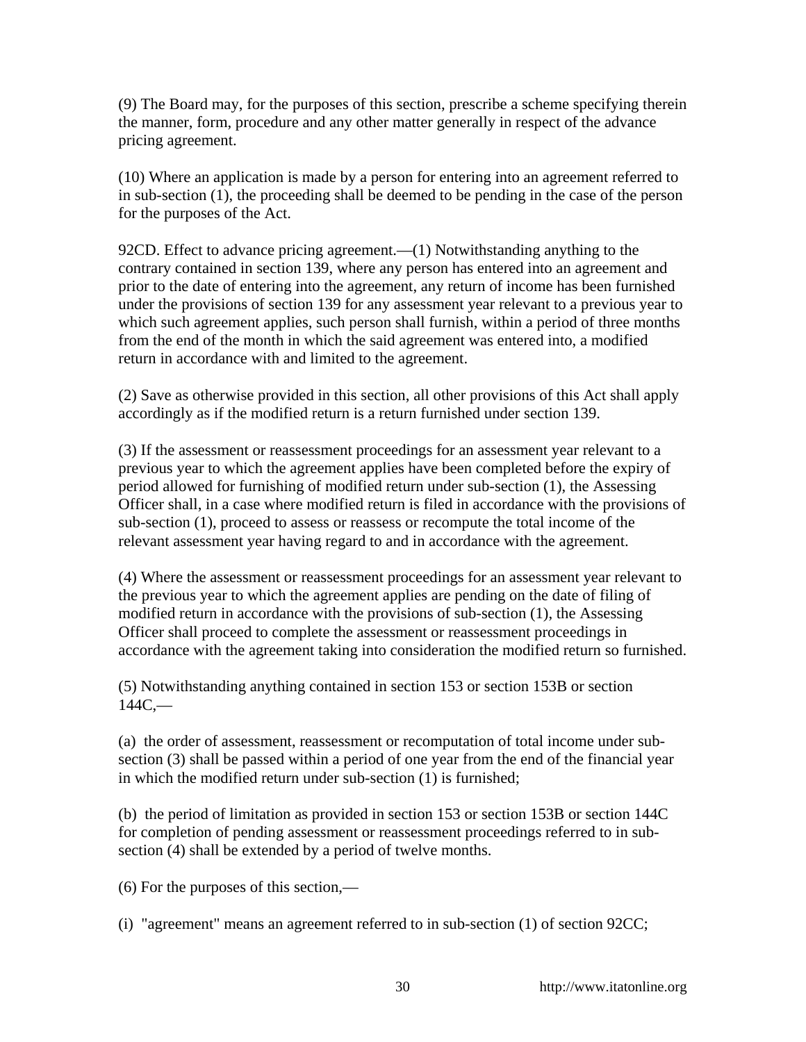(9) The Board may, for the purposes of this section, prescribe a scheme specifying therein the manner, form, procedure and any other matter generally in respect of the advance pricing agreement.

(10) Where an application is made by a person for entering into an agreement referred to in sub-section (1), the proceeding shall be deemed to be pending in the case of the person for the purposes of the Act.

92CD. Effect to advance pricing agreement.—(1) Notwithstanding anything to the contrary contained in section 139, where any person has entered into an agreement and prior to the date of entering into the agreement, any return of income has been furnished under the provisions of section 139 for any assessment year relevant to a previous year to which such agreement applies, such person shall furnish, within a period of three months from the end of the month in which the said agreement was entered into, a modified return in accordance with and limited to the agreement.

(2) Save as otherwise provided in this section, all other provisions of this Act shall apply accordingly as if the modified return is a return furnished under section 139.

(3) If the assessment or reassessment proceedings for an assessment year relevant to a previous year to which the agreement applies have been completed before the expiry of period allowed for furnishing of modified return under sub-section (1), the Assessing Officer shall, in a case where modified return is filed in accordance with the provisions of sub-section (1), proceed to assess or reassess or recompute the total income of the relevant assessment year having regard to and in accordance with the agreement.

(4) Where the assessment or reassessment proceedings for an assessment year relevant to the previous year to which the agreement applies are pending on the date of filing of modified return in accordance with the provisions of sub-section (1), the Assessing Officer shall proceed to complete the assessment or reassessment proceedings in accordance with the agreement taking into consideration the modified return so furnished.

(5) Notwithstanding anything contained in section 153 or section 153B or section 144C,—

(a) the order of assessment, reassessment or recomputation of total income under sub-section (3) shall be passed within a period of one year from the end of the financial year in which the modified return under sub-section (1) is furnished;

(b) the period of limitation as provided in section 153 or section 153B or section 144C for completion of pending assessment or reassessment proceedings referred to in sub-section (4) shall be extended by a period of twelve months.

(6) For the purposes of this section,—

(i) "agreement" means an agreement referred to in sub-section (1) of section 92CC;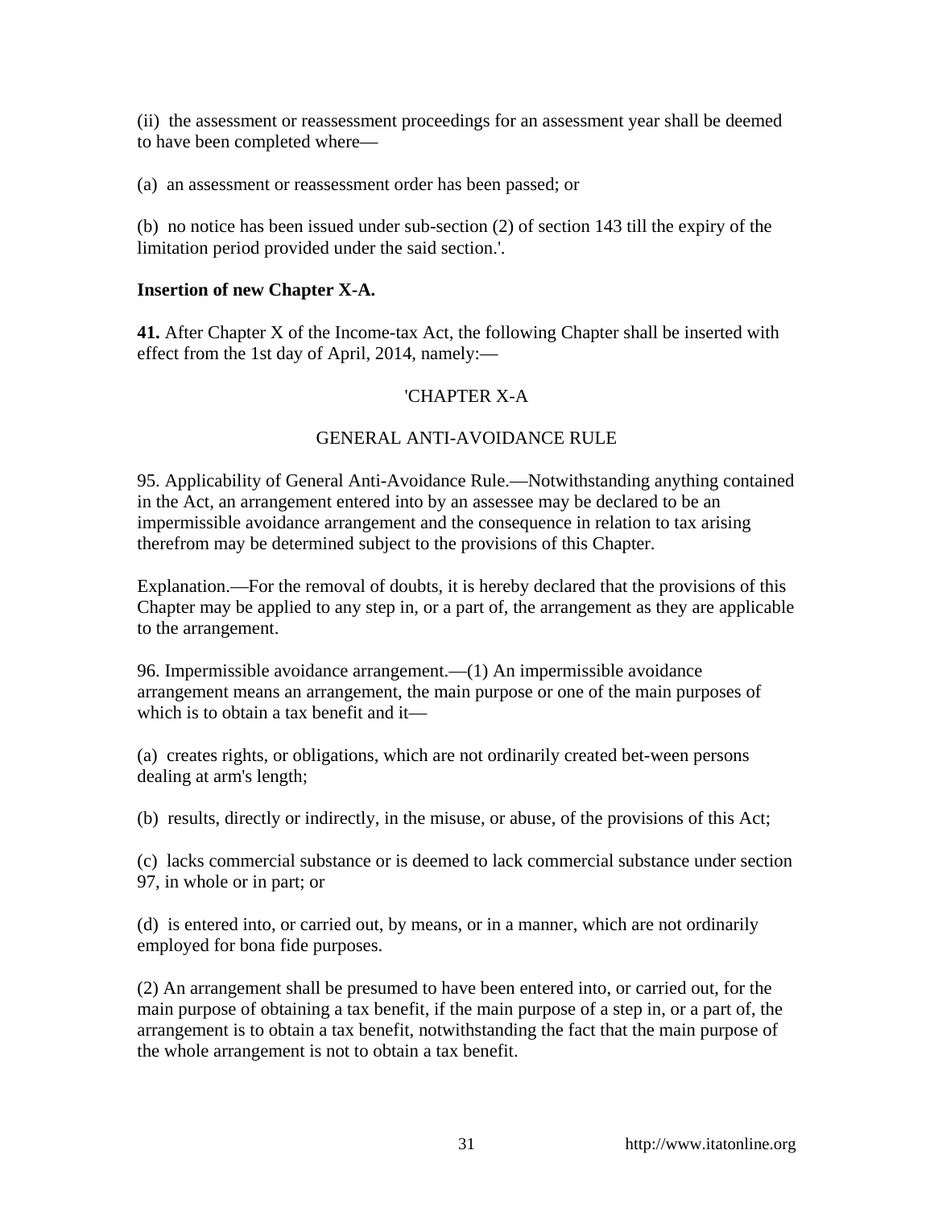(ii) the assessment or reassessment proceedings for an assessment year shall be deemed to have been completed where—

(a) an assessment or reassessment order has been passed; or

(b) no notice has been issued under sub-section (2) of section 143 till the expiry of the limitation period provided under the said section.'.

**Insertion of new Chapter X-A.**

**41.** After Chapter X of the Income-tax Act, the following Chapter shall be inserted with effect from the 1st day of April, 2014, namely:—

'CHAPTER X-A

GENERAL ANTI-AVOIDANCE RULE

95. Applicability of General Anti-Avoidance Rule.—Notwithstanding anything contained in the Act, an arrangement entered into by an assessee may be declared to be an impermissible avoidance arrangement and the consequence in relation to tax arising therefrom may be determined subject to the provisions of this Chapter.

Explanation.—For the removal of doubts, it is hereby declared that the provisions of this Chapter may be applied to any step in, or a part of, the arrangement as they are applicable to the arrangement.

96. Impermissible avoidance arrangement.—(1) An impermissible avoidance arrangement means an arrangement, the main purpose or one of the main purposes of which is to obtain a tax benefit and it—

(a) creates rights, or obligations, which are not ordinarily created bet-ween persons dealing at arm's length;

(b) results, directly or indirectly, in the misuse, or abuse, of the provisions of this Act;

(c) lacks commercial substance or is deemed to lack commercial substance under section 97, in whole or in part; or

(d) is entered into, or carried out, by means, or in a manner, which are not ordinarily employed for bona fide purposes.

(2) An arrangement shall be presumed to have been entered into, or carried out, for the main purpose of obtaining a tax benefit, if the main purpose of a step in, or a part of, the arrangement is to obtain a tax benefit, notwithstanding the fact that the main purpose of the whole arrangement is not to obtain a tax benefit.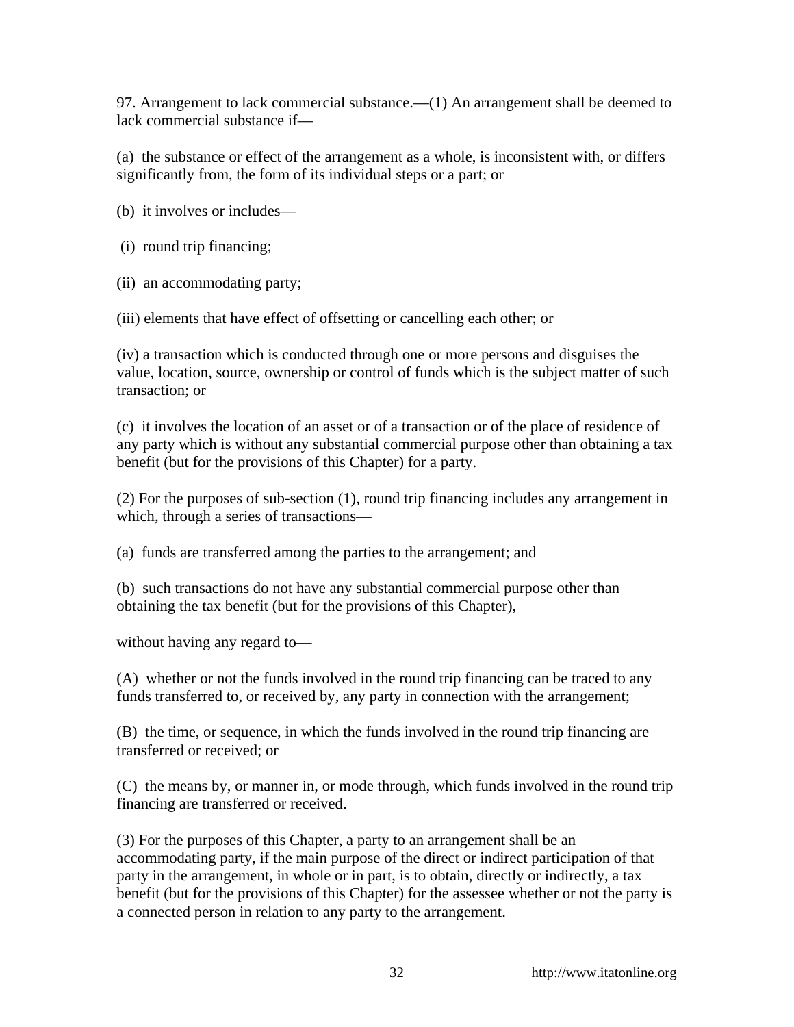97. Arrangement to lack commercial substance.—(1) An arrangement shall be deemed to lack commercial substance if—

(a) the substance or effect of the arrangement as a whole, is inconsistent with, or differs significantly from, the form of its individual steps or a part; or

(b) it involves or includes—

(i) round trip financing;

(ii) an accommodating party;

(iii) elements that have effect of offsetting or cancelling each other; or

(iv) a transaction which is conducted through one or more persons and disguises the value, location, source, ownership or control of funds which is the subject matter of such transaction; or

(c) it involves the location of an asset or of a transaction or of the place of residence of any party which is without any substantial commercial purpose other than obtaining a tax benefit (but for the provisions of this Chapter) for a party.

(2) For the purposes of sub-section (1), round trip financing includes any arrangement in which, through a series of transactions—

(a) funds are transferred among the parties to the arrangement; and

(b) such transactions do not have any substantial commercial purpose other than obtaining the tax benefit (but for the provisions of this Chapter),

without having any regard to—

(A) whether or not the funds involved in the round trip financing can be traced to any funds transferred to, or received by, any party in connection with the arrangement;

(B) the time, or sequence, in which the funds involved in the round trip financing are transferred or received; or

(C) the means by, or manner in, or mode through, which funds involved in the round trip financing are transferred or received.

(3) For the purposes of this Chapter, a party to an arrangement shall be an accommodating party, if the main purpose of the direct or indirect participation of that party in the arrangement, in whole or in part, is to obtain, directly or indirectly, a tax benefit (but for the provisions of this Chapter) for the assessee whether or not the party is a connected person in relation to any party to the arrangement.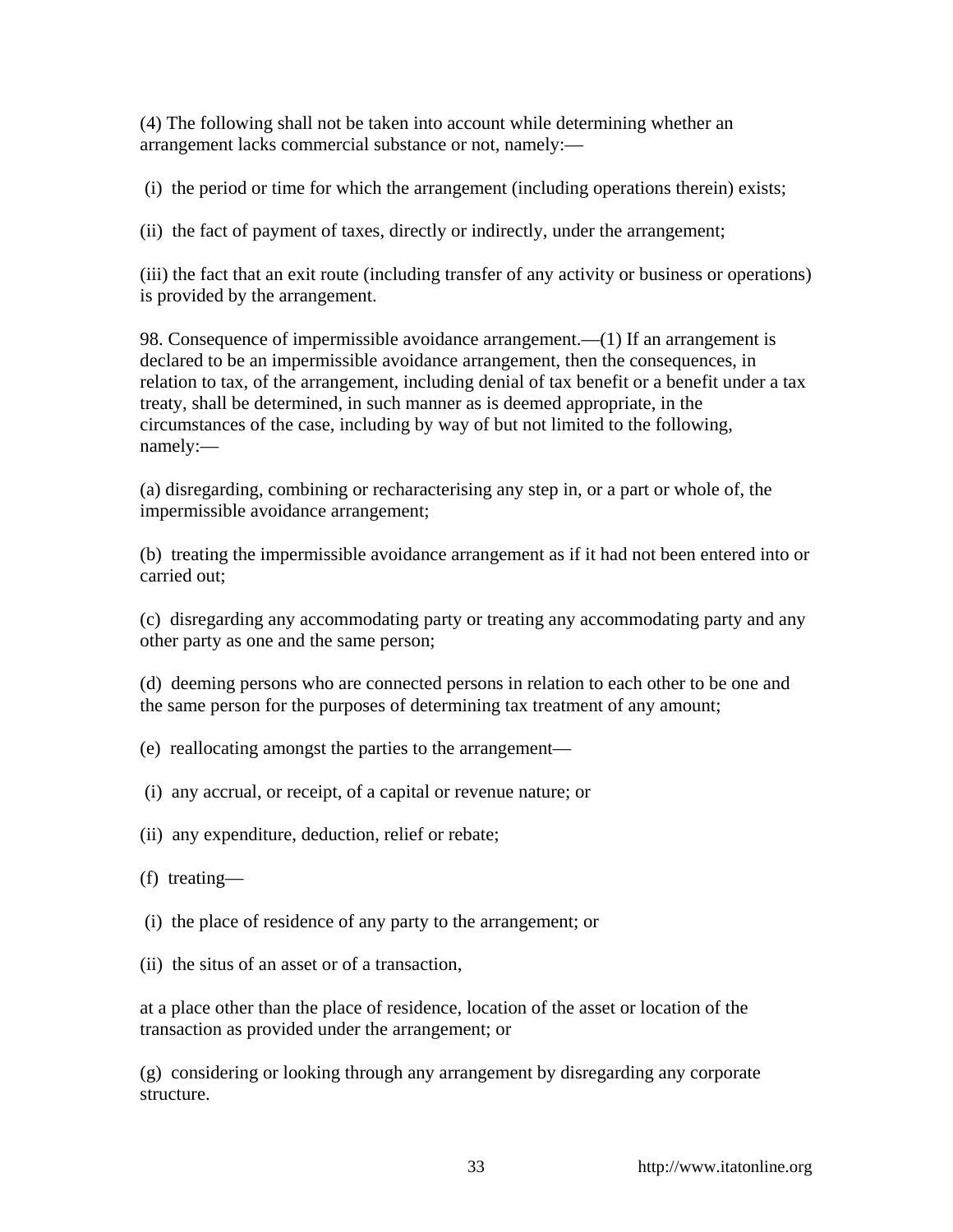(4) The following shall not be taken into account while determining whether an arrangement lacks commercial substance or not, namely:—

(i) the period or time for which the arrangement (including operations therein) exists;

(ii) the fact of payment of taxes, directly or indirectly, under the arrangement;

(iii) the fact that an exit route (including transfer of any activity or business or operations) is provided by the arrangement.

98. Consequence of impermissible avoidance arrangement.—(1) If an arrangement is declared to be an impermissible avoidance arrangement, then the consequences, in relation to tax, of the arrangement, including denial of tax benefit or a benefit under a tax treaty, shall be determined, in such manner as is deemed appropriate, in the circumstances of the case, including by way of but not limited to the following, namely:—

(a) disregarding, combining or recharacterising any step in, or a part or whole of, the impermissible avoidance arrangement;

(b) treating the impermissible avoidance arrangement as if it had not been entered into or carried out;

(c) disregarding any accommodating party or treating any accommodating party and any other party as one and the same person;

(d) deeming persons who are connected persons in relation to each other to be one and the same person for the purposes of determining tax treatment of any amount;

(e) reallocating amongst the parties to the arrangement—

(i) any accrual, or receipt, of a capital or revenue nature; or

(ii) any expenditure, deduction, relief or rebate;

(f) treating—

(i) the place of residence of any party to the arrangement; or

(ii) the situs of an asset or of a transaction,

at a place other than the place of residence, location of the asset or location of the transaction as provided under the arrangement; or

(g) considering or looking through any arrangement by disregarding any corporate structure.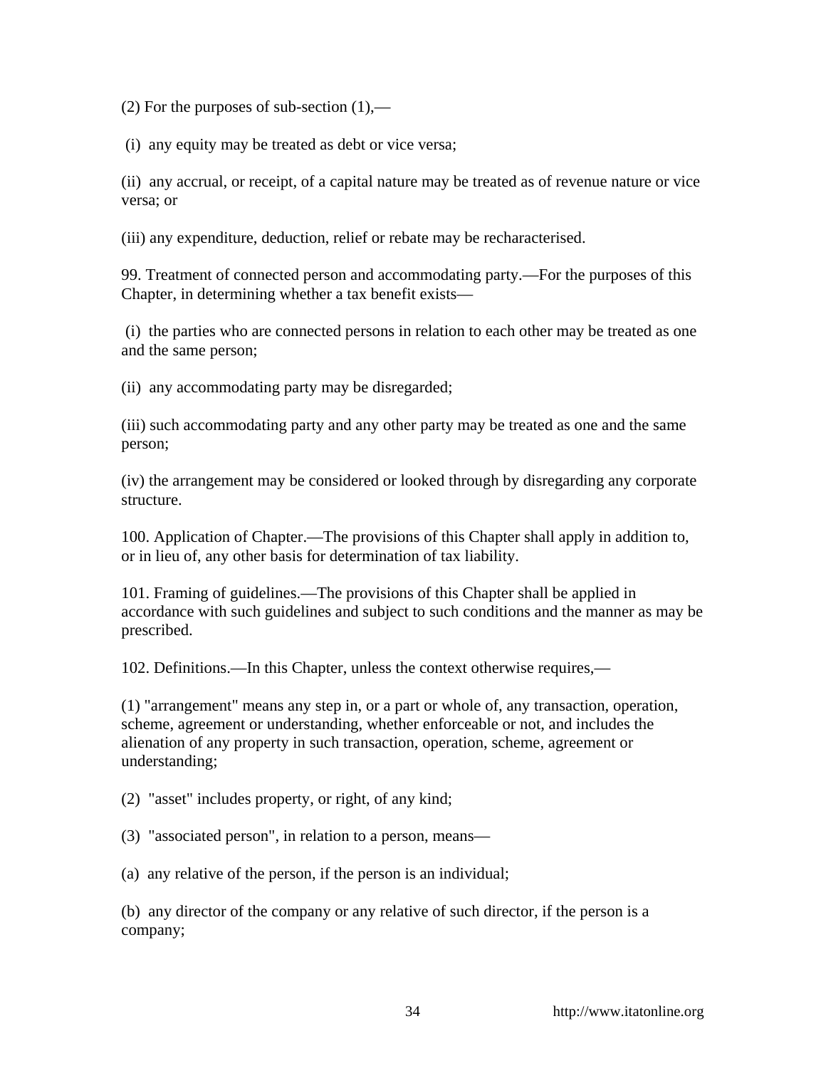(2) For the purposes of sub-section (1),—

(i) any equity may be treated as debt or vice versa;

(ii) any accrual, or receipt, of a capital nature may be treated as of revenue nature or vice versa; or

(iii) any expenditure, deduction, relief or rebate may be recharacterised.

99. Treatment of connected person and accommodating party.—For the purposes of this Chapter, in determining whether a tax benefit exists—

(i) the parties who are connected persons in relation to each other may be treated as one and the same person;

(ii) any accommodating party may be disregarded;

(iii) such accommodating party and any other party may be treated as one and the same person;

(iv) the arrangement may be considered or looked through by disregarding any corporate structure.

100. Application of Chapter.—The provisions of this Chapter shall apply in addition to, or in lieu of, any other basis for determination of tax liability.

101. Framing of guidelines.—The provisions of this Chapter shall be applied in accordance with such guidelines and subject to such conditions and the manner as may be prescribed.

102. Definitions.—In this Chapter, unless the context otherwise requires,—

(1) "arrangement" means any step in, or a part or whole of, any transaction, operation, scheme, agreement or understanding, whether enforceable or not, and includes the alienation of any property in such transaction, operation, scheme, agreement or understanding;

(2) "asset" includes property, or right, of any kind;

(3) "associated person", in relation to a person, means—

(a) any relative of the person, if the person is an individual;

(b) any director of the company or any relative of such director, if the person is a company;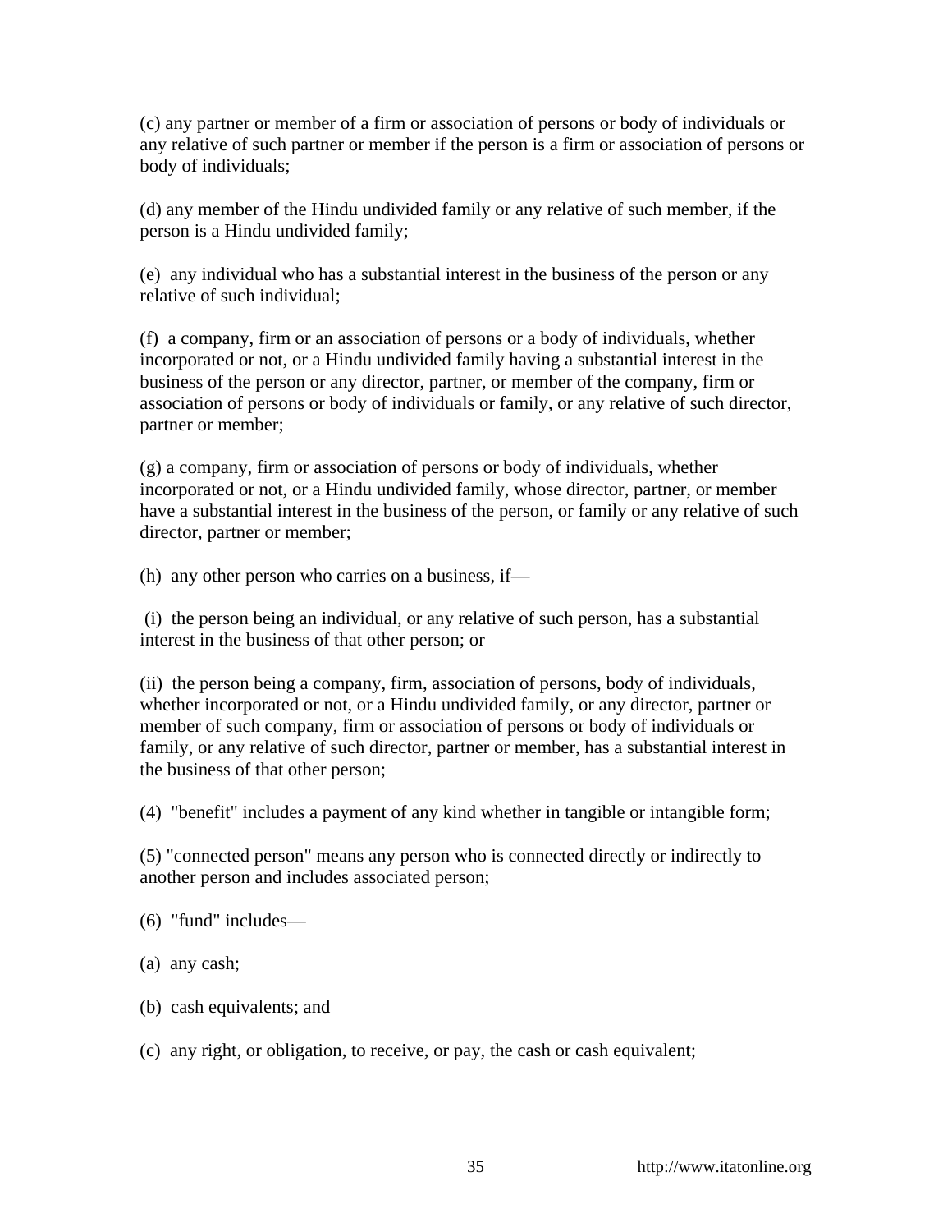(c) any partner or member of a firm or association of persons or body of individuals or any relative of such partner or member if the person is a firm or association of persons or body of individuals;

(d) any member of the Hindu undivided family or any relative of such member, if the person is a Hindu undivided family;

(e) any individual who has a substantial interest in the business of the person or any relative of such individual;

(f) a company, firm or an association of persons or a body of individuals, whether incorporated or not, or a Hindu undivided family having a substantial interest in the business of the person or any director, partner, or member of the company, firm or association of persons or body of individuals or family, or any relative of such director, partner or member;

(g) a company, firm or association of persons or body of individuals, whether incorporated or not, or a Hindu undivided family, whose director, partner, or member have a substantial interest in the business of the person, or family or any relative of such director, partner or member;

(h) any other person who carries on a business, if—

(i) the person being an individual, or any relative of such person, has a substantial interest in the business of that other person; or

(ii) the person being a company, firm, association of persons, body of individuals, whether incorporated or not, or a Hindu undivided family, or any director, partner or member of such company, firm or association of persons or body of individuals or family, or any relative of such director, partner or member, has a substantial interest in the business of that other person;

(4) "benefit" includes a payment of any kind whether in tangible or intangible form;

(5) "connected person" means any person who is connected directly or indirectly to another person and includes associated person;

(6) "fund" includes—

(a) any cash;

(b) cash equivalents; and

(c) any right, or obligation, to receive, or pay, the cash or cash equivalent;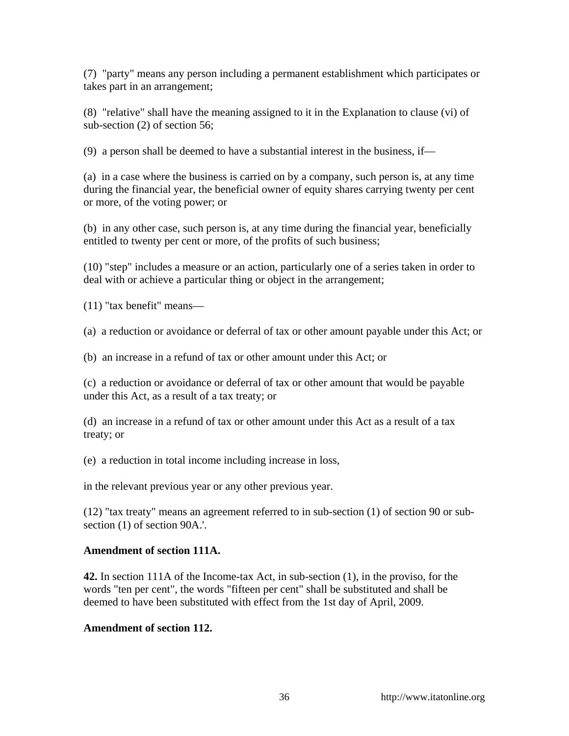(7) "party" means any person including a permanent establishment which participates or takes part in an arrangement;

(8) "relative" shall have the meaning assigned to it in the Explanation to clause (vi) of sub-section (2) of section 56;

(9) a person shall be deemed to have a substantial interest in the business, if—

(a) in a case where the business is carried on by a company, such person is, at any time during the financial year, the beneficial owner of equity shares carrying twenty per cent or more, of the voting power; or

(b) in any other case, such person is, at any time during the financial year, beneficially entitled to twenty per cent or more, of the profits of such business;

(10) "step" includes a measure or an action, particularly one of a series taken in order to deal with or achieve a particular thing or object in the arrangement;

(11) "tax benefit" means—

(a) a reduction or avoidance or deferral of tax or other amount payable under this Act; or

(b) an increase in a refund of tax or other amount under this Act; or

(c) a reduction or avoidance or deferral of tax or other amount that would be payable under this Act, as a result of a tax treaty; or

(d) an increase in a refund of tax or other amount under this Act as a result of a tax treaty; or

(e) a reduction in total income including increase in loss,

in the relevant previous year or any other previous year.

(12) "tax treaty" means an agreement referred to in sub-section (1) of section 90 or sub-section (1) of section 90A.'.

**Amendment of section 111A.**

**42.** In section 111A of the Income-tax Act, in sub-section (1), in the proviso, for the words "ten per cent", the words "fifteen per cent" shall be substituted and shall be deemed to have been substituted with effect from the 1st day of April, 2009.

**Amendment of section 112.**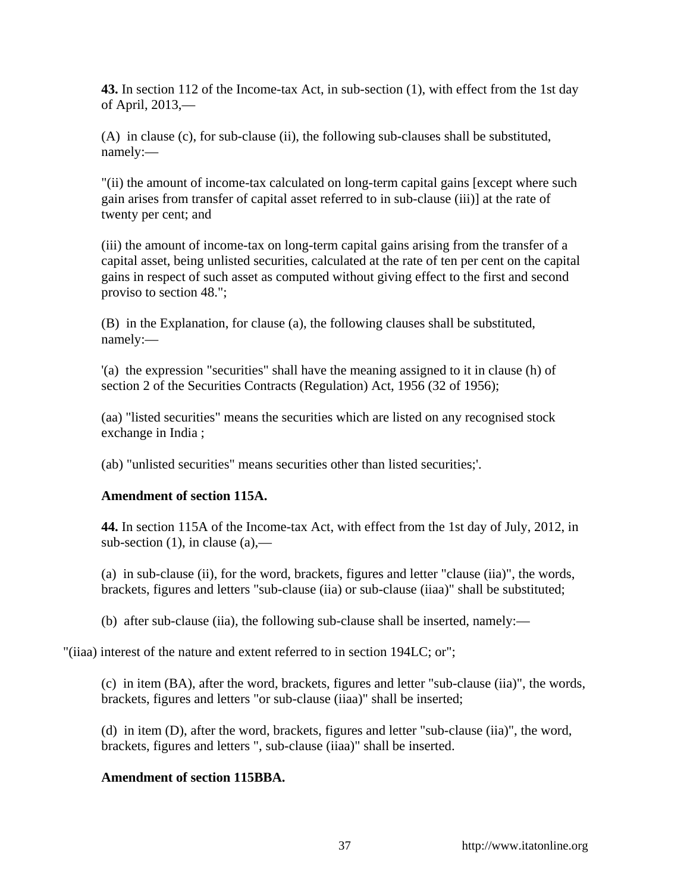**43.** In section 112 of the Income-tax Act, in sub-section (1), with effect from the 1st day of April, 2013,—

(A) in clause (c), for sub-clause (ii), the following sub-clauses shall be substituted, namely:—

"(ii) the amount of income-tax calculated on long-term capital gains [except where such gain arises from transfer of capital asset referred to in sub-clause (iii)] at the rate of twenty per cent; and

(iii) the amount of income-tax on long-term capital gains arising from the transfer of a capital asset, being unlisted securities, calculated at the rate of ten per cent on the capital gains in respect of such asset as computed without giving effect to the first and second proviso to section 48.";

(B) in the Explanation, for clause (a), the following clauses shall be substituted, namely:—

'(a) the expression "securities" shall have the meaning assigned to it in clause (h) of section 2 of the Securities Contracts (Regulation) Act, 1956 (32 of 1956);

(aa) "listed securities" means the securities which are listed on any recognised stock exchange in India ;

(ab) "unlisted securities" means securities other than listed securities;'.

**Amendment of section 115A.**

**44.** In section 115A of the Income-tax Act, with effect from the 1st day of July, 2012, in sub-section (1), in clause (a),—

(a) in sub-clause (ii), for the word, brackets, figures and letter "clause (iia)", the words, brackets, figures and letters "sub-clause (iia) or sub-clause (iiaa)" shall be substituted;

(b) after sub-clause (iia), the following sub-clause shall be inserted, namely:—

"(iiaa) interest of the nature and extent referred to in section 194LC; or";

(c) in item (BA), after the word, brackets, figures and letter "sub-clause (iia)", the words, brackets, figures and letters "or sub-clause (iiaa)" shall be inserted;

(d) in item (D), after the word, brackets, figures and letter "sub-clause (iia)", the word, brackets, figures and letters ", sub-clause (iiaa)" shall be inserted.

**Amendment of section 115BBA.**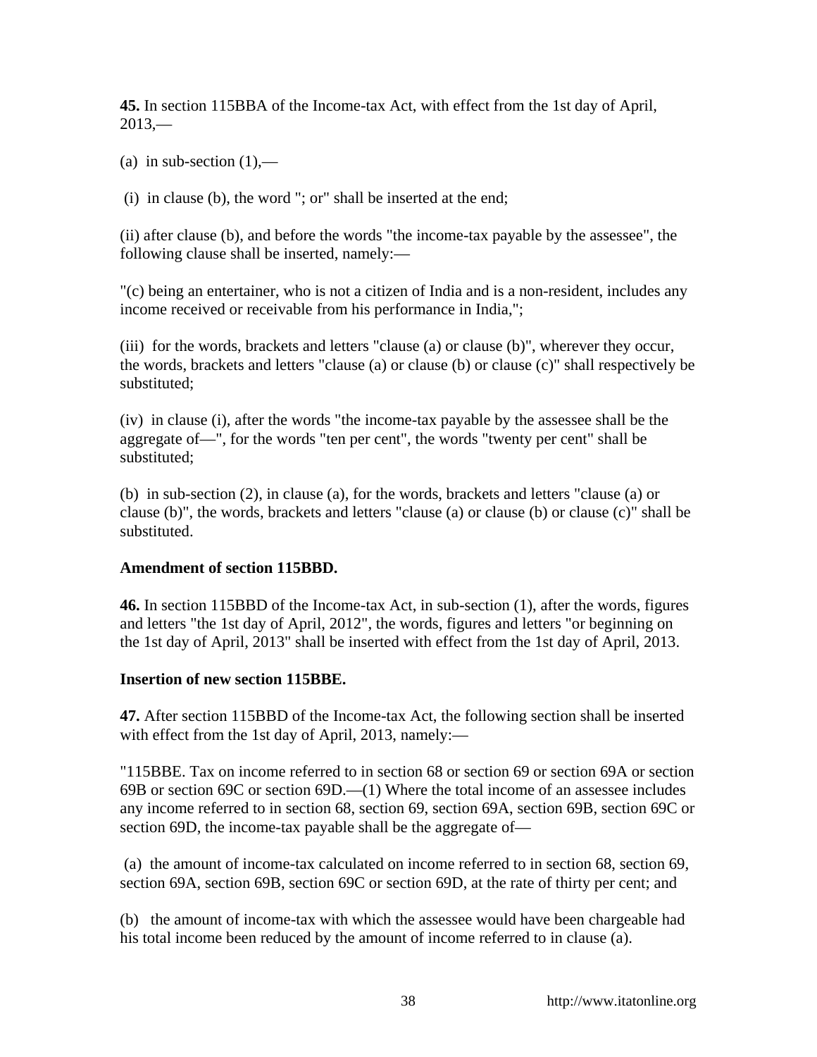**45.** In section 115BBA of the Income-tax Act, with effect from the 1st day of April, 2013,—

(a) in sub-section (1),—

(i) in clause (b), the word "; or" shall be inserted at the end;

(ii) after clause (b), and before the words "the income-tax payable by the assessee", the following clause shall be inserted, namely:—

"(c) being an entertainer, who is not a citizen of India and is a non-resident, includes any income received or receivable from his performance in India,";

(iii) for the words, brackets and letters "clause (a) or clause (b)", wherever they occur, the words, brackets and letters "clause (a) or clause (b) or clause (c)" shall respectively be substituted;

(iv) in clause (i), after the words "the income-tax payable by the assessee shall be the aggregate of—", for the words "ten per cent", the words "twenty per cent" shall be substituted;

(b) in sub-section (2), in clause (a), for the words, brackets and letters "clause (a) or clause (b)", the words, brackets and letters "clause (a) or clause (b) or clause (c)" shall be substituted.

**Amendment of section 115BBD.**

**46.** In section 115BBD of the Income-tax Act, in sub-section (1), after the words, figures and letters "the 1st day of April, 2012", the words, figures and letters "or beginning on the 1st day of April, 2013" shall be inserted with effect from the 1st day of April, 2013.

**Insertion of new section 115BBE.**

**47.** After section 115BBD of the Income-tax Act, the following section shall be inserted with effect from the 1st day of April, 2013, namely:—

"115BBE. Tax on income referred to in section 68 or section 69 or section 69A or section 69B or section 69C or section 69D.—(1) Where the total income of an assessee includes any income referred to in section 68, section 69, section 69A, section 69B, section 69C or section 69D, the income-tax payable shall be the aggregate of—

(a) the amount of income-tax calculated on income referred to in section 68, section 69, section 69A, section 69B, section 69C or section 69D, at the rate of thirty per cent; and

(b) the amount of income-tax with which the assessee would have been chargeable had his total income been reduced by the amount of income referred to in clause (a).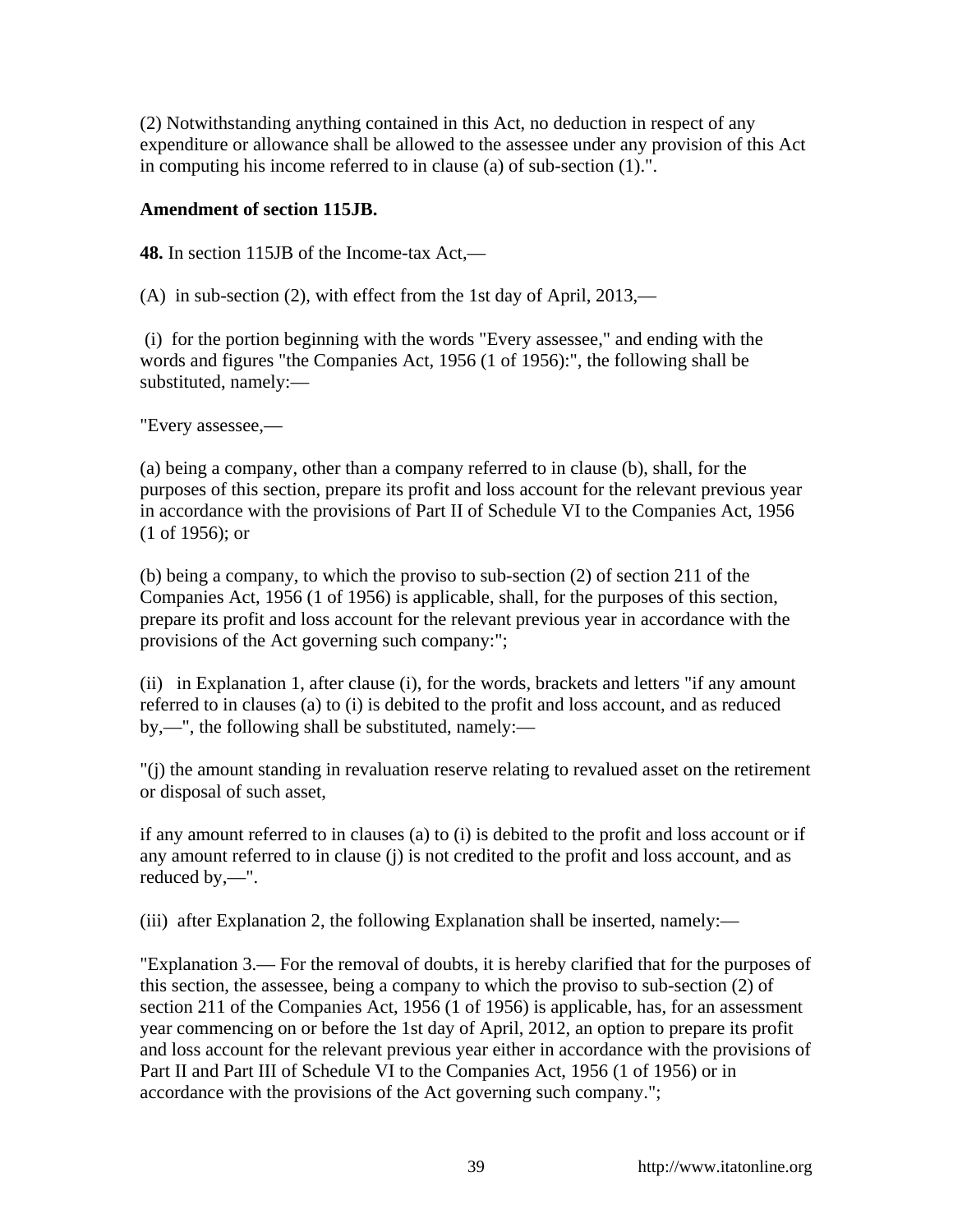(2) Notwithstanding anything contained in this Act, no deduction in respect of any expenditure or allowance shall be allowed to the assessee under any provision of this Act in computing his income referred to in clause (a) of sub-section (1).".

**Amendment of section 115JB.**

**48.** In section 115JB of the Income-tax Act,—

(A) in sub-section (2), with effect from the 1st day of April, 2013,—

(i) for the portion beginning with the words "Every assessee," and ending with the words and figures "the Companies Act, 1956 (1 of 1956):", the following shall be substituted, namely:—

"Every assessee,—

(a) being a company, other than a company referred to in clause (b), shall, for the purposes of this section, prepare its profit and loss account for the relevant previous year in accordance with the provisions of Part II of Schedule VI to the Companies Act, 1956 (1 of 1956); or

(b) being a company, to which the proviso to sub-section (2) of section 211 of the Companies Act, 1956 (1 of 1956) is applicable, shall, for the purposes of this section, prepare its profit and loss account for the relevant previous year in accordance with the provisions of the Act governing such company:";

(ii) in Explanation 1, after clause (i), for the words, brackets and letters "if any amount referred to in clauses (a) to (i) is debited to the profit and loss account, and as reduced by,—", the following shall be substituted, namely:—

"(j) the amount standing in revaluation reserve relating to revalued asset on the retirement or disposal of such asset,

if any amount referred to in clauses (a) to (i) is debited to the profit and loss account or if any amount referred to in clause (j) is not credited to the profit and loss account, and as reduced by,—".

(iii) after Explanation 2, the following Explanation shall be inserted, namely:—

"Explanation 3.— For the removal of doubts, it is hereby clarified that for the purposes of this section, the assessee, being a company to which the proviso to sub-section (2) of section 211 of the Companies Act, 1956 (1 of 1956) is applicable, has, for an assessment year commencing on or before the 1st day of April, 2012, an option to prepare its profit and loss account for the relevant previous year either in accordance with the provisions of Part II and Part III of Schedule VI to the Companies Act, 1956 (1 of 1956) or in accordance with the provisions of the Act governing such company.";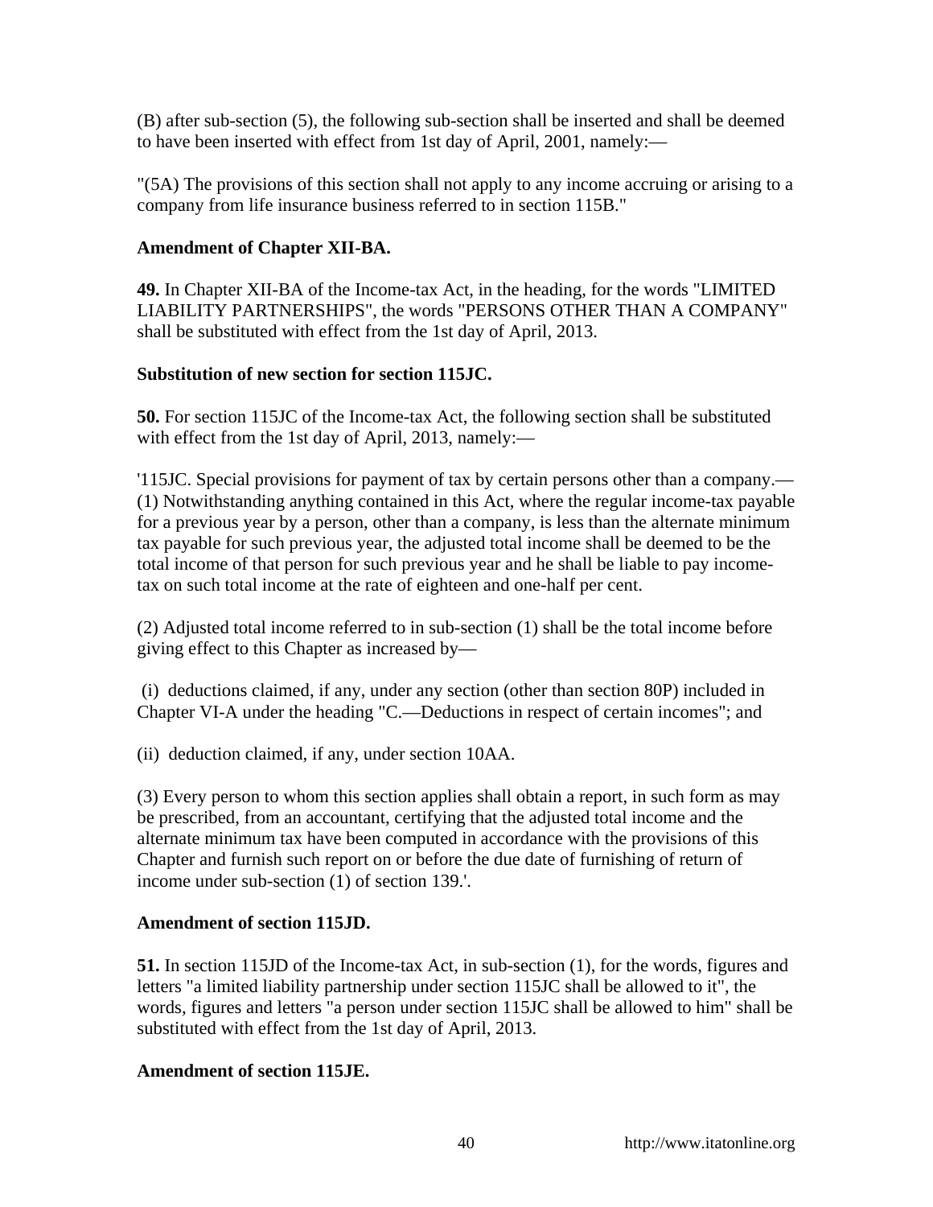(B) after sub-section (5), the following sub-section shall be inserted and shall be deemed to have been inserted with effect from 1st day of April, 2001, namely:—

"(5A) The provisions of this section shall not apply to any income accruing or arising to a company from life insurance business referred to in section 115B."

**Amendment of Chapter XII-BA.**

**49.** In Chapter XII-BA of the Income-tax Act, in the heading, for the words "LIMITED LIABILITY PARTNERSHIPS", the words "PERSONS OTHER THAN A COMPANY" shall be substituted with effect from the 1st day of April, 2013.

**Substitution of new section for section 115JC.**

**50.** For section 115JC of the Income-tax Act, the following section shall be substituted with effect from the 1st day of April, 2013, namely:—

'115JC. Special provisions for payment of tax by certain persons other than a company.—(1) Notwithstanding anything contained in this Act, where the regular income-tax payable for a previous year by a person, other than a company, is less than the alternate minimum tax payable for such previous year, the adjusted total income shall be deemed to be the total income of that person for such previous year and he shall be liable to pay income-tax on such total income at the rate of eighteen and one-half per cent.

(2) Adjusted total income referred to in sub-section (1) shall be the total income before giving effect to this Chapter as increased by—

(i) deductions claimed, if any, under any section (other than section 80P) included in Chapter VI-A under the heading "C.—Deductions in respect of certain incomes"; and

(ii) deduction claimed, if any, under section 10AA.

(3) Every person to whom this section applies shall obtain a report, in such form as may be prescribed, from an accountant, certifying that the adjusted total income and the alternate minimum tax have been computed in accordance with the provisions of this Chapter and furnish such report on or before the due date of furnishing of return of income under sub-section (1) of section 139.'.

**Amendment of section 115JD.**

**51.** In section 115JD of the Income-tax Act, in sub-section (1), for the words, figures and letters "a limited liability partnership under section 115JC shall be allowed to it", the words, figures and letters "a person under section 115JC shall be allowed to him" shall be substituted with effect from the 1st day of April, 2013.

**Amendment of section 115JE.**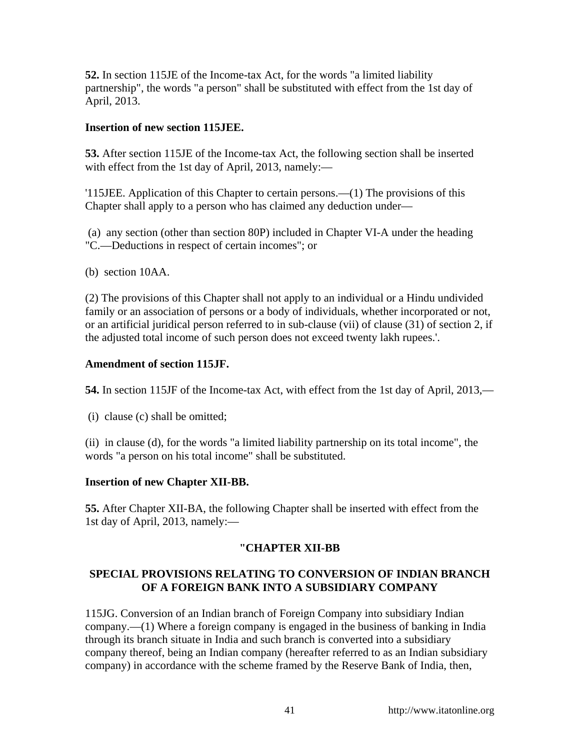**52.** In section 115JE of the Income-tax Act, for the words "a limited liability partnership", the words "a person" shall be substituted with effect from the 1st day of April, 2013.

**Insertion of new section 115JEE.**

**53.** After section 115JE of the Income-tax Act, the following section shall be inserted with effect from the 1st day of April, 2013, namely:—

'115JEE. Application of this Chapter to certain persons.—(1) The provisions of this Chapter shall apply to a person who has claimed any deduction under—

(a) any section (other than section 80P) included in Chapter VI-A under the heading "C.—Deductions in respect of certain incomes"; or

(b) section 10AA.

(2) The provisions of this Chapter shall not apply to an individual or a Hindu undivided family or an association of persons or a body of individuals, whether incorporated or not, or an artificial juridical person referred to in sub-clause (vii) of clause (31) of section 2, if the adjusted total income of such person does not exceed twenty lakh rupees.'.

**Amendment of section 115JF.**

**54.** In section 115JF of the Income-tax Act, with effect from the 1st day of April, 2013,—

(i) clause (c) shall be omitted;

(ii) in clause (d), for the words "a limited liability partnership on its total income", the words "a person on his total income" shall be substituted.

**Insertion of new Chapter XII-BB.**

**55.** After Chapter XII-BA, the following Chapter shall be inserted with effect from the 1st day of April, 2013, namely:—

**"CHAPTER XII-BB**

**SPECIAL PROVISIONS RELATING TO CONVERSION OF INDIAN BRANCH OF A FOREIGN BANK INTO A SUBSIDIARY COMPANY**

115JG. Conversion of an Indian branch of Foreign Company into subsidiary Indian company.—(1) Where a foreign company is engaged in the business of banking in India through its branch situate in India and such branch is converted into a subsidiary company thereof, being an Indian company (hereafter referred to as an Indian subsidiary company) in accordance with the scheme framed by the Reserve Bank of India, then,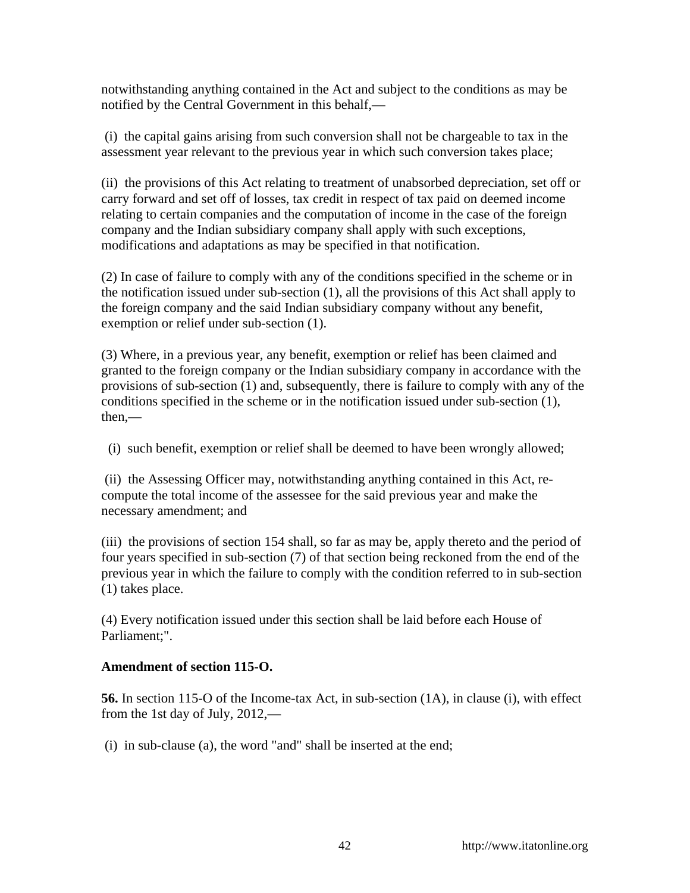notwithstanding anything contained in the Act and subject to the conditions as may be notified by the Central Government in this behalf,—

(i) the capital gains arising from such conversion shall not be chargeable to tax in the assessment year relevant to the previous year in which such conversion takes place;

(ii) the provisions of this Act relating to treatment of unabsorbed depreciation, set off or carry forward and set off of losses, tax credit in respect of tax paid on deemed income relating to certain companies and the computation of income in the case of the foreign company and the Indian subsidiary company shall apply with such exceptions, modifications and adaptations as may be specified in that notification.

(2) In case of failure to comply with any of the conditions specified in the scheme or in the notification issued under sub-section (1), all the provisions of this Act shall apply to the foreign company and the said Indian subsidiary company without any benefit, exemption or relief under sub-section (1).

(3) Where, in a previous year, any benefit, exemption or relief has been claimed and granted to the foreign company or the Indian subsidiary company in accordance with the provisions of sub-section (1) and, subsequently, there is failure to comply with any of the conditions specified in the scheme or in the notification issued under sub-section (1), then,—

(i) such benefit, exemption or relief shall be deemed to have been wrongly allowed;

(ii) the Assessing Officer may, notwithstanding anything contained in this Act, re-compute the total income of the assessee for the said previous year and make the necessary amendment; and

(iii) the provisions of section 154 shall, so far as may be, apply thereto and the period of four years specified in sub-section (7) of that section being reckoned from the end of the previous year in which the failure to comply with the condition referred to in sub-section (1) takes place.

(4) Every notification issued under this section shall be laid before each House of Parliament;".

**Amendment of section 115-O.**

**56.** In section 115-O of the Income-tax Act, in sub-section (1A), in clause (i), with effect from the 1st day of July, 2012,—

(i) in sub-clause (a), the word "and" shall be inserted at the end;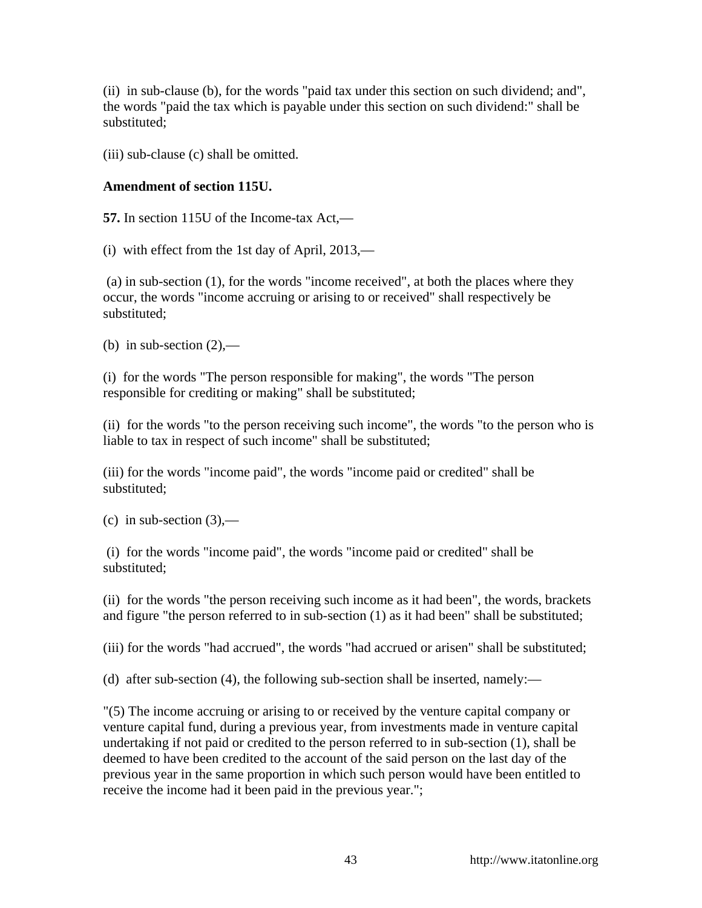(ii) in sub-clause (b), for the words "paid tax under this section on such dividend; and", the words "paid the tax which is payable under this section on such dividend:" shall be substituted;

(iii) sub-clause (c) shall be omitted.

**Amendment of section 115U.**

**57.** In section 115U of the Income-tax Act,—

(i) with effect from the 1st day of April, 2013,—

(a) in sub-section (1), for the words "income received", at both the places where they occur, the words "income accruing or arising to or received" shall respectively be substituted;

(b) in sub-section (2),—

(i) for the words "The person responsible for making", the words "The person responsible for crediting or making" shall be substituted;

(ii) for the words "to the person receiving such income", the words "to the person who is liable to tax in respect of such income" shall be substituted;

(iii) for the words "income paid", the words "income paid or credited" shall be substituted;

(c) in sub-section (3),—

(i) for the words "income paid", the words "income paid or credited" shall be substituted;

(ii) for the words "the person receiving such income as it had been", the words, brackets and figure "the person referred to in sub-section (1) as it had been" shall be substituted;

(iii) for the words "had accrued", the words "had accrued or arisen" shall be substituted;

(d) after sub-section (4), the following sub-section shall be inserted, namely:—

"(5) The income accruing or arising to or received by the venture capital company or venture capital fund, during a previous year, from investments made in venture capital undertaking if not paid or credited to the person referred to in sub-section (1), shall be deemed to have been credited to the account of the said person on the last day of the previous year in the same proportion in which such person would have been entitled to receive the income had it been paid in the previous year.";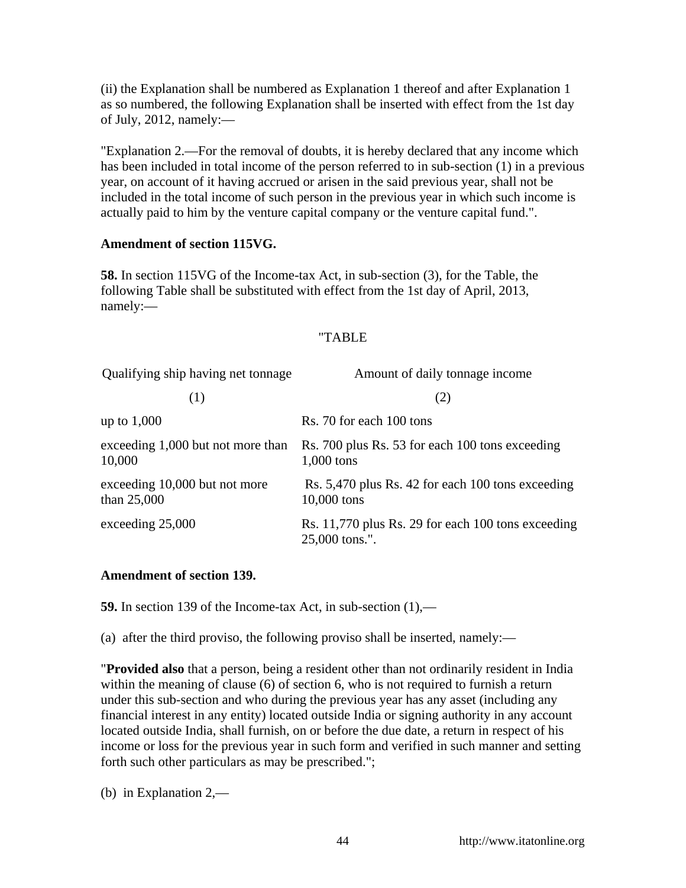(ii) the Explanation shall be numbered as Explanation 1 thereof and after Explanation 1 as so numbered, the following Explanation shall be inserted with effect from the 1st day of July, 2012, namely:—

"Explanation 2.—For the removal of doubts, it is hereby declared that any income which has been included in total income of the person referred to in sub-section (1) in a previous year, on account of it having accrued or arisen in the said previous year, shall not be included in the total income of such person in the previous year in which such income is actually paid to him by the venture capital company or the venture capital fund.".

**Amendment of section 115VG.**

**58.** In section 115VG of the Income-tax Act, in sub-section (3), for the Table, the following Table shall be substituted with effect from the 1st day of April, 2013, namely:—

"TABLE

| Qualifying ship having net tonnage | Amount of daily tonnage income |
|---|---|
| (1) | (2) |
| up to 1,000 | Rs. 70 for each 100 tons |
| exceeding 1,000 but not more than 10,000 | Rs. 700 plus Rs. 53 for each 100 tons exceeding 1,000 tons |
| exceeding 10,000 but not more than 25,000 | Rs. 5,470 plus Rs. 42 for each 100 tons exceeding 10,000 tons |
| exceeding 25,000 | Rs. 11,770 plus Rs. 29 for each 100 tons exceeding 25,000 tons.". |

**Amendment of section 139.**

**59.** In section 139 of the Income-tax Act, in sub-section (1),—

(a) after the third proviso, the following proviso shall be inserted, namely:—

"**Provided also** that a person, being a resident other than not ordinarily resident in India within the meaning of clause (6) of section 6, who is not required to furnish a return under this sub-section and who during the previous year has any asset (including any financial interest in any entity) located outside India or signing authority in any account located outside India, shall furnish, on or before the due date, a return in respect of his income or loss for the previous year in such form and verified in such manner and setting forth such other particulars as may be prescribed.";

(b) in Explanation 2,—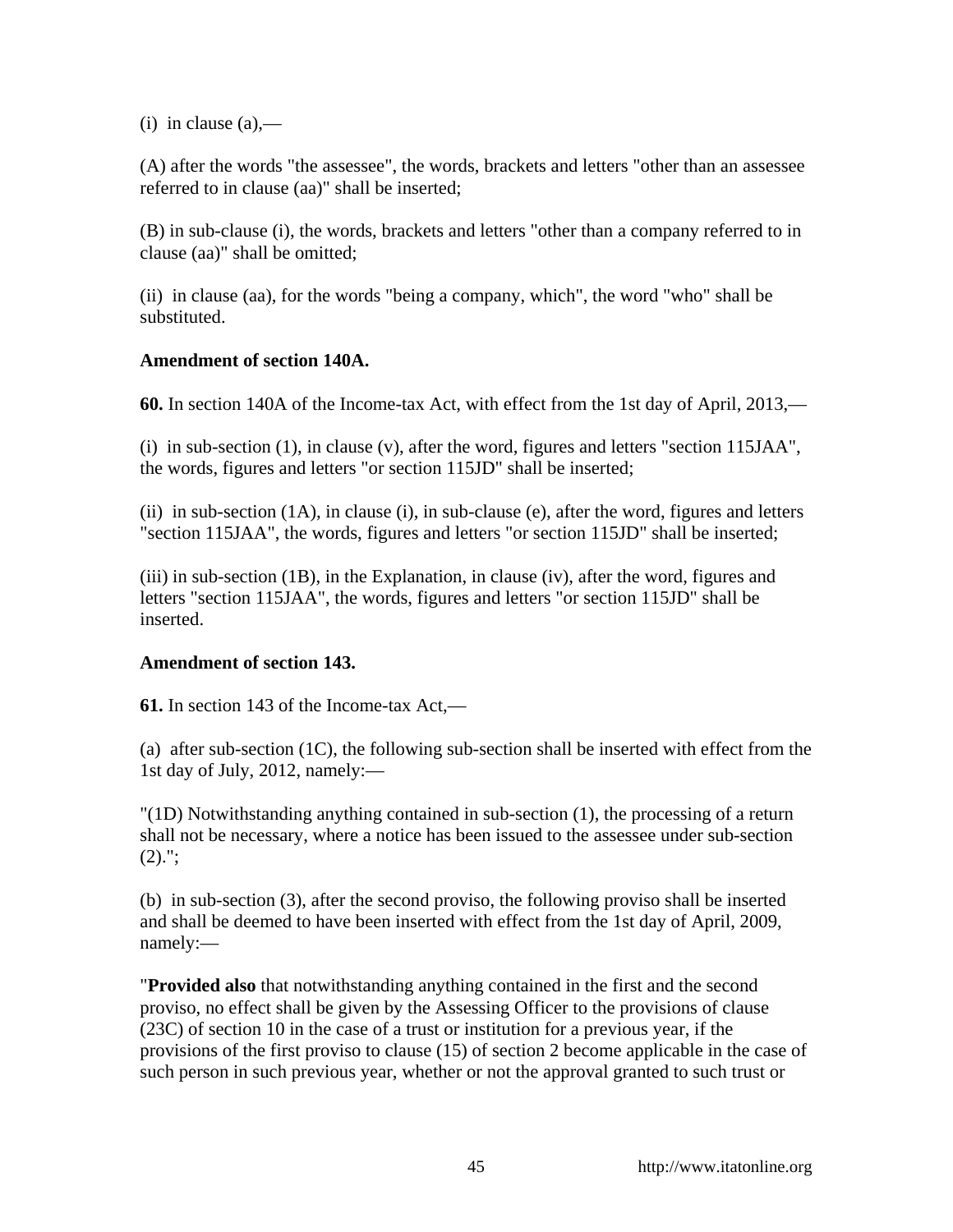(i) in clause (a),—

(A) after the words "the assessee", the words, brackets and letters "other than an assessee referred to in clause (aa)" shall be inserted;

(B) in sub-clause (i), the words, brackets and letters "other than a company referred to in clause (aa)" shall be omitted;

(ii) in clause (aa), for the words "being a company, which", the word "who" shall be substituted.

**Amendment of section 140A.**

**60.** In section 140A of the Income-tax Act, with effect from the 1st day of April, 2013,—

(i) in sub-section (1), in clause (v), after the word, figures and letters "section 115JAA", the words, figures and letters "or section 115JD" shall be inserted;

(ii) in sub-section (1A), in clause (i), in sub-clause (e), after the word, figures and letters "section 115JAA", the words, figures and letters "or section 115JD" shall be inserted;

(iii) in sub-section (1B), in the Explanation, in clause (iv), after the word, figures and letters "section 115JAA", the words, figures and letters "or section 115JD" shall be inserted.

**Amendment of section 143.**

**61.** In section 143 of the Income-tax Act,—

(a) after sub-section (1C), the following sub-section shall be inserted with effect from the 1st day of July, 2012, namely:—

"(1D) Notwithstanding anything contained in sub-section (1), the processing of a return shall not be necessary, where a notice has been issued to the assessee under sub-section (2).";

(b) in sub-section (3), after the second proviso, the following proviso shall be inserted and shall be deemed to have been inserted with effect from the 1st day of April, 2009, namely:—

"**Provided also** that notwithstanding anything contained in the first and the second proviso, no effect shall be given by the Assessing Officer to the provisions of clause (23C) of section 10 in the case of a trust or institution for a previous year, if the provisions of the first proviso to clause (15) of section 2 become applicable in the case of such person in such previous year, whether or not the approval granted to such trust or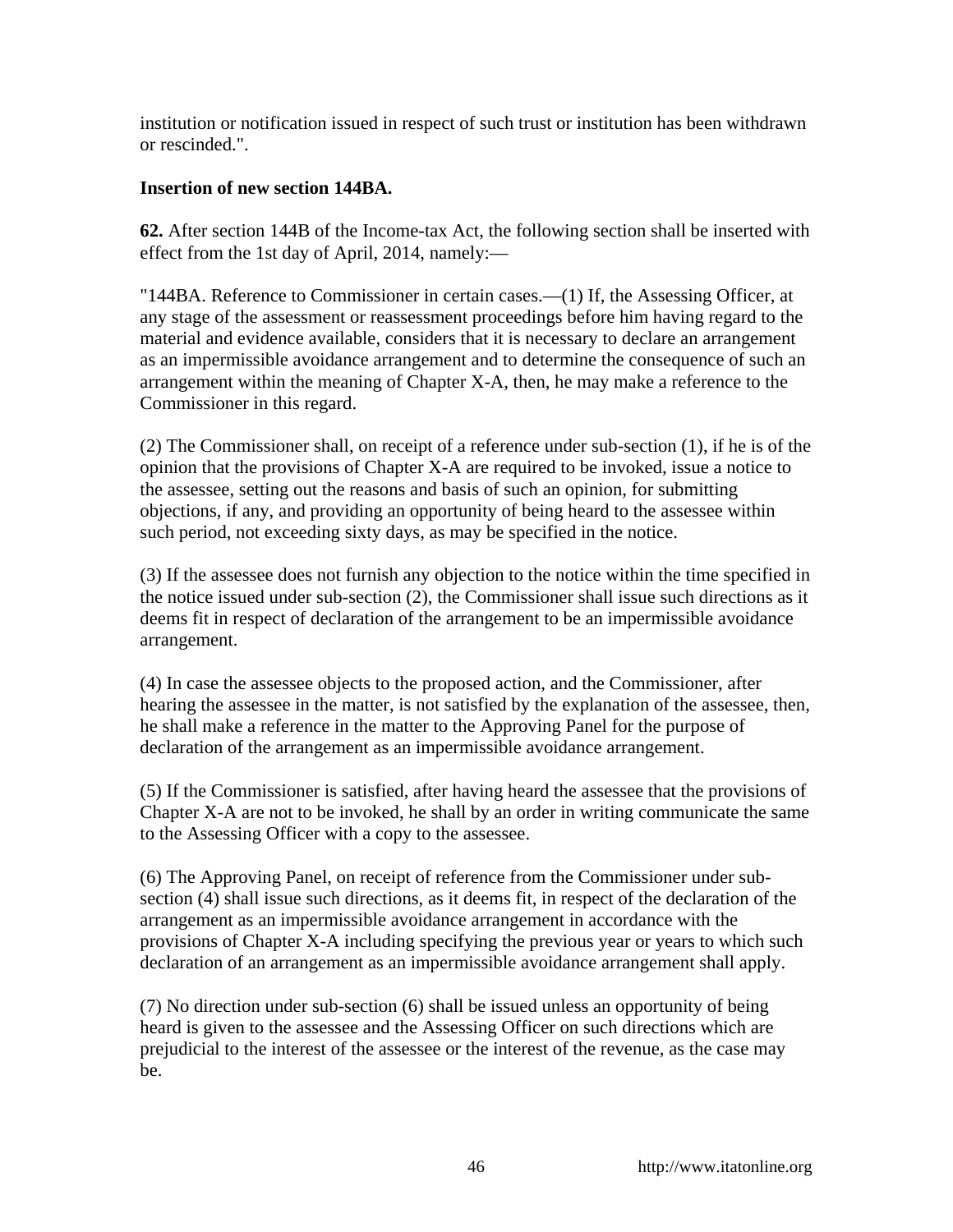institution or notification issued in respect of such trust or institution has been withdrawn or rescinded.".

**Insertion of new section 144BA.**

**62.** After section 144B of the Income-tax Act, the following section shall be inserted with effect from the 1st day of April, 2014, namely:—

"144BA. Reference to Commissioner in certain cases.—(1) If, the Assessing Officer, at any stage of the assessment or reassessment proceedings before him having regard to the material and evidence available, considers that it is necessary to declare an arrangement as an impermissible avoidance arrangement and to determine the consequence of such an arrangement within the meaning of Chapter X-A, then, he may make a reference to the Commissioner in this regard.

(2) The Commissioner shall, on receipt of a reference under sub-section (1), if he is of the opinion that the provisions of Chapter X-A are required to be invoked, issue a notice to the assessee, setting out the reasons and basis of such an opinion, for submitting objections, if any, and providing an opportunity of being heard to the assessee within such period, not exceeding sixty days, as may be specified in the notice.

(3) If the assessee does not furnish any objection to the notice within the time specified in the notice issued under sub-section (2), the Commissioner shall issue such directions as it deems fit in respect of declaration of the arrangement to be an impermissible avoidance arrangement.

(4) In case the assessee objects to the proposed action, and the Commissioner, after hearing the assessee in the matter, is not satisfied by the explanation of the assessee, then, he shall make a reference in the matter to the Approving Panel for the purpose of declaration of the arrangement as an impermissible avoidance arrangement.

(5) If the Commissioner is satisfied, after having heard the assessee that the provisions of Chapter X-A are not to be invoked, he shall by an order in writing communicate the same to the Assessing Officer with a copy to the assessee.

(6) The Approving Panel, on receipt of reference from the Commissioner under sub-section (4) shall issue such directions, as it deems fit, in respect of the declaration of the arrangement as an impermissible avoidance arrangement in accordance with the provisions of Chapter X-A including specifying the previous year or years to which such declaration of an arrangement as an impermissible avoidance arrangement shall apply.

(7) No direction under sub-section (6) shall be issued unless an opportunity of being heard is given to the assessee and the Assessing Officer on such directions which are prejudicial to the interest of the assessee or the interest of the revenue, as the case may be.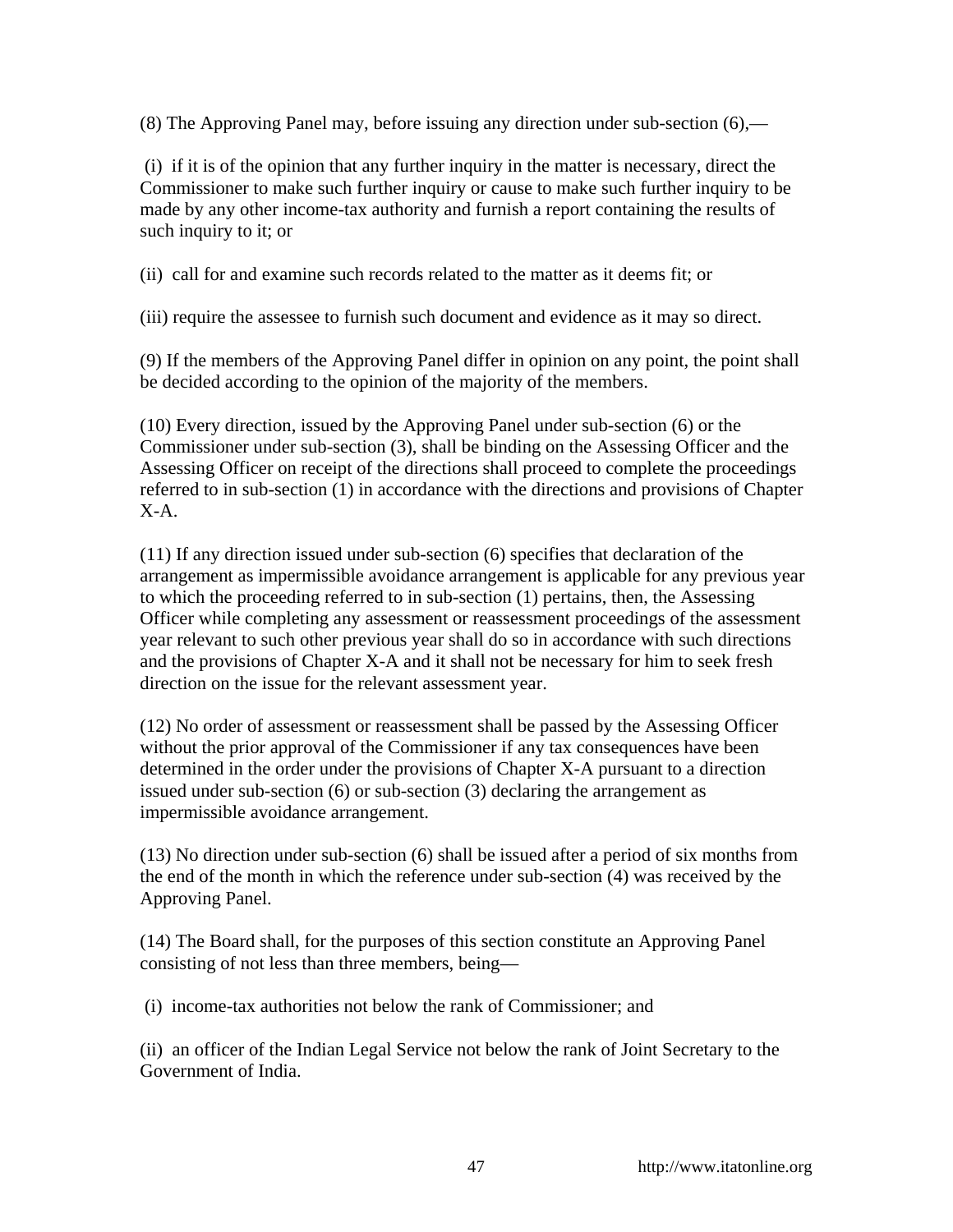(8) The Approving Panel may, before issuing any direction under sub-section (6),—

(i) if it is of the opinion that any further inquiry in the matter is necessary, direct the Commissioner to make such further inquiry or cause to make such further inquiry to be made by any other income-tax authority and furnish a report containing the results of such inquiry to it; or

(ii) call for and examine such records related to the matter as it deems fit; or

(iii) require the assessee to furnish such document and evidence as it may so direct.

(9) If the members of the Approving Panel differ in opinion on any point, the point shall be decided according to the opinion of the majority of the members.

(10) Every direction, issued by the Approving Panel under sub-section (6) or the Commissioner under sub-section (3), shall be binding on the Assessing Officer and the Assessing Officer on receipt of the directions shall proceed to complete the proceedings referred to in sub-section (1) in accordance with the directions and provisions of Chapter X-A.

(11) If any direction issued under sub-section (6) specifies that declaration of the arrangement as impermissible avoidance arrangement is applicable for any previous year to which the proceeding referred to in sub-section (1) pertains, then, the Assessing Officer while completing any assessment or reassessment proceedings of the assessment year relevant to such other previous year shall do so in accordance with such directions and the provisions of Chapter X-A and it shall not be necessary for him to seek fresh direction on the issue for the relevant assessment year.

(12) No order of assessment or reassessment shall be passed by the Assessing Officer without the prior approval of the Commissioner if any tax consequences have been determined in the order under the provisions of Chapter X-A pursuant to a direction issued under sub-section (6) or sub-section (3) declaring the arrangement as impermissible avoidance arrangement.

(13) No direction under sub-section (6) shall be issued after a period of six months from the end of the month in which the reference under sub-section (4) was received by the Approving Panel.

(14) The Board shall, for the purposes of this section constitute an Approving Panel consisting of not less than three members, being—

(i) income-tax authorities not below the rank of Commissioner; and

(ii) an officer of the Indian Legal Service not below the rank of Joint Secretary to the Government of India.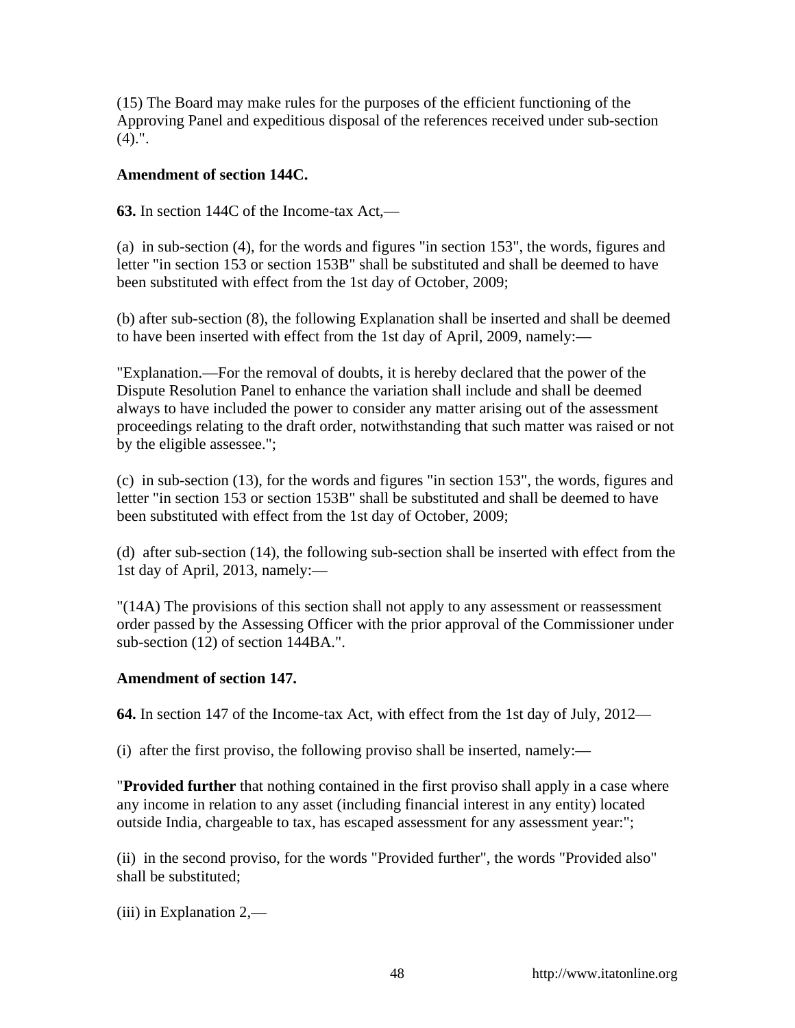(15) The Board may make rules for the purposes of the efficient functioning of the Approving Panel and expeditious disposal of the references received under sub-section (4).".

**Amendment of section 144C.**

**63.** In section 144C of the Income-tax Act,—

(a) in sub-section (4), for the words and figures "in section 153", the words, figures and letter "in section 153 or section 153B" shall be substituted and shall be deemed to have been substituted with effect from the 1st day of October, 2009;

(b) after sub-section (8), the following Explanation shall be inserted and shall be deemed to have been inserted with effect from the 1st day of April, 2009, namely:—

"Explanation.—For the removal of doubts, it is hereby declared that the power of the Dispute Resolution Panel to enhance the variation shall include and shall be deemed always to have included the power to consider any matter arising out of the assessment proceedings relating to the draft order, notwithstanding that such matter was raised or not by the eligible assessee.";

(c) in sub-section (13), for the words and figures "in section 153", the words, figures and letter "in section 153 or section 153B" shall be substituted and shall be deemed to have been substituted with effect from the 1st day of October, 2009;

(d) after sub-section (14), the following sub-section shall be inserted with effect from the 1st day of April, 2013, namely:—

"(14A) The provisions of this section shall not apply to any assessment or reassessment order passed by the Assessing Officer with the prior approval of the Commissioner under sub-section (12) of section 144BA.".

**Amendment of section 147.**

**64.** In section 147 of the Income-tax Act, with effect from the 1st day of July, 2012—

(i) after the first proviso, the following proviso shall be inserted, namely:—

"**Provided further** that nothing contained in the first proviso shall apply in a case where any income in relation to any asset (including financial interest in any entity) located outside India, chargeable to tax, has escaped assessment for any assessment year:";

(ii) in the second proviso, for the words "Provided further", the words "Provided also" shall be substituted;

(iii) in Explanation 2,—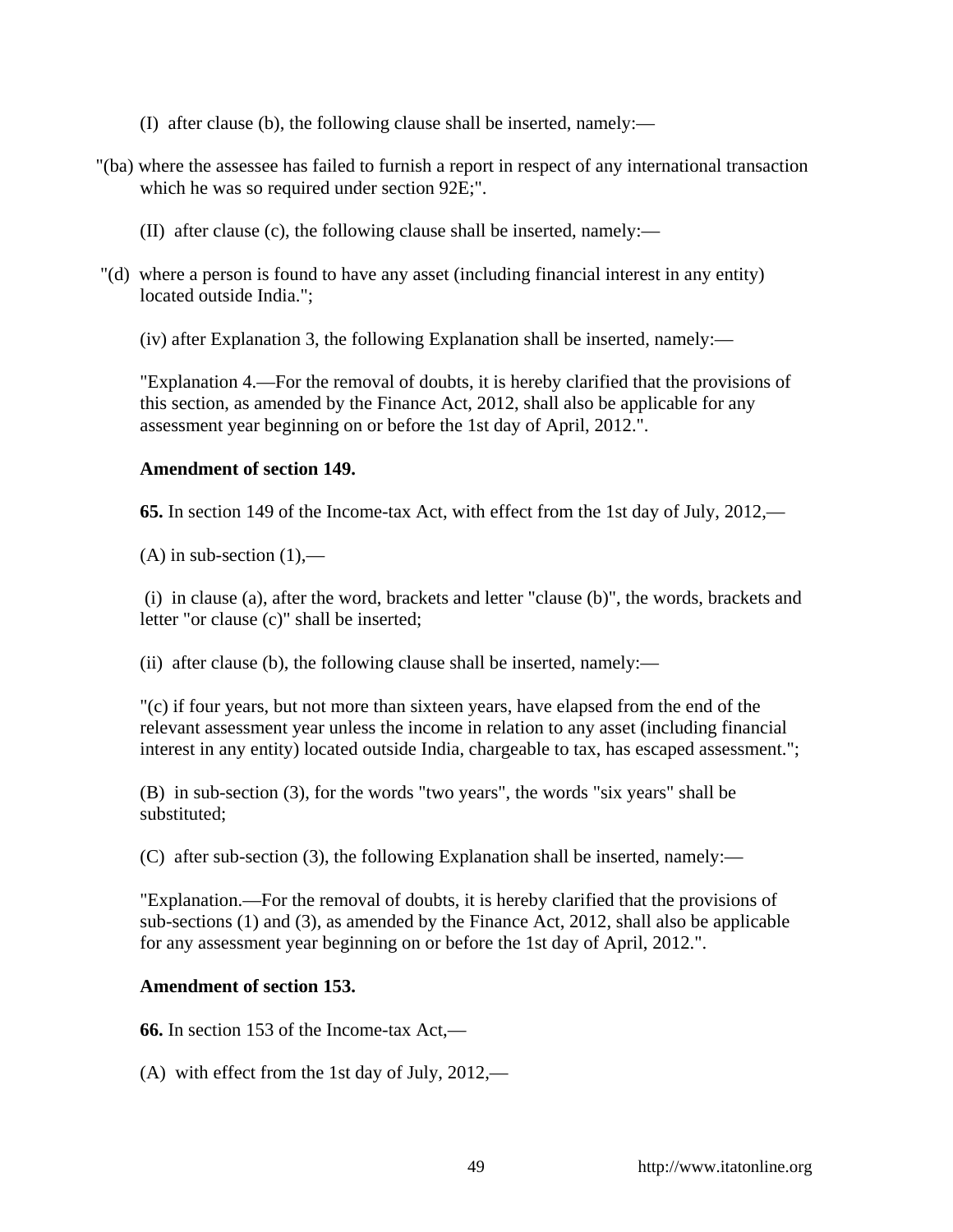(I) after clause (b), the following clause shall be inserted, namely:—

"(ba) where the assessee has failed to furnish a report in respect of any international transaction which he was so required under section 92E;".

(II) after clause (c), the following clause shall be inserted, namely:—

"(d) where a person is found to have any asset (including financial interest in any entity) located outside India.";

(iv) after Explanation 3, the following Explanation shall be inserted, namely:—

"Explanation 4.—For the removal of doubts, it is hereby clarified that the provisions of this section, as amended by the Finance Act, 2012, shall also be applicable for any assessment year beginning on or before the 1st day of April, 2012.".

**Amendment of section 149.**

**65.** In section 149 of the Income-tax Act, with effect from the 1st day of July, 2012,—

(A) in sub-section (1),—

(i) in clause (a), after the word, brackets and letter "clause (b)", the words, brackets and letter "or clause (c)" shall be inserted;

(ii) after clause (b), the following clause shall be inserted, namely:—

"(c) if four years, but not more than sixteen years, have elapsed from the end of the relevant assessment year unless the income in relation to any asset (including financial interest in any entity) located outside India, chargeable to tax, has escaped assessment.";

(B) in sub-section (3), for the words "two years", the words "six years" shall be substituted;

(C) after sub-section (3), the following Explanation shall be inserted, namely:—

"Explanation.—For the removal of doubts, it is hereby clarified that the provisions of sub-sections (1) and (3), as amended by the Finance Act, 2012, shall also be applicable for any assessment year beginning on or before the 1st day of April, 2012.".

**Amendment of section 153.**

**66.** In section 153 of the Income-tax Act,—

(A) with effect from the 1st day of July, 2012,—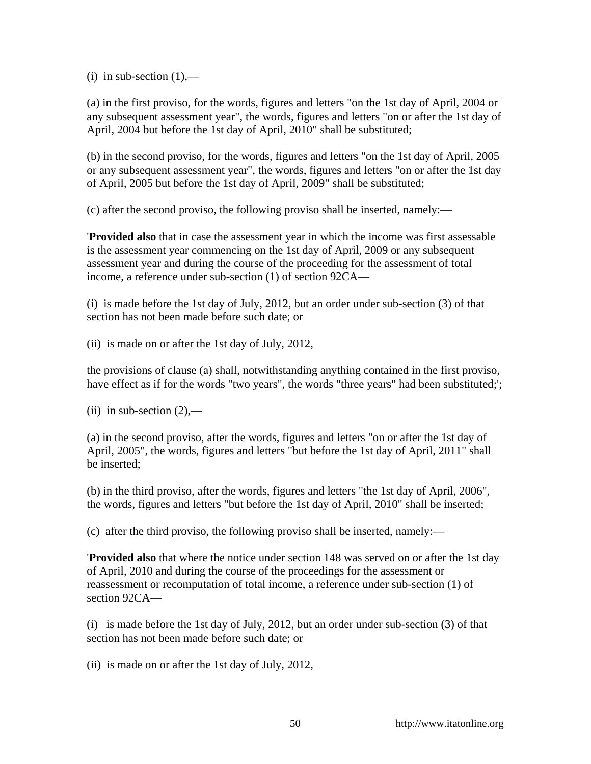(i) in sub-section (1),—

(a) in the first proviso, for the words, figures and letters "on the 1st day of April, 2004 or any subsequent assessment year", the words, figures and letters "on or after the 1st day of April, 2004 but before the 1st day of April, 2010" shall be substituted;

(b) in the second proviso, for the words, figures and letters "on the 1st day of April, 2005 or any subsequent assessment year", the words, figures and letters "on or after the 1st day of April, 2005 but before the 1st day of April, 2009" shall be substituted;

(c) after the second proviso, the following proviso shall be inserted, namely:—

'**Provided also** that in case the assessment year in which the income was first assessable is the assessment year commencing on the 1st day of April, 2009 or any subsequent assessment year and during the course of the proceeding for the assessment of total income, a reference under sub-section (1) of section 92CA—

(i) is made before the 1st day of July, 2012, but an order under sub-section (3) of that section has not been made before such date; or

(ii) is made on or after the 1st day of July, 2012,

the provisions of clause (a) shall, notwithstanding anything contained in the first proviso, have effect as if for the words "two years", the words "three years" had been substituted;';

(ii) in sub-section (2),—

(a) in the second proviso, after the words, figures and letters "on or after the 1st day of April, 2005", the words, figures and letters "but before the 1st day of April, 2011" shall be inserted;

(b) in the third proviso, after the words, figures and letters "the 1st day of April, 2006", the words, figures and letters "but before the 1st day of April, 2010" shall be inserted;

(c) after the third proviso, the following proviso shall be inserted, namely:—

'**Provided also** that where the notice under section 148 was served on or after the 1st day of April, 2010 and during the course of the proceedings for the assessment or reassessment or recomputation of total income, a reference under sub-section (1) of section 92CA—

(i) is made before the 1st day of July, 2012, but an order under sub-section (3) of that section has not been made before such date; or

(ii) is made on or after the 1st day of July, 2012,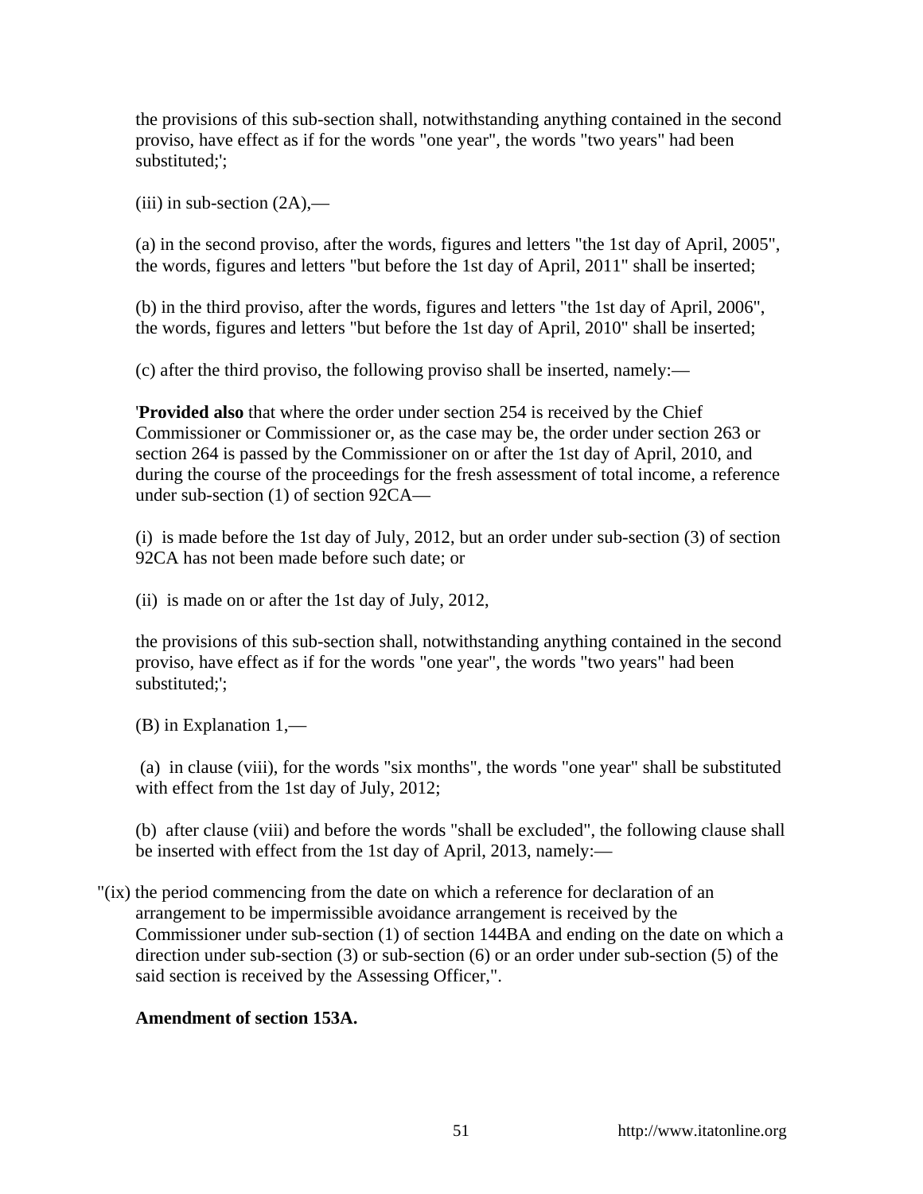the provisions of this sub-section shall, notwithstanding anything contained in the second proviso, have effect as if for the words "one year", the words "two years" had been substituted;';

(iii) in sub-section (2A),—

(a) in the second proviso, after the words, figures and letters "the 1st day of April, 2005", the words, figures and letters "but before the 1st day of April, 2011" shall be inserted;

(b) in the third proviso, after the words, figures and letters "the 1st day of April, 2006", the words, figures and letters "but before the 1st day of April, 2010" shall be inserted;

(c) after the third proviso, the following proviso shall be inserted, namely:—

'**Provided also** that where the order under section 254 is received by the Chief Commissioner or Commissioner or, as the case may be, the order under section 263 or section 264 is passed by the Commissioner on or after the 1st day of April, 2010, and during the course of the proceedings for the fresh assessment of total income, a reference under sub-section (1) of section 92CA—

(i) is made before the 1st day of July, 2012, but an order under sub-section (3) of section 92CA has not been made before such date; or

(ii) is made on or after the 1st day of July, 2012,

the provisions of this sub-section shall, notwithstanding anything contained in the second proviso, have effect as if for the words "one year", the words "two years" had been substituted;';

(B) in Explanation 1,—

(a) in clause (viii), for the words "six months", the words "one year" shall be substituted with effect from the 1st day of July, 2012;

(b) after clause (viii) and before the words "shall be excluded", the following clause shall be inserted with effect from the 1st day of April, 2013, namely:—

"(ix) the period commencing from the date on which a reference for declaration of an arrangement to be impermissible avoidance arrangement is received by the Commissioner under sub-section (1) of section 144BA and ending on the date on which a direction under sub-section (3) or sub-section (6) or an order under sub-section (5) of the said section is received by the Assessing Officer,".

**Amendment of section 153A.**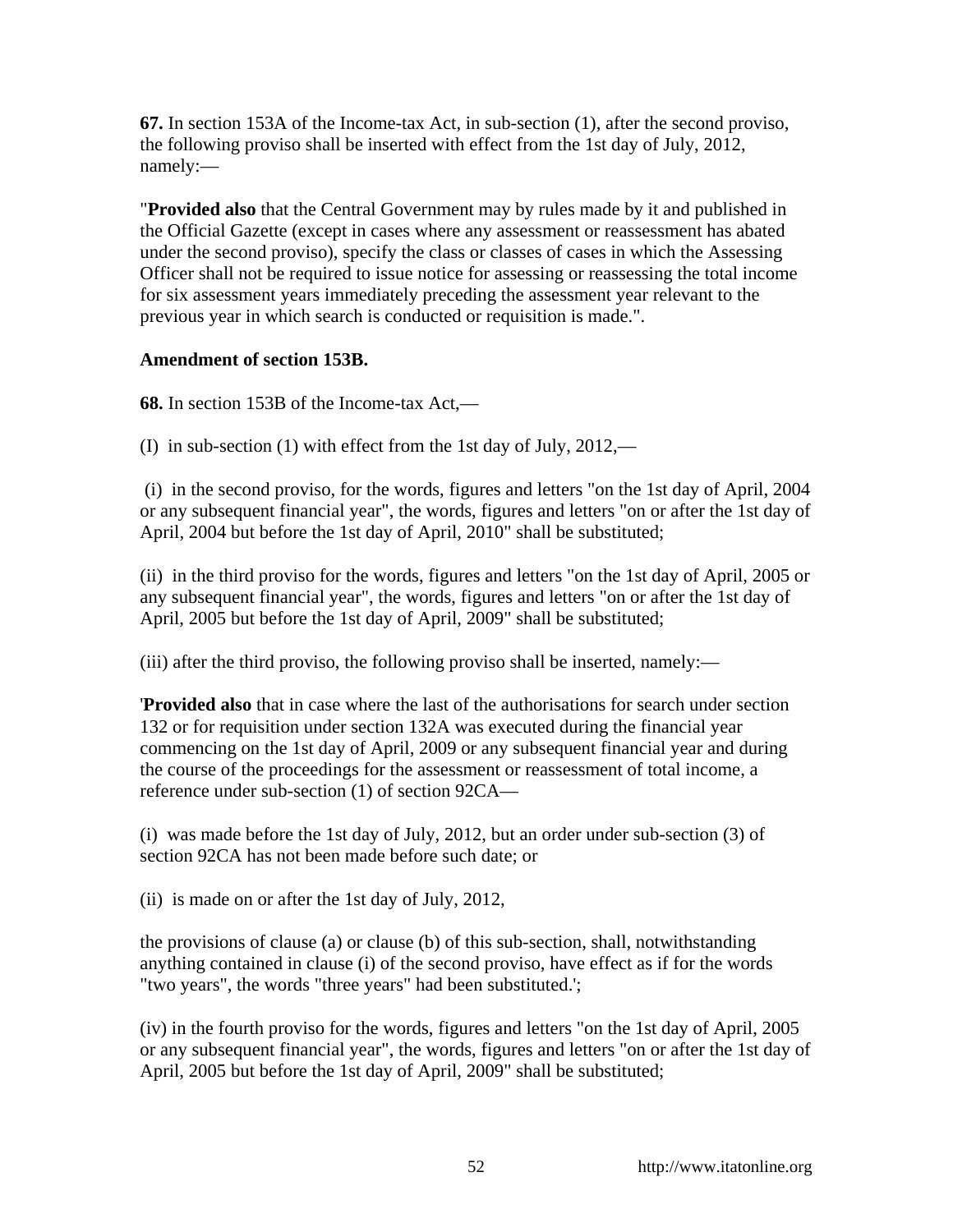**67.** In section 153A of the Income-tax Act, in sub-section (1), after the second proviso, the following proviso shall be inserted with effect from the 1st day of July, 2012, namely:—

"**Provided also** that the Central Government may by rules made by it and published in the Official Gazette (except in cases where any assessment or reassessment has abated under the second proviso), specify the class or classes of cases in which the Assessing Officer shall not be required to issue notice for assessing or reassessing the total income for six assessment years immediately preceding the assessment year relevant to the previous year in which search is conducted or requisition is made.".

**Amendment of section 153B.**

**68.** In section 153B of the Income-tax Act,—

(I) in sub-section (1) with effect from the 1st day of July, 2012,—

(i) in the second proviso, for the words, figures and letters "on the 1st day of April, 2004 or any subsequent financial year", the words, figures and letters "on or after the 1st day of April, 2004 but before the 1st day of April, 2010" shall be substituted;

(ii) in the third proviso for the words, figures and letters "on the 1st day of April, 2005 or any subsequent financial year", the words, figures and letters "on or after the 1st day of April, 2005 but before the 1st day of April, 2009" shall be substituted;

(iii) after the third proviso, the following proviso shall be inserted, namely:—

'**Provided also** that in case where the last of the authorisations for search under section 132 or for requisition under section 132A was executed during the financial year commencing on the 1st day of April, 2009 or any subsequent financial year and during the course of the proceedings for the assessment or reassessment of total income, a reference under sub-section (1) of section 92CA—

(i) was made before the 1st day of July, 2012, but an order under sub-section (3) of section 92CA has not been made before such date; or

(ii) is made on or after the 1st day of July, 2012,

the provisions of clause (a) or clause (b) of this sub-section, shall, notwithstanding anything contained in clause (i) of the second proviso, have effect as if for the words "two years", the words "three years" had been substituted.';

(iv) in the fourth proviso for the words, figures and letters "on the 1st day of April, 2005 or any subsequent financial year", the words, figures and letters "on or after the 1st day of April, 2005 but before the 1st day of April, 2009" shall be substituted;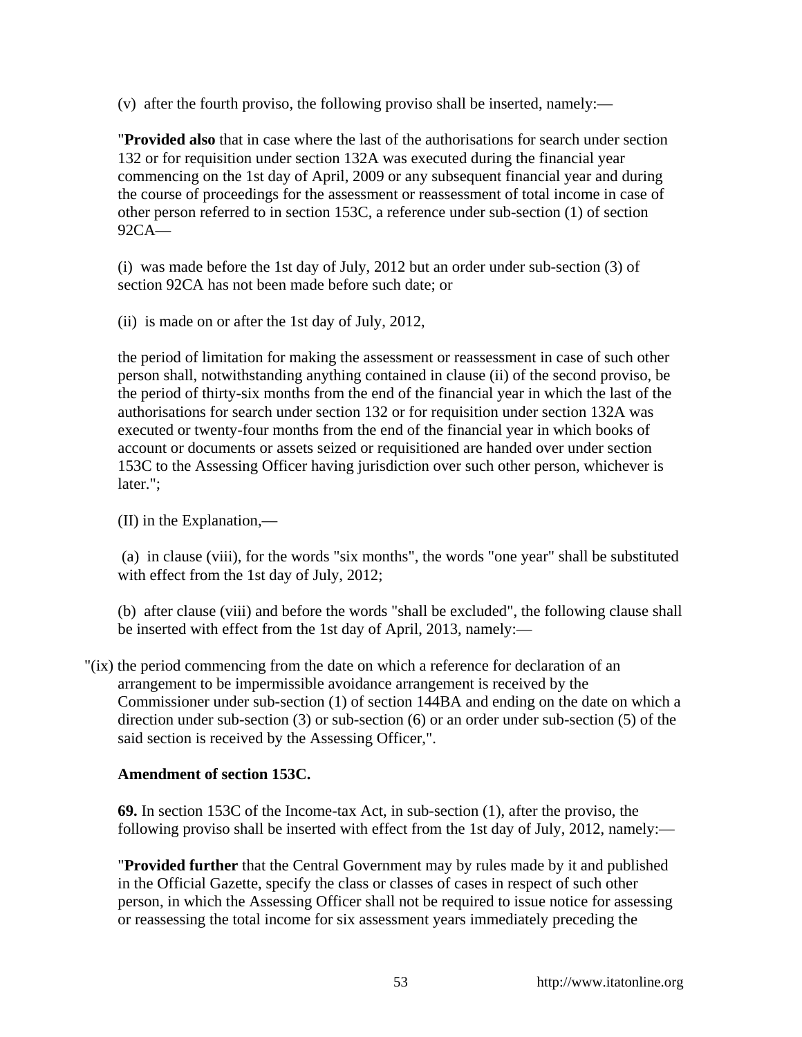(v) after the fourth proviso, the following proviso shall be inserted, namely:—

"**Provided also** that in case where the last of the authorisations for search under section 132 or for requisition under section 132A was executed during the financial year commencing on the 1st day of April, 2009 or any subsequent financial year and during the course of proceedings for the assessment or reassessment of total income in case of other person referred to in section 153C, a reference under sub-section (1) of section 92CA—

(i) was made before the 1st day of July, 2012 but an order under sub-section (3) of section 92CA has not been made before such date; or

(ii) is made on or after the 1st day of July, 2012,

the period of limitation for making the assessment or reassessment in case of such other person shall, notwithstanding anything contained in clause (ii) of the second proviso, be the period of thirty-six months from the end of the financial year in which the last of the authorisations for search under section 132 or for requisition under section 132A was executed or twenty-four months from the end of the financial year in which books of account or documents or assets seized or requisitioned are handed over under section 153C to the Assessing Officer having jurisdiction over such other person, whichever is later.";

(II) in the Explanation,—

(a) in clause (viii), for the words "six months", the words "one year" shall be substituted with effect from the 1st day of July, 2012;

(b) after clause (viii) and before the words "shall be excluded", the following clause shall be inserted with effect from the 1st day of April, 2013, namely:—

"(ix) the period commencing from the date on which a reference for declaration of an arrangement to be impermissible avoidance arrangement is received by the Commissioner under sub-section (1) of section 144BA and ending on the date on which a direction under sub-section (3) or sub-section (6) or an order under sub-section (5) of the said section is received by the Assessing Officer,".

**Amendment of section 153C.**

**69.** In section 153C of the Income-tax Act, in sub-section (1), after the proviso, the following proviso shall be inserted with effect from the 1st day of July, 2012, namely:—

"**Provided further** that the Central Government may by rules made by it and published in the Official Gazette, specify the class or classes of cases in respect of such other person, in which the Assessing Officer shall not be required to issue notice for assessing or reassessing the total income for six assessment years immediately preceding the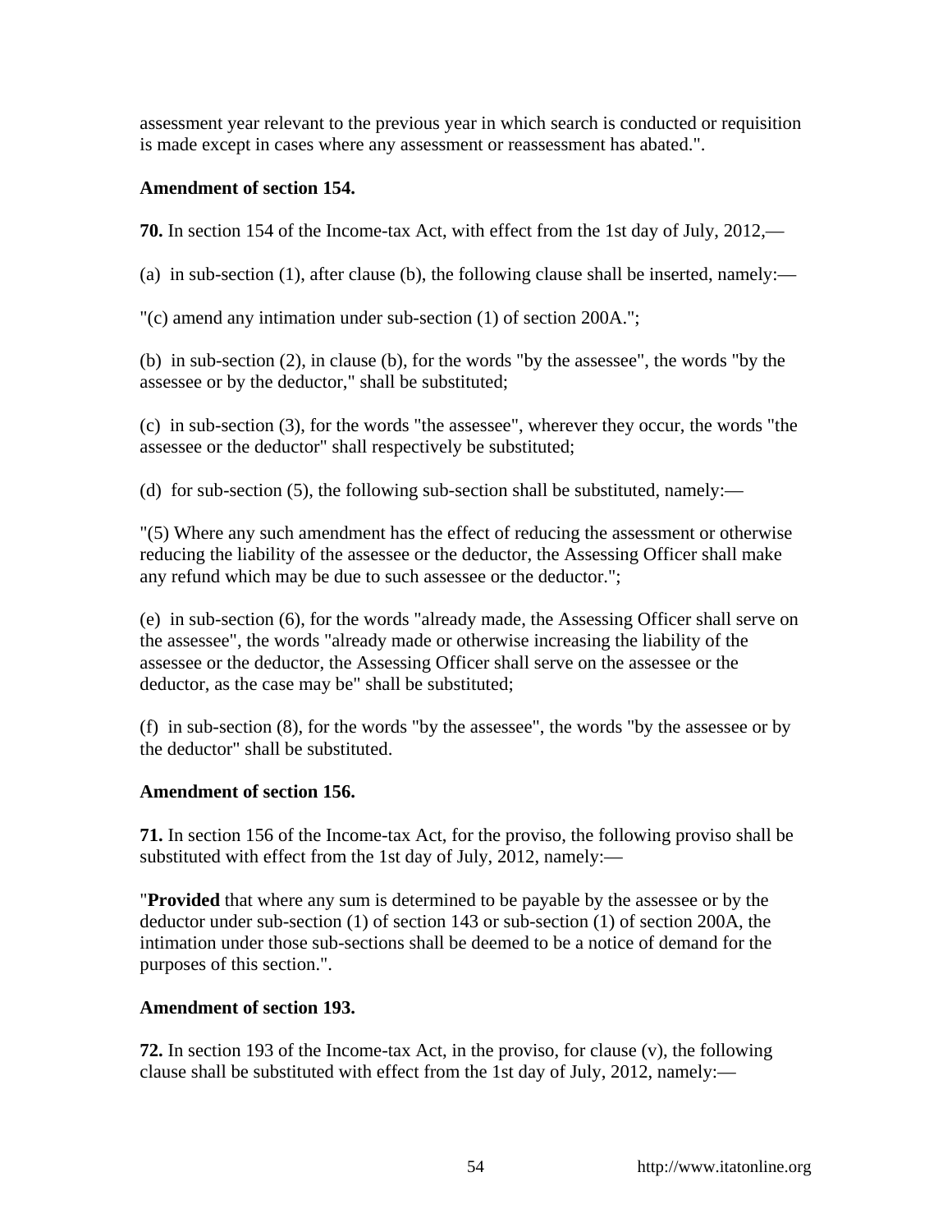assessment year relevant to the previous year in which search is conducted or requisition is made except in cases where any assessment or reassessment has abated.".

**Amendment of section 154.**

**70.** In section 154 of the Income-tax Act, with effect from the 1st day of July, 2012,—

(a) in sub-section (1), after clause (b), the following clause shall be inserted, namely:—

"(c) amend any intimation under sub-section (1) of section 200A.";

(b) in sub-section (2), in clause (b), for the words "by the assessee", the words "by the assessee or by the deductor," shall be substituted;

(c) in sub-section (3), for the words "the assessee", wherever they occur, the words "the assessee or the deductor" shall respectively be substituted;

(d) for sub-section (5), the following sub-section shall be substituted, namely:—

"(5) Where any such amendment has the effect of reducing the assessment or otherwise reducing the liability of the assessee or the deductor, the Assessing Officer shall make any refund which may be due to such assessee or the deductor.";

(e) in sub-section (6), for the words "already made, the Assessing Officer shall serve on the assessee", the words "already made or otherwise increasing the liability of the assessee or the deductor, the Assessing Officer shall serve on the assessee or the deductor, as the case may be" shall be substituted;

(f) in sub-section (8), for the words "by the assessee", the words "by the assessee or by the deductor" shall be substituted.

**Amendment of section 156.**

**71.** In section 156 of the Income-tax Act, for the proviso, the following proviso shall be substituted with effect from the 1st day of July, 2012, namely:—

"**Provided** that where any sum is determined to be payable by the assessee or by the deductor under sub-section (1) of section 143 or sub-section (1) of section 200A, the intimation under those sub-sections shall be deemed to be a notice of demand for the purposes of this section.".

**Amendment of section 193.**

**72.** In section 193 of the Income-tax Act, in the proviso, for clause (v), the following clause shall be substituted with effect from the 1st day of July, 2012, namely:—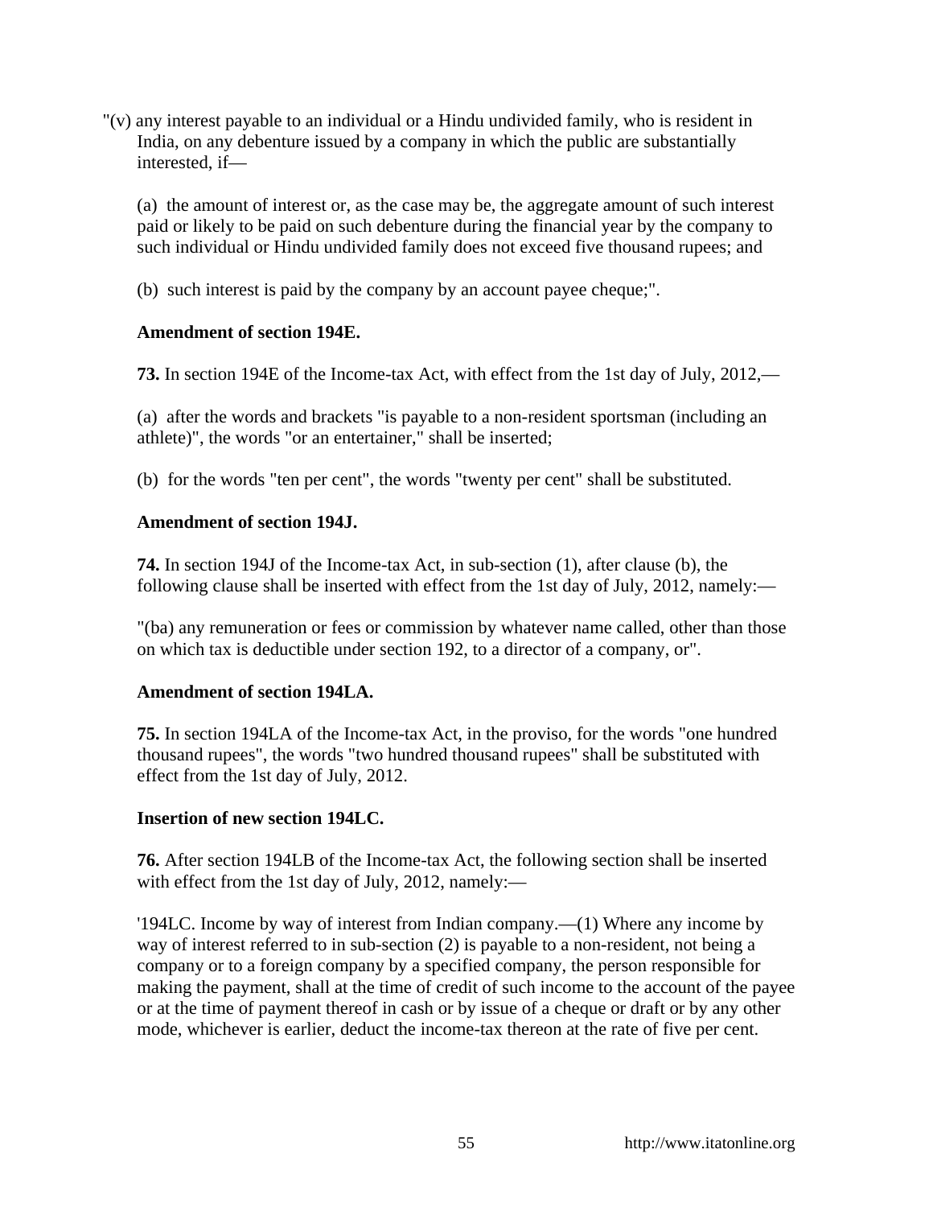"(v) any interest payable to an individual or a Hindu undivided family, who is resident in India, on any debenture issued by a company in which the public are substantially interested, if—

(a) the amount of interest or, as the case may be, the aggregate amount of such interest paid or likely to be paid on such debenture during the financial year by the company to such individual or Hindu undivided family does not exceed five thousand rupees; and

(b) such interest is paid by the company by an account payee cheque;".

**Amendment of section 194E.**

**73.** In section 194E of the Income-tax Act, with effect from the 1st day of July, 2012,—

(a) after the words and brackets "is payable to a non-resident sportsman (including an athlete)", the words "or an entertainer," shall be inserted;

(b) for the words "ten per cent", the words "twenty per cent" shall be substituted.

**Amendment of section 194J.**

**74.** In section 194J of the Income-tax Act, in sub-section (1), after clause (b), the following clause shall be inserted with effect from the 1st day of July, 2012, namely:—

"(ba) any remuneration or fees or commission by whatever name called, other than those on which tax is deductible under section 192, to a director of a company, or".

**Amendment of section 194LA.**

**75.** In section 194LA of the Income-tax Act, in the proviso, for the words "one hundred thousand rupees", the words "two hundred thousand rupees" shall be substituted with effect from the 1st day of July, 2012.

**Insertion of new section 194LC.**

**76.** After section 194LB of the Income-tax Act, the following section shall be inserted with effect from the 1st day of July, 2012, namely:—

'194LC. Income by way of interest from Indian company.—(1) Where any income by way of interest referred to in sub-section (2) is payable to a non-resident, not being a company or to a foreign company by a specified company, the person responsible for making the payment, shall at the time of credit of such income to the account of the payee or at the time of payment thereof in cash or by issue of a cheque or draft or by any other mode, whichever is earlier, deduct the income-tax thereon at the rate of five per cent.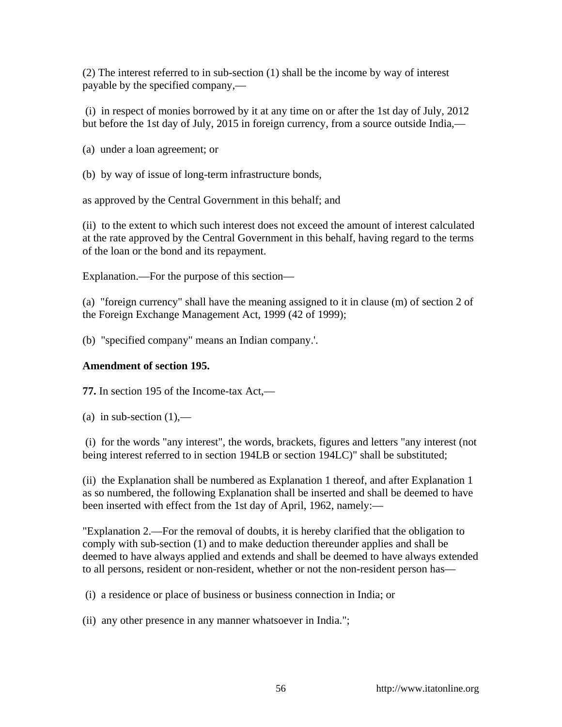(2) The interest referred to in sub-section (1) shall be the income by way of interest payable by the specified company,—

(i) in respect of monies borrowed by it at any time on or after the 1st day of July, 2012 but before the 1st day of July, 2015 in foreign currency, from a source outside India,—

(a) under a loan agreement; or

(b) by way of issue of long-term infrastructure bonds,

as approved by the Central Government in this behalf; and

(ii) to the extent to which such interest does not exceed the amount of interest calculated at the rate approved by the Central Government in this behalf, having regard to the terms of the loan or the bond and its repayment.

Explanation.—For the purpose of this section—

(a) "foreign currency" shall have the meaning assigned to it in clause (m) of section 2 of the Foreign Exchange Management Act, 1999 (42 of 1999);

(b) "specified company" means an Indian company.'.

**Amendment of section 195.**

**77.** In section 195 of the Income-tax Act,—

(a) in sub-section (1),—

(i) for the words "any interest", the words, brackets, figures and letters "any interest (not being interest referred to in section 194LB or section 194LC)" shall be substituted;

(ii) the Explanation shall be numbered as Explanation 1 thereof, and after Explanation 1 as so numbered, the following Explanation shall be inserted and shall be deemed to have been inserted with effect from the 1st day of April, 1962, namely:—

"Explanation 2.—For the removal of doubts, it is hereby clarified that the obligation to comply with sub-section (1) and to make deduction thereunder applies and shall be deemed to have always applied and extends and shall be deemed to have always extended to all persons, resident or non-resident, whether or not the non-resident person has—

(i) a residence or place of business or business connection in India; or

(ii) any other presence in any manner whatsoever in India.";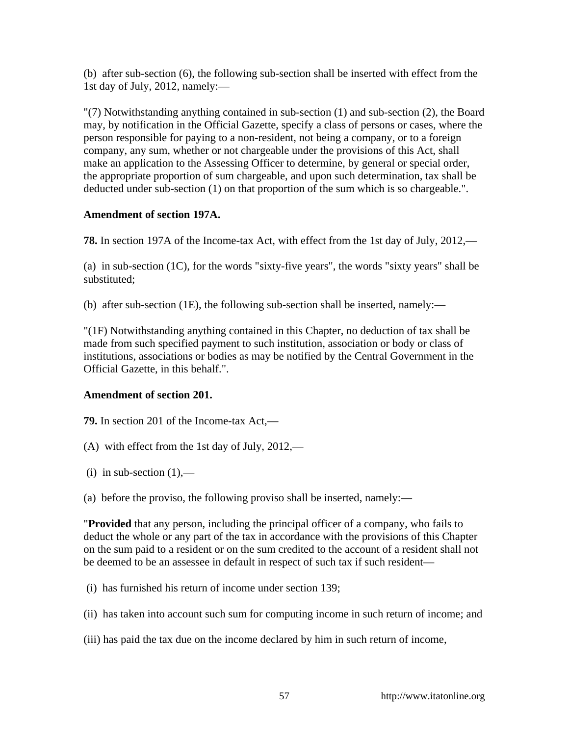(b) after sub-section (6), the following sub-section shall be inserted with effect from the 1st day of July, 2012, namely:—

"(7) Notwithstanding anything contained in sub-section (1) and sub-section (2), the Board may, by notification in the Official Gazette, specify a class of persons or cases, where the person responsible for paying to a non-resident, not being a company, or to a foreign company, any sum, whether or not chargeable under the provisions of this Act, shall make an application to the Assessing Officer to determine, by general or special order, the appropriate proportion of sum chargeable, and upon such determination, tax shall be deducted under sub-section (1) on that proportion of the sum which is so chargeable.".

**Amendment of section 197A.**

**78.** In section 197A of the Income-tax Act, with effect from the 1st day of July, 2012,—

(a) in sub-section (1C), for the words "sixty-five years", the words "sixty years" shall be substituted;

(b) after sub-section (1E), the following sub-section shall be inserted, namely:—

"(1F) Notwithstanding anything contained in this Chapter, no deduction of tax shall be made from such specified payment to such institution, association or body or class of institutions, associations or bodies as may be notified by the Central Government in the Official Gazette, in this behalf.".

**Amendment of section 201.**

**79.** In section 201 of the Income-tax Act,—

(A) with effect from the 1st day of July, 2012,—

(i) in sub-section (1),—

(a) before the proviso, the following proviso shall be inserted, namely:—

"**Provided** that any person, including the principal officer of a company, who fails to deduct the whole or any part of the tax in accordance with the provisions of this Chapter on the sum paid to a resident or on the sum credited to the account of a resident shall not be deemed to be an assessee in default in respect of such tax if such resident—

(i) has furnished his return of income under section 139;

(ii) has taken into account such sum for computing income in such return of income; and

(iii) has paid the tax due on the income declared by him in such return of income,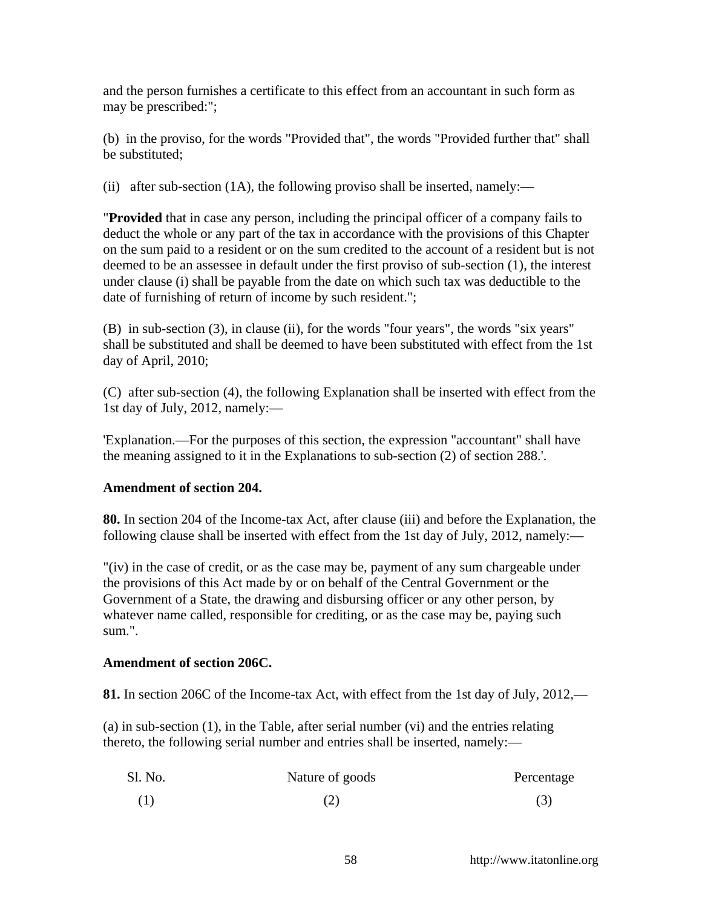and the person furnishes a certificate to this effect from an accountant in such form as may be prescribed:";

(b) in the proviso, for the words "Provided that", the words "Provided further that" shall be substituted;

(ii) after sub-section (1A), the following proviso shall be inserted, namely:—

"**Provided** that in case any person, including the principal officer of a company fails to deduct the whole or any part of the tax in accordance with the provisions of this Chapter on the sum paid to a resident or on the sum credited to the account of a resident but is not deemed to be an assessee in default under the first proviso of sub-section (1), the interest under clause (i) shall be payable from the date on which such tax was deductible to the date of furnishing of return of income by such resident.";

(B) in sub-section (3), in clause (ii), for the words "four years", the words "six years" shall be substituted and shall be deemed to have been substituted with effect from the 1st day of April, 2010;

(C) after sub-section (4), the following Explanation shall be inserted with effect from the 1st day of July, 2012, namely:—

'Explanation.—For the purposes of this section, the expression "accountant" shall have the meaning assigned to it in the Explanations to sub-section (2) of section 288.'.

**Amendment of section 204.**

**80.** In section 204 of the Income-tax Act, after clause (iii) and before the Explanation, the following clause shall be inserted with effect from the 1st day of July, 2012, namely:—

"(iv) in the case of credit, or as the case may be, payment of any sum chargeable under the provisions of this Act made by or on behalf of the Central Government or the Government of a State, the drawing and disbursing officer or any other person, by whatever name called, responsible for crediting, or as the case may be, paying such sum.".

**Amendment of section 206C.**

**81.** In section 206C of the Income-tax Act, with effect from the 1st day of July, 2012,—

(a) in sub-section (1), in the Table, after serial number (vi) and the entries relating thereto, the following serial number and entries shall be inserted, namely:—

| Sl. No. | Nature of goods | Percentage |
|---|---|---|
| (1) | (2) | (3) |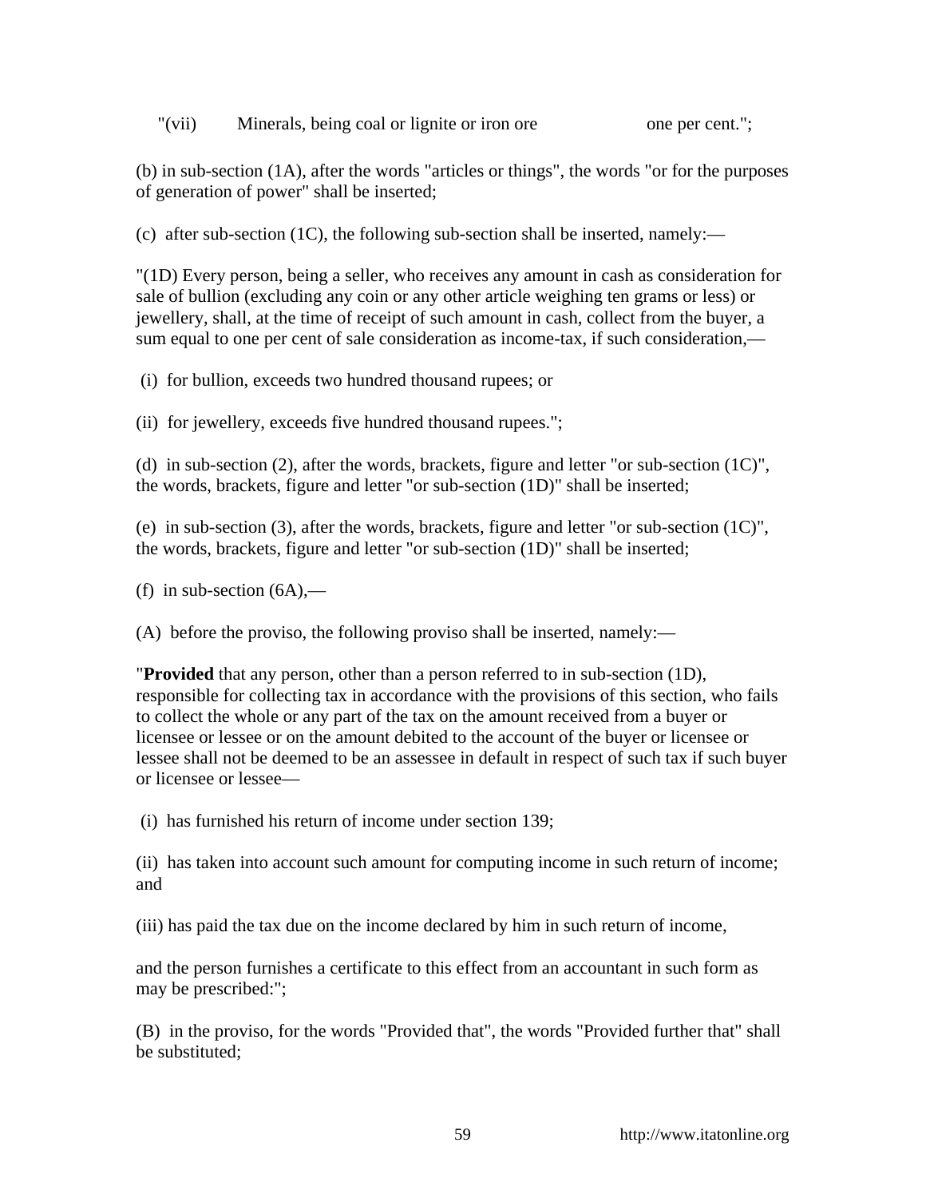"(vii) Minerals, being coal or lignite or iron ore one per cent.";

(b) in sub-section (1A), after the words "articles or things", the words "or for the purposes of generation of power" shall be inserted;

(c) after sub-section (1C), the following sub-section shall be inserted, namely:—

"(1D) Every person, being a seller, who receives any amount in cash as consideration for sale of bullion (excluding any coin or any other article weighing ten grams or less) or jewellery, shall, at the time of receipt of such amount in cash, collect from the buyer, a sum equal to one per cent of sale consideration as income-tax, if such consideration,—

(i) for bullion, exceeds two hundred thousand rupees; or

(ii) for jewellery, exceeds five hundred thousand rupees.";

(d) in sub-section (2), after the words, brackets, figure and letter "or sub-section (1C)", the words, brackets, figure and letter "or sub-section (1D)" shall be inserted;

(e) in sub-section (3), after the words, brackets, figure and letter "or sub-section (1C)", the words, brackets, figure and letter "or sub-section (1D)" shall be inserted;

(f) in sub-section (6A),—

(A) before the proviso, the following proviso shall be inserted, namely:—

"**Provided** that any person, other than a person referred to in sub-section (1D), responsible for collecting tax in accordance with the provisions of this section, who fails to collect the whole or any part of the tax on the amount received from a buyer or licensee or lessee or on the amount debited to the account of the buyer or licensee or lessee shall not be deemed to be an assessee in default in respect of such tax if such buyer or licensee or lessee—

(i) has furnished his return of income under section 139;

(ii) has taken into account such amount for computing income in such return of income; and

(iii) has paid the tax due on the income declared by him in such return of income,

and the person furnishes a certificate to this effect from an accountant in such form as may be prescribed:";

(B) in the proviso, for the words "Provided that", the words "Provided further that" shall be substituted;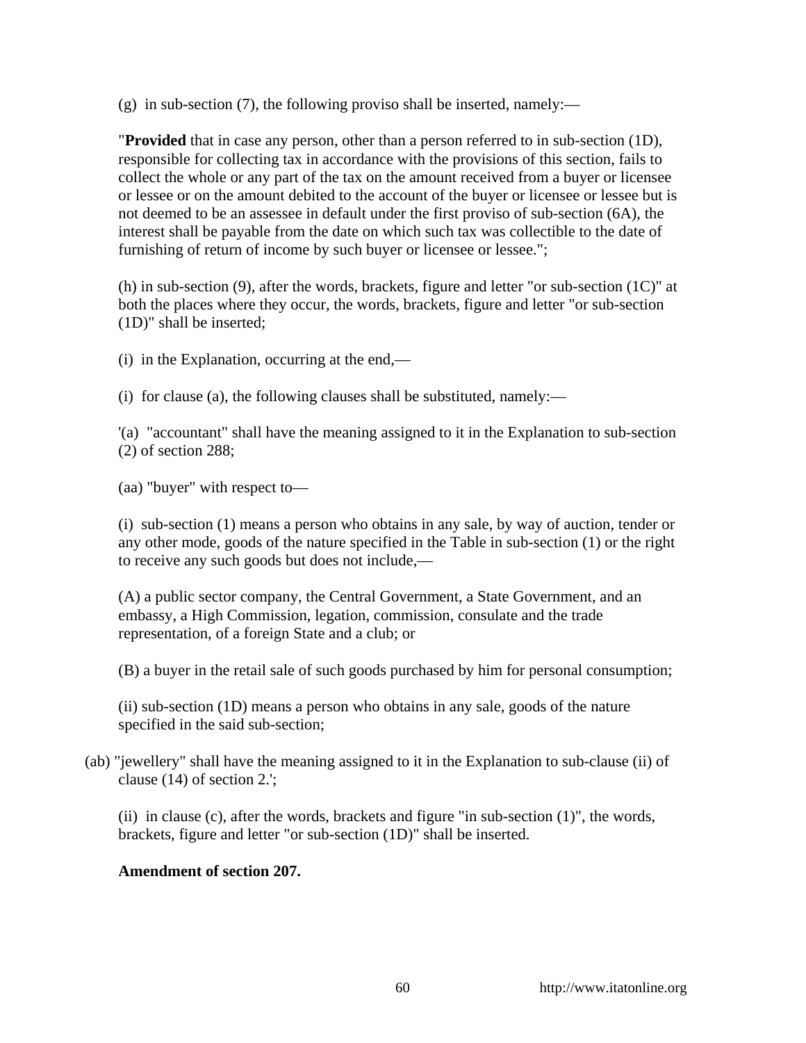(g) in sub-section (7), the following proviso shall be inserted, namely:—

"**Provided** that in case any person, other than a person referred to in sub-section (1D), responsible for collecting tax in accordance with the provisions of this section, fails to collect the whole or any part of the tax on the amount received from a buyer or licensee or lessee or on the amount debited to the account of the buyer or licensee or lessee but is not deemed to be an assessee in default under the first proviso of sub-section (6A), the interest shall be payable from the date on which such tax was collectible to the date of furnishing of return of income by such buyer or licensee or lessee.";

(h) in sub-section (9), after the words, brackets, figure and letter "or sub-section (1C)" at both the places where they occur, the words, brackets, figure and letter "or sub-section (1D)" shall be inserted;

(i) in the Explanation, occurring at the end,—

(i) for clause (a), the following clauses shall be substituted, namely:—

'(a) "accountant" shall have the meaning assigned to it in the Explanation to sub-section (2) of section 288;

(aa) "buyer" with respect to—

(i) sub-section (1) means a person who obtains in any sale, by way of auction, tender or any other mode, goods of the nature specified in the Table in sub-section (1) or the right to receive any such goods but does not include,—

(A) a public sector company, the Central Government, a State Government, and an embassy, a High Commission, legation, commission, consulate and the trade representation, of a foreign State and a club; or

(B) a buyer in the retail sale of such goods purchased by him for personal consumption;

(ii) sub-section (1D) means a person who obtains in any sale, goods of the nature specified in the said sub-section;

(ab) "jewellery" shall have the meaning assigned to it in the Explanation to sub-clause (ii) of clause (14) of section 2.';

(ii) in clause (c), after the words, brackets and figure "in sub-section (1)", the words, brackets, figure and letter "or sub-section (1D)" shall be inserted.

**Amendment of section 207.**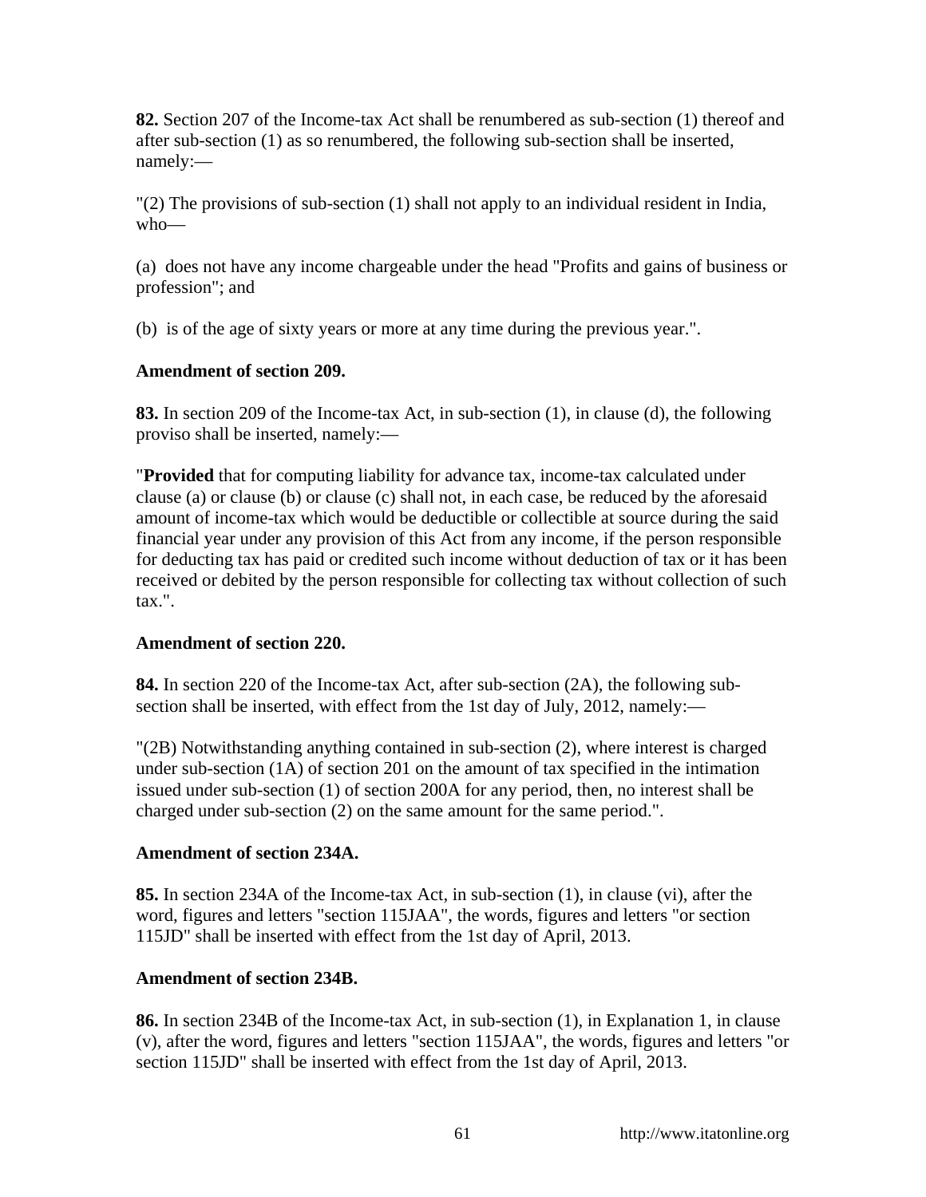**82.** Section 207 of the Income-tax Act shall be renumbered as sub-section (1) thereof and after sub-section (1) as so renumbered, the following sub-section shall be inserted, namely:—

"(2) The provisions of sub-section (1) shall not apply to an individual resident in India, who—

(a) does not have any income chargeable under the head "Profits and gains of business or profession"; and

(b) is of the age of sixty years or more at any time during the previous year.".

**Amendment of section 209.**

**83.** In section 209 of the Income-tax Act, in sub-section (1), in clause (d), the following proviso shall be inserted, namely:—

"**Provided** that for computing liability for advance tax, income-tax calculated under clause (a) or clause (b) or clause (c) shall not, in each case, be reduced by the aforesaid amount of income-tax which would be deductible or collectible at source during the said financial year under any provision of this Act from any income, if the person responsible for deducting tax has paid or credited such income without deduction of tax or it has been received or debited by the person responsible for collecting tax without collection of such tax.".

**Amendment of section 220.**

**84.** In section 220 of the Income-tax Act, after sub-section (2A), the following sub-section shall be inserted, with effect from the 1st day of July, 2012, namely:—

"(2B) Notwithstanding anything contained in sub-section (2), where interest is charged under sub-section (1A) of section 201 on the amount of tax specified in the intimation issued under sub-section (1) of section 200A for any period, then, no interest shall be charged under sub-section (2) on the same amount for the same period.".

**Amendment of section 234A.**

**85.** In section 234A of the Income-tax Act, in sub-section (1), in clause (vi), after the word, figures and letters "section 115JAA", the words, figures and letters "or section 115JD" shall be inserted with effect from the 1st day of April, 2013.

**Amendment of section 234B.**

**86.** In section 234B of the Income-tax Act, in sub-section (1), in Explanation 1, in clause (v), after the word, figures and letters "section 115JAA", the words, figures and letters "or section 115JD" shall be inserted with effect from the 1st day of April, 2013.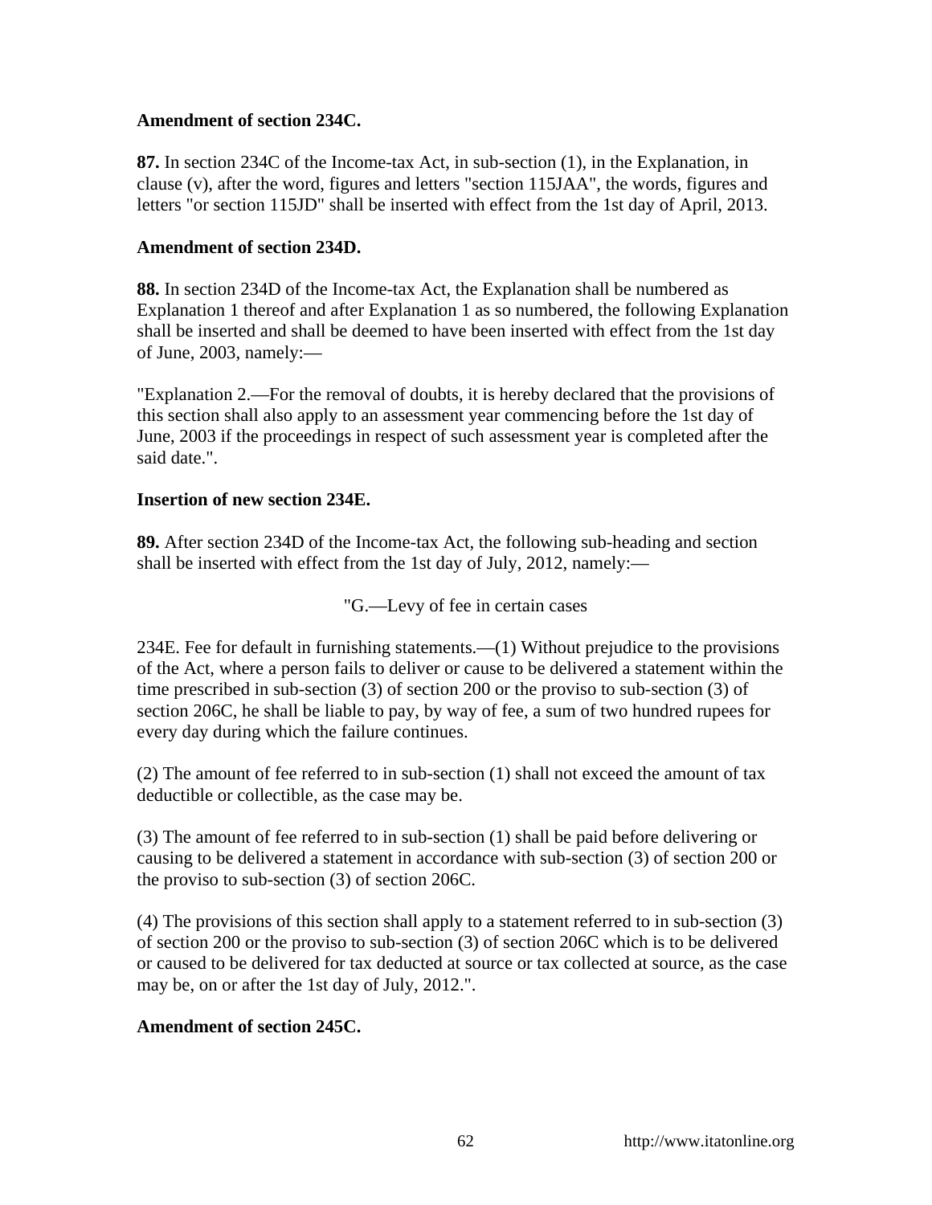**Amendment of section 234C.**

**87.** In section 234C of the Income-tax Act, in sub-section (1), in the Explanation, in clause (v), after the word, figures and letters "section 115JAA", the words, figures and letters "or section 115JD" shall be inserted with effect from the 1st day of April, 2013.

**Amendment of section 234D.**

**88.** In section 234D of the Income-tax Act, the Explanation shall be numbered as Explanation 1 thereof and after Explanation 1 as so numbered, the following Explanation shall be inserted and shall be deemed to have been inserted with effect from the 1st day of June, 2003, namely:—

"Explanation 2.—For the removal of doubts, it is hereby declared that the provisions of this section shall also apply to an assessment year commencing before the 1st day of June, 2003 if the proceedings in respect of such assessment year is completed after the said date.".

**Insertion of new section 234E.**

**89.** After section 234D of the Income-tax Act, the following sub-heading and section shall be inserted with effect from the 1st day of July, 2012, namely:—

"G.—Levy of fee in certain cases

234E. Fee for default in furnishing statements.—(1) Without prejudice to the provisions of the Act, where a person fails to deliver or cause to be delivered a statement within the time prescribed in sub-section (3) of section 200 or the proviso to sub-section (3) of section 206C, he shall be liable to pay, by way of fee, a sum of two hundred rupees for every day during which the failure continues.

(2) The amount of fee referred to in sub-section (1) shall not exceed the amount of tax deductible or collectible, as the case may be.

(3) The amount of fee referred to in sub-section (1) shall be paid before delivering or causing to be delivered a statement in accordance with sub-section (3) of section 200 or the proviso to sub-section (3) of section 206C.

(4) The provisions of this section shall apply to a statement referred to in sub-section (3) of section 200 or the proviso to sub-section (3) of section 206C which is to be delivered or caused to be delivered for tax deducted at source or tax collected at source, as the case may be, on or after the 1st day of July, 2012.".

**Amendment of section 245C.**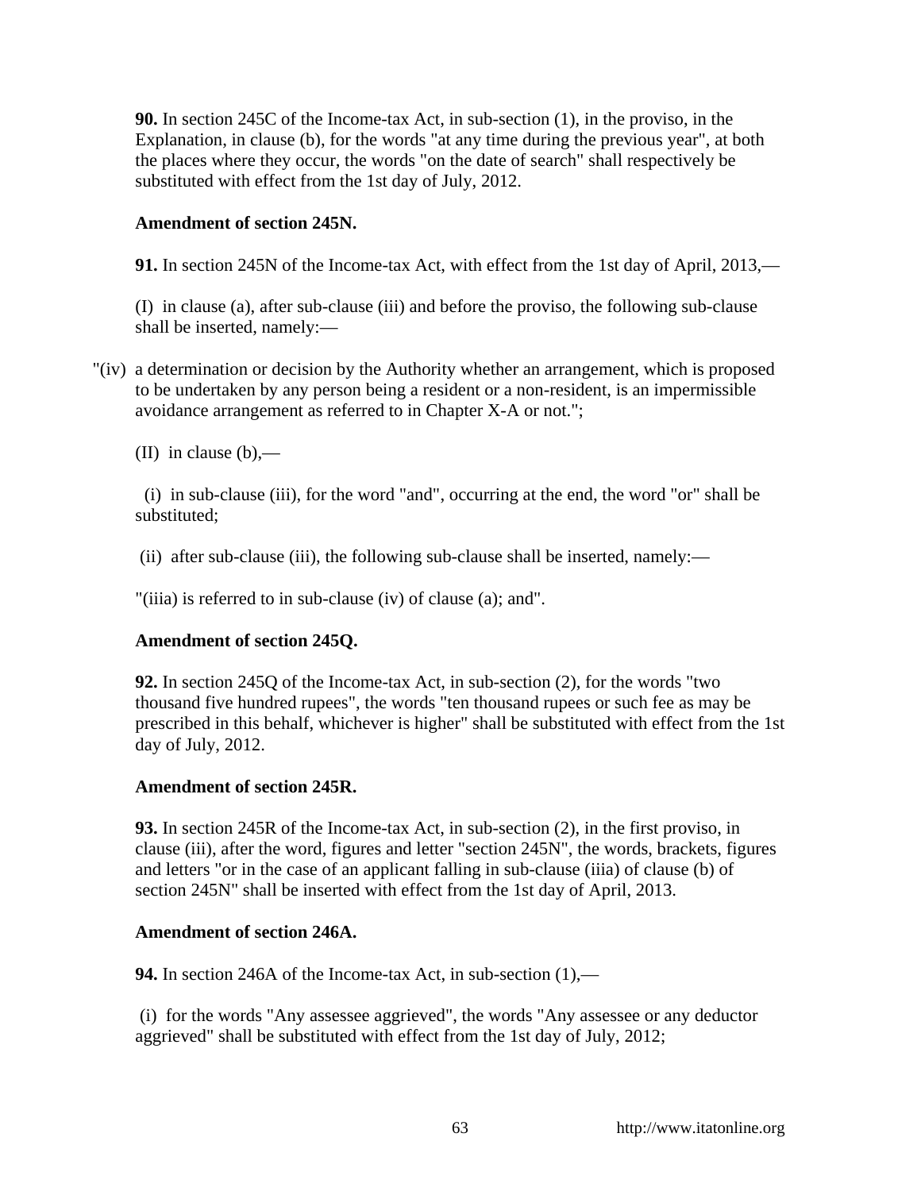**90.** In section 245C of the Income-tax Act, in sub-section (1), in the proviso, in the Explanation, in clause (b), for the words "at any time during the previous year", at both the places where they occur, the words "on the date of search" shall respectively be substituted with effect from the 1st day of July, 2012.

**Amendment of section 245N.**

**91.** In section 245N of the Income-tax Act, with effect from the 1st day of April, 2013,—

(I) in clause (a), after sub-clause (iii) and before the proviso, the following sub-clause shall be inserted, namely:—

"(iv) a determination or decision by the Authority whether an arrangement, which is proposed to be undertaken by any person being a resident or a non-resident, is an impermissible avoidance arrangement as referred to in Chapter X-A or not.";

(II) in clause (b),—

(i) in sub-clause (iii), for the word "and", occurring at the end, the word "or" shall be substituted;

(ii) after sub-clause (iii), the following sub-clause shall be inserted, namely:—

"(iiia) is referred to in sub-clause (iv) of clause (a); and".

**Amendment of section 245Q.**

**92.** In section 245Q of the Income-tax Act, in sub-section (2), for the words "two thousand five hundred rupees", the words "ten thousand rupees or such fee as may be prescribed in this behalf, whichever is higher" shall be substituted with effect from the 1st day of July, 2012.

**Amendment of section 245R.**

**93.** In section 245R of the Income-tax Act, in sub-section (2), in the first proviso, in clause (iii), after the word, figures and letter "section 245N", the words, brackets, figures and letters "or in the case of an applicant falling in sub-clause (iiia) of clause (b) of section 245N" shall be inserted with effect from the 1st day of April, 2013.

**Amendment of section 246A.**

**94.** In section 246A of the Income-tax Act, in sub-section (1),—

(i) for the words "Any assessee aggrieved", the words "Any assessee or any deductor aggrieved" shall be substituted with effect from the 1st day of July, 2012;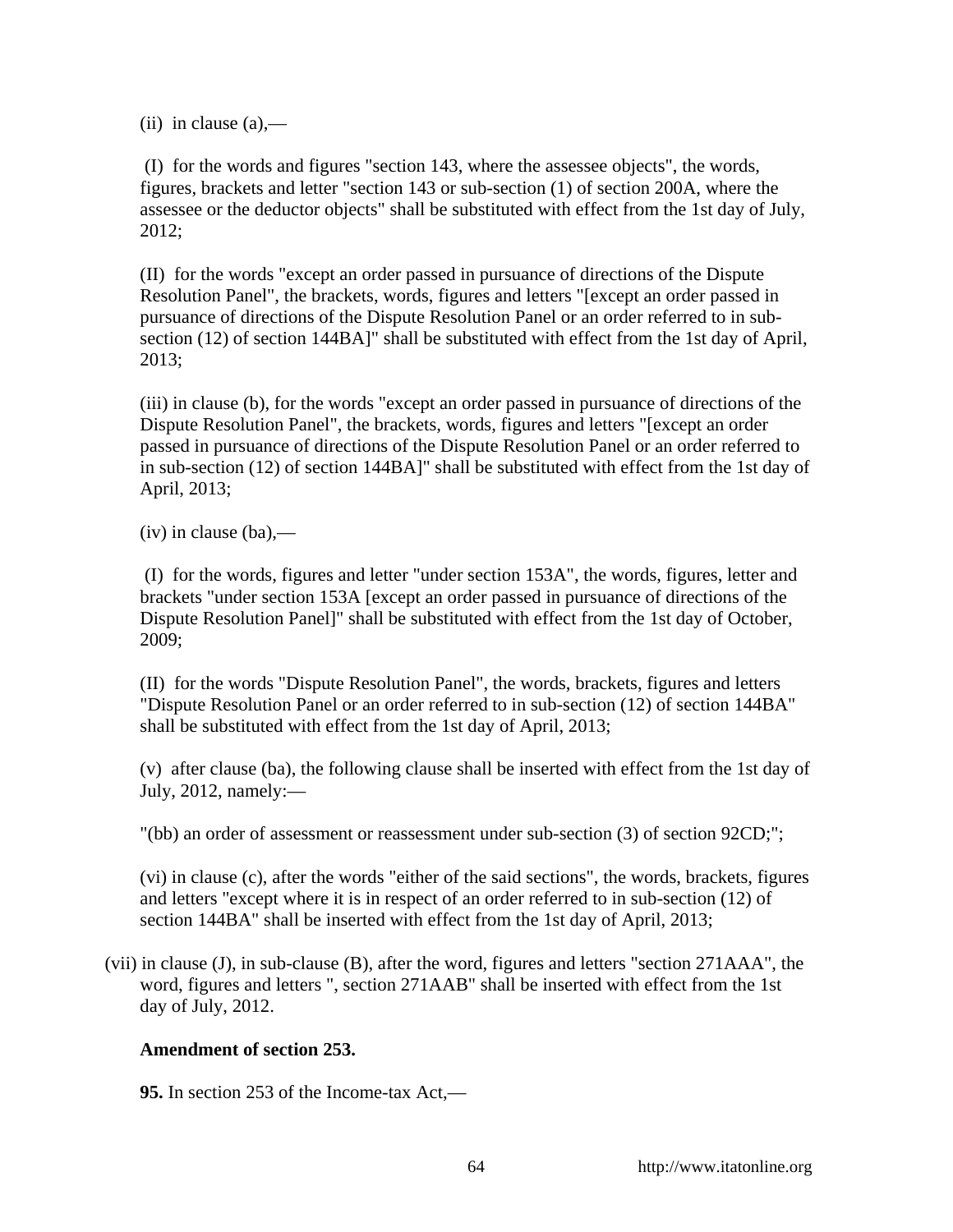(ii) in clause (a),—

(I) for the words and figures "section 143, where the assessee objects", the words, figures, brackets and letter "section 143 or sub-section (1) of section 200A, where the assessee or the deductor objects" shall be substituted with effect from the 1st day of July, 2012;

(II) for the words "except an order passed in pursuance of directions of the Dispute Resolution Panel", the brackets, words, figures and letters "[except an order passed in pursuance of directions of the Dispute Resolution Panel or an order referred to in sub-section (12) of section 144BA]" shall be substituted with effect from the 1st day of April, 2013;

(iii) in clause (b), for the words "except an order passed in pursuance of directions of the Dispute Resolution Panel", the brackets, words, figures and letters "[except an order passed in pursuance of directions of the Dispute Resolution Panel or an order referred to in sub-section (12) of section 144BA]" shall be substituted with effect from the 1st day of April, 2013;

(iv) in clause (ba),—

(I) for the words, figures and letter "under section 153A", the words, figures, letter and brackets "under section 153A [except an order passed in pursuance of directions of the Dispute Resolution Panel]" shall be substituted with effect from the 1st day of October, 2009;

(II) for the words "Dispute Resolution Panel", the words, brackets, figures and letters "Dispute Resolution Panel or an order referred to in sub-section (12) of section 144BA" shall be substituted with effect from the 1st day of April, 2013;

(v) after clause (ba), the following clause shall be inserted with effect from the 1st day of July, 2012, namely:—

"(bb) an order of assessment or reassessment under sub-section (3) of section 92CD;";

(vi) in clause (c), after the words "either of the said sections", the words, brackets, figures and letters "except where it is in respect of an order referred to in sub-section (12) of section 144BA" shall be inserted with effect from the 1st day of April, 2013;

(vii) in clause (J), in sub-clause (B), after the word, figures and letters "section 271AAA", the word, figures and letters ", section 271AAB" shall be inserted with effect from the 1st day of July, 2012.

**Amendment of section 253.**

**95.** In section 253 of the Income-tax Act,—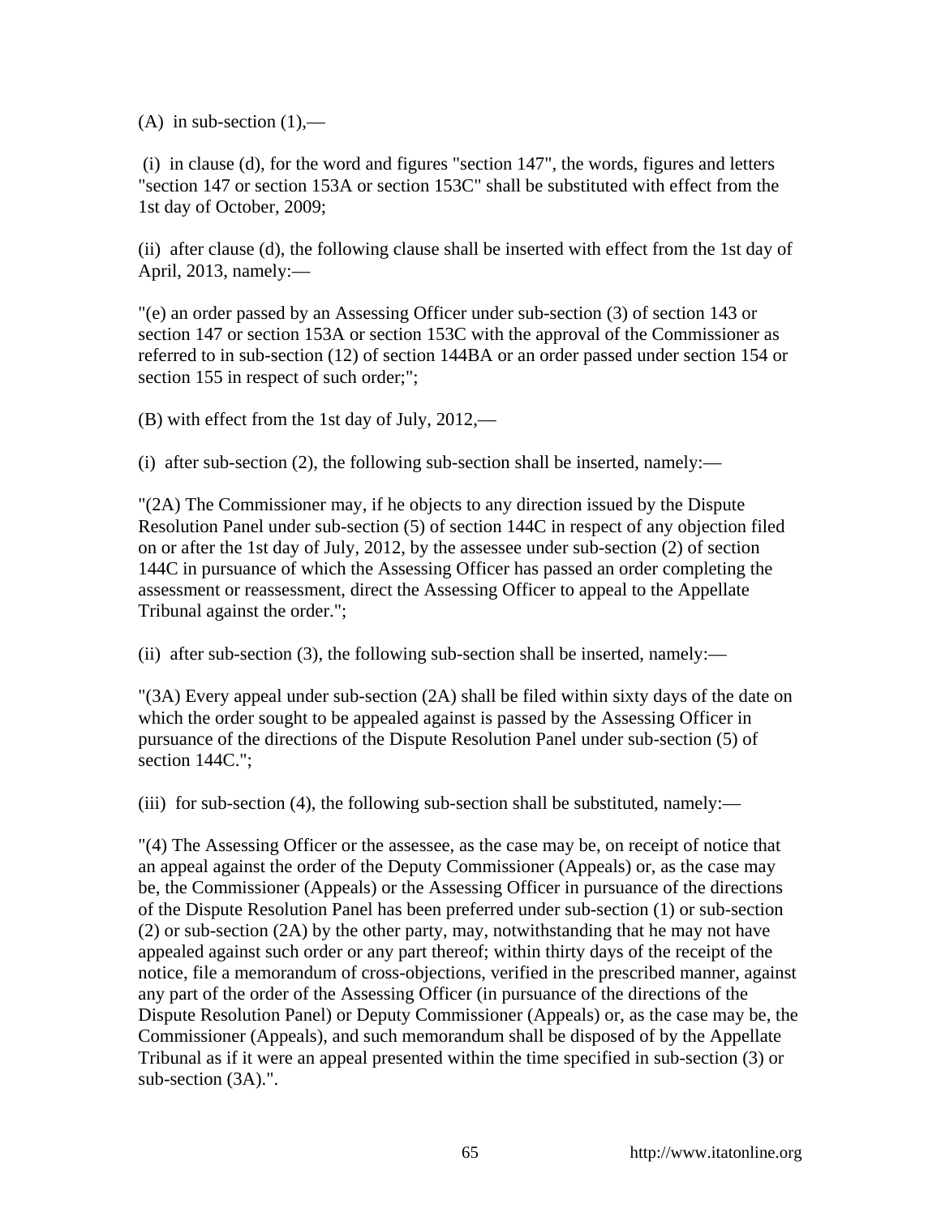(A) in sub-section (1),—

(i) in clause (d), for the word and figures "section 147", the words, figures and letters "section 147 or section 153A or section 153C" shall be substituted with effect from the 1st day of October, 2009;

(ii) after clause (d), the following clause shall be inserted with effect from the 1st day of April, 2013, namely:—

"(e) an order passed by an Assessing Officer under sub-section (3) of section 143 or section 147 or section 153A or section 153C with the approval of the Commissioner as referred to in sub-section (12) of section 144BA or an order passed under section 154 or section 155 in respect of such order;";

(B) with effect from the 1st day of July, 2012,—

(i) after sub-section (2), the following sub-section shall be inserted, namely:—

"(2A) The Commissioner may, if he objects to any direction issued by the Dispute Resolution Panel under sub-section (5) of section 144C in respect of any objection filed on or after the 1st day of July, 2012, by the assessee under sub-section (2) of section 144C in pursuance of which the Assessing Officer has passed an order completing the assessment or reassessment, direct the Assessing Officer to appeal to the Appellate Tribunal against the order.";

(ii) after sub-section (3), the following sub-section shall be inserted, namely:—

"(3A) Every appeal under sub-section (2A) shall be filed within sixty days of the date on which the order sought to be appealed against is passed by the Assessing Officer in pursuance of the directions of the Dispute Resolution Panel under sub-section (5) of section 144C.";

(iii) for sub-section (4), the following sub-section shall be substituted, namely:—

"(4) The Assessing Officer or the assessee, as the case may be, on receipt of notice that an appeal against the order of the Deputy Commissioner (Appeals) or, as the case may be, the Commissioner (Appeals) or the Assessing Officer in pursuance of the directions of the Dispute Resolution Panel has been preferred under sub-section (1) or sub-section (2) or sub-section (2A) by the other party, may, notwithstanding that he may not have appealed against such order or any part thereof; within thirty days of the receipt of the notice, file a memorandum of cross-objections, verified in the prescribed manner, against any part of the order of the Assessing Officer (in pursuance of the directions of the Dispute Resolution Panel) or Deputy Commissioner (Appeals) or, as the case may be, the Commissioner (Appeals), and such memorandum shall be disposed of by the Appellate Tribunal as if it were an appeal presented within the time specified in sub-section (3) or sub-section (3A).".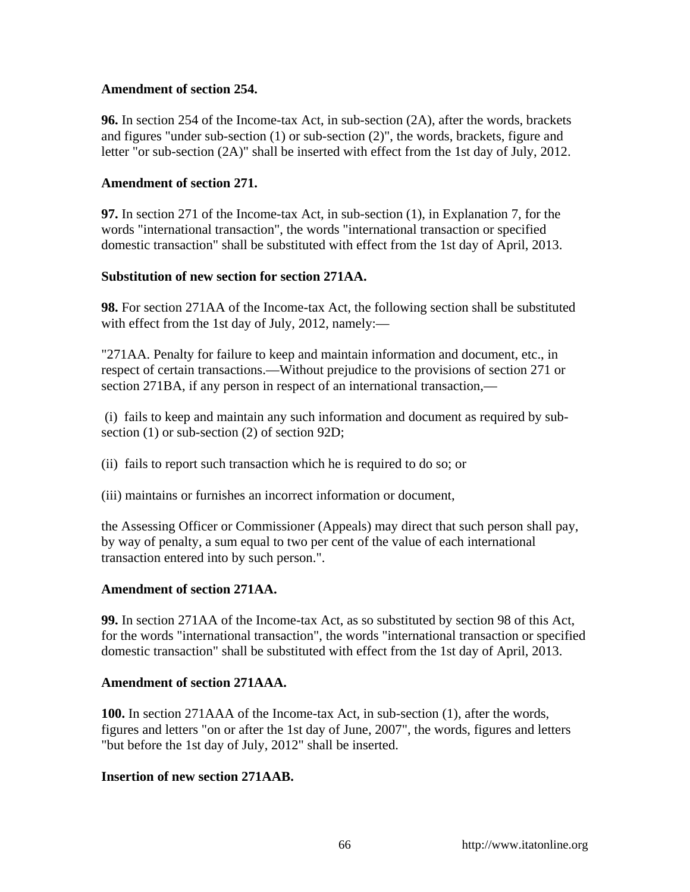**Amendment of section 254.**

**96.** In section 254 of the Income-tax Act, in sub-section (2A), after the words, brackets and figures "under sub-section (1) or sub-section (2)", the words, brackets, figure and letter "or sub-section (2A)" shall be inserted with effect from the 1st day of July, 2012.

**Amendment of section 271.**

**97.** In section 271 of the Income-tax Act, in sub-section (1), in Explanation 7, for the words "international transaction", the words "international transaction or specified domestic transaction" shall be substituted with effect from the 1st day of April, 2013.

**Substitution of new section for section 271AA.**

**98.** For section 271AA of the Income-tax Act, the following section shall be substituted with effect from the 1st day of July, 2012, namely:—

"271AA. Penalty for failure to keep and maintain information and document, etc., in respect of certain transactions.—Without prejudice to the provisions of section 271 or section 271BA, if any person in respect of an international transaction,—

(i) fails to keep and maintain any such information and document as required by sub-section (1) or sub-section (2) of section 92D;

(ii) fails to report such transaction which he is required to do so; or

(iii) maintains or furnishes an incorrect information or document,

the Assessing Officer or Commissioner (Appeals) may direct that such person shall pay, by way of penalty, a sum equal to two per cent of the value of each international transaction entered into by such person.".

**Amendment of section 271AA.**

**99.** In section 271AA of the Income-tax Act, as so substituted by section 98 of this Act, for the words "international transaction", the words "international transaction or specified domestic transaction" shall be substituted with effect from the 1st day of April, 2013.

**Amendment of section 271AAA.**

**100.** In section 271AAA of the Income-tax Act, in sub-section (1), after the words, figures and letters "on or after the 1st day of June, 2007", the words, figures and letters "but before the 1st day of July, 2012" shall be inserted.

**Insertion of new section 271AAB.**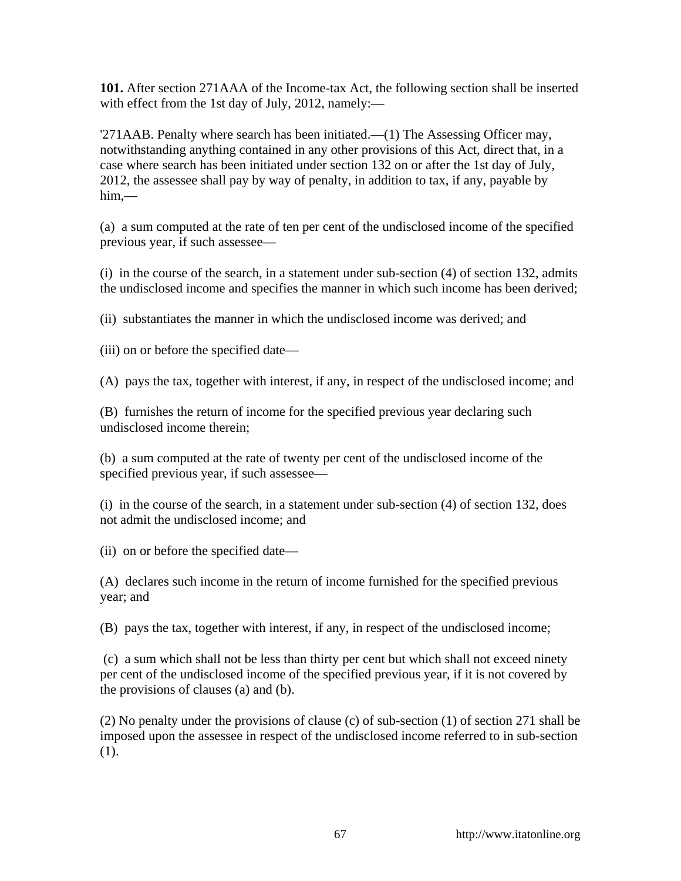**101.** After section 271AAA of the Income-tax Act, the following section shall be inserted with effect from the 1st day of July, 2012, namely:—

'271AAB. Penalty where search has been initiated.—(1) The Assessing Officer may, notwithstanding anything contained in any other provisions of this Act, direct that, in a case where search has been initiated under section 132 on or after the 1st day of July, 2012, the assessee shall pay by way of penalty, in addition to tax, if any, payable by him,—

(a) a sum computed at the rate of ten per cent of the undisclosed income of the specified previous year, if such assessee—

(i) in the course of the search, in a statement under sub-section (4) of section 132, admits the undisclosed income and specifies the manner in which such income has been derived;

(ii) substantiates the manner in which the undisclosed income was derived; and

(iii) on or before the specified date—

(A) pays the tax, together with interest, if any, in respect of the undisclosed income; and

(B) furnishes the return of income for the specified previous year declaring such undisclosed income therein;

(b) a sum computed at the rate of twenty per cent of the undisclosed income of the specified previous year, if such assessee—

(i) in the course of the search, in a statement under sub-section (4) of section 132, does not admit the undisclosed income; and

(ii) on or before the specified date—

(A) declares such income in the return of income furnished for the specified previous year; and

(B) pays the tax, together with interest, if any, in respect of the undisclosed income;

(c) a sum which shall not be less than thirty per cent but which shall not exceed ninety per cent of the undisclosed income of the specified previous year, if it is not covered by the provisions of clauses (a) and (b).

(2) No penalty under the provisions of clause (c) of sub-section (1) of section 271 shall be imposed upon the assessee in respect of the undisclosed income referred to in sub-section (1).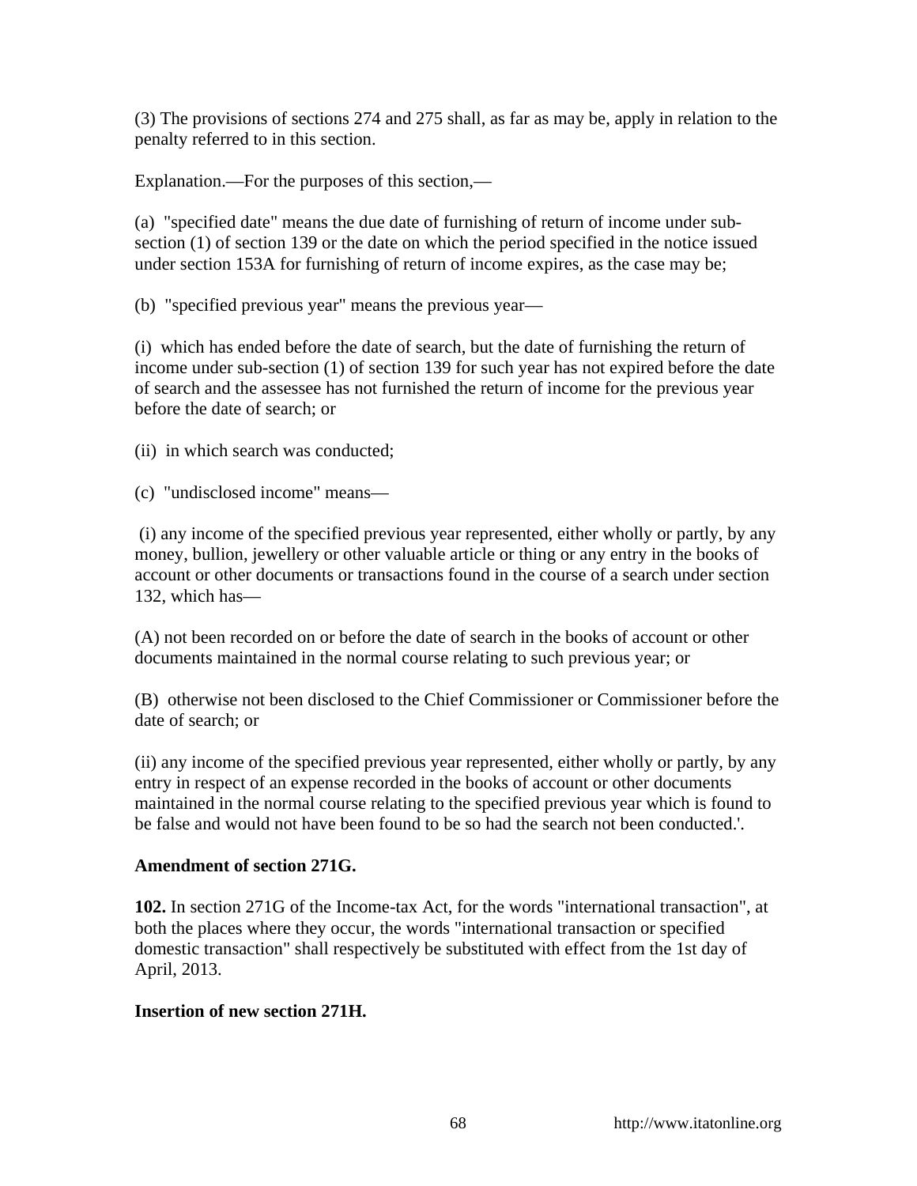(3) The provisions of sections 274 and 275 shall, as far as may be, apply in relation to the penalty referred to in this section.

Explanation.—For the purposes of this section,—

(a) "specified date" means the due date of furnishing of return of income under sub-section (1) of section 139 or the date on which the period specified in the notice issued under section 153A for furnishing of return of income expires, as the case may be;

(b) "specified previous year" means the previous year—

(i) which has ended before the date of search, but the date of furnishing the return of income under sub-section (1) of section 139 for such year has not expired before the date of search and the assessee has not furnished the return of income for the previous year before the date of search; or

(ii) in which search was conducted;

(c) "undisclosed income" means—

(i) any income of the specified previous year represented, either wholly or partly, by any money, bullion, jewellery or other valuable article or thing or any entry in the books of account or other documents or transactions found in the course of a search under section 132, which has—

(A) not been recorded on or before the date of search in the books of account or other documents maintained in the normal course relating to such previous year; or

(B) otherwise not been disclosed to the Chief Commissioner or Commissioner before the date of search; or

(ii) any income of the specified previous year represented, either wholly or partly, by any entry in respect of an expense recorded in the books of account or other documents maintained in the normal course relating to the specified previous year which is found to be false and would not have been found to be so had the search not been conducted.'.

**Amendment of section 271G.**

**102.** In section 271G of the Income-tax Act, for the words "international transaction", at both the places where they occur, the words "international transaction or specified domestic transaction" shall respectively be substituted with effect from the 1st day of April, 2013.

**Insertion of new section 271H.**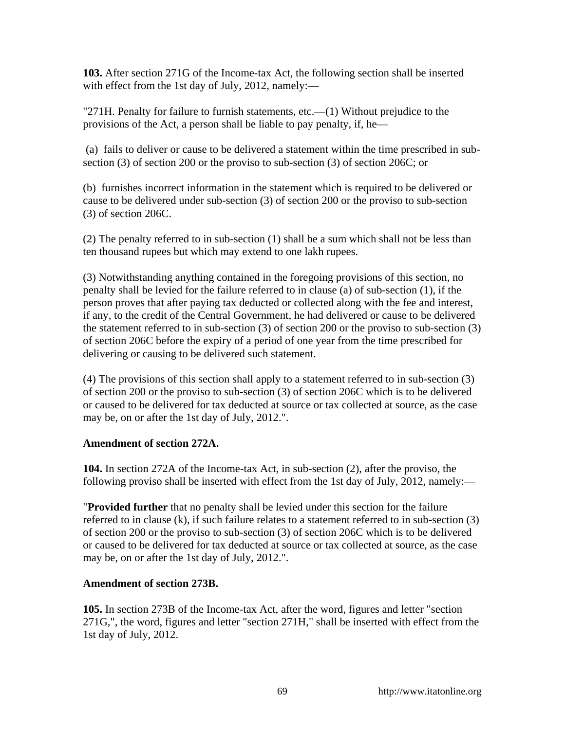**103.** After section 271G of the Income-tax Act, the following section shall be inserted with effect from the 1st day of July, 2012, namely:—

"271H. Penalty for failure to furnish statements, etc.—(1) Without prejudice to the provisions of the Act, a person shall be liable to pay penalty, if, he—

(a) fails to deliver or cause to be delivered a statement within the time prescribed in sub-section (3) of section 200 or the proviso to sub-section (3) of section 206C; or

(b) furnishes incorrect information in the statement which is required to be delivered or cause to be delivered under sub-section (3) of section 200 or the proviso to sub-section (3) of section 206C.

(2) The penalty referred to in sub-section (1) shall be a sum which shall not be less than ten thousand rupees but which may extend to one lakh rupees.

(3) Notwithstanding anything contained in the foregoing provisions of this section, no penalty shall be levied for the failure referred to in clause (a) of sub-section (1), if the person proves that after paying tax deducted or collected along with the fee and interest, if any, to the credit of the Central Government, he had delivered or cause to be delivered the statement referred to in sub-section (3) of section 200 or the proviso to sub-section (3) of section 206C before the expiry of a period of one year from the time prescribed for delivering or causing to be delivered such statement.

(4) The provisions of this section shall apply to a statement referred to in sub-section (3) of section 200 or the proviso to sub-section (3) of section 206C which is to be delivered or caused to be delivered for tax deducted at source or tax collected at source, as the case may be, on or after the 1st day of July, 2012.".

**Amendment of section 272A.**

**104.** In section 272A of the Income-tax Act, in sub-section (2), after the proviso, the following proviso shall be inserted with effect from the 1st day of July, 2012, namely:—

"**Provided further** that no penalty shall be levied under this section for the failure referred to in clause (k), if such failure relates to a statement referred to in sub-section (3) of section 200 or the proviso to sub-section (3) of section 206C which is to be delivered or caused to be delivered for tax deducted at source or tax collected at source, as the case may be, on or after the 1st day of July, 2012.".

**Amendment of section 273B.**

**105.** In section 273B of the Income-tax Act, after the word, figures and letter "section 271G,", the word, figures and letter "section 271H," shall be inserted with effect from the 1st day of July, 2012.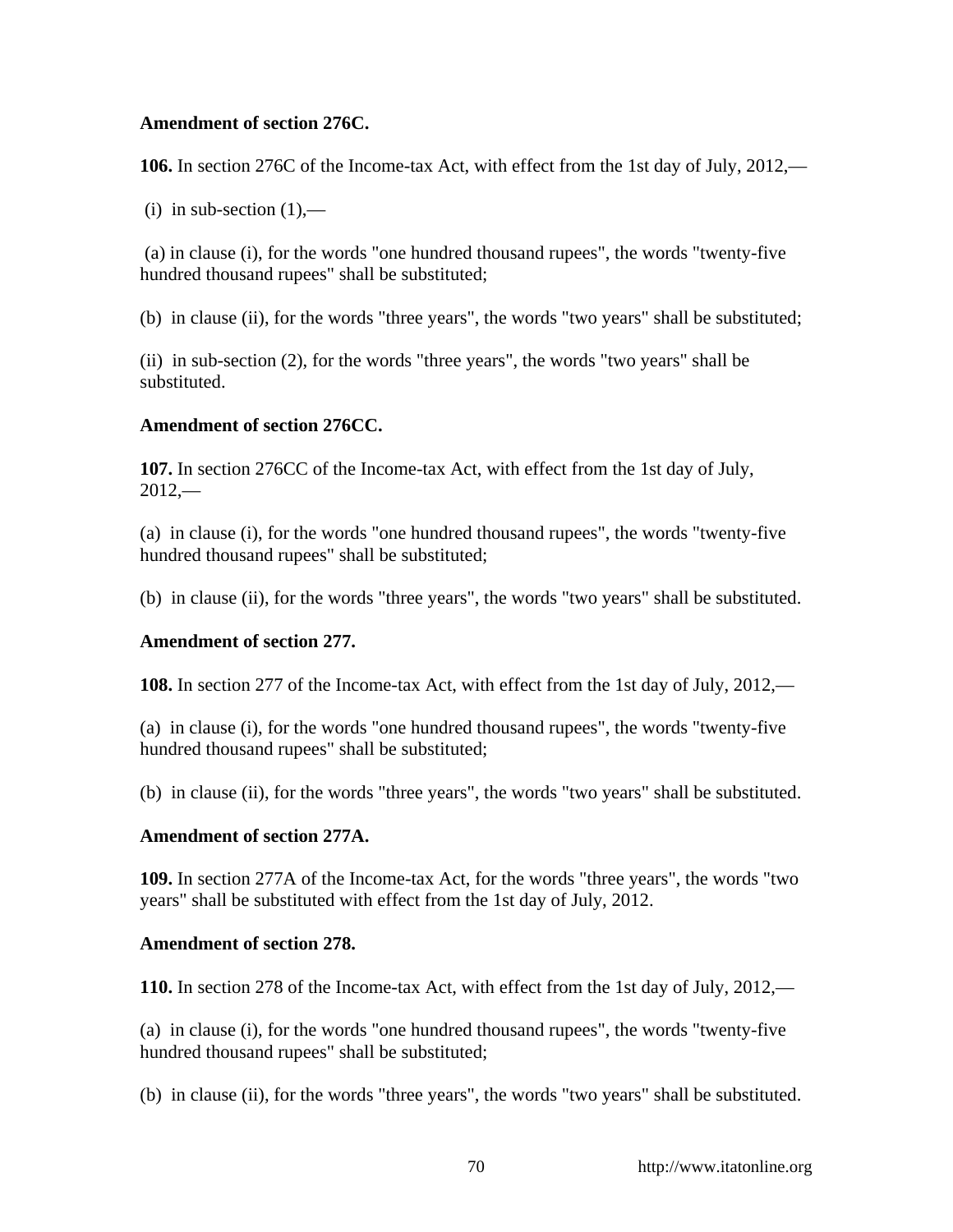**Amendment of section 276C.**

**106.** In section 276C of the Income-tax Act, with effect from the 1st day of July, 2012,—

(i) in sub-section (1),—

(a) in clause (i), for the words "one hundred thousand rupees", the words "twenty-five hundred thousand rupees" shall be substituted;

(b) in clause (ii), for the words "three years", the words "two years" shall be substituted;

(ii) in sub-section (2), for the words "three years", the words "two years" shall be substituted.

**Amendment of section 276CC.**

**107.** In section 276CC of the Income-tax Act, with effect from the 1st day of July, 2012,—

(a) in clause (i), for the words "one hundred thousand rupees", the words "twenty-five hundred thousand rupees" shall be substituted;

(b) in clause (ii), for the words "three years", the words "two years" shall be substituted.

**Amendment of section 277.**

**108.** In section 277 of the Income-tax Act, with effect from the 1st day of July, 2012,—

(a) in clause (i), for the words "one hundred thousand rupees", the words "twenty-five hundred thousand rupees" shall be substituted;

(b) in clause (ii), for the words "three years", the words "two years" shall be substituted.

**Amendment of section 277A.**

**109.** In section 277A of the Income-tax Act, for the words "three years", the words "two years" shall be substituted with effect from the 1st day of July, 2012.

**Amendment of section 278.**

**110.** In section 278 of the Income-tax Act, with effect from the 1st day of July, 2012,—

(a) in clause (i), for the words "one hundred thousand rupees", the words "twenty-five hundred thousand rupees" shall be substituted;

(b) in clause (ii), for the words "three years", the words "two years" shall be substituted.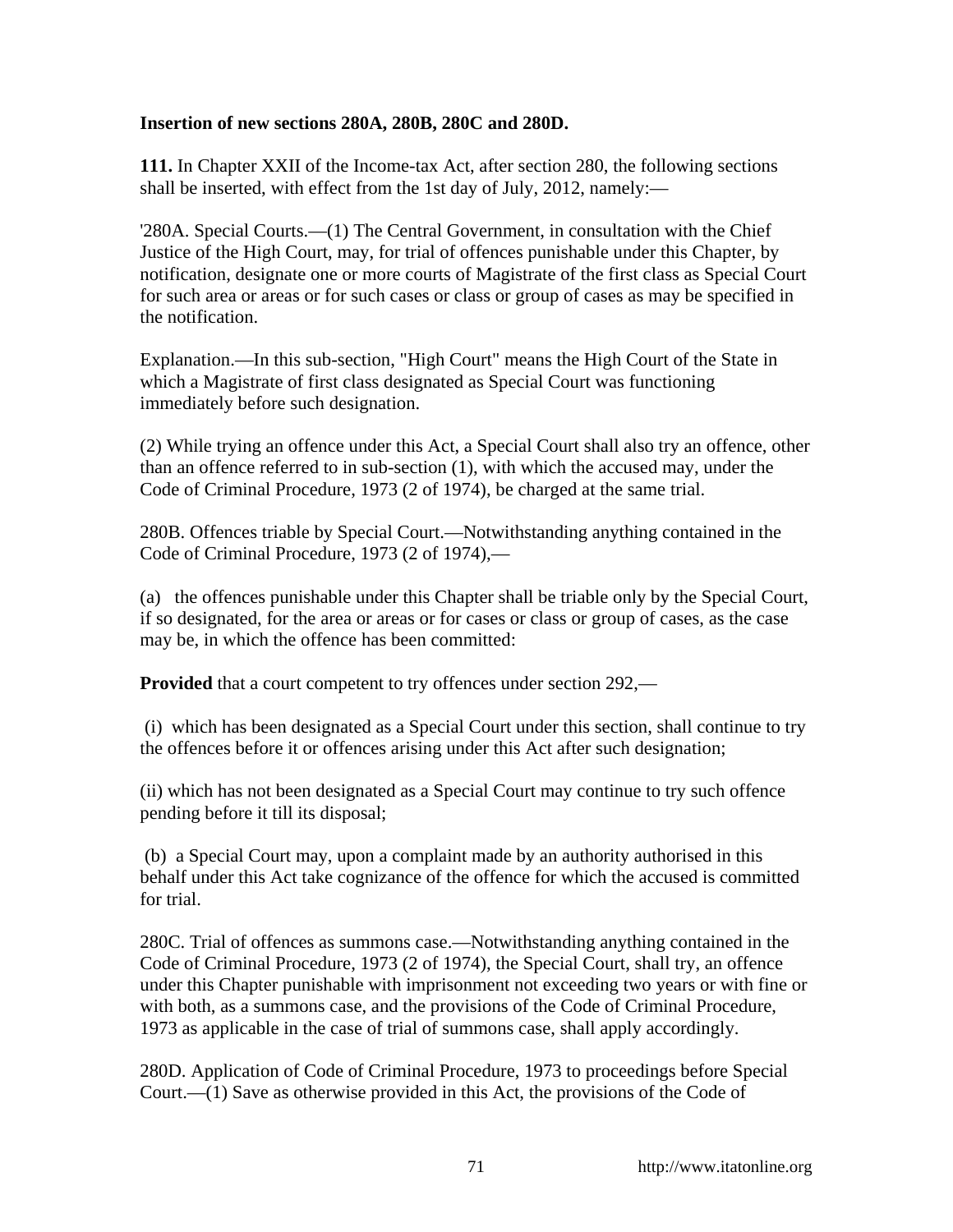**Insertion of new sections 280A, 280B, 280C and 280D.**

**111.** In Chapter XXII of the Income-tax Act, after section 280, the following sections shall be inserted, with effect from the 1st day of July, 2012, namely:—

'280A. Special Courts.—(1) The Central Government, in consultation with the Chief Justice of the High Court, may, for trial of offences punishable under this Chapter, by notification, designate one or more courts of Magistrate of the first class as Special Court for such area or areas or for such cases or class or group of cases as may be specified in the notification.

Explanation.—In this sub-section, "High Court" means the High Court of the State in which a Magistrate of first class designated as Special Court was functioning immediately before such designation.

(2) While trying an offence under this Act, a Special Court shall also try an offence, other than an offence referred to in sub-section (1), with which the accused may, under the Code of Criminal Procedure, 1973 (2 of 1974), be charged at the same trial.

280B. Offences triable by Special Court.—Notwithstanding anything contained in the Code of Criminal Procedure, 1973 (2 of 1974),—

(a) the offences punishable under this Chapter shall be triable only by the Special Court, if so designated, for the area or areas or for cases or class or group of cases, as the case may be, in which the offence has been committed:

**Provided** that a court competent to try offences under section 292,—

(i) which has been designated as a Special Court under this section, shall continue to try the offences before it or offences arising under this Act after such designation;

(ii) which has not been designated as a Special Court may continue to try such offence pending before it till its disposal;

(b) a Special Court may, upon a complaint made by an authority authorised in this behalf under this Act take cognizance of the offence for which the accused is committed for trial.

280C. Trial of offences as summons case.—Notwithstanding anything contained in the Code of Criminal Procedure, 1973 (2 of 1974), the Special Court, shall try, an offence under this Chapter punishable with imprisonment not exceeding two years or with fine or with both, as a summons case, and the provisions of the Code of Criminal Procedure, 1973 as applicable in the case of trial of summons case, shall apply accordingly.

280D. Application of Code of Criminal Procedure, 1973 to proceedings before Special Court.—(1) Save as otherwise provided in this Act, the provisions of the Code of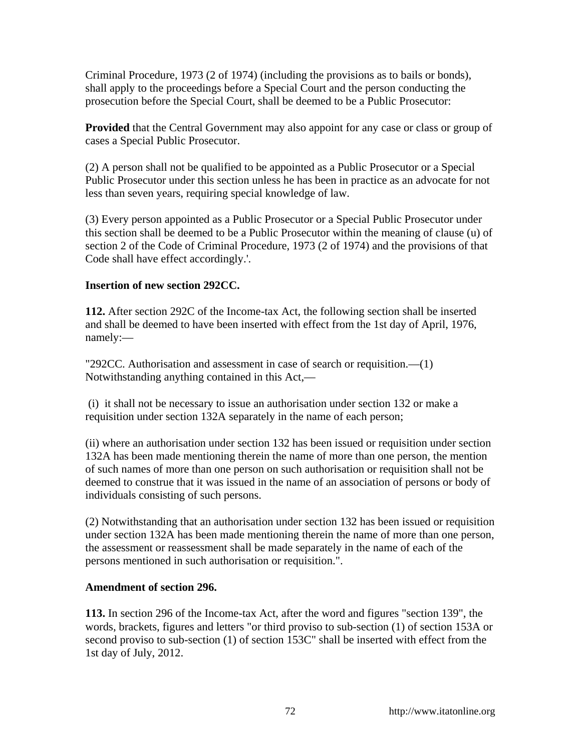Criminal Procedure, 1973 (2 of 1974) (including the provisions as to bails or bonds), shall apply to the proceedings before a Special Court and the person conducting the prosecution before the Special Court, shall be deemed to be a Public Prosecutor:

**Provided** that the Central Government may also appoint for any case or class or group of cases a Special Public Prosecutor.

(2) A person shall not be qualified to be appointed as a Public Prosecutor or a Special Public Prosecutor under this section unless he has been in practice as an advocate for not less than seven years, requiring special knowledge of law.

(3) Every person appointed as a Public Prosecutor or a Special Public Prosecutor under this section shall be deemed to be a Public Prosecutor within the meaning of clause (u) of section 2 of the Code of Criminal Procedure, 1973 (2 of 1974) and the provisions of that Code shall have effect accordingly.'.

**Insertion of new section 292CC.**

**112.** After section 292C of the Income-tax Act, the following section shall be inserted and shall be deemed to have been inserted with effect from the 1st day of April, 1976, namely:—

"292CC. Authorisation and assessment in case of search or requisition.—(1) Notwithstanding anything contained in this Act,—

(i) it shall not be necessary to issue an authorisation under section 132 or make a requisition under section 132A separately in the name of each person;

(ii) where an authorisation under section 132 has been issued or requisition under section 132A has been made mentioning therein the name of more than one person, the mention of such names of more than one person on such authorisation or requisition shall not be deemed to construe that it was issued in the name of an association of persons or body of individuals consisting of such persons.

(2) Notwithstanding that an authorisation under section 132 has been issued or requisition under section 132A has been made mentioning therein the name of more than one person, the assessment or reassessment shall be made separately in the name of each of the persons mentioned in such authorisation or requisition.".

**Amendment of section 296.**

**113.** In section 296 of the Income-tax Act, after the word and figures "section 139", the words, brackets, figures and letters "or third proviso to sub-section (1) of section 153A or second proviso to sub-section (1) of section 153C" shall be inserted with effect from the 1st day of July, 2012.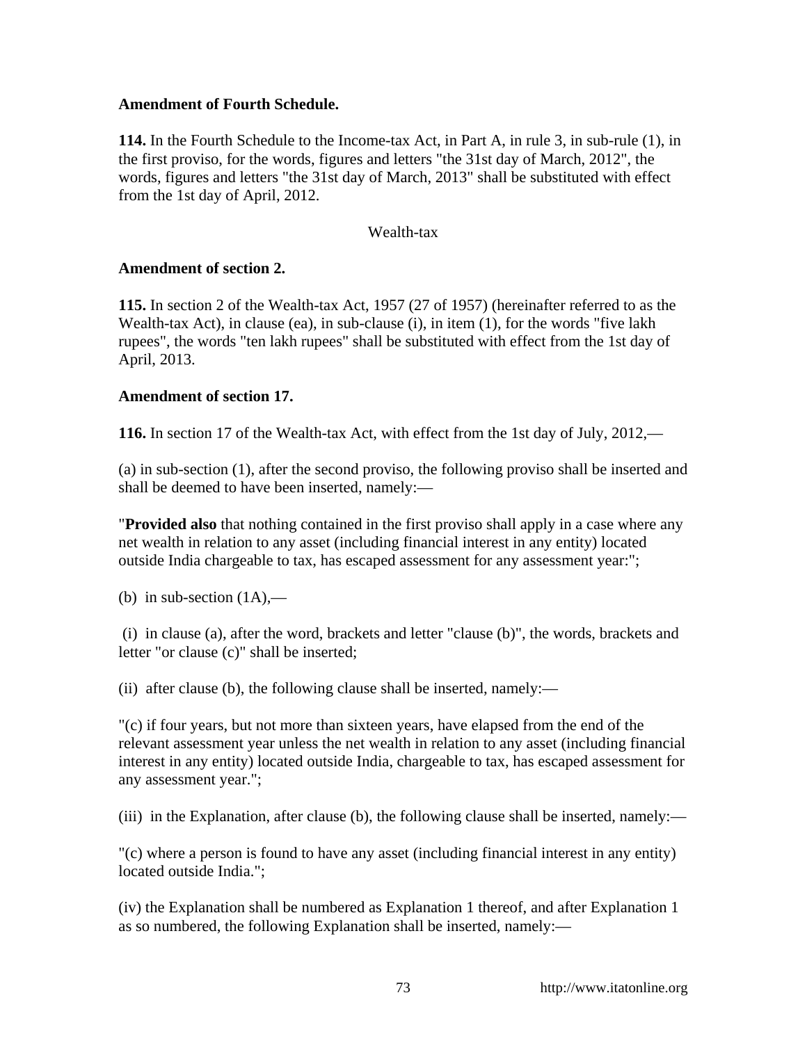**Amendment of Fourth Schedule.**

**114.** In the Fourth Schedule to the Income-tax Act, in Part A, in rule 3, in sub-rule (1), in the first proviso, for the words, figures and letters "the 31st day of March, 2012", the words, figures and letters "the 31st day of March, 2013" shall be substituted with effect from the 1st day of April, 2012.

Wealth-tax

**Amendment of section 2.**

**115.** In section 2 of the Wealth-tax Act, 1957 (27 of 1957) (hereinafter referred to as the Wealth-tax Act), in clause (ea), in sub-clause (i), in item (1), for the words "five lakh rupees", the words "ten lakh rupees" shall be substituted with effect from the 1st day of April, 2013.

**Amendment of section 17.**

**116.** In section 17 of the Wealth-tax Act, with effect from the 1st day of July, 2012,—

(a) in sub-section (1), after the second proviso, the following proviso shall be inserted and shall be deemed to have been inserted, namely:—

"**Provided also** that nothing contained in the first proviso shall apply in a case where any net wealth in relation to any asset (including financial interest in any entity) located outside India chargeable to tax, has escaped assessment for any assessment year:";

(b) in sub-section (1A),—

(i) in clause (a), after the word, brackets and letter "clause (b)", the words, brackets and letter "or clause (c)" shall be inserted;

(ii) after clause (b), the following clause shall be inserted, namely:—

"(c) if four years, but not more than sixteen years, have elapsed from the end of the relevant assessment year unless the net wealth in relation to any asset (including financial interest in any entity) located outside India, chargeable to tax, has escaped assessment for any assessment year.";

(iii) in the Explanation, after clause (b), the following clause shall be inserted, namely:—

"(c) where a person is found to have any asset (including financial interest in any entity) located outside India.";

(iv) the Explanation shall be numbered as Explanation 1 thereof, and after Explanation 1 as so numbered, the following Explanation shall be inserted, namely:—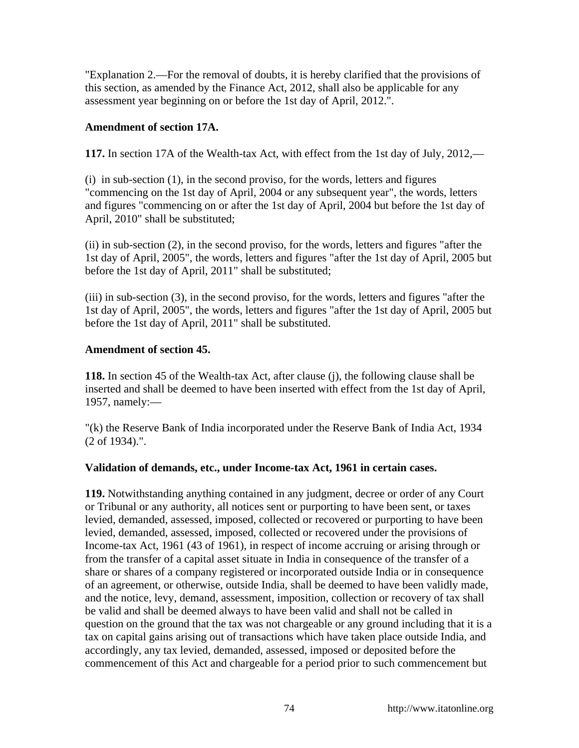"Explanation 2.—For the removal of doubts, it is hereby clarified that the provisions of this section, as amended by the Finance Act, 2012, shall also be applicable for any assessment year beginning on or before the 1st day of April, 2012.".

**Amendment of section 17A.**

**117.** In section 17A of the Wealth-tax Act, with effect from the 1st day of July, 2012,—

(i) in sub-section (1), in the second proviso, for the words, letters and figures "commencing on the 1st day of April, 2004 or any subsequent year", the words, letters and figures "commencing on or after the 1st day of April, 2004 but before the 1st day of April, 2010" shall be substituted;

(ii) in sub-section (2), in the second proviso, for the words, letters and figures "after the 1st day of April, 2005", the words, letters and figures "after the 1st day of April, 2005 but before the 1st day of April, 2011" shall be substituted;

(iii) in sub-section (3), in the second proviso, for the words, letters and figures "after the 1st day of April, 2005", the words, letters and figures "after the 1st day of April, 2005 but before the 1st day of April, 2011" shall be substituted.

**Amendment of section 45.**

**118.** In section 45 of the Wealth-tax Act, after clause (j), the following clause shall be inserted and shall be deemed to have been inserted with effect from the 1st day of April, 1957, namely:—

"(k) the Reserve Bank of India incorporated under the Reserve Bank of India Act, 1934 (2 of 1934).".

**Validation of demands, etc., under Income-tax Act, 1961 in certain cases.**

**119.** Notwithstanding anything contained in any judgment, decree or order of any Court or Tribunal or any authority, all notices sent or purporting to have been sent, or taxes levied, demanded, assessed, imposed, collected or recovered or purporting to have been levied, demanded, assessed, imposed, collected or recovered under the provisions of Income-tax Act, 1961 (43 of 1961), in respect of income accruing or arising through or from the transfer of a capital asset situate in India in consequence of the transfer of a share or shares of a company registered or incorporated outside India or in consequence of an agreement, or otherwise, outside India, shall be deemed to have been validly made, and the notice, levy, demand, assessment, imposition, collection or recovery of tax shall be valid and shall be deemed always to have been valid and shall not be called in question on the ground that the tax was not chargeable or any ground including that it is a tax on capital gains arising out of transactions which have taken place outside India, and accordingly, any tax levied, demanded, assessed, imposed or deposited before the commencement of this Act and chargeable for a period prior to such commencement but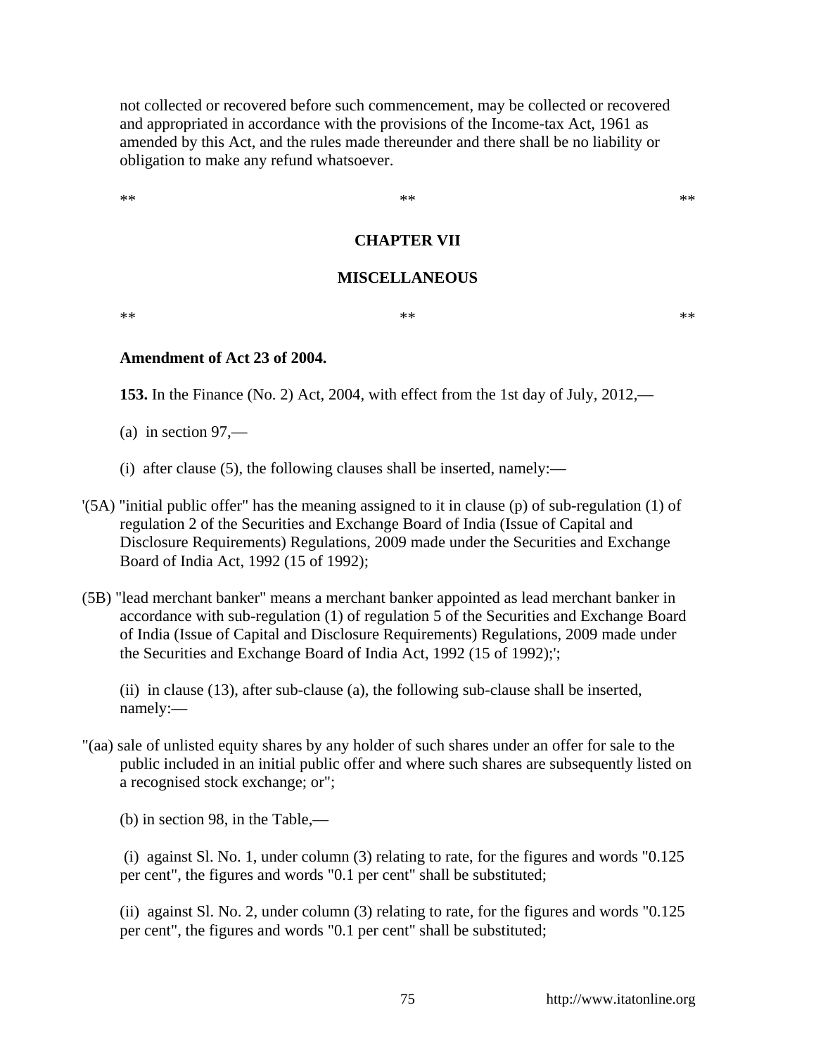not collected or recovered before such commencement, may be collected or recovered and appropriated in accordance with the provisions of the Income-tax Act, 1961 as amended by this Act, and the rules made thereunder and there shall be no liability or obligation to make any refund whatsoever.

** ** **

## CHAPTER VII

## MISCELLANEOUS

** ** **

**Amendment of Act 23 of 2004.**

**153.** In the Finance (No. 2) Act, 2004, with effect from the 1st day of July, 2012,—

(a) in section 97,—

(i) after clause (5), the following clauses shall be inserted, namely:—

'(5A) "initial public offer" has the meaning assigned to it in clause (p) of sub-regulation (1) of regulation 2 of the Securities and Exchange Board of India (Issue of Capital and Disclosure Requirements) Regulations, 2009 made under the Securities and Exchange Board of India Act, 1992 (15 of 1992);

(5B) "lead merchant banker" means a merchant banker appointed as lead merchant banker in accordance with sub-regulation (1) of regulation 5 of the Securities and Exchange Board of India (Issue of Capital and Disclosure Requirements) Regulations, 2009 made under the Securities and Exchange Board of India Act, 1992 (15 of 1992);';

(ii) in clause (13), after sub-clause (a), the following sub-clause shall be inserted, namely:—

"(aa) sale of unlisted equity shares by any holder of such shares under an offer for sale to the public included in an initial public offer and where such shares are subsequently listed on a recognised stock exchange; or";

(b) in section 98, in the Table,—

(i) against Sl. No. 1, under column (3) relating to rate, for the figures and words "0.125 per cent", the figures and words "0.1 per cent" shall be substituted;

(ii) against Sl. No. 2, under column (3) relating to rate, for the figures and words "0.125 per cent", the figures and words "0.1 per cent" shall be substituted;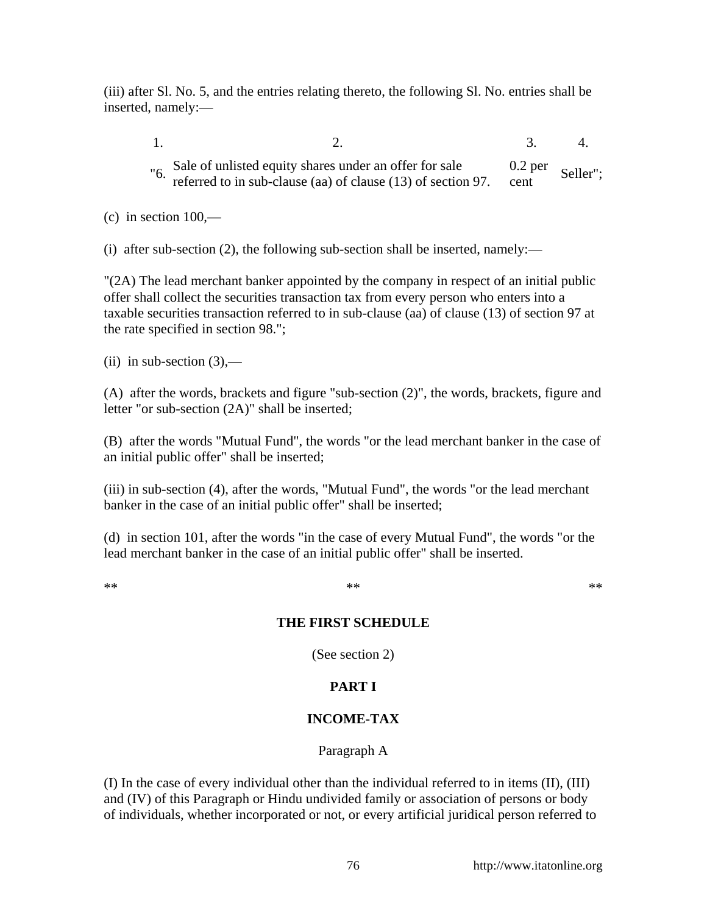(iii) after Sl. No. 5, and the entries relating thereto, the following Sl. No. entries shall be inserted, namely:—

| 1. | 2. | 3. | 4. |
|---|---|---|---|
| "6. | Sale of unlisted equity shares under an offer for sale referred to in sub-clause (aa) of clause (13) of section 97. | 0.2 per cent | Seller"; |

(c) in section 100,—

(i) after sub-section (2), the following sub-section shall be inserted, namely:—

"(2A) The lead merchant banker appointed by the company in respect of an initial public offer shall collect the securities transaction tax from every person who enters into a taxable securities transaction referred to in sub-clause (aa) of clause (13) of section 97 at the rate specified in section 98.";

(ii) in sub-section (3),—

(A) after the words, brackets and figure "sub-section (2)", the words, brackets, figure and letter "or sub-section (2A)" shall be inserted;

(B) after the words "Mutual Fund", the words "or the lead merchant banker in the case of an initial public offer" shall be inserted;

(iii) in sub-section (4), after the words, "Mutual Fund", the words "or the lead merchant banker in the case of an initial public offer" shall be inserted;

(d) in section 101, after the words "in the case of every Mutual Fund", the words "or the lead merchant banker in the case of an initial public offer" shall be inserted.

** ** **

**THE FIRST SCHEDULE**

(See section 2)

**PART I**

**INCOME-TAX**

Paragraph A

(I) In the case of every individual other than the individual referred to in items (II), (III) and (IV) of this Paragraph or Hindu undivided family or association of persons or body of individuals, whether incorporated or not, or every artificial juridical person referred to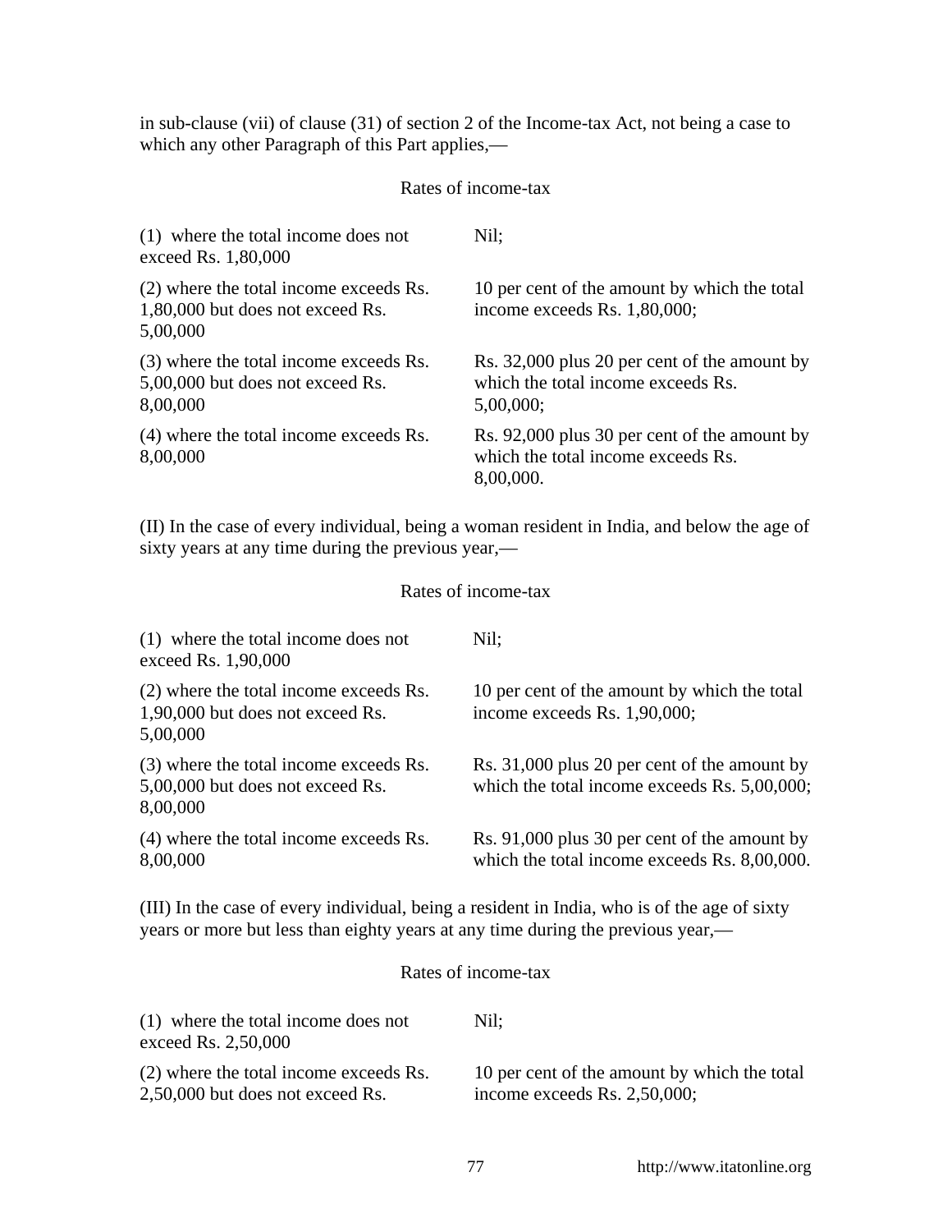in sub-clause (vii) of clause (31) of section 2 of the Income-tax Act, not being a case to which any other Paragraph of this Part applies,—

Rates of income-tax

| | |
|---|---|
| (1) where the total income does not exceed Rs. 1,80,000 | Nil; |
| (2) where the total income exceeds Rs. 1,80,000 but does not exceed Rs. 5,00,000 | 10 per cent of the amount by which the total income exceeds Rs. 1,80,000; |
| (3) where the total income exceeds Rs. 5,00,000 but does not exceed Rs. 8,00,000 | Rs. 32,000 plus 20 per cent of the amount by which the total income exceeds Rs. 5,00,000; |
| (4) where the total income exceeds Rs. 8,00,000 | Rs. 92,000 plus 30 per cent of the amount by which the total income exceeds Rs. 8,00,000. |

(II) In the case of every individual, being a woman resident in India, and below the age of sixty years at any time during the previous year,—

Rates of income-tax

| | |
|---|---|
| (1) where the total income does not exceed Rs. 1,90,000 | Nil; |
| (2) where the total income exceeds Rs. 1,90,000 but does not exceed Rs. 5,00,000 | 10 per cent of the amount by which the total income exceeds Rs. 1,90,000; |
| (3) where the total income exceeds Rs. 5,00,000 but does not exceed Rs. 8,00,000 | Rs. 31,000 plus 20 per cent of the amount by which the total income exceeds Rs. 5,00,000; |
| (4) where the total income exceeds Rs. 8,00,000 | Rs. 91,000 plus 30 per cent of the amount by which the total income exceeds Rs. 8,00,000. |

(III) In the case of every individual, being a resident in India, who is of the age of sixty years or more but less than eighty years at any time during the previous year,—

Rates of income-tax

| | |
|---|---|
| (1) where the total income does not exceed Rs. 2,50,000 | Nil; |
| (2) where the total income exceeds Rs. 2,50,000 but does not exceed Rs. | 10 per cent of the amount by which the total income exceeds Rs. 2,50,000; |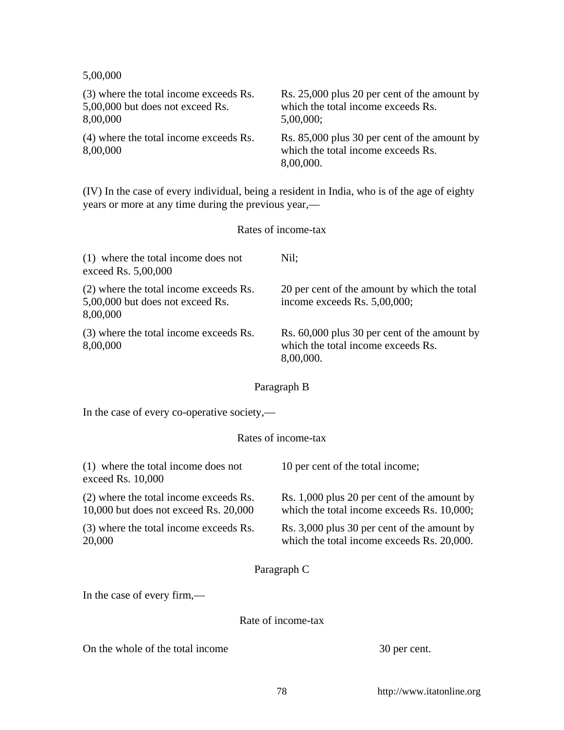5,00,000

| | |
|---|---|
| (3) where the total income exceeds Rs. 5,00,000 but does not exceed Rs. 8,00,000 | Rs. 25,000 plus 20 per cent of the amount by which the total income exceeds Rs. 5,00,000; |
| (4) where the total income exceeds Rs. 8,00,000 | Rs. 85,000 plus 30 per cent of the amount by which the total income exceeds Rs. 8,00,000. |

(IV) In the case of every individual, being a resident in India, who is of the age of eighty years or more at any time during the previous year,—

Rates of income-tax

| | |
|---|---|
| (1) where the total income does not exceed Rs. 5,00,000 | Nil; |
| (2) where the total income exceeds Rs. 5,00,000 but does not exceed Rs. 8,00,000 | 20 per cent of the amount by which the total income exceeds Rs. 5,00,000; |
| (3) where the total income exceeds Rs. 8,00,000 | Rs. 60,000 plus 30 per cent of the amount by which the total income exceeds Rs. 8,00,000. |

Paragraph B

In the case of every co-operative society,—

Rates of income-tax

| | |
|---|---|
| (1) where the total income does not exceed Rs. 10,000 | 10 per cent of the total income; |
| (2) where the total income exceeds Rs. 10,000 but does not exceed Rs. 20,000 | Rs. 1,000 plus 20 per cent of the amount by which the total income exceeds Rs. 10,000; |
| (3) where the total income exceeds Rs. 20,000 | Rs. 3,000 plus 30 per cent of the amount by which the total income exceeds Rs. 20,000. |

Paragraph C

In the case of every firm,—

Rate of income-tax

| | |
|---|---|
| On the whole of the total income | 30 per cent. |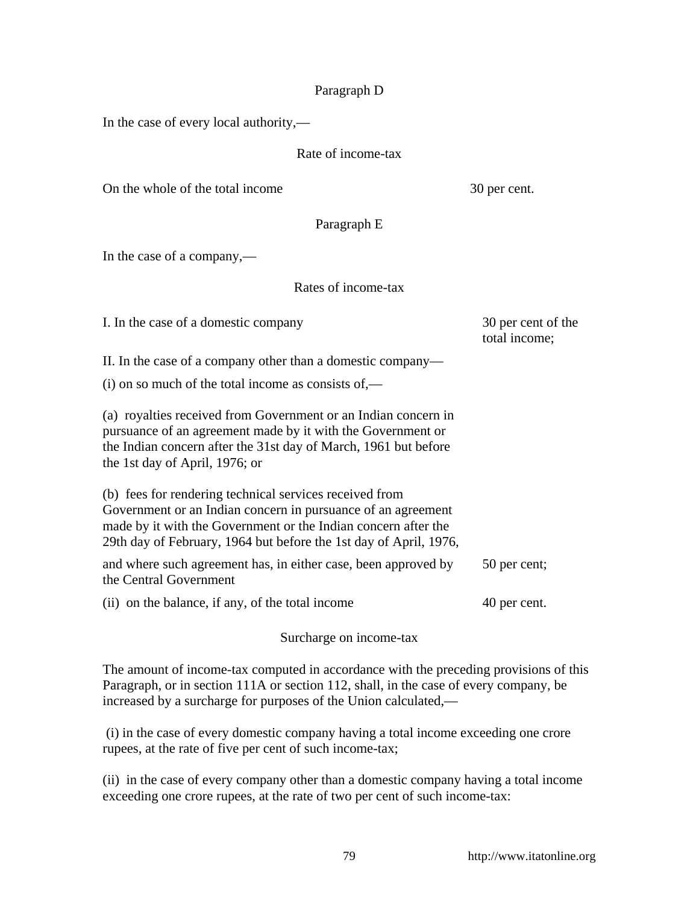### Paragraph D

In the case of every local authority,—

Rate of income-tax

| | |
|---|---|
| On the whole of the total income | 30 per cent. |

### Paragraph E

In the case of a company,—

Rates of income-tax

| | |
|---|---|
| I. In the case of a domestic company | 30 per cent of the total income; |
| II. In the case of a company other than a domestic company— | |
| (i) on so much of the total income as consists of,— | |
| (a) royalties received from Government or an Indian concern in pursuance of an agreement made by it with the Government or the Indian concern after the 31st day of March, 1961 but before the 1st day of April, 1976; or | |
| (b) fees for rendering technical services received from Government or an Indian concern in pursuance of an agreement made by it with the Government or the Indian concern after the 29th day of February, 1964 but before the 1st day of April, 1976, | |
| and where such agreement has, in either case, been approved by the Central Government | 50 per cent; |
| (ii) on the balance, if any, of the total income | 40 per cent. |

Surcharge on income-tax

The amount of income-tax computed in accordance with the preceding provisions of this Paragraph, or in section 111A or section 112, shall, in the case of every company, be increased by a surcharge for purposes of the Union calculated,—

(i) in the case of every domestic company having a total income exceeding one crore rupees, at the rate of five per cent of such income-tax;

(ii) in the case of every company other than a domestic company having a total income exceeding one crore rupees, at the rate of two per cent of such income-tax: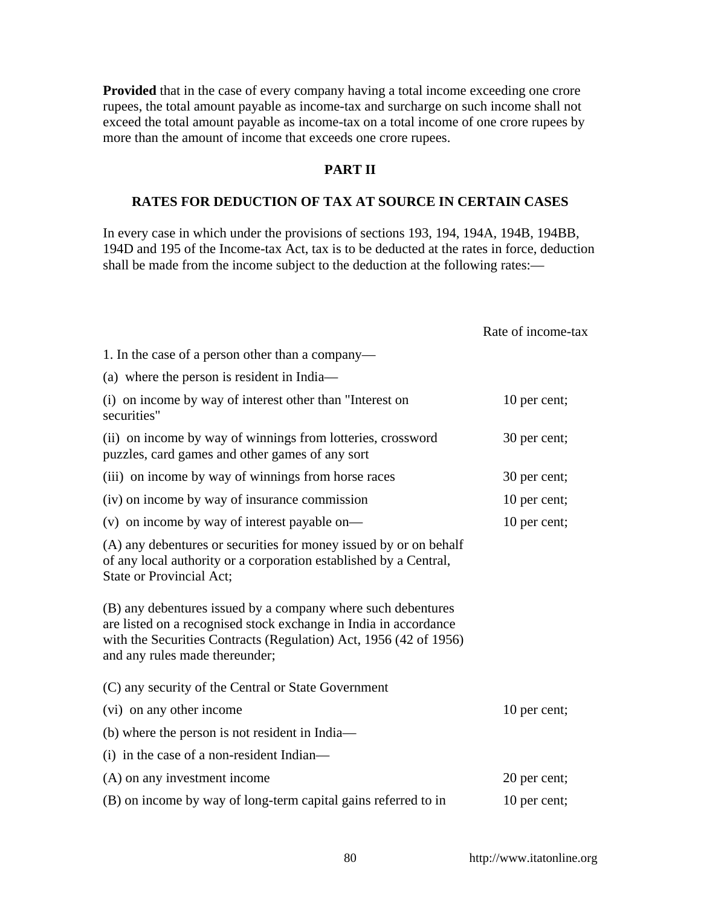**Provided** that in the case of every company having a total income exceeding one crore rupees, the total amount payable as income-tax and surcharge on such income shall not exceed the total amount payable as income-tax on a total income of one crore rupees by more than the amount of income that exceeds one crore rupees.

## PART II

### RATES FOR DEDUCTION OF TAX AT SOURCE IN CERTAIN CASES

In every case in which under the provisions of sections 193, 194, 194A, 194B, 194BB, 194D and 195 of the Income-tax Act, tax is to be deducted at the rates in force, deduction shall be made from the income subject to the deduction at the following rates:—

| | Rate of income-tax |
|---|---|
| 1. In the case of a person other than a company— | |
| (a) where the person is resident in India— | |
| (i) on income by way of interest other than "Interest on securities" | 10 per cent; |
| (ii) on income by way of winnings from lotteries, crossword puzzles, card games and other games of any sort | 30 per cent; |
| (iii) on income by way of winnings from horse races | 30 per cent; |
| (iv) on income by way of insurance commission | 10 per cent; |
| (v) on income by way of interest payable on— | 10 per cent; |
| (A) any debentures or securities for money issued by or on behalf of any local authority or a corporation established by a Central, State or Provincial Act; | |
| (B) any debentures issued by a company where such debentures are listed on a recognised stock exchange in India in accordance with the Securities Contracts (Regulation) Act, 1956 (42 of 1956) and any rules made thereunder; | |
| (C) any security of the Central or State Government | |
| (vi) on any other income | 10 per cent; |
| (b) where the person is not resident in India— | |
| (i) in the case of a non-resident Indian— | |
| (A) on any investment income | 20 per cent; |
| (B) on income by way of long-term capital gains referred to in | 10 per cent; |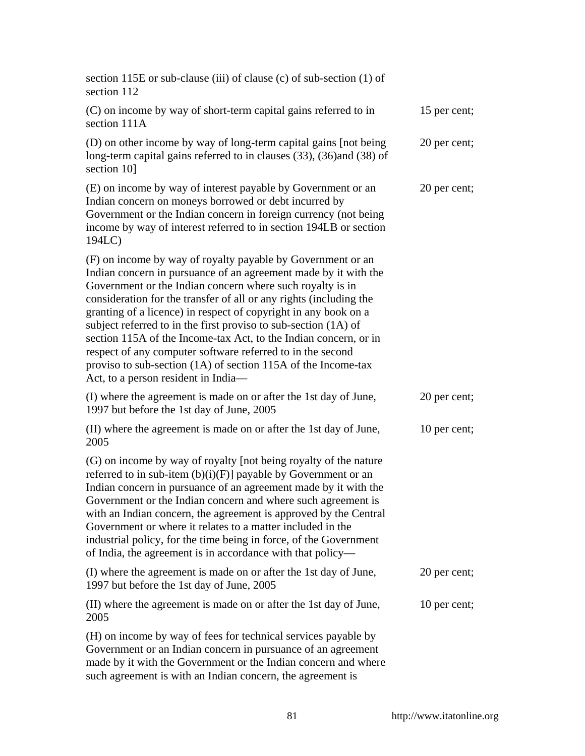| | |
|---|---|
| section 115E or sub-clause (iii) of clause (c) of sub-section (1) of section 112 | |
| (C) on income by way of short-term capital gains referred to in section 111A | 15 per cent; |
| (D) on other income by way of long-term capital gains [not being long-term capital gains referred to in clauses (33), (36)and (38) of section 10] | 20 per cent; |
| (E) on income by way of interest payable by Government or an Indian concern on moneys borrowed or debt incurred by Government or the Indian concern in foreign currency (not being income by way of interest referred to in section 194LB or section 194LC) | 20 per cent; |
| (F) on income by way of royalty payable by Government or an Indian concern in pursuance of an agreement made by it with the Government or the Indian concern where such royalty is in consideration for the transfer of all or any rights (including the granting of a licence) in respect of copyright in any book on a subject referred to in the first proviso to sub-section (1A) of section 115A of the Income-tax Act, to the Indian concern, or in respect of any computer software referred to in the second proviso to sub-section (1A) of section 115A of the Income-tax Act, to a person resident in India— | |
| (I) where the agreement is made on or after the 1st day of June, 1997 but before the 1st day of June, 2005 | 20 per cent; |
| (II) where the agreement is made on or after the 1st day of June, 2005 | 10 per cent; |
| (G) on income by way of royalty [not being royalty of the nature referred to in sub-item (b)(i)(F)] payable by Government or an Indian concern in pursuance of an agreement made by it with the Government or the Indian concern and where such agreement is with an Indian concern, the agreement is approved by the Central Government or where it relates to a matter included in the industrial policy, for the time being in force, of the Government of India, the agreement is in accordance with that policy— | |
| (I) where the agreement is made on or after the 1st day of June, 1997 but before the 1st day of June, 2005 | 20 per cent; |
| (II) where the agreement is made on or after the 1st day of June, 2005 | 10 per cent; |
| (H) on income by way of fees for technical services payable by Government or an Indian concern in pursuance of an agreement made by it with the Government or the Indian concern and where such agreement is with an Indian concern, the agreement is | |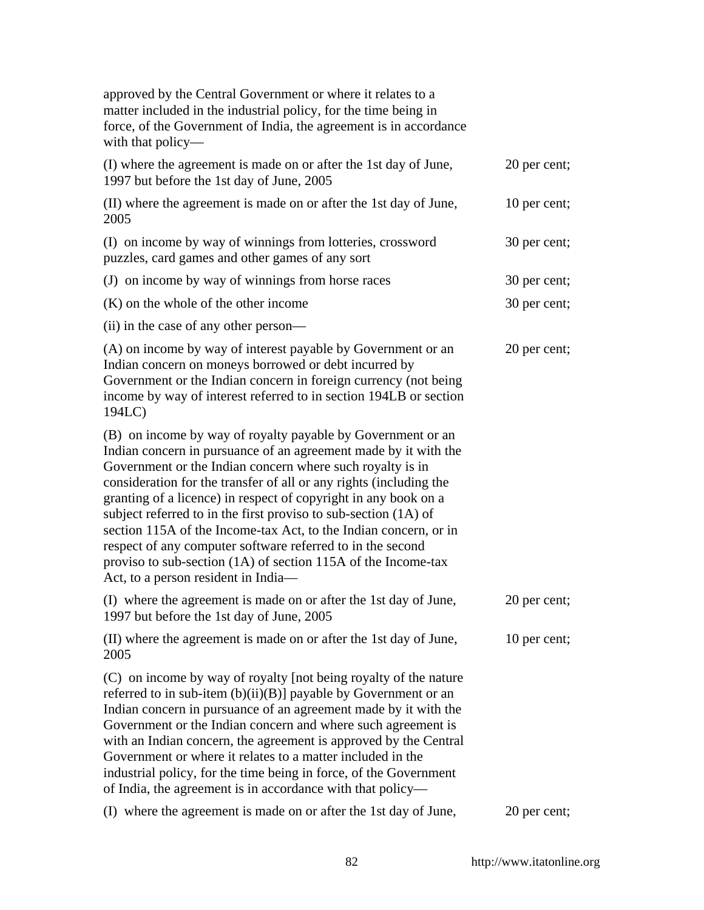| | |
|---|---|
| approved by the Central Government or where it relates to a matter included in the industrial policy, for the time being in force, of the Government of India, the agreement is in accordance with that policy— | |
| (I) where the agreement is made on or after the 1st day of June, 1997 but before the 1st day of June, 2005 | 20 per cent; |
| (II) where the agreement is made on or after the 1st day of June, 2005 | 10 per cent; |
| (I) on income by way of winnings from lotteries, crossword puzzles, card games and other games of any sort | 30 per cent; |
| (J) on income by way of winnings from horse races | 30 per cent; |
| (K) on the whole of the other income | 30 per cent; |
| (ii) in the case of any other person— | |
| (A) on income by way of interest payable by Government or an Indian concern on moneys borrowed or debt incurred by Government or the Indian concern in foreign currency (not being income by way of interest referred to in section 194LB or section 194LC) | 20 per cent; |
| (B) on income by way of royalty payable by Government or an Indian concern in pursuance of an agreement made by it with the Government or the Indian concern where such royalty is in consideration for the transfer of all or any rights (including the granting of a licence) in respect of copyright in any book on a subject referred to in the first proviso to sub-section (1A) of section 115A of the Income-tax Act, to the Indian concern, or in respect of any computer software referred to in the second proviso to sub-section (1A) of section 115A of the Income-tax Act, to a person resident in India— | |
| (I) where the agreement is made on or after the 1st day of June, 1997 but before the 1st day of June, 2005 | 20 per cent; |
| (II) where the agreement is made on or after the 1st day of June, 2005 | 10 per cent; |
| (C) on income by way of royalty [not being royalty of the nature referred to in sub-item (b)(ii)(B)] payable by Government or an Indian concern in pursuance of an agreement made by it with the Government or the Indian concern and where such agreement is with an Indian concern, the agreement is approved by the Central Government or where it relates to a matter included in the industrial policy, for the time being in force, of the Government of India, the agreement is in accordance with that policy— | |
| (I) where the agreement is made on or after the 1st day of June, | 20 per cent; |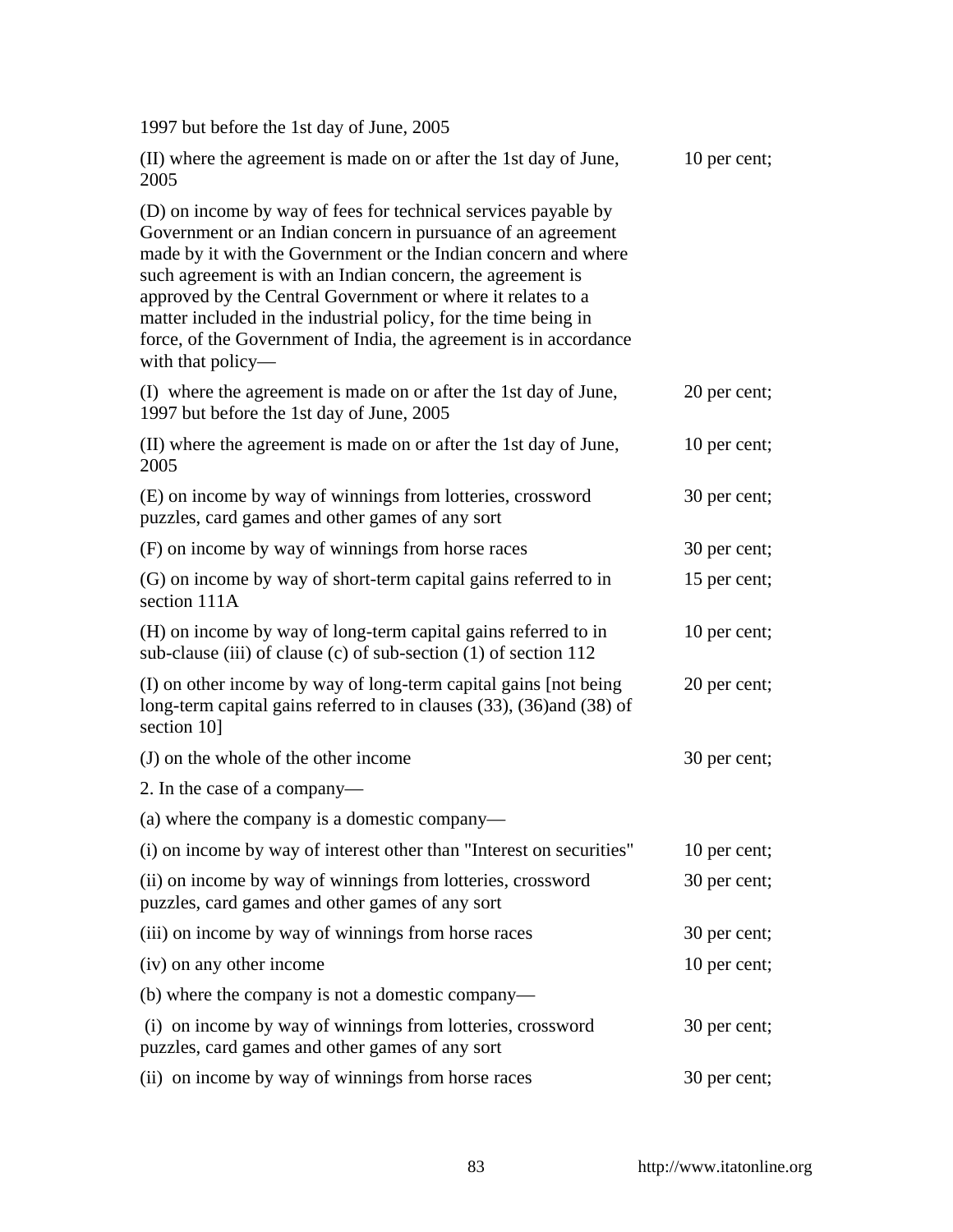| | |
|---|---|
| 1997 but before the 1st day of June, 2005 | |
| (II) where the agreement is made on or after the 1st day of June, 2005 | 10 per cent; |
| (D) on income by way of fees for technical services payable by Government or an Indian concern in pursuance of an agreement made by it with the Government or the Indian concern and where such agreement is with an Indian concern, the agreement is approved by the Central Government or where it relates to a matter included in the industrial policy, for the time being in force, of the Government of India, the agreement is in accordance with that policy— | |
| (I) where the agreement is made on or after the 1st day of June, 1997 but before the 1st day of June, 2005 | 20 per cent; |
| (II) where the agreement is made on or after the 1st day of June, 2005 | 10 per cent; |
| (E) on income by way of winnings from lotteries, crossword puzzles, card games and other games of any sort | 30 per cent; |
| (F) on income by way of winnings from horse races | 30 per cent; |
| (G) on income by way of short-term capital gains referred to in section 111A | 15 per cent; |
| (H) on income by way of long-term capital gains referred to in sub-clause (iii) of clause (c) of sub-section (1) of section 112 | 10 per cent; |
| (I) on other income by way of long-term capital gains [not being long-term capital gains referred to in clauses (33), (36)and (38) of section 10] | 20 per cent; |
| (J) on the whole of the other income | 30 per cent; |
| 2. In the case of a company— | |
| (a) where the company is a domestic company— | |
| (i) on income by way of interest other than "Interest on securities" | 10 per cent; |
| (ii) on income by way of winnings from lotteries, crossword puzzles, card games and other games of any sort | 30 per cent; |
| (iii) on income by way of winnings from horse races | 30 per cent; |
| (iv) on any other income | 10 per cent; |
| (b) where the company is not a domestic company— | |
| (i) on income by way of winnings from lotteries, crossword puzzles, card games and other games of any sort | 30 per cent; |
| (ii) on income by way of winnings from horse races | 30 per cent; |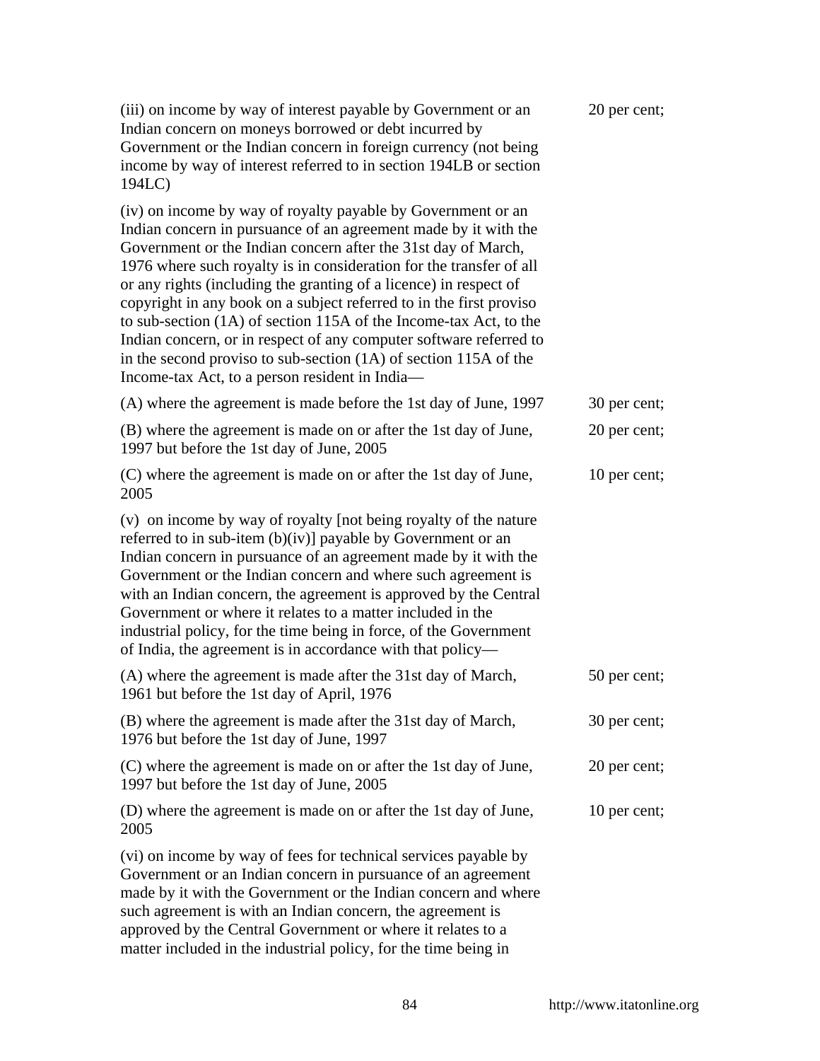| | |
|---|---|
| (iii) on income by way of interest payable by Government or an Indian concern on moneys borrowed or debt incurred by Government or the Indian concern in foreign currency (not being income by way of interest referred to in section 194LB or section 194LC) | 20 per cent; |
| (iv) on income by way of royalty payable by Government or an Indian concern in pursuance of an agreement made by it with the Government or the Indian concern after the 31st day of March, 1976 where such royalty is in consideration for the transfer of all or any rights (including the granting of a licence) in respect of copyright in any book on a subject referred to in the first proviso to sub-section (1A) of section 115A of the Income-tax Act, to the Indian concern, or in respect of any computer software referred to in the second proviso to sub-section (1A) of section 115A of the Income-tax Act, to a person resident in India— | |
| (A) where the agreement is made before the 1st day of June, 1997 | 30 per cent; |
| (B) where the agreement is made on or after the 1st day of June, 1997 but before the 1st day of June, 2005 | 20 per cent; |
| (C) where the agreement is made on or after the 1st day of June, 2005 | 10 per cent; |
| (v) on income by way of royalty [not being royalty of the nature referred to in sub-item (b)(iv)] payable by Government or an Indian concern in pursuance of an agreement made by it with the Government or the Indian concern and where such agreement is with an Indian concern, the agreement is approved by the Central Government or where it relates to a matter included in the industrial policy, for the time being in force, of the Government of India, the agreement is in accordance with that policy— | |
| (A) where the agreement is made after the 31st day of March, 1961 but before the 1st day of April, 1976 | 50 per cent; |
| (B) where the agreement is made after the 31st day of March, 1976 but before the 1st day of June, 1997 | 30 per cent; |
| (C) where the agreement is made on or after the 1st day of June, 1997 but before the 1st day of June, 2005 | 20 per cent; |
| (D) where the agreement is made on or after the 1st day of June, 2005 | 10 per cent; |
| (vi) on income by way of fees for technical services payable by Government or an Indian concern in pursuance of an agreement made by it with the Government or the Indian concern and where such agreement is with an Indian concern, the agreement is approved by the Central Government or where it relates to a matter included in the industrial policy, for the time being in | |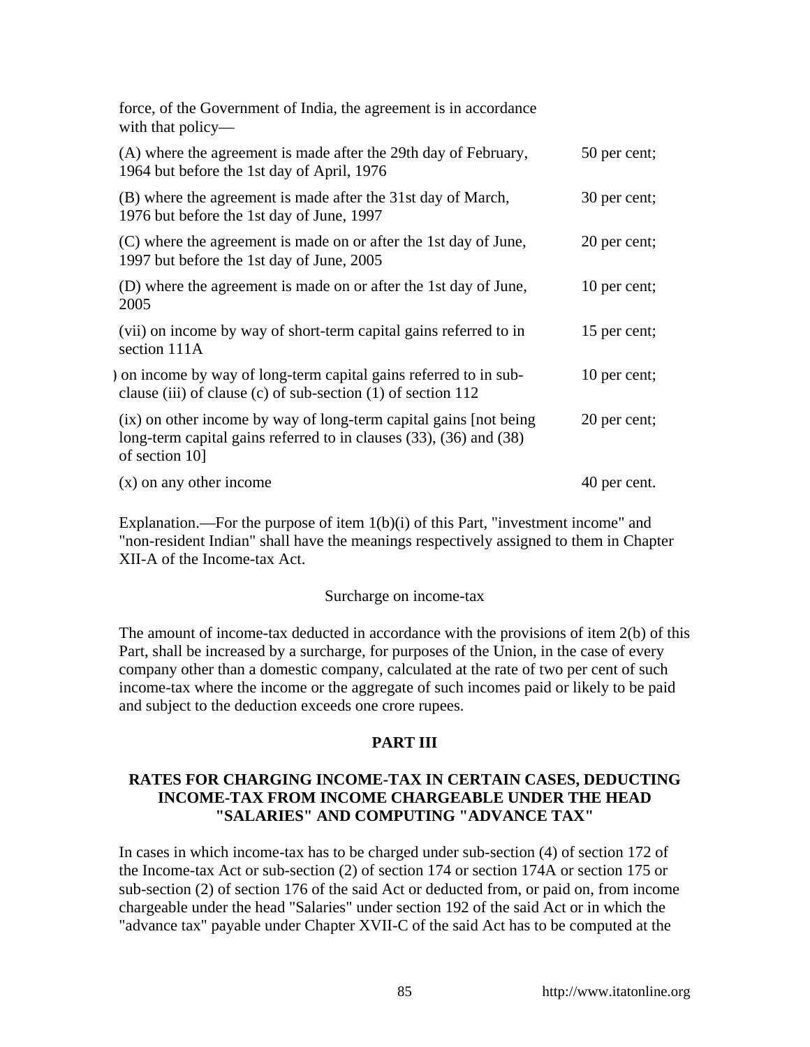force, of the Government of India, the agreement is in accordance with that policy—

| | |
|---|---|
| (A) where the agreement is made after the 29th day of February, 1964 but before the 1st day of April, 1976 | 50 per cent; |
| (B) where the agreement is made after the 31st day of March, 1976 but before the 1st day of June, 1997 | 30 per cent; |
| (C) where the agreement is made on or after the 1st day of June, 1997 but before the 1st day of June, 2005 | 20 per cent; |
| (D) where the agreement is made on or after the 1st day of June, 2005 | 10 per cent; |
| (vii) on income by way of short-term capital gains referred to in section 111A | 15 per cent; |
| ) on income by way of long-term capital gains referred to in sub-clause (iii) of clause (c) of sub-section (1) of section 112 | 10 per cent; |
| (ix) on other income by way of long-term capital gains [not being long-term capital gains referred to in clauses (33), (36) and (38) of section 10] | 20 per cent; |
| (x) on any other income | 40 per cent. |

Explanation.—For the purpose of item 1(b)(i) of this Part, "investment income" and "non-resident Indian" shall have the meanings respectively assigned to them in Chapter XII-A of the Income-tax Act.

Surcharge on income-tax

The amount of income-tax deducted in accordance with the provisions of item 2(b) of this Part, shall be increased by a surcharge, for purposes of the Union, in the case of every company other than a domestic company, calculated at the rate of two per cent of such income-tax where the income or the aggregate of such incomes paid or likely to be paid and subject to the deduction exceeds one crore rupees.

## PART III

### RATES FOR CHARGING INCOME-TAX IN CERTAIN CASES, DEDUCTING INCOME-TAX FROM INCOME CHARGEABLE UNDER THE HEAD "SALARIES" AND COMPUTING "ADVANCE TAX"

In cases in which income-tax has to be charged under sub-section (4) of section 172 of the Income-tax Act or sub-section (2) of section 174 or section 174A or section 175 or sub-section (2) of section 176 of the said Act or deducted from, or paid on, from income chargeable under the head "Salaries" under section 192 of the said Act or in which the "advance tax" payable under Chapter XVII-C of the said Act has to be computed at the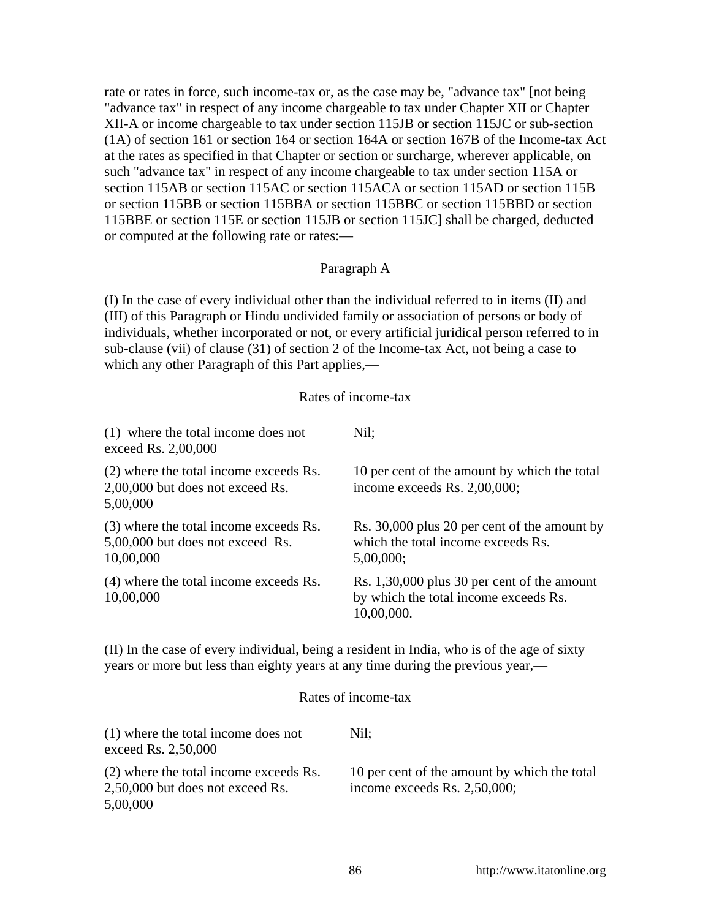rate or rates in force, such income-tax or, as the case may be, "advance tax" [not being "advance tax" in respect of any income chargeable to tax under Chapter XII or Chapter XII-A or income chargeable to tax under section 115JB or section 115JC or sub-section (1A) of section 161 or section 164 or section 164A or section 167B of the Income-tax Act at the rates as specified in that Chapter or section or surcharge, wherever applicable, on such "advance tax" in respect of any income chargeable to tax under section 115A or section 115AB or section 115AC or section 115ACA or section 115AD or section 115B or section 115BB or section 115BBA or section 115BBC or section 115BBD or section 115BBE or section 115E or section 115JB or section 115JC] shall be charged, deducted or computed at the following rate or rates:—

Paragraph A

(I) In the case of every individual other than the individual referred to in items (II) and (III) of this Paragraph or Hindu undivided family or association of persons or body of individuals, whether incorporated or not, or every artificial juridical person referred to in sub-clause (vii) of clause (31) of section 2 of the Income-tax Act, not being a case to which any other Paragraph of this Part applies,—

Rates of income-tax

| | |
|---|---|
| (1) where the total income does not exceed Rs. 2,00,000 | Nil; |
| (2) where the total income exceeds Rs. 2,00,000 but does not exceed Rs. 5,00,000 | 10 per cent of the amount by which the total income exceeds Rs. 2,00,000; |
| (3) where the total income exceeds Rs. 5,00,000 but does not exceed Rs. 10,00,000 | Rs. 30,000 plus 20 per cent of the amount by which the total income exceeds Rs. 5,00,000; |
| (4) where the total income exceeds Rs. 10,00,000 | Rs. 1,30,000 plus 30 per cent of the amount by which the total income exceeds Rs. 10,00,000. |

(II) In the case of every individual, being a resident in India, who is of the age of sixty years or more but less than eighty years at any time during the previous year,—

Rates of income-tax

| | |
|---|---|
| (1) where the total income does not exceed Rs. 2,50,000 | Nil; |
| (2) where the total income exceeds Rs. 2,50,000 but does not exceed Rs. 5,00,000 | 10 per cent of the amount by which the total income exceeds Rs. 2,50,000; |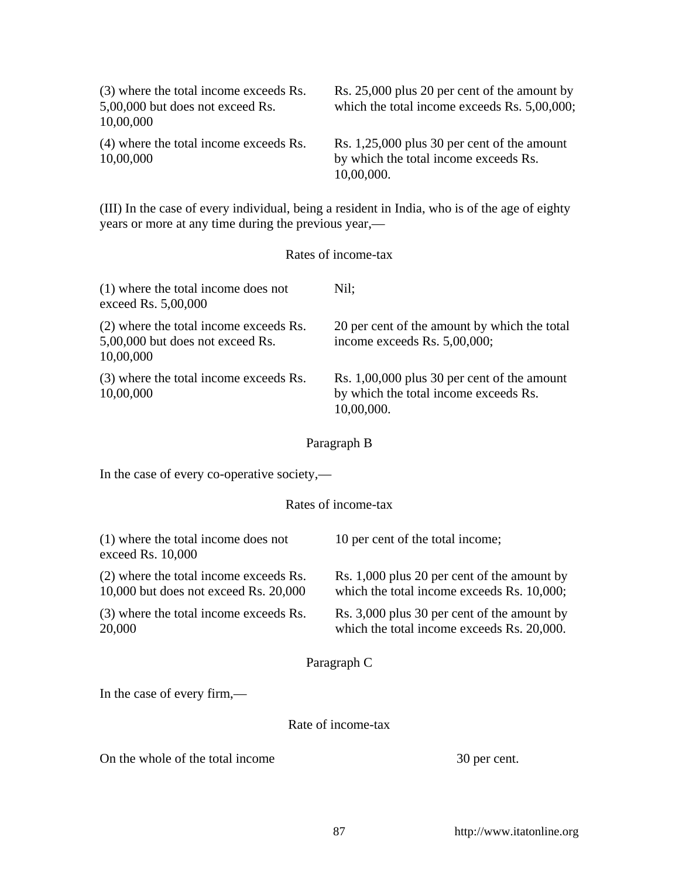| | |
|---|---|
| (3) where the total income exceeds Rs. 5,00,000 but does not exceed Rs. 10,00,000 | Rs. 25,000 plus 20 per cent of the amount by which the total income exceeds Rs. 5,00,000; |
| (4) where the total income exceeds Rs. 10,00,000 | Rs. 1,25,000 plus 30 per cent of the amount by which the total income exceeds Rs. 10,00,000. |

(III) In the case of every individual, being a resident in India, who is of the age of eighty years or more at any time during the previous year,—

Rates of income-tax

| | |
|---|---|
| (1) where the total income does not exceed Rs. 5,00,000 | Nil; |
| (2) where the total income exceeds Rs. 5,00,000 but does not exceed Rs. 10,00,000 | 20 per cent of the amount by which the total income exceeds Rs. 5,00,000; |
| (3) where the total income exceeds Rs. 10,00,000 | Rs. 1,00,000 plus 30 per cent of the amount by which the total income exceeds Rs. 10,00,000. |

Paragraph B

In the case of every co-operative society,—

Rates of income-tax

| | |
|---|---|
| (1) where the total income does not exceed Rs. 10,000 | 10 per cent of the total income; |
| (2) where the total income exceeds Rs. 10,000 but does not exceed Rs. 20,000 | Rs. 1,000 plus 20 per cent of the amount by which the total income exceeds Rs. 10,000; |
| (3) where the total income exceeds Rs. 20,000 | Rs. 3,000 plus 30 per cent of the amount by which the total income exceeds Rs. 20,000. |

Paragraph C

In the case of every firm,—

Rate of income-tax

| | |
|---|---|
| On the whole of the total income | 30 per cent. |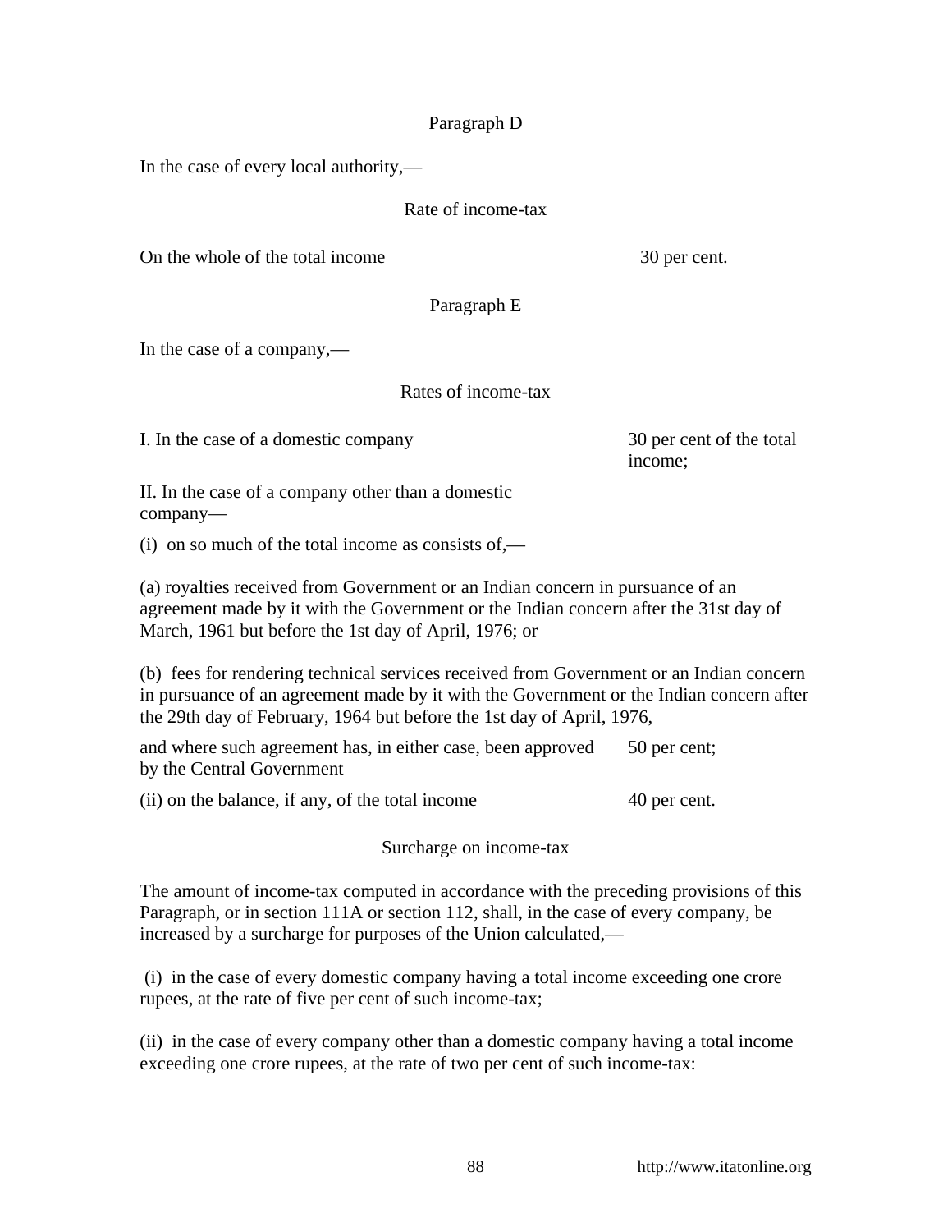Paragraph D

In the case of every local authority,—

Rate of income-tax

| | |
|---|---|
| On the whole of the total income | 30 per cent. |

Paragraph E

In the case of a company,—

Rates of income-tax

| | |
|---|---|
| I. In the case of a domestic company | 30 per cent of the total income; |

II. In the case of a company other than a domestic company—

(i) on so much of the total income as consists of,—

(a) royalties received from Government or an Indian concern in pursuance of an agreement made by it with the Government or the Indian concern after the 31st day of March, 1961 but before the 1st day of April, 1976; or

(b) fees for rendering technical services received from Government or an Indian concern in pursuance of an agreement made by it with the Government or the Indian concern after the 29th day of February, 1964 but before the 1st day of April, 1976,

| | |
|---|---|
| and where such agreement has, in either case, been approved by the Central Government | 50 per cent; |
| (ii) on the balance, if any, of the total income | 40 per cent. |

Surcharge on income-tax

The amount of income-tax computed in accordance with the preceding provisions of this Paragraph, or in section 111A or section 112, shall, in the case of every company, be increased by a surcharge for purposes of the Union calculated,—

(i) in the case of every domestic company having a total income exceeding one crore rupees, at the rate of five per cent of such income-tax;

(ii) in the case of every company other than a domestic company having a total income exceeding one crore rupees, at the rate of two per cent of such income-tax: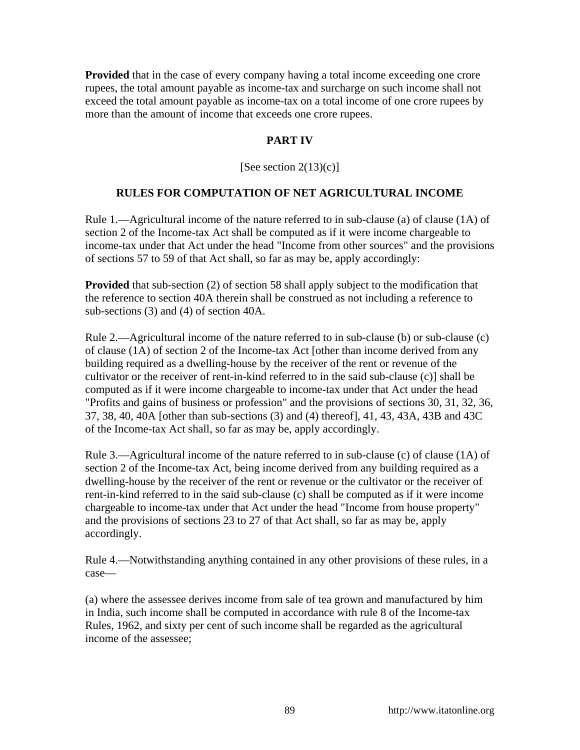**Provided** that in the case of every company having a total income exceeding one crore rupees, the total amount payable as income-tax and surcharge on such income shall not exceed the total amount payable as income-tax on a total income of one crore rupees by more than the amount of income that exceeds one crore rupees.

## PART IV

[See section 2(13)(c)]

### RULES FOR COMPUTATION OF NET AGRICULTURAL INCOME

Rule 1.—Agricultural income of the nature referred to in sub-clause (a) of clause (1A) of section 2 of the Income-tax Act shall be computed as if it were income chargeable to income-tax under that Act under the head "Income from other sources" and the provisions of sections 57 to 59 of that Act shall, so far as may be, apply accordingly:

**Provided** that sub-section (2) of section 58 shall apply subject to the modification that the reference to section 40A therein shall be construed as not including a reference to sub-sections (3) and (4) of section 40A.

Rule 2.—Agricultural income of the nature referred to in sub-clause (b) or sub-clause (c) of clause (1A) of section 2 of the Income-tax Act [other than income derived from any building required as a dwelling-house by the receiver of the rent or revenue of the cultivator or the receiver of rent-in-kind referred to in the said sub-clause (c)] shall be computed as if it were income chargeable to income-tax under that Act under the head "Profits and gains of business or profession" and the provisions of sections 30, 31, 32, 36, 37, 38, 40, 40A [other than sub-sections (3) and (4) thereof], 41, 43, 43A, 43B and 43C of the Income-tax Act shall, so far as may be, apply accordingly.

Rule 3.—Agricultural income of the nature referred to in sub-clause (c) of clause (1A) of section 2 of the Income-tax Act, being income derived from any building required as a dwelling-house by the receiver of the rent or revenue or the cultivator or the receiver of rent-in-kind referred to in the said sub-clause (c) shall be computed as if it were income chargeable to income-tax under that Act under the head "Income from house property" and the provisions of sections 23 to 27 of that Act shall, so far as may be, apply accordingly.

Rule 4.—Notwithstanding anything contained in any other provisions of these rules, in a case—

(a) where the assessee derives income from sale of tea grown and manufactured by him in India, such income shall be computed in accordance with rule 8 of the Income-tax Rules, 1962, and sixty per cent of such income shall be regarded as the agricultural income of the assessee;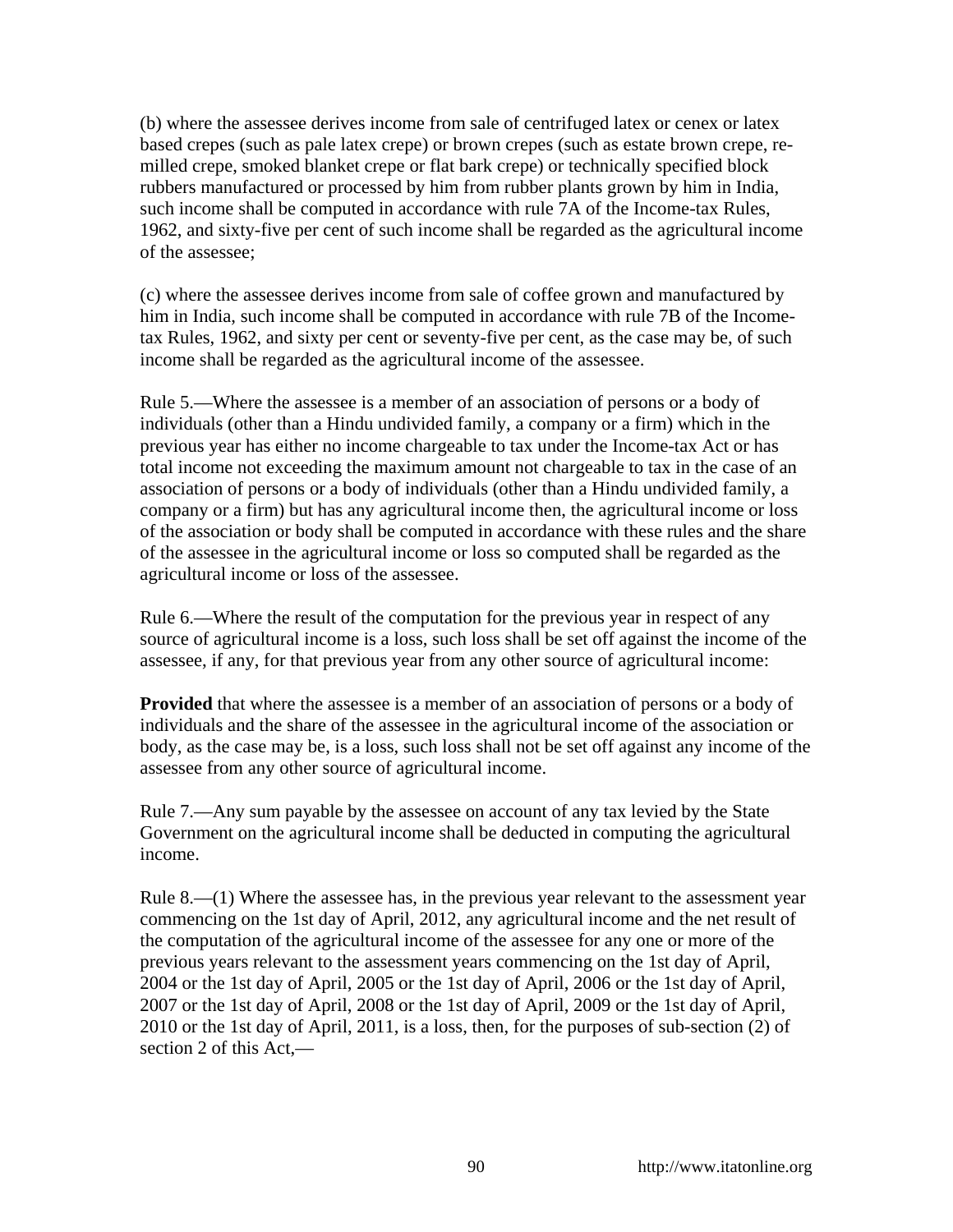(b) where the assessee derives income from sale of centrifuged latex or cenex or latex based crepes (such as pale latex crepe) or brown crepes (such as estate brown crepe, re-milled crepe, smoked blanket crepe or flat bark crepe) or technically specified block rubbers manufactured or processed by him from rubber plants grown by him in India, such income shall be computed in accordance with rule 7A of the Income-tax Rules, 1962, and sixty-five per cent of such income shall be regarded as the agricultural income of the assessee;

(c) where the assessee derives income from sale of coffee grown and manufactured by him in India, such income shall be computed in accordance with rule 7B of the Income-tax Rules, 1962, and sixty per cent or seventy-five per cent, as the case may be, of such income shall be regarded as the agricultural income of the assessee.

Rule 5.—Where the assessee is a member of an association of persons or a body of individuals (other than a Hindu undivided family, a company or a firm) which in the previous year has either no income chargeable to tax under the Income-tax Act or has total income not exceeding the maximum amount not chargeable to tax in the case of an association of persons or a body of individuals (other than a Hindu undivided family, a company or a firm) but has any agricultural income then, the agricultural income or loss of the association or body shall be computed in accordance with these rules and the share of the assessee in the agricultural income or loss so computed shall be regarded as the agricultural income or loss of the assessee.

Rule 6.—Where the result of the computation for the previous year in respect of any source of agricultural income is a loss, such loss shall be set off against the income of the assessee, if any, for that previous year from any other source of agricultural income:

**Provided** that where the assessee is a member of an association of persons or a body of individuals and the share of the assessee in the agricultural income of the association or body, as the case may be, is a loss, such loss shall not be set off against any income of the assessee from any other source of agricultural income.

Rule 7.—Any sum payable by the assessee on account of any tax levied by the State Government on the agricultural income shall be deducted in computing the agricultural income.

Rule 8.—(1) Where the assessee has, in the previous year relevant to the assessment year commencing on the 1st day of April, 2012, any agricultural income and the net result of the computation of the agricultural income of the assessee for any one or more of the previous years relevant to the assessment years commencing on the 1st day of April, 2004 or the 1st day of April, 2005 or the 1st day of April, 2006 or the 1st day of April, 2007 or the 1st day of April, 2008 or the 1st day of April, 2009 or the 1st day of April, 2010 or the 1st day of April, 2011, is a loss, then, for the purposes of sub-section (2) of section 2 of this Act,—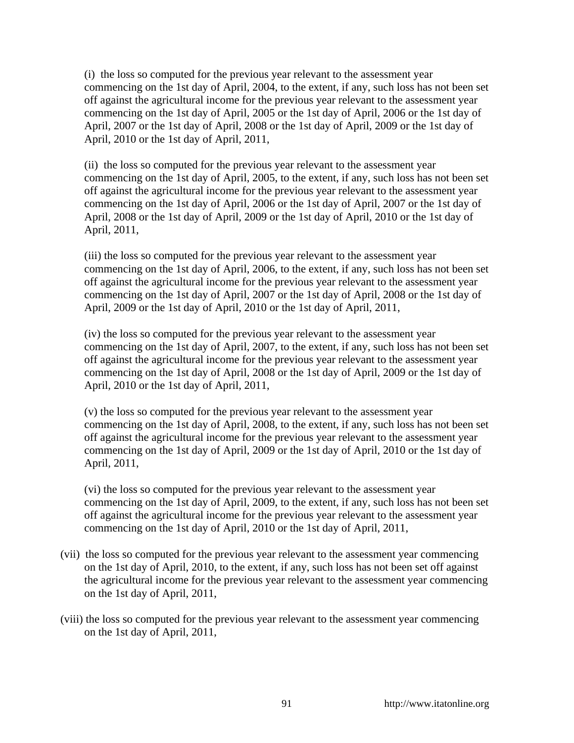(i) the loss so computed for the previous year relevant to the assessment year commencing on the 1st day of April, 2004, to the extent, if any, such loss has not been set off against the agricultural income for the previous year relevant to the assessment year commencing on the 1st day of April, 2005 or the 1st day of April, 2006 or the 1st day of April, 2007 or the 1st day of April, 2008 or the 1st day of April, 2009 or the 1st day of April, 2010 or the 1st day of April, 2011,

(ii) the loss so computed for the previous year relevant to the assessment year commencing on the 1st day of April, 2005, to the extent, if any, such loss has not been set off against the agricultural income for the previous year relevant to the assessment year commencing on the 1st day of April, 2006 or the 1st day of April, 2007 or the 1st day of April, 2008 or the 1st day of April, 2009 or the 1st day of April, 2010 or the 1st day of April, 2011,

(iii) the loss so computed for the previous year relevant to the assessment year commencing on the 1st day of April, 2006, to the extent, if any, such loss has not been set off against the agricultural income for the previous year relevant to the assessment year commencing on the 1st day of April, 2007 or the 1st day of April, 2008 or the 1st day of April, 2009 or the 1st day of April, 2010 or the 1st day of April, 2011,

(iv) the loss so computed for the previous year relevant to the assessment year commencing on the 1st day of April, 2007, to the extent, if any, such loss has not been set off against the agricultural income for the previous year relevant to the assessment year commencing on the 1st day of April, 2008 or the 1st day of April, 2009 or the 1st day of April, 2010 or the 1st day of April, 2011,

(v) the loss so computed for the previous year relevant to the assessment year commencing on the 1st day of April, 2008, to the extent, if any, such loss has not been set off against the agricultural income for the previous year relevant to the assessment year commencing on the 1st day of April, 2009 or the 1st day of April, 2010 or the 1st day of April, 2011,

(vi) the loss so computed for the previous year relevant to the assessment year commencing on the 1st day of April, 2009, to the extent, if any, such loss has not been set off against the agricultural income for the previous year relevant to the assessment year commencing on the 1st day of April, 2010 or the 1st day of April, 2011,

(vii) the loss so computed for the previous year relevant to the assessment year commencing on the 1st day of April, 2010, to the extent, if any, such loss has not been set off against the agricultural income for the previous year relevant to the assessment year commencing on the 1st day of April, 2011,

(viii) the loss so computed for the previous year relevant to the assessment year commencing on the 1st day of April, 2011,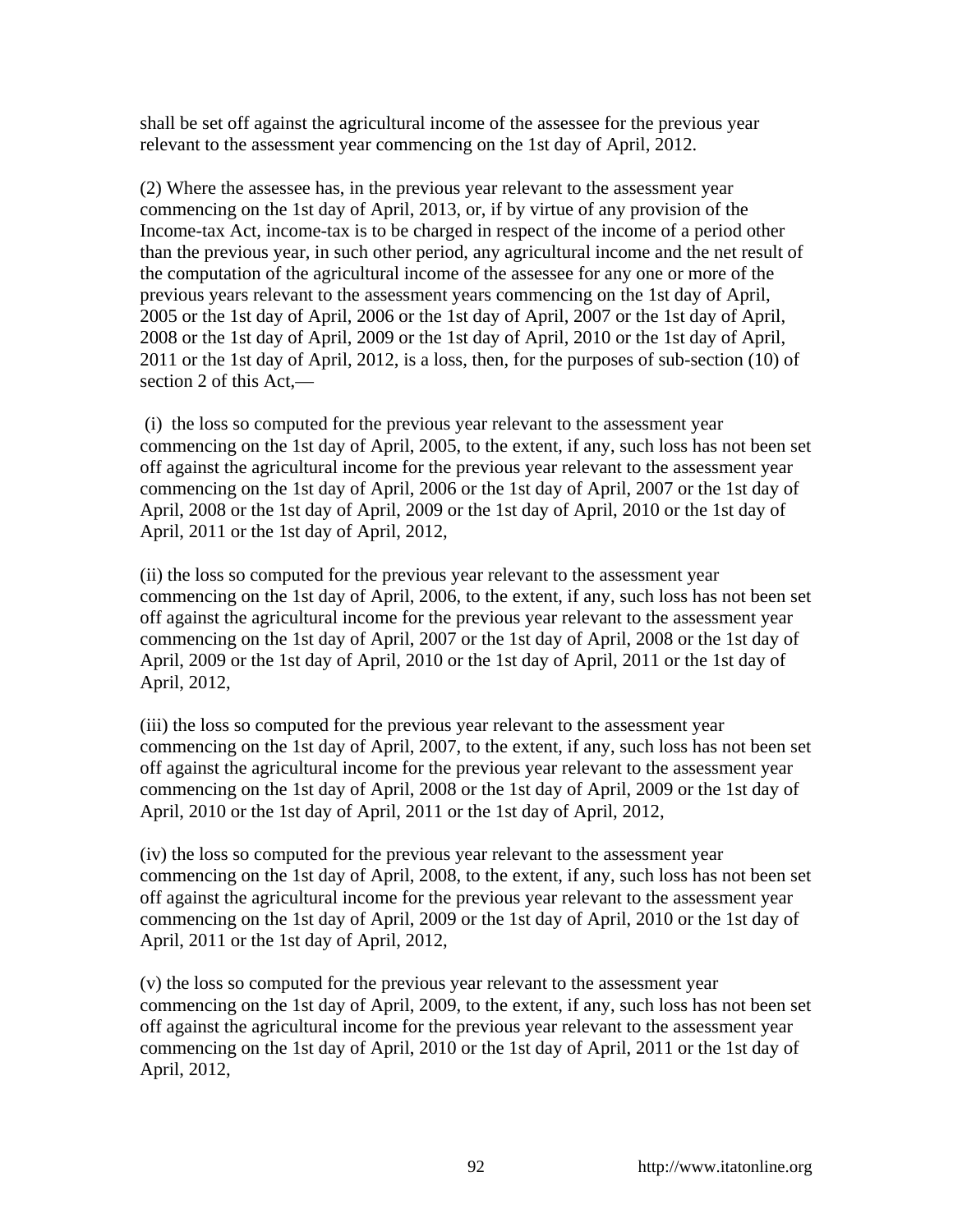shall be set off against the agricultural income of the assessee for the previous year relevant to the assessment year commencing on the 1st day of April, 2012.

(2) Where the assessee has, in the previous year relevant to the assessment year commencing on the 1st day of April, 2013, or, if by virtue of any provision of the Income-tax Act, income-tax is to be charged in respect of the income of a period other than the previous year, in such other period, any agricultural income and the net result of the computation of the agricultural income of the assessee for any one or more of the previous years relevant to the assessment years commencing on the 1st day of April, 2005 or the 1st day of April, 2006 or the 1st day of April, 2007 or the 1st day of April, 2008 or the 1st day of April, 2009 or the 1st day of April, 2010 or the 1st day of April, 2011 or the 1st day of April, 2012, is a loss, then, for the purposes of sub-section (10) of section 2 of this Act,—

(i) the loss so computed for the previous year relevant to the assessment year commencing on the 1st day of April, 2005, to the extent, if any, such loss has not been set off against the agricultural income for the previous year relevant to the assessment year commencing on the 1st day of April, 2006 or the 1st day of April, 2007 or the 1st day of April, 2008 or the 1st day of April, 2009 or the 1st day of April, 2010 or the 1st day of April, 2011 or the 1st day of April, 2012,

(ii) the loss so computed for the previous year relevant to the assessment year commencing on the 1st day of April, 2006, to the extent, if any, such loss has not been set off against the agricultural income for the previous year relevant to the assessment year commencing on the 1st day of April, 2007 or the 1st day of April, 2008 or the 1st day of April, 2009 or the 1st day of April, 2010 or the 1st day of April, 2011 or the 1st day of April, 2012,

(iii) the loss so computed for the previous year relevant to the assessment year commencing on the 1st day of April, 2007, to the extent, if any, such loss has not been set off against the agricultural income for the previous year relevant to the assessment year commencing on the 1st day of April, 2008 or the 1st day of April, 2009 or the 1st day of April, 2010 or the 1st day of April, 2011 or the 1st day of April, 2012,

(iv) the loss so computed for the previous year relevant to the assessment year commencing on the 1st day of April, 2008, to the extent, if any, such loss has not been set off against the agricultural income for the previous year relevant to the assessment year commencing on the 1st day of April, 2009 or the 1st day of April, 2010 or the 1st day of April, 2011 or the 1st day of April, 2012,

(v) the loss so computed for the previous year relevant to the assessment year commencing on the 1st day of April, 2009, to the extent, if any, such loss has not been set off against the agricultural income for the previous year relevant to the assessment year commencing on the 1st day of April, 2010 or the 1st day of April, 2011 or the 1st day of April, 2012,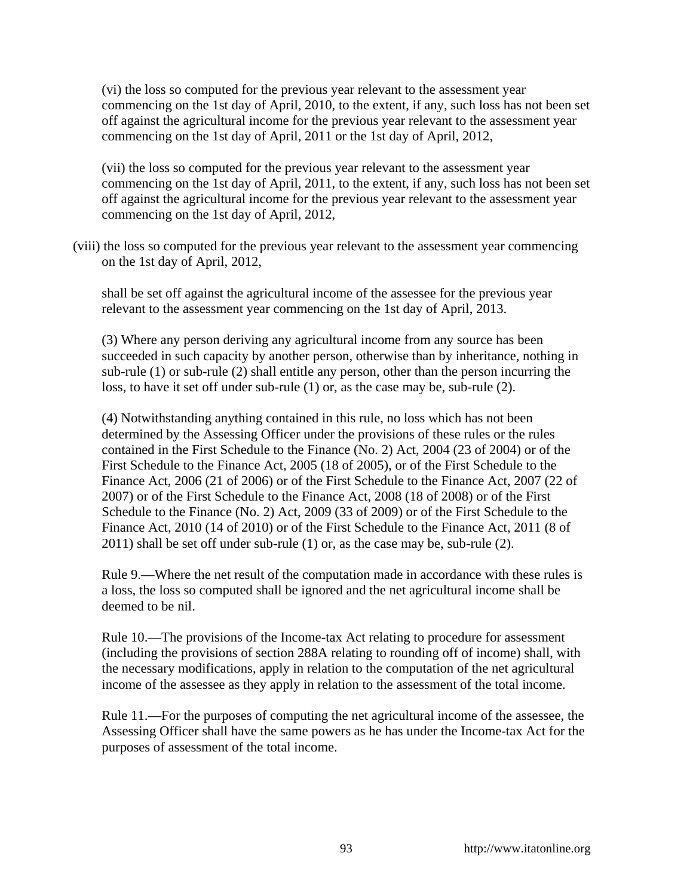(vi) the loss so computed for the previous year relevant to the assessment year commencing on the 1st day of April, 2010, to the extent, if any, such loss has not been set off against the agricultural income for the previous year relevant to the assessment year commencing on the 1st day of April, 2011 or the 1st day of April, 2012,

(vii) the loss so computed for the previous year relevant to the assessment year commencing on the 1st day of April, 2011, to the extent, if any, such loss has not been set off against the agricultural income for the previous year relevant to the assessment year commencing on the 1st day of April, 2012,

(viii) the loss so computed for the previous year relevant to the assessment year commencing on the 1st day of April, 2012,

shall be set off against the agricultural income of the assessee for the previous year relevant to the assessment year commencing on the 1st day of April, 2013.

(3) Where any person deriving any agricultural income from any source has been succeeded in such capacity by another person, otherwise than by inheritance, nothing in sub-rule (1) or sub-rule (2) shall entitle any person, other than the person incurring the loss, to have it set off under sub-rule (1) or, as the case may be, sub-rule (2).

(4) Notwithstanding anything contained in this rule, no loss which has not been determined by the Assessing Officer under the provisions of these rules or the rules contained in the First Schedule to the Finance (No. 2) Act, 2004 (23 of 2004) or of the First Schedule to the Finance Act, 2005 (18 of 2005), or of the First Schedule to the Finance Act, 2006 (21 of 2006) or of the First Schedule to the Finance Act, 2007 (22 of 2007) or of the First Schedule to the Finance Act, 2008 (18 of 2008) or of the First Schedule to the Finance (No. 2) Act, 2009 (33 of 2009) or of the First Schedule to the Finance Act, 2010 (14 of 2010) or of the First Schedule to the Finance Act, 2011 (8 of 2011) shall be set off under sub-rule (1) or, as the case may be, sub-rule (2).

Rule 9.—Where the net result of the computation made in accordance with these rules is a loss, the loss so computed shall be ignored and the net agricultural income shall be deemed to be nil.

Rule 10.—The provisions of the Income-tax Act relating to procedure for assessment (including the provisions of section 288A relating to rounding off of income) shall, with the necessary modifications, apply in relation to the computation of the net agricultural income of the assessee as they apply in relation to the assessment of the total income.

Rule 11.—For the purposes of computing the net agricultural income of the assessee, the Assessing Officer shall have the same powers as he has under the Income-tax Act for the purposes of assessment of the total income.